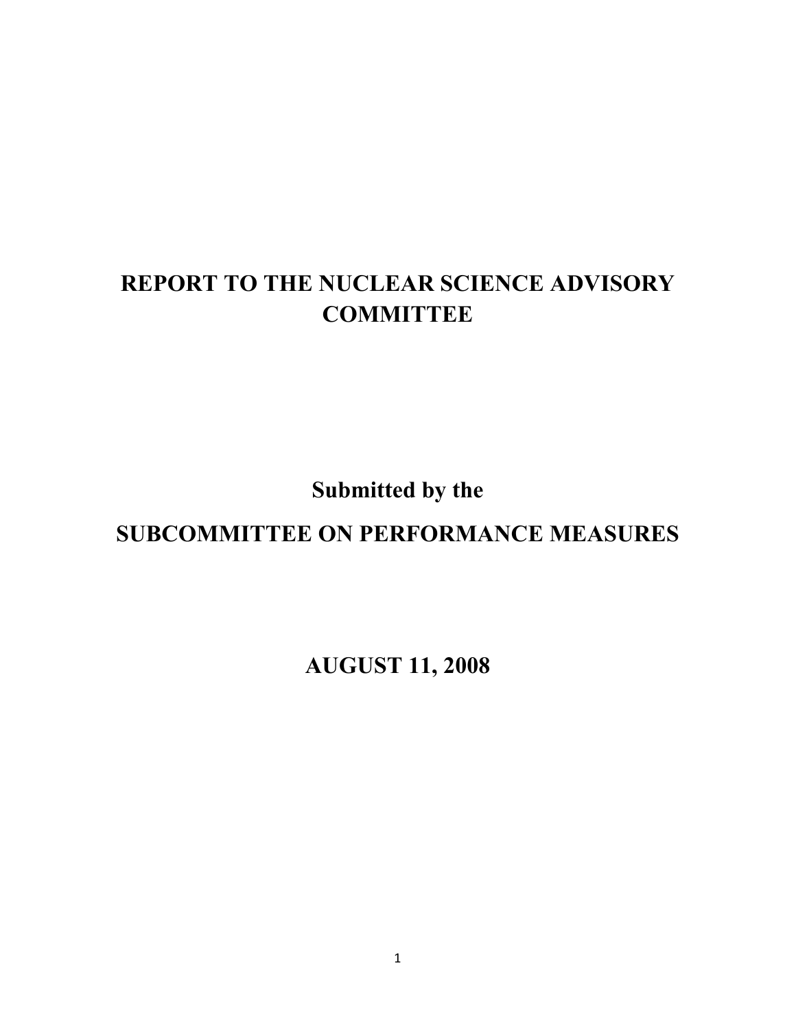# REPORT TO THE NUCLEAR SCIENCE ADVISORY COMMITTEE

## Submitted by the

## SUBCOMMITTEE ON PERFORMANCE MEASURES

## AUGUST 11, 2008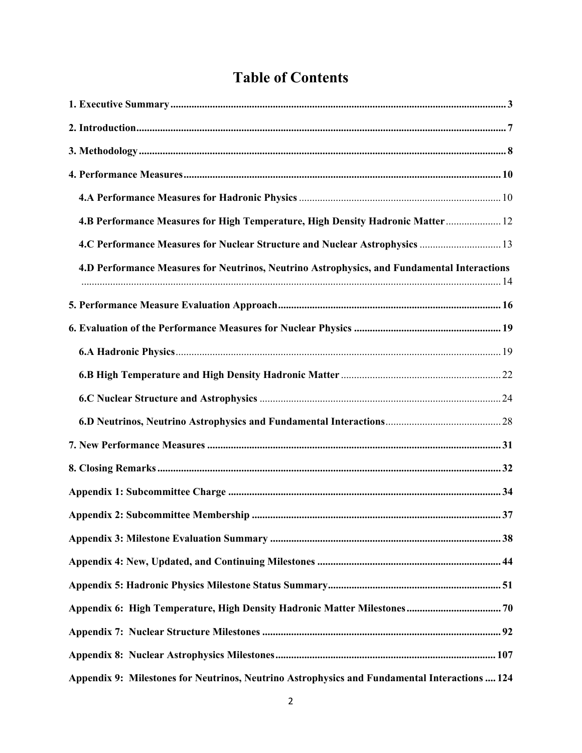# Table of Contents

1. Executive Summary ... 3

2. Introduction ... 7

3. Methodology ... 8

4. Performance Measures ... 10

- 4.A Performance Measures for Hadronic Physics ... 10
- 4.B Performance Measures for High Temperature, High Density Hadronic Matter ... 12
- 4.C Performance Measures for Nuclear Structure and Nuclear Astrophysics ... 13
- 4.D Performance Measures for Neutrinos, Neutrino Astrophysics, and Fundamental Interactions ... 14

5. Performance Measure Evaluation Approach ... 16

6. Evaluation of the Performance Measures for Nuclear Physics ... 19

- 6.A Hadronic Physics ... 19
- 6.B High Temperature and High Density Hadronic Matter ... 22
- 6.C Nuclear Structure and Astrophysics ... 24
- 6.D Neutrinos, Neutrino Astrophysics and Fundamental Interactions ... 28

7. New Performance Measures ... 31

8. Closing Remarks ... 32

Appendix 1: Subcommittee Charge ... 34

Appendix 2: Subcommittee Membership ... 37

Appendix 3: Milestone Evaluation Summary ... 38

Appendix 4: New, Updated, and Continuing Milestones ... 44

Appendix 5: Hadronic Physics Milestone Status Summary ... 51

Appendix 6: High Temperature, High Density Hadronic Matter Milestones ... 70

Appendix 7: Nuclear Structure Milestones ... 92

Appendix 8: Nuclear Astrophysics Milestones ... 107

Appendix 9: Milestones for Neutrinos, Neutrino Astrophysics and Fundamental Interactions ... 124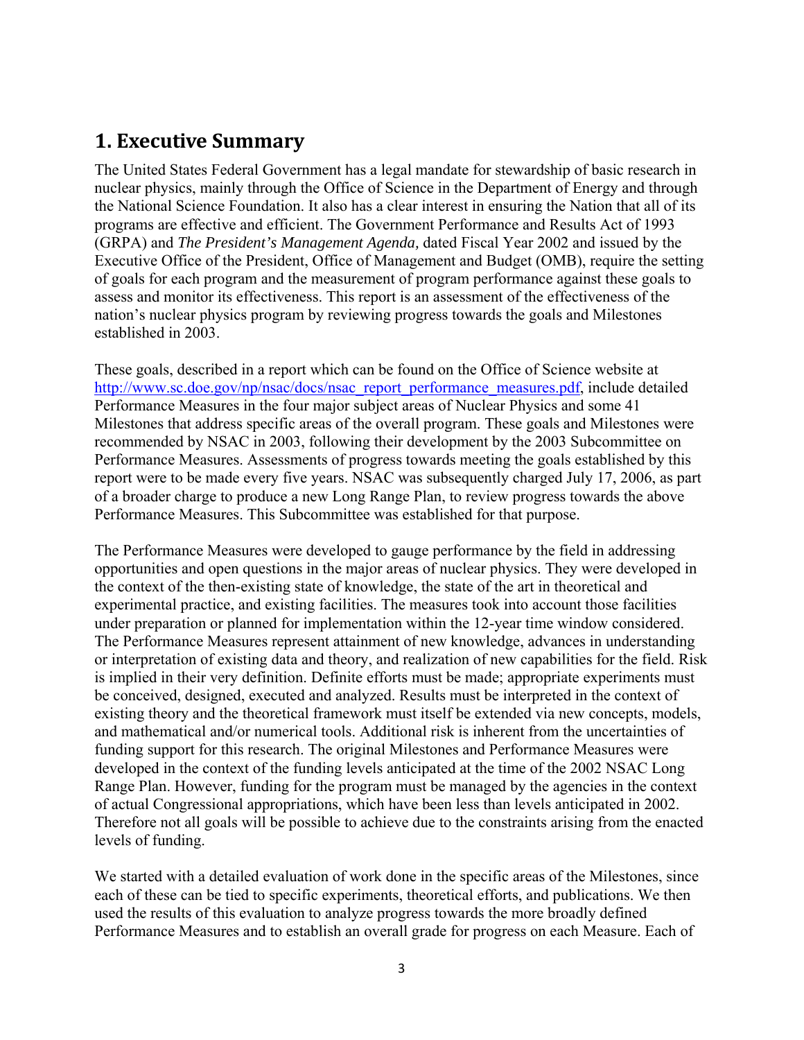# 1. Executive Summary

The United States Federal Government has a legal mandate for stewardship of basic research in nuclear physics, mainly through the Office of Science in the Department of Energy and through the National Science Foundation. It also has a clear interest in ensuring the Nation that all of its programs are effective and efficient. The Government Performance and Results Act of 1993 (GRPA) and *The President's Management Agenda,* dated Fiscal Year 2002 and issued by the Executive Office of the President, Office of Management and Budget (OMB), require the setting of goals for each program and the measurement of program performance against these goals to assess and monitor its effectiveness. This report is an assessment of the effectiveness of the nation's nuclear physics program by reviewing progress towards the goals and Milestones established in 2003.

These goals, described in a report which can be found on the Office of Science website at [http://www.sc.doe.gov/np/nsac/docs/nsac_report_performance_measures.pdf](http://www.sc.doe.gov/np/nsac/docs/nsac_report_performance_measures.pdf), include detailed Performance Measures in the four major subject areas of Nuclear Physics and some 41 Milestones that address specific areas of the overall program. These goals and Milestones were recommended by NSAC in 2003, following their development by the 2003 Subcommittee on Performance Measures. Assessments of progress towards meeting the goals established by this report were to be made every five years. NSAC was subsequently charged July 17, 2006, as part of a broader charge to produce a new Long Range Plan, to review progress towards the above Performance Measures. This Subcommittee was established for that purpose.

The Performance Measures were developed to gauge performance by the field in addressing opportunities and open questions in the major areas of nuclear physics. They were developed in the context of the then-existing state of knowledge, the state of the art in theoretical and experimental practice, and existing facilities. The measures took into account those facilities under preparation or planned for implementation within the 12-year time window considered. The Performance Measures represent attainment of new knowledge, advances in understanding or interpretation of existing data and theory, and realization of new capabilities for the field. Risk is implied in their very definition. Definite efforts must be made; appropriate experiments must be conceived, designed, executed and analyzed. Results must be interpreted in the context of existing theory and the theoretical framework must itself be extended via new concepts, models, and mathematical and/or numerical tools. Additional risk is inherent from the uncertainties of funding support for this research. The original Milestones and Performance Measures were developed in the context of the funding levels anticipated at the time of the 2002 NSAC Long Range Plan. However, funding for the program must be managed by the agencies in the context of actual Congressional appropriations, which have been less than levels anticipated in 2002. Therefore not all goals will be possible to achieve due to the constraints arising from the enacted levels of funding.

We started with a detailed evaluation of work done in the specific areas of the Milestones, since each of these can be tied to specific experiments, theoretical efforts, and publications. We then used the results of this evaluation to analyze progress towards the more broadly defined Performance Measures and to establish an overall grade for progress on each Measure. Each of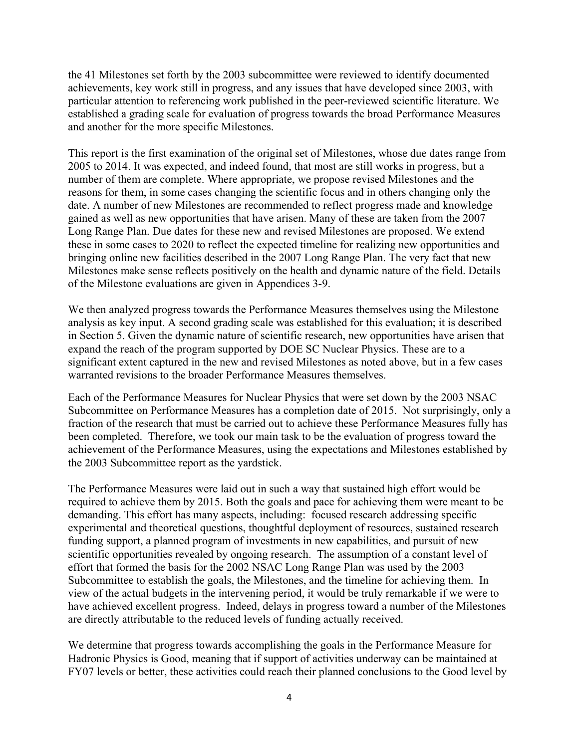the 41 Milestones set forth by the 2003 subcommittee were reviewed to identify documented achievements, key work still in progress, and any issues that have developed since 2003, with particular attention to referencing work published in the peer-reviewed scientific literature. We established a grading scale for evaluation of progress towards the broad Performance Measures and another for the more specific Milestones.

This report is the first examination of the original set of Milestones, whose due dates range from 2005 to 2014. It was expected, and indeed found, that most are still works in progress, but a number of them are complete. Where appropriate, we propose revised Milestones and the reasons for them, in some cases changing the scientific focus and in others changing only the date. A number of new Milestones are recommended to reflect progress made and knowledge gained as well as new opportunities that have arisen. Many of these are taken from the 2007 Long Range Plan. Due dates for these new and revised Milestones are proposed. We extend these in some cases to 2020 to reflect the expected timeline for realizing new opportunities and bringing online new facilities described in the 2007 Long Range Plan. The very fact that new Milestones make sense reflects positively on the health and dynamic nature of the field. Details of the Milestone evaluations are given in Appendices 3-9.

We then analyzed progress towards the Performance Measures themselves using the Milestone analysis as key input. A second grading scale was established for this evaluation; it is described in Section 5. Given the dynamic nature of scientific research, new opportunities have arisen that expand the reach of the program supported by DOE SC Nuclear Physics. These are to a significant extent captured in the new and revised Milestones as noted above, but in a few cases warranted revisions to the broader Performance Measures themselves.

Each of the Performance Measures for Nuclear Physics that were set down by the 2003 NSAC Subcommittee on Performance Measures has a completion date of 2015. Not surprisingly, only a fraction of the research that must be carried out to achieve these Performance Measures fully has been completed. Therefore, we took our main task to be the evaluation of progress toward the achievement of the Performance Measures, using the expectations and Milestones established by the 2003 Subcommittee report as the yardstick.

The Performance Measures were laid out in such a way that sustained high effort would be required to achieve them by 2015. Both the goals and pace for achieving them were meant to be demanding. This effort has many aspects, including: focused research addressing specific experimental and theoretical questions, thoughtful deployment of resources, sustained research funding support, a planned program of investments in new capabilities, and pursuit of new scientific opportunities revealed by ongoing research. The assumption of a constant level of effort that formed the basis for the 2002 NSAC Long Range Plan was used by the 2003 Subcommittee to establish the goals, the Milestones, and the timeline for achieving them. In view of the actual budgets in the intervening period, it would be truly remarkable if we were to have achieved excellent progress. Indeed, delays in progress toward a number of the Milestones are directly attributable to the reduced levels of funding actually received.

We determine that progress towards accomplishing the goals in the Performance Measure for Hadronic Physics is Good, meaning that if support of activities underway can be maintained at FY07 levels or better, these activities could reach their planned conclusions to the Good level by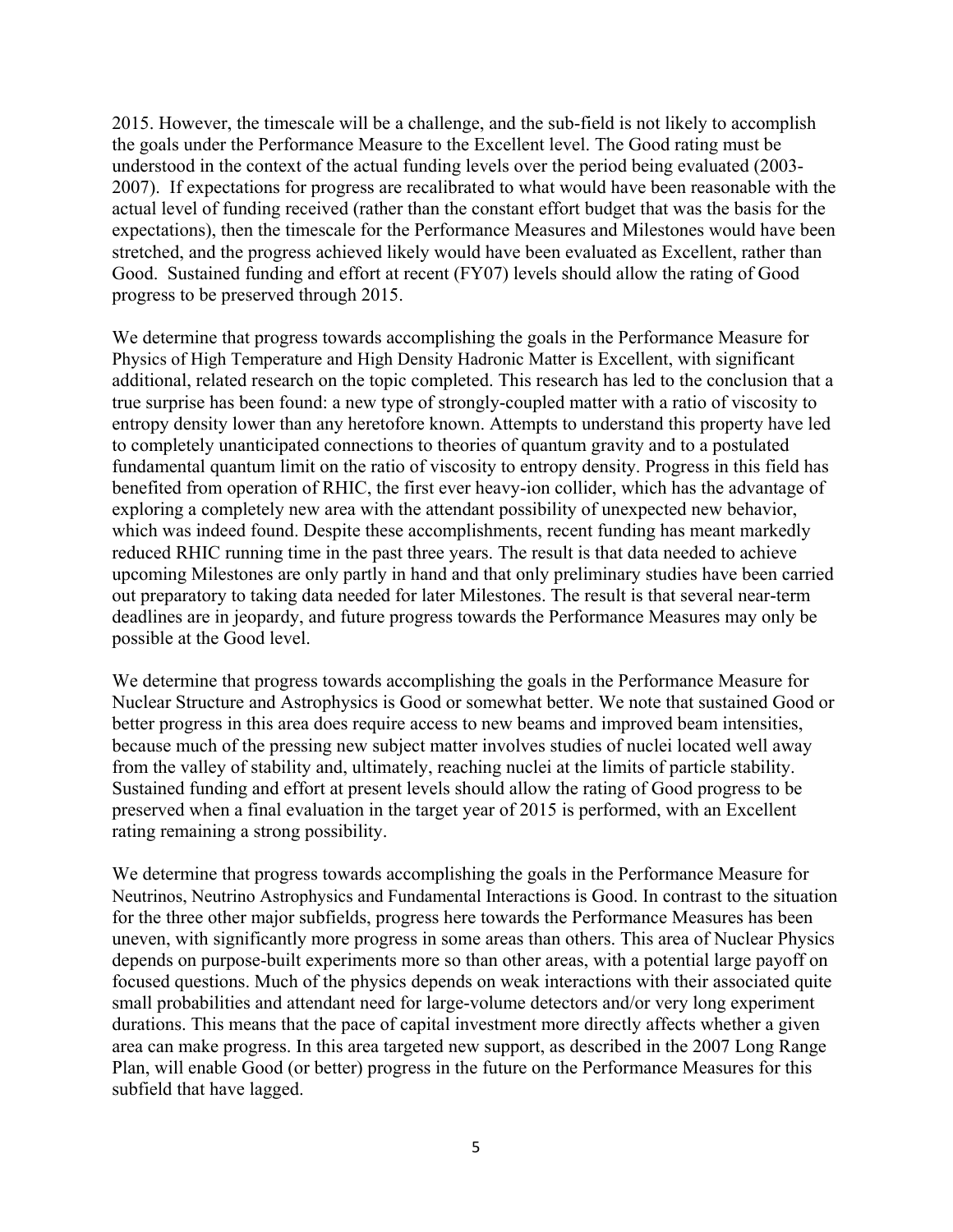2015. However, the timescale will be a challenge, and the sub-field is not likely to accomplish the goals under the Performance Measure to the Excellent level. The Good rating must be understood in the context of the actual funding levels over the period being evaluated (2003-2007). If expectations for progress are recalibrated to what would have been reasonable with the actual level of funding received (rather than the constant effort budget that was the basis for the expectations), then the timescale for the Performance Measures and Milestones would have been stretched, and the progress achieved likely would have been evaluated as Excellent, rather than Good. Sustained funding and effort at recent (FY07) levels should allow the rating of Good progress to be preserved through 2015.

We determine that progress towards accomplishing the goals in the Performance Measure for Physics of High Temperature and High Density Hadronic Matter is Excellent, with significant additional, related research on the topic completed. This research has led to the conclusion that a true surprise has been found: a new type of strongly-coupled matter with a ratio of viscosity to entropy density lower than any heretofore known. Attempts to understand this property have led to completely unanticipated connections to theories of quantum gravity and to a postulated fundamental quantum limit on the ratio of viscosity to entropy density. Progress in this field has benefited from operation of RHIC, the first ever heavy-ion collider, which has the advantage of exploring a completely new area with the attendant possibility of unexpected new behavior, which was indeed found. Despite these accomplishments, recent funding has meant markedly reduced RHIC running time in the past three years. The result is that data needed to achieve upcoming Milestones are only partly in hand and that only preliminary studies have been carried out preparatory to taking data needed for later Milestones. The result is that several near-term deadlines are in jeopardy, and future progress towards the Performance Measures may only be possible at the Good level.

We determine that progress towards accomplishing the goals in the Performance Measure for Nuclear Structure and Astrophysics is Good or somewhat better. We note that sustained Good or better progress in this area does require access to new beams and improved beam intensities, because much of the pressing new subject matter involves studies of nuclei located well away from the valley of stability and, ultimately, reaching nuclei at the limits of particle stability. Sustained funding and effort at present levels should allow the rating of Good progress to be preserved when a final evaluation in the target year of 2015 is performed, with an Excellent rating remaining a strong possibility.

We determine that progress towards accomplishing the goals in the Performance Measure for Neutrinos, Neutrino Astrophysics and Fundamental Interactions is Good. In contrast to the situation for the three other major subfields, progress here towards the Performance Measures has been uneven, with significantly more progress in some areas than others. This area of Nuclear Physics depends on purpose-built experiments more so than other areas, with a potential large payoff on focused questions. Much of the physics depends on weak interactions with their associated quite small probabilities and attendant need for large-volume detectors and/or very long experiment durations. This means that the pace of capital investment more directly affects whether a given area can make progress. In this area targeted new support, as described in the 2007 Long Range Plan, will enable Good (or better) progress in the future on the Performance Measures for this subfield that have lagged.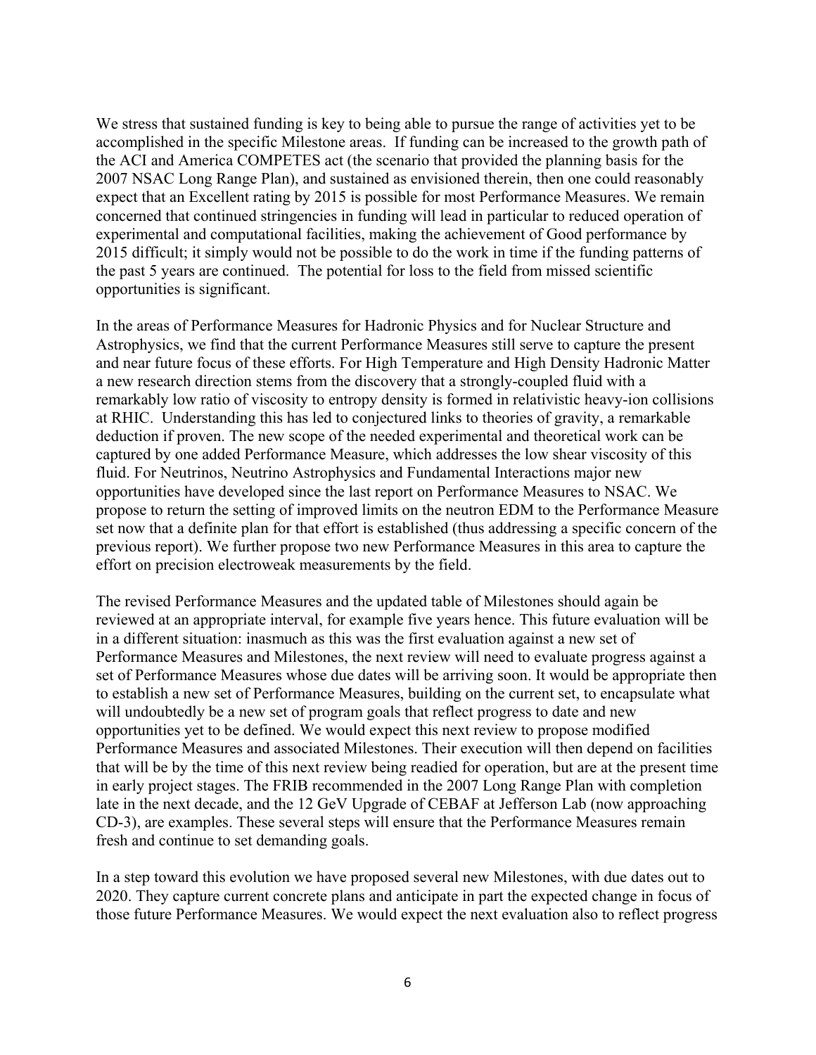We stress that sustained funding is key to being able to pursue the range of activities yet to be accomplished in the specific Milestone areas. If funding can be increased to the growth path of the ACI and America COMPETES act (the scenario that provided the planning basis for the 2007 NSAC Long Range Plan), and sustained as envisioned therein, then one could reasonably expect that an Excellent rating by 2015 is possible for most Performance Measures. We remain concerned that continued stringencies in funding will lead in particular to reduced operation of experimental and computational facilities, making the achievement of Good performance by 2015 difficult; it simply would not be possible to do the work in time if the funding patterns of the past 5 years are continued. The potential for loss to the field from missed scientific opportunities is significant.

In the areas of Performance Measures for Hadronic Physics and for Nuclear Structure and Astrophysics, we find that the current Performance Measures still serve to capture the present and near future focus of these efforts. For High Temperature and High Density Hadronic Matter a new research direction stems from the discovery that a strongly-coupled fluid with a remarkably low ratio of viscosity to entropy density is formed in relativistic heavy-ion collisions at RHIC. Understanding this has led to conjectured links to theories of gravity, a remarkable deduction if proven. The new scope of the needed experimental and theoretical work can be captured by one added Performance Measure, which addresses the low shear viscosity of this fluid. For Neutrinos, Neutrino Astrophysics and Fundamental Interactions major new opportunities have developed since the last report on Performance Measures to NSAC. We propose to return the setting of improved limits on the neutron EDM to the Performance Measure set now that a definite plan for that effort is established (thus addressing a specific concern of the previous report). We further propose two new Performance Measures in this area to capture the effort on precision electroweak measurements by the field.

The revised Performance Measures and the updated table of Milestones should again be reviewed at an appropriate interval, for example five years hence. This future evaluation will be in a different situation: inasmuch as this was the first evaluation against a new set of Performance Measures and Milestones, the next review will need to evaluate progress against a set of Performance Measures whose due dates will be arriving soon. It would be appropriate then to establish a new set of Performance Measures, building on the current set, to encapsulate what will undoubtedly be a new set of program goals that reflect progress to date and new opportunities yet to be defined. We would expect this next review to propose modified Performance Measures and associated Milestones. Their execution will then depend on facilities that will be by the time of this next review being readied for operation, but are at the present time in early project stages. The FRIB recommended in the 2007 Long Range Plan with completion late in the next decade, and the 12 GeV Upgrade of CEBAF at Jefferson Lab (now approaching CD-3), are examples. These several steps will ensure that the Performance Measures remain fresh and continue to set demanding goals.

In a step toward this evolution we have proposed several new Milestones, with due dates out to 2020. They capture current concrete plans and anticipate in part the expected change in focus of those future Performance Measures. We would expect the next evaluation also to reflect progress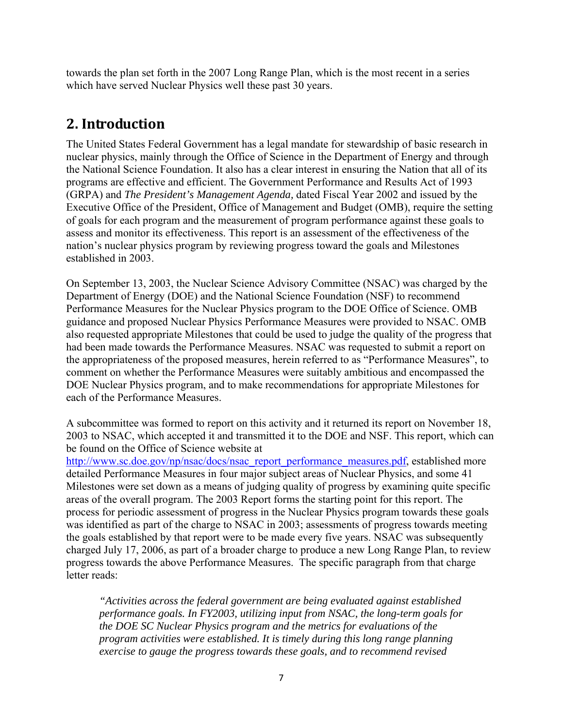towards the plan set forth in the 2007 Long Range Plan, which is the most recent in a series which have served Nuclear Physics well these past 30 years.

## 2. Introduction

The United States Federal Government has a legal mandate for stewardship of basic research in nuclear physics, mainly through the Office of Science in the Department of Energy and through the National Science Foundation. It also has a clear interest in ensuring the Nation that all of its programs are effective and efficient. The Government Performance and Results Act of 1993 (GRPA) and *The President's Management Agenda,* dated Fiscal Year 2002 and issued by the Executive Office of the President, Office of Management and Budget (OMB), require the setting of goals for each program and the measurement of program performance against these goals to assess and monitor its effectiveness. This report is an assessment of the effectiveness of the nation's nuclear physics program by reviewing progress toward the goals and Milestones established in 2003.

On September 13, 2003, the Nuclear Science Advisory Committee (NSAC) was charged by the Department of Energy (DOE) and the National Science Foundation (NSF) to recommend Performance Measures for the Nuclear Physics program to the DOE Office of Science. OMB guidance and proposed Nuclear Physics Performance Measures were provided to NSAC. OMB also requested appropriate Milestones that could be used to judge the quality of the progress that had been made towards the Performance Measures. NSAC was requested to submit a report on the appropriateness of the proposed measures, herein referred to as "Performance Measures", to comment on whether the Performance Measures were suitably ambitious and encompassed the DOE Nuclear Physics program, and to make recommendations for appropriate Milestones for each of the Performance Measures.

A subcommittee was formed to report on this activity and it returned its report on November 18, 2003 to NSAC, which accepted it and transmitted it to the DOE and NSF. This report, which can be found on the Office of Science website at http://www.sc.doe.gov/np/nsac/docs/nsac_report_performance_measures.pdf, established more detailed Performance Measures in four major subject areas of Nuclear Physics, and some 41 Milestones were set down as a means of judging quality of progress by examining quite specific areas of the overall program. The 2003 Report forms the starting point for this report. The process for periodic assessment of progress in the Nuclear Physics program towards these goals was identified as part of the charge to NSAC in 2003; assessments of progress towards meeting the goals established by that report were to be made every five years. NSAC was subsequently charged July 17, 2006, as part of a broader charge to produce a new Long Range Plan, to review progress towards the above Performance Measures. The specific paragraph from that charge letter reads:

> *"Activities across the federal government are being evaluated against established performance goals. In FY2003, utilizing input from NSAC, the long-term goals for the DOE SC Nuclear Physics program and the metrics for evaluations of the program activities were established. It is timely during this long range planning exercise to gauge the progress towards these goals, and to recommend revised*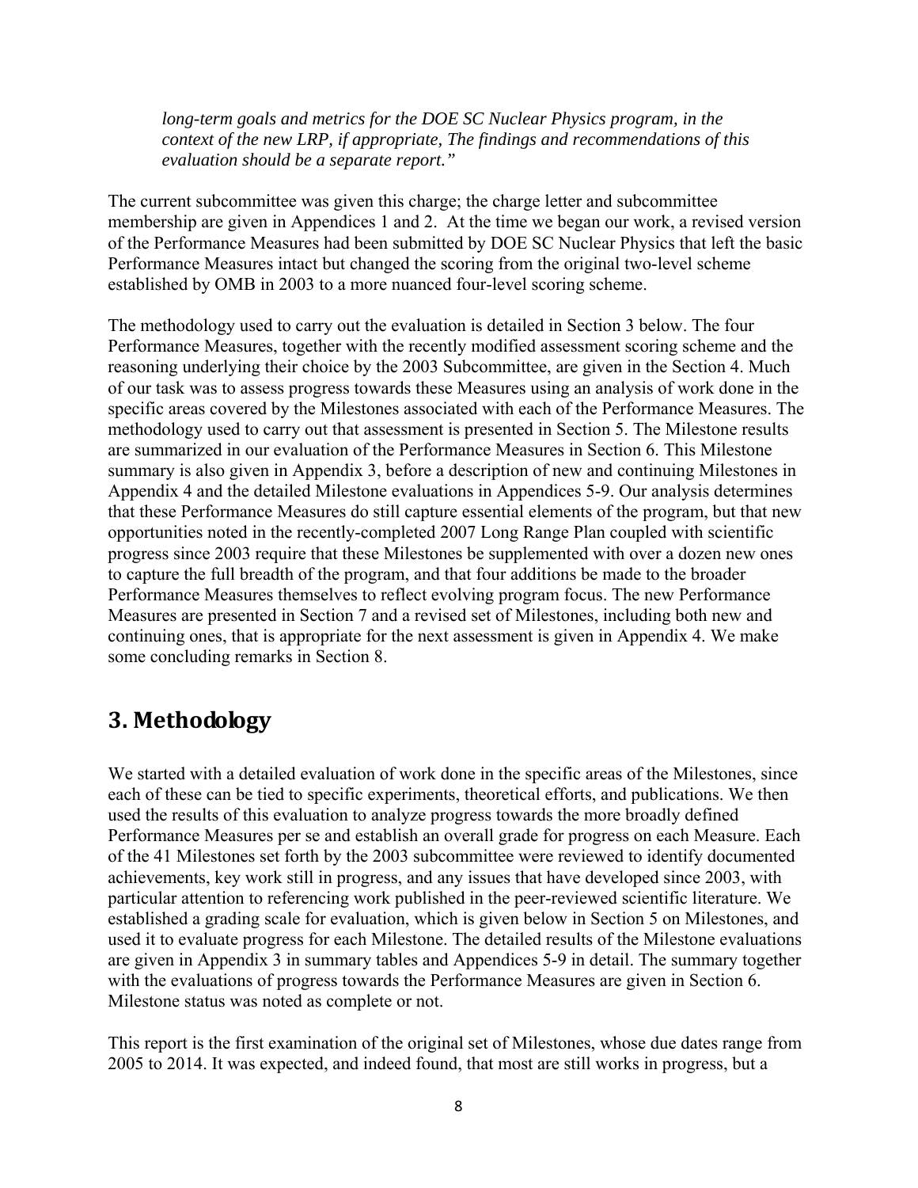*long-term goals and metrics for the DOE SC Nuclear Physics program, in the context of the new LRP, if appropriate, The findings and recommendations of this evaluation should be a separate report."*

The current subcommittee was given this charge; the charge letter and subcommittee membership are given in Appendices 1 and 2. At the time we began our work, a revised version of the Performance Measures had been submitted by DOE SC Nuclear Physics that left the basic Performance Measures intact but changed the scoring from the original two-level scheme established by OMB in 2003 to a more nuanced four-level scoring scheme.

The methodology used to carry out the evaluation is detailed in Section 3 below. The four Performance Measures, together with the recently modified assessment scoring scheme and the reasoning underlying their choice by the 2003 Subcommittee, are given in the Section 4. Much of our task was to assess progress towards these Measures using an analysis of work done in the specific areas covered by the Milestones associated with each of the Performance Measures. The methodology used to carry out that assessment is presented in Section 5. The Milestone results are summarized in our evaluation of the Performance Measures in Section 6. This Milestone summary is also given in Appendix 3, before a description of new and continuing Milestones in Appendix 4 and the detailed Milestone evaluations in Appendices 5-9. Our analysis determines that these Performance Measures do still capture essential elements of the program, but that new opportunities noted in the recently-completed 2007 Long Range Plan coupled with scientific progress since 2003 require that these Milestones be supplemented with over a dozen new ones to capture the full breadth of the program, and that four additions be made to the broader Performance Measures themselves to reflect evolving program focus. The new Performance Measures are presented in Section 7 and a revised set of Milestones, including both new and continuing ones, that is appropriate for the next assessment is given in Appendix 4. We make some concluding remarks in Section 8.

## 3. Methodology

We started with a detailed evaluation of work done in the specific areas of the Milestones, since each of these can be tied to specific experiments, theoretical efforts, and publications. We then used the results of this evaluation to analyze progress towards the more broadly defined Performance Measures per se and establish an overall grade for progress on each Measure. Each of the 41 Milestones set forth by the 2003 subcommittee were reviewed to identify documented achievements, key work still in progress, and any issues that have developed since 2003, with particular attention to referencing work published in the peer-reviewed scientific literature. We established a grading scale for evaluation, which is given below in Section 5 on Milestones, and used it to evaluate progress for each Milestone. The detailed results of the Milestone evaluations are given in Appendix 3 in summary tables and Appendices 5-9 in detail. The summary together with the evaluations of progress towards the Performance Measures are given in Section 6. Milestone status was noted as complete or not.

This report is the first examination of the original set of Milestones, whose due dates range from 2005 to 2014. It was expected, and indeed found, that most are still works in progress, but a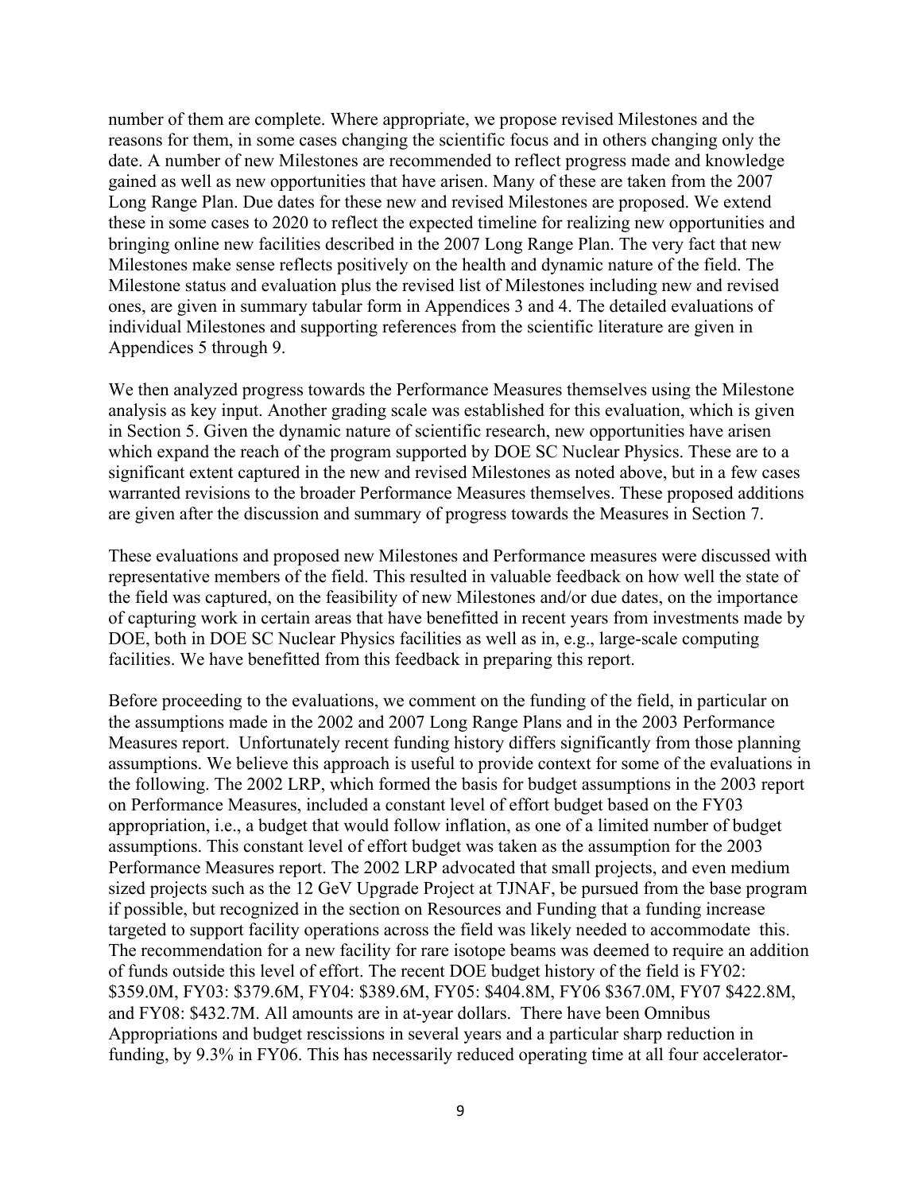number of them are complete. Where appropriate, we propose revised Milestones and the reasons for them, in some cases changing the scientific focus and in others changing only the date. A number of new Milestones are recommended to reflect progress made and knowledge gained as well as new opportunities that have arisen. Many of these are taken from the 2007 Long Range Plan. Due dates for these new and revised Milestones are proposed. We extend these in some cases to 2020 to reflect the expected timeline for realizing new opportunities and bringing online new facilities described in the 2007 Long Range Plan. The very fact that new Milestones make sense reflects positively on the health and dynamic nature of the field. The Milestone status and evaluation plus the revised list of Milestones including new and revised ones, are given in summary tabular form in Appendices 3 and 4. The detailed evaluations of individual Milestones and supporting references from the scientific literature are given in Appendices 5 through 9.

We then analyzed progress towards the Performance Measures themselves using the Milestone analysis as key input. Another grading scale was established for this evaluation, which is given in Section 5. Given the dynamic nature of scientific research, new opportunities have arisen which expand the reach of the program supported by DOE SC Nuclear Physics. These are to a significant extent captured in the new and revised Milestones as noted above, but in a few cases warranted revisions to the broader Performance Measures themselves. These proposed additions are given after the discussion and summary of progress towards the Measures in Section 7.

These evaluations and proposed new Milestones and Performance measures were discussed with representative members of the field. This resulted in valuable feedback on how well the state of the field was captured, on the feasibility of new Milestones and/or due dates, on the importance of capturing work in certain areas that have benefitted in recent years from investments made by DOE, both in DOE SC Nuclear Physics facilities as well as in, e.g., large-scale computing facilities. We have benefitted from this feedback in preparing this report.

Before proceeding to the evaluations, we comment on the funding of the field, in particular on the assumptions made in the 2002 and 2007 Long Range Plans and in the 2003 Performance Measures report. Unfortunately recent funding history differs significantly from those planning assumptions. We believe this approach is useful to provide context for some of the evaluations in the following. The 2002 LRP, which formed the basis for budget assumptions in the 2003 report on Performance Measures, included a constant level of effort budget based on the FY03 appropriation, i.e., a budget that would follow inflation, as one of a limited number of budget assumptions. This constant level of effort budget was taken as the assumption for the 2003 Performance Measures report. The 2002 LRP advocated that small projects, and even medium sized projects such as the 12 GeV Upgrade Project at TJNAF, be pursued from the base program if possible, but recognized in the section on Resources and Funding that a funding increase targeted to support facility operations across the field was likely needed to accommodate this. The recommendation for a new facility for rare isotope beams was deemed to require an addition of funds outside this level of effort. The recent DOE budget history of the field is FY02: $359.0M, FY03: $379.6M, FY04: $389.6M, FY05: $404.8M, FY06 $367.0M, FY07 $422.8M, and FY08: $432.7M. All amounts are in at-year dollars. There have been Omnibus Appropriations and budget rescissions in several years and a particular sharp reduction in funding, by 9.3% in FY06. This has necessarily reduced operating time at all four accelerator-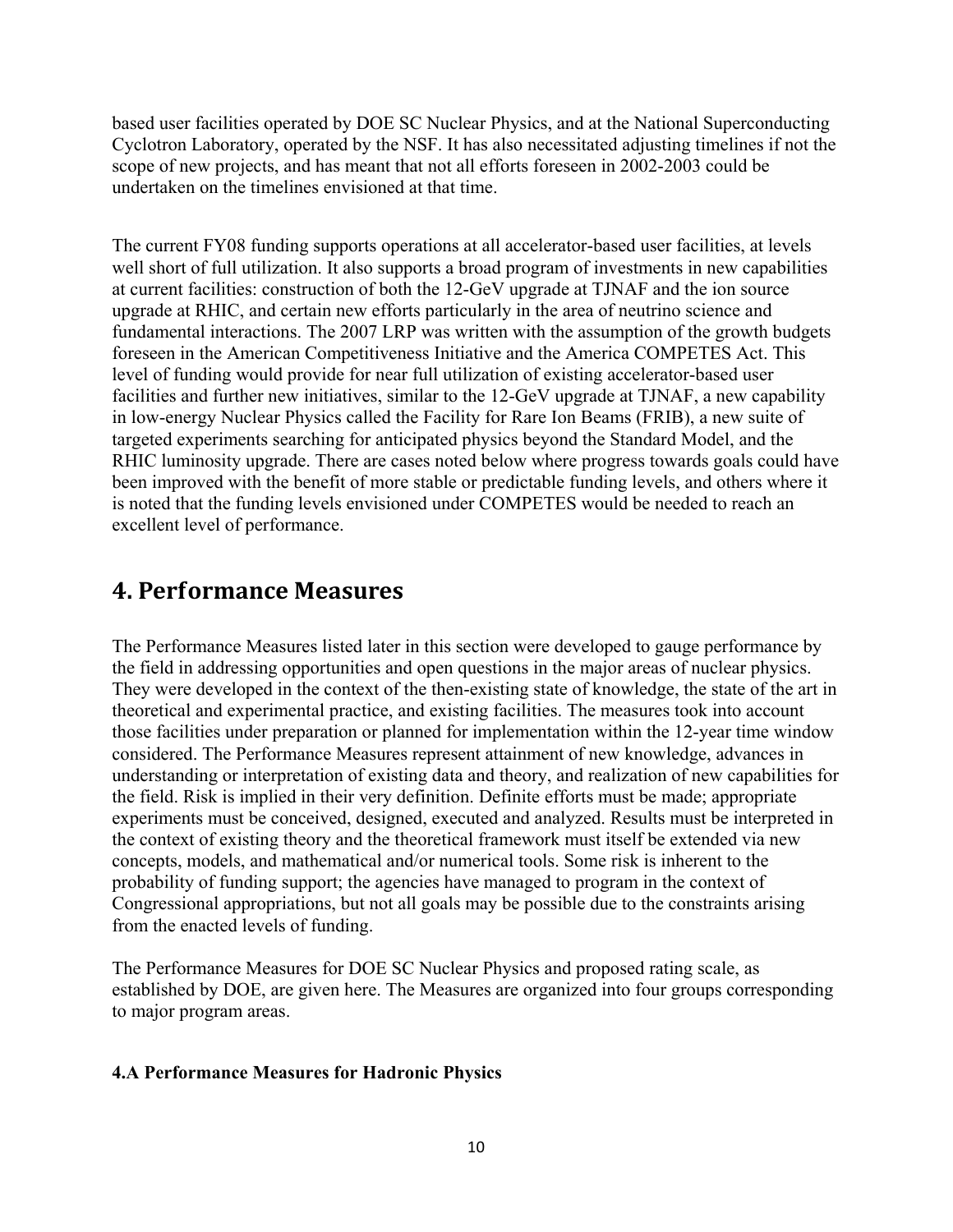based user facilities operated by DOE SC Nuclear Physics, and at the National Superconducting Cyclotron Laboratory, operated by the NSF. It has also necessitated adjusting timelines if not the scope of new projects, and has meant that not all efforts foreseen in 2002-2003 could be undertaken on the timelines envisioned at that time.

The current FY08 funding supports operations at all accelerator-based user facilities, at levels well short of full utilization. It also supports a broad program of investments in new capabilities at current facilities: construction of both the 12-GeV upgrade at TJNAF and the ion source upgrade at RHIC, and certain new efforts particularly in the area of neutrino science and fundamental interactions. The 2007 LRP was written with the assumption of the growth budgets foreseen in the American Competitiveness Initiative and the America COMPETES Act. This level of funding would provide for near full utilization of existing accelerator-based user facilities and further new initiatives, similar to the 12-GeV upgrade at TJNAF, a new capability in low-energy Nuclear Physics called the Facility for Rare Ion Beams (FRIB), a new suite of targeted experiments searching for anticipated physics beyond the Standard Model, and the RHIC luminosity upgrade. There are cases noted below where progress towards goals could have been improved with the benefit of more stable or predictable funding levels, and others where it is noted that the funding levels envisioned under COMPETES would be needed to reach an excellent level of performance.

## 4. Performance Measures

The Performance Measures listed later in this section were developed to gauge performance by the field in addressing opportunities and open questions in the major areas of nuclear physics. They were developed in the context of the then-existing state of knowledge, the state of the art in theoretical and experimental practice, and existing facilities. The measures took into account those facilities under preparation or planned for implementation within the 12-year time window considered. The Performance Measures represent attainment of new knowledge, advances in understanding or interpretation of existing data and theory, and realization of new capabilities for the field. Risk is implied in their very definition. Definite efforts must be made; appropriate experiments must be conceived, designed, executed and analyzed. Results must be interpreted in the context of existing theory and the theoretical framework must itself be extended via new concepts, models, and mathematical and/or numerical tools. Some risk is inherent to the probability of funding support; the agencies have managed to program in the context of Congressional appropriations, but not all goals may be possible due to the constraints arising from the enacted levels of funding.

The Performance Measures for DOE SC Nuclear Physics and proposed rating scale, as established by DOE, are given here. The Measures are organized into four groups corresponding to major program areas.

#### 4.A Performance Measures for Hadronic Physics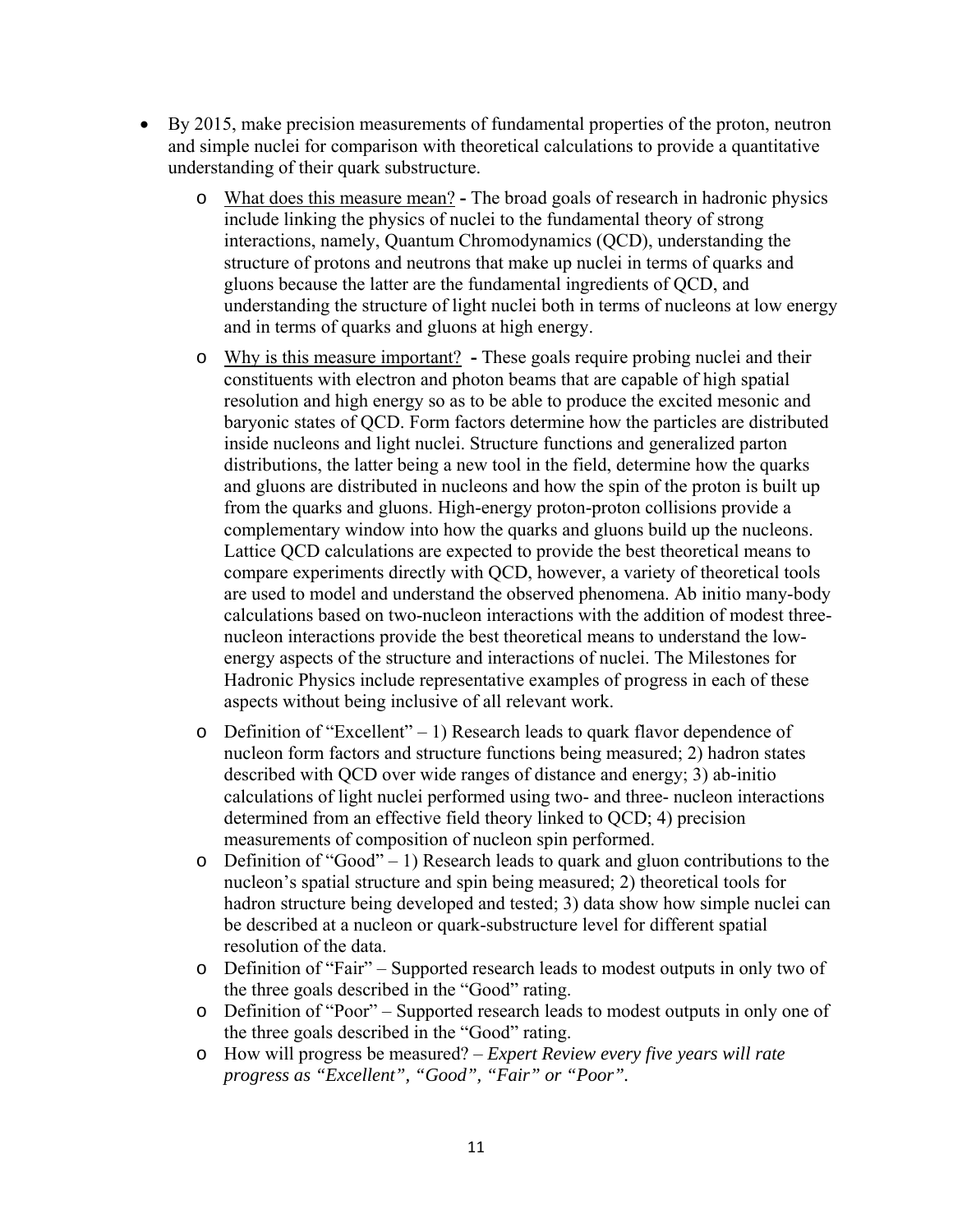- By 2015, make precision measurements of fundamental properties of the proton, neutron and simple nuclei for comparison with theoretical calculations to provide a quantitative understanding of their quark substructure.
    - What does this measure mean? **-** The broad goals of research in hadronic physics include linking the physics of nuclei to the fundamental theory of strong interactions, namely, Quantum Chromodynamics (QCD), understanding the structure of protons and neutrons that make up nuclei in terms of quarks and gluons because the latter are the fundamental ingredients of QCD, and understanding the structure of light nuclei both in terms of nucleons at low energy and in terms of quarks and gluons at high energy.
    - Why is this measure important? **-** These goals require probing nuclei and their constituents with electron and photon beams that are capable of high spatial resolution and high energy so as to be able to produce the excited mesonic and baryonic states of QCD. Form factors determine how the particles are distributed inside nucleons and light nuclei. Structure functions and generalized parton distributions, the latter being a new tool in the field, determine how the quarks and gluons are distributed in nucleons and how the spin of the proton is built up from the quarks and gluons. High-energy proton-proton collisions provide a complementary window into how the quarks and gluons build up the nucleons. Lattice QCD calculations are expected to provide the best theoretical means to compare experiments directly with QCD, however, a variety of theoretical tools are used to model and understand the observed phenomena. Ab initio many-body calculations based on two-nucleon interactions with the addition of modest three-nucleon interactions provide the best theoretical means to understand the low-energy aspects of the structure and interactions of nuclei. The Milestones for Hadronic Physics include representative examples of progress in each of these aspects without being inclusive of all relevant work.
    - Definition of "Excellent" – 1) Research leads to quark flavor dependence of nucleon form factors and structure functions being measured; 2) hadron states described with QCD over wide ranges of distance and energy; 3) ab-initio calculations of light nuclei performed using two- and three- nucleon interactions determined from an effective field theory linked to QCD; 4) precision measurements of composition of nucleon spin performed.
    - Definition of "Good" – 1) Research leads to quark and gluon contributions to the nucleon's spatial structure and spin being measured; 2) theoretical tools for hadron structure being developed and tested; 3) data show how simple nuclei can be described at a nucleon or quark-substructure level for different spatial resolution of the data.
    - Definition of "Fair" – Supported research leads to modest outputs in only two of the three goals described in the "Good" rating.
    - Definition of "Poor" – Supported research leads to modest outputs in only one of the three goals described in the "Good" rating.
    - How will progress be measured? – *Expert Review every five years will rate progress as "Excellent", "Good", "Fair" or "Poor".*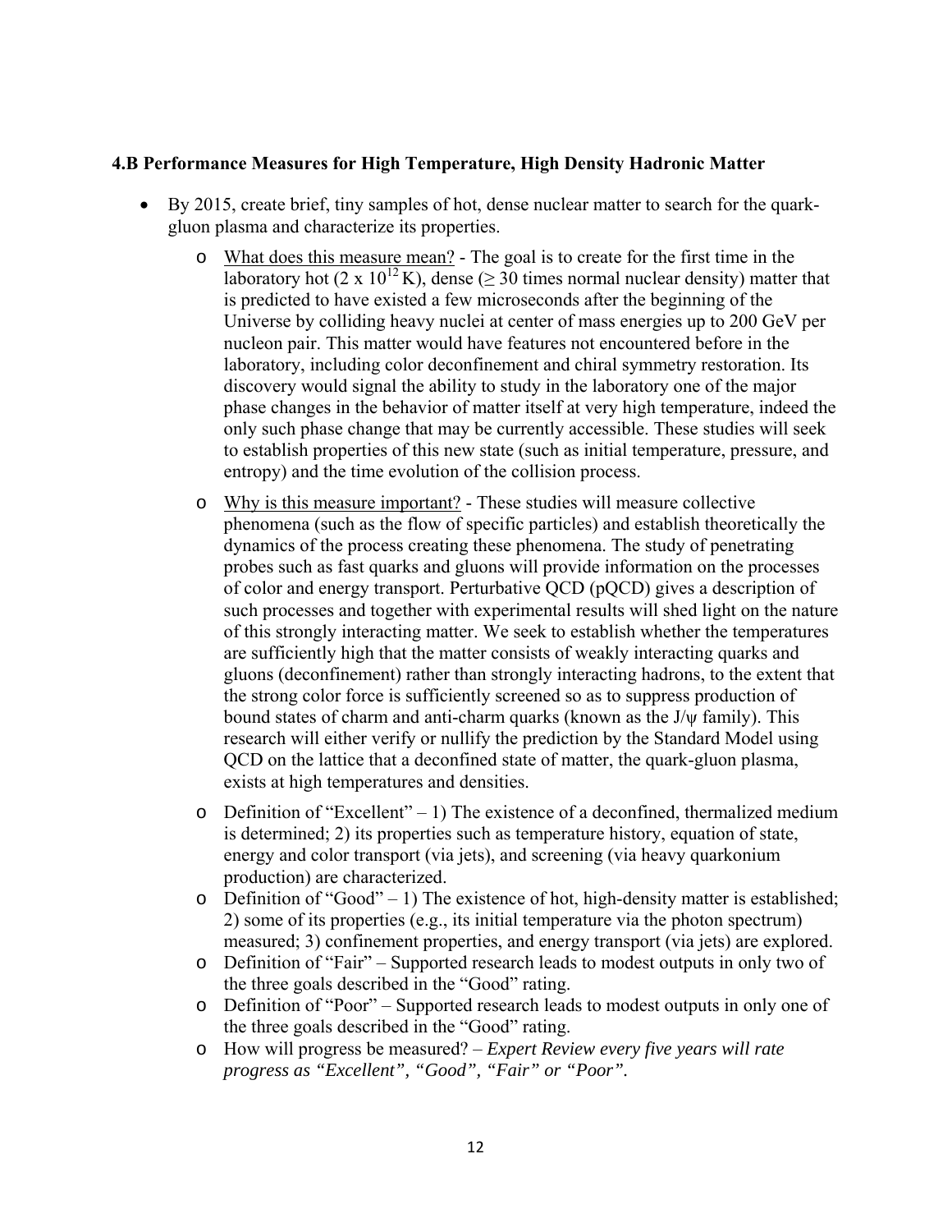### 4.B Performance Measures for High Temperature, High Density Hadronic Matter

- By 2015, create brief, tiny samples of hot, dense nuclear matter to search for the quark-gluon plasma and characterize its properties.
  - What does this measure mean? - The goal is to create for the first time in the laboratory hot ($2 \times 10^{12}$ K), dense ($\geq$ 30 times normal nuclear density) matter that is predicted to have existed a few microseconds after the beginning of the Universe by colliding heavy nuclei at center of mass energies up to 200 GeV per nucleon pair. This matter would have features not encountered before in the laboratory, including color deconfinement and chiral symmetry restoration. Its discovery would signal the ability to study in the laboratory one of the major phase changes in the behavior of matter itself at very high temperature, indeed the only such phase change that may be currently accessible. These studies will seek to establish properties of this new state (such as initial temperature, pressure, and entropy) and the time evolution of the collision process.
  - Why is this measure important? - These studies will measure collective phenomena (such as the flow of specific particles) and establish theoretically the dynamics of the process creating these phenomena. The study of penetrating probes such as fast quarks and gluons will provide information on the processes of color and energy transport. Perturbative QCD (pQCD) gives a description of such processes and together with experimental results will shed light on the nature of this strongly interacting matter. We seek to establish whether the temperatures are sufficiently high that the matter consists of weakly interacting quarks and gluons (deconfinement) rather than strongly interacting hadrons, to the extent that the strong color force is sufficiently screened so as to suppress production of bound states of charm and anti-charm quarks (known as the $J/\psi$ family). This research will either verify or nullify the prediction by the Standard Model using QCD on the lattice that a deconfined state of matter, the quark-gluon plasma, exists at high temperatures and densities.
  - Definition of "Excellent" – 1) The existence of a deconfined, thermalized medium is determined; 2) its properties such as temperature history, equation of state, energy and color transport (via jets), and screening (via heavy quarkonium production) are characterized.
  - Definition of "Good" – 1) The existence of hot, high-density matter is established; 2) some of its properties (e.g., its initial temperature via the photon spectrum) measured; 3) confinement properties, and energy transport (via jets) are explored.
  - Definition of "Fair" – Supported research leads to modest outputs in only two of the three goals described in the "Good" rating.
  - Definition of "Poor" – Supported research leads to modest outputs in only one of the three goals described in the "Good" rating.
  - How will progress be measured? – *Expert Review every five years will rate progress as "Excellent", "Good", "Fair" or "Poor".*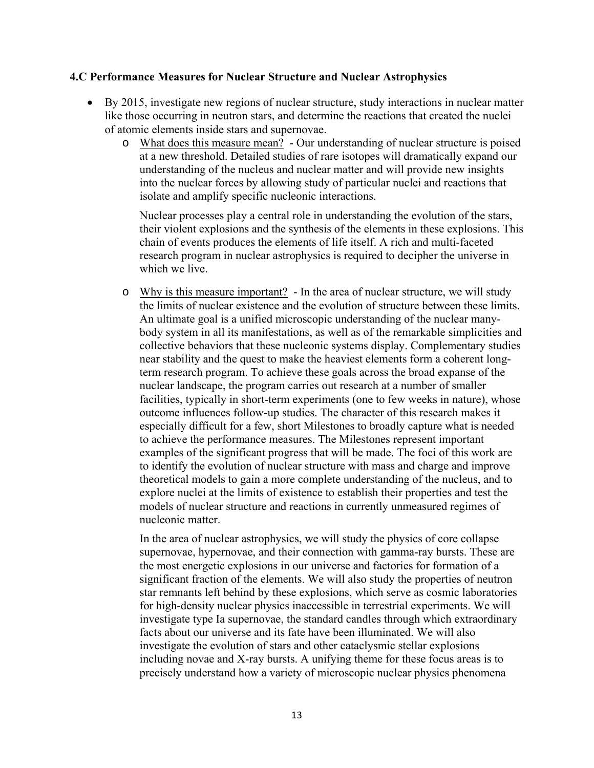**4.C Performance Measures for Nuclear Structure and Nuclear Astrophysics**

- By 2015, investigate new regions of nuclear structure, study interactions in nuclear matter like those occurring in neutron stars, and determine the reactions that created the nuclei of atomic elements inside stars and supernovae.
  - What does this measure mean? - Our understanding of nuclear structure is poised at a new threshold. Detailed studies of rare isotopes will dramatically expand our understanding of the nucleus and nuclear matter and will provide new insights into the nuclear forces by allowing study of particular nuclei and reactions that isolate and amplify specific nucleonic interactions.

    Nuclear processes play a central role in understanding the evolution of the stars, their violent explosions and the synthesis of the elements in these explosions. This chain of events produces the elements of life itself. A rich and multi-faceted research program in nuclear astrophysics is required to decipher the universe in which we live.

  - Why is this measure important? - In the area of nuclear structure, we will study the limits of nuclear existence and the evolution of structure between these limits. An ultimate goal is a unified microscopic understanding of the nuclear many-body system in all its manifestations, as well as of the remarkable simplicities and collective behaviors that these nucleonic systems display. Complementary studies near stability and the quest to make the heaviest elements form a coherent long-term research program. To achieve these goals across the broad expanse of the nuclear landscape, the program carries out research at a number of smaller facilities, typically in short-term experiments (one to few weeks in nature), whose outcome influences follow-up studies. The character of this research makes it especially difficult for a few, short Milestones to broadly capture what is needed to achieve the performance measures. The Milestones represent important examples of the significant progress that will be made. The foci of this work are to identify the evolution of nuclear structure with mass and charge and improve theoretical models to gain a more complete understanding of the nucleus, and to explore nuclei at the limits of existence to establish their properties and test the models of nuclear structure and reactions in currently unmeasured regimes of nucleonic matter.

    In the area of nuclear astrophysics, we will study the physics of core collapse supernovae, hypernovae, and their connection with gamma-ray bursts. These are the most energetic explosions in our universe and factories for formation of a significant fraction of the elements. We will also study the properties of neutron star remnants left behind by these explosions, which serve as cosmic laboratories for high-density nuclear physics inaccessible in terrestrial experiments. We will investigate type Ia supernovae, the standard candles through which extraordinary facts about our universe and its fate have been illuminated. We will also investigate the evolution of stars and other cataclysmic stellar explosions including novae and X-ray bursts. A unifying theme for these focus areas is to precisely understand how a variety of microscopic nuclear physics phenomena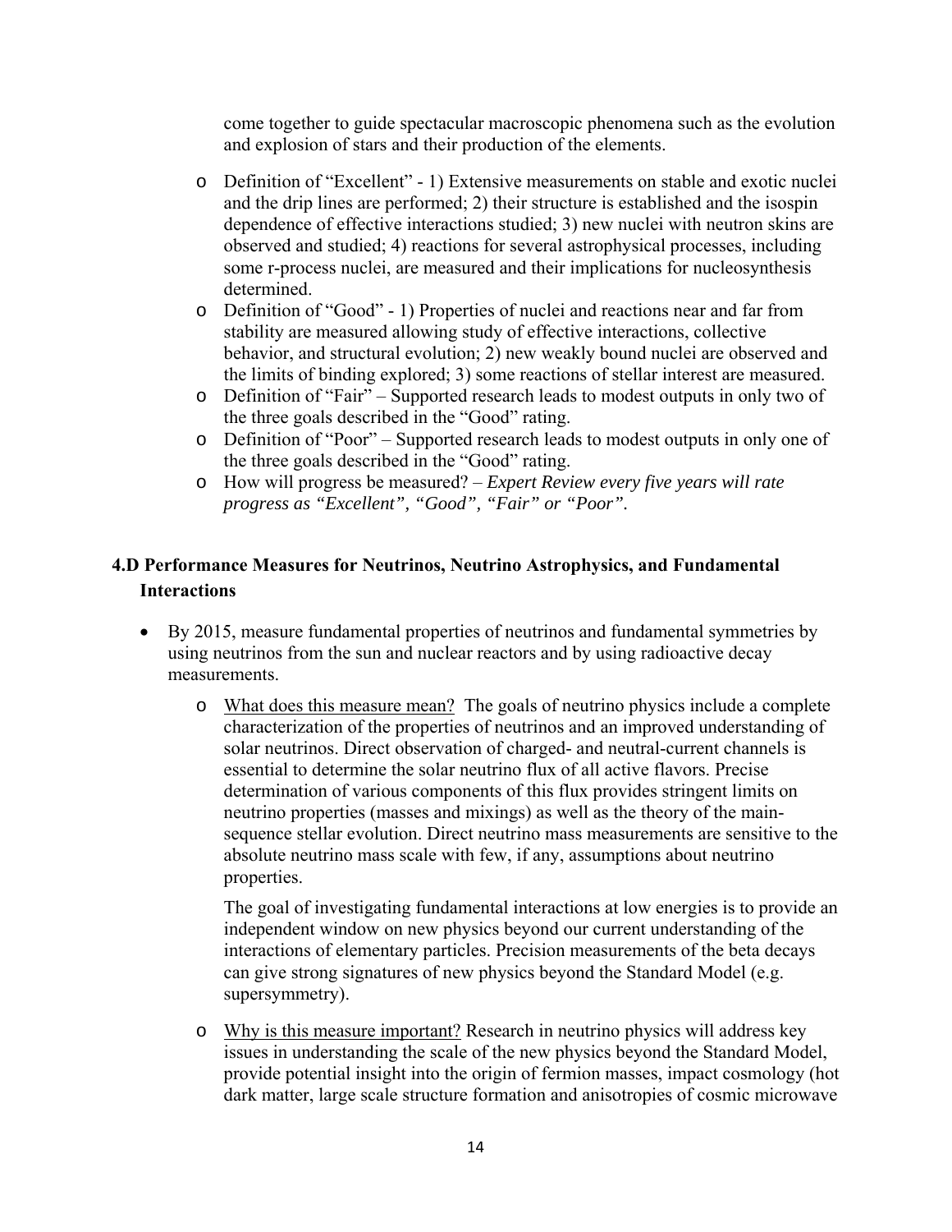come together to guide spectacular macroscopic phenomena such as the evolution and explosion of stars and their production of the elements.

- Definition of "Excellent" - 1) Extensive measurements on stable and exotic nuclei and the drip lines are performed; 2) their structure is established and the isospin dependence of effective interactions studied; 3) new nuclei with neutron skins are observed and studied; 4) reactions for several astrophysical processes, including some r-process nuclei, are measured and their implications for nucleosynthesis determined.
- Definition of "Good" - 1) Properties of nuclei and reactions near and far from stability are measured allowing study of effective interactions, collective behavior, and structural evolution; 2) new weakly bound nuclei are observed and the limits of binding explored; 3) some reactions of stellar interest are measured.
- Definition of "Fair" – Supported research leads to modest outputs in only two of the three goals described in the "Good" rating.
- Definition of "Poor" – Supported research leads to modest outputs in only one of the three goals described in the "Good" rating.
- How will progress be measured? – *Expert Review every five years will rate progress as "Excellent", "Good", "Fair" or "Poor".*

## 4.D Performance Measures for Neutrinos, Neutrino Astrophysics, and Fundamental Interactions

- By 2015, measure fundamental properties of neutrinos and fundamental symmetries by using neutrinos from the sun and nuclear reactors and by using radioactive decay measurements.
  - What does this measure mean? The goals of neutrino physics include a complete characterization of the properties of neutrinos and an improved understanding of solar neutrinos. Direct observation of charged- and neutral-current channels is essential to determine the solar neutrino flux of all active flavors. Precise determination of various components of this flux provides stringent limits on neutrino properties (masses and mixings) as well as the theory of the main-sequence stellar evolution. Direct neutrino mass measurements are sensitive to the absolute neutrino mass scale with few, if any, assumptions about neutrino properties.

    The goal of investigating fundamental interactions at low energies is to provide an independent window on new physics beyond our current understanding of the interactions of elementary particles. Precision measurements of the beta decays can give strong signatures of new physics beyond the Standard Model (e.g. supersymmetry).

  - Why is this measure important? Research in neutrino physics will address key issues in understanding the scale of the new physics beyond the Standard Model, provide potential insight into the origin of fermion masses, impact cosmology (hot dark matter, large scale structure formation and anisotropies of cosmic microwave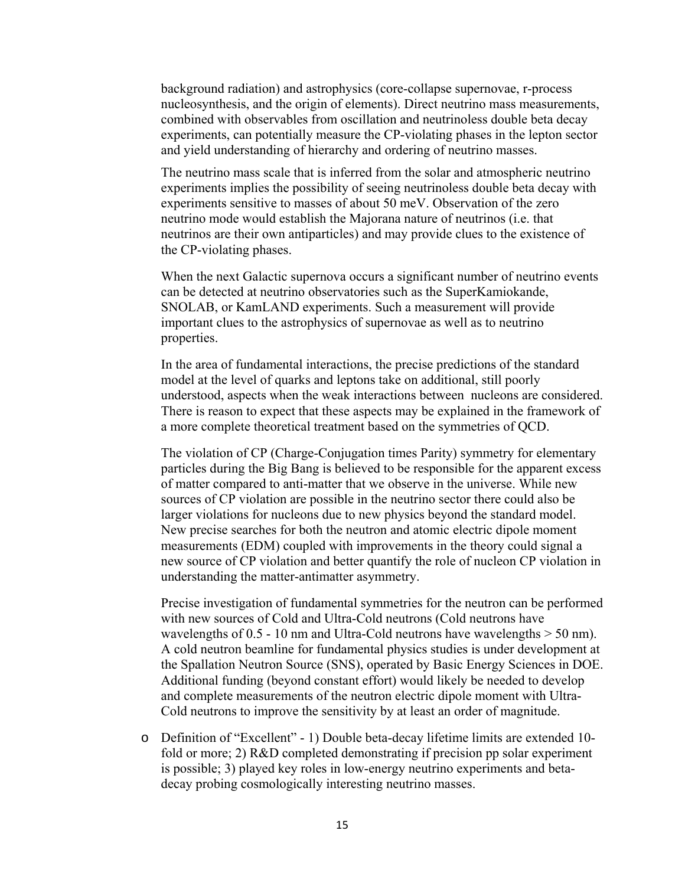background radiation) and astrophysics (core-collapse supernovae, r-process nucleosynthesis, and the origin of elements). Direct neutrino mass measurements, combined with observables from oscillation and neutrinoless double beta decay experiments, can potentially measure the CP-violating phases in the lepton sector and yield understanding of hierarchy and ordering of neutrino masses.

The neutrino mass scale that is inferred from the solar and atmospheric neutrino experiments implies the possibility of seeing neutrinoless double beta decay with experiments sensitive to masses of about 50 meV. Observation of the zero neutrino mode would establish the Majorana nature of neutrinos (i.e. that neutrinos are their own antiparticles) and may provide clues to the existence of the CP-violating phases.

When the next Galactic supernova occurs a significant number of neutrino events can be detected at neutrino observatories such as the SuperKamiokande, SNOLAB, or KamLAND experiments. Such a measurement will provide important clues to the astrophysics of supernovae as well as to neutrino properties.

In the area of fundamental interactions, the precise predictions of the standard model at the level of quarks and leptons take on additional, still poorly understood, aspects when the weak interactions between nucleons are considered. There is reason to expect that these aspects may be explained in the framework of a more complete theoretical treatment based on the symmetries of QCD.

The violation of CP (Charge-Conjugation times Parity) symmetry for elementary particles during the Big Bang is believed to be responsible for the apparent excess of matter compared to anti-matter that we observe in the universe. While new sources of CP violation are possible in the neutrino sector there could also be larger violations for nucleons due to new physics beyond the standard model. New precise searches for both the neutron and atomic electric dipole moment measurements (EDM) coupled with improvements in the theory could signal a new source of CP violation and better quantify the role of nucleon CP violation in understanding the matter-antimatter asymmetry.

Precise investigation of fundamental symmetries for the neutron can be performed with new sources of Cold and Ultra-Cold neutrons (Cold neutrons have wavelengths of 0.5 - 10 nm and Ultra-Cold neutrons have wavelengths > 50 nm). A cold neutron beamline for fundamental physics studies is under development at the Spallation Neutron Source (SNS), operated by Basic Energy Sciences in DOE. Additional funding (beyond constant effort) would likely be needed to develop and complete measurements of the neutron electric dipole moment with Ultra-Cold neutrons to improve the sensitivity by at least an order of magnitude.

- Definition of "Excellent" - 1) Double beta-decay lifetime limits are extended 10-fold or more; 2) R&D completed demonstrating if precision pp solar experiment is possible; 3) played key roles in low-energy neutrino experiments and beta-decay probing cosmologically interesting neutrino masses.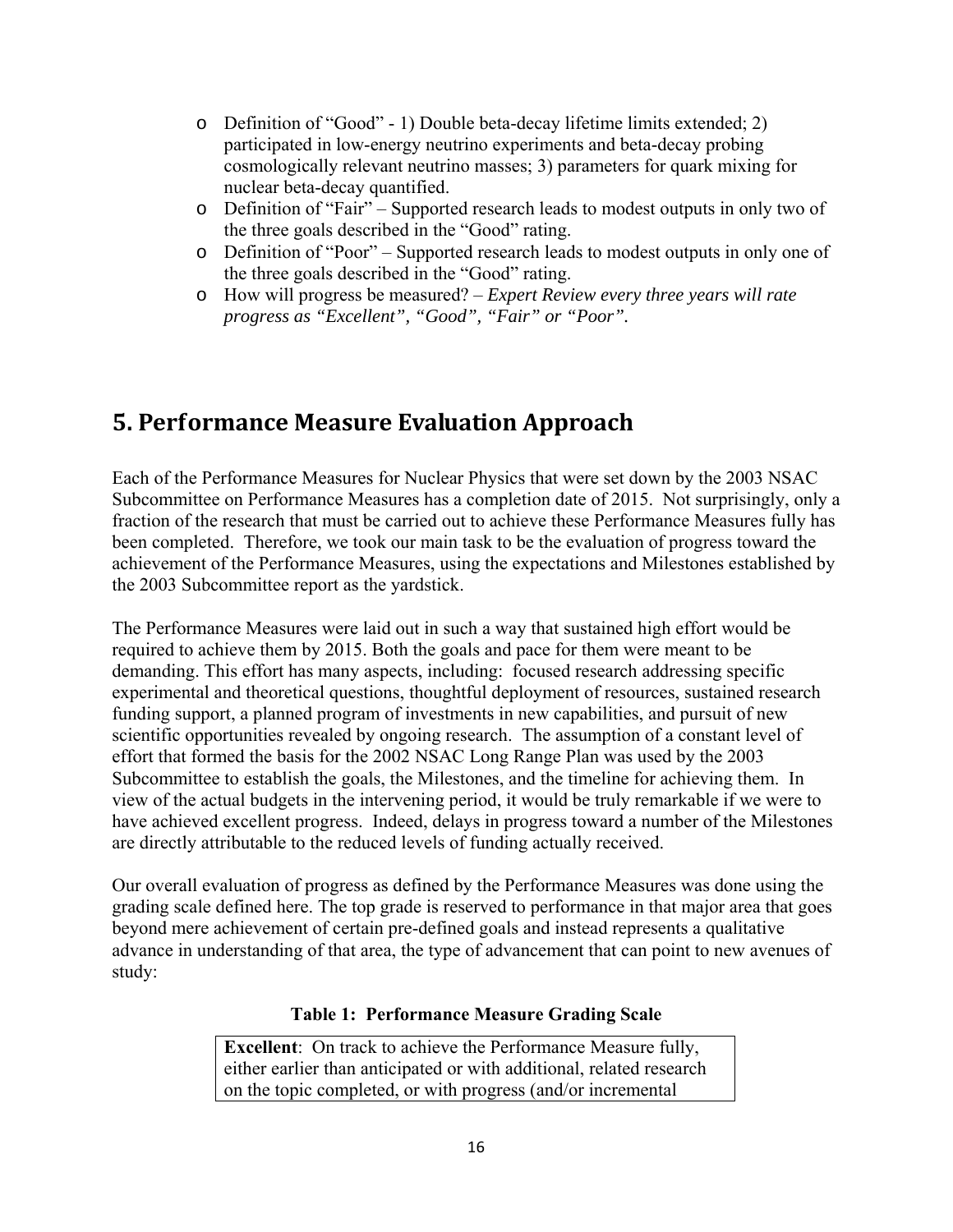- Definition of "Good" - 1) Double beta-decay lifetime limits extended; 2) participated in low-energy neutrino experiments and beta-decay probing cosmologically relevant neutrino masses; 3) parameters for quark mixing for nuclear beta-decay quantified.
- Definition of "Fair" – Supported research leads to modest outputs in only two of the three goals described in the "Good" rating.
- Definition of "Poor" – Supported research leads to modest outputs in only one of the three goals described in the "Good" rating.
- How will progress be measured? – *Expert Review every three years will rate progress as "Excellent", "Good", "Fair" or "Poor".*

## 5. Performance Measure Evaluation Approach

Each of the Performance Measures for Nuclear Physics that were set down by the 2003 NSAC Subcommittee on Performance Measures has a completion date of 2015. Not surprisingly, only a fraction of the research that must be carried out to achieve these Performance Measures fully has been completed. Therefore, we took our main task to be the evaluation of progress toward the achievement of the Performance Measures, using the expectations and Milestones established by the 2003 Subcommittee report as the yardstick.

The Performance Measures were laid out in such a way that sustained high effort would be required to achieve them by 2015. Both the goals and pace for them were meant to be demanding. This effort has many aspects, including: focused research addressing specific experimental and theoretical questions, thoughtful deployment of resources, sustained research funding support, a planned program of investments in new capabilities, and pursuit of new scientific opportunities revealed by ongoing research. The assumption of a constant level of effort that formed the basis for the 2002 NSAC Long Range Plan was used by the 2003 Subcommittee to establish the goals, the Milestones, and the timeline for achieving them. In view of the actual budgets in the intervening period, it would be truly remarkable if we were to have achieved excellent progress. Indeed, delays in progress toward a number of the Milestones are directly attributable to the reduced levels of funding actually received.

Our overall evaluation of progress as defined by the Performance Measures was done using the grading scale defined here. The top grade is reserved to performance in that major area that goes beyond mere achievement of certain pre-defined goals and instead represents a qualitative advance in understanding of that area, the type of advancement that can point to new avenues of study:

**Table 1: Performance Measure Grading Scale**

| |
|---|
| **Excellent**: On track to achieve the Performance Measure fully, either earlier than anticipated or with additional, related research on the topic completed, or with progress (and/or incremental |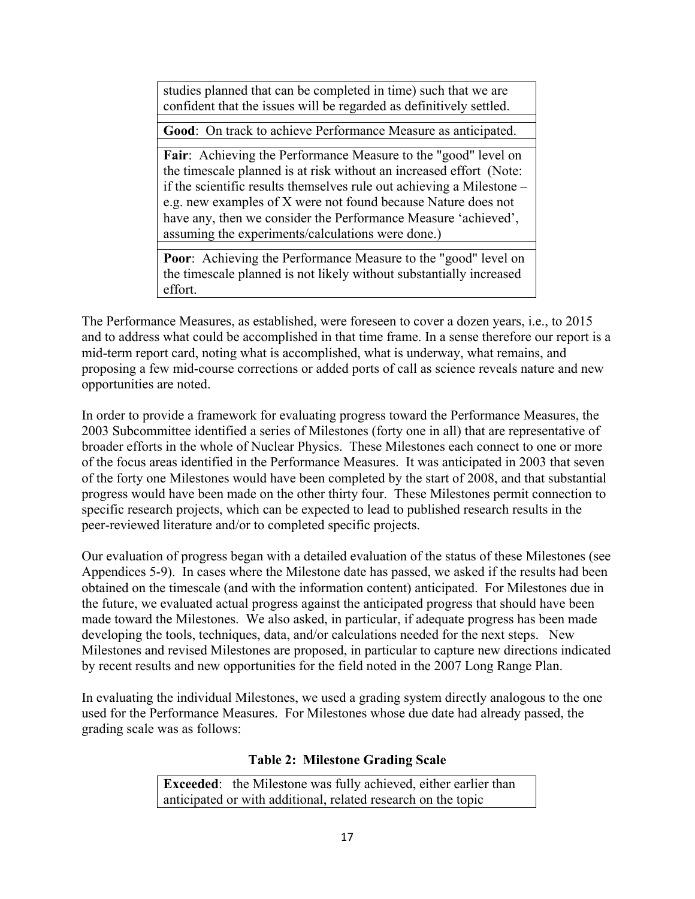| |
|---|
| studies planned that can be completed in time) such that we are confident that the issues will be regarded as definitively settled. |
| **Good**: On track to achieve Performance Measure as anticipated. |
| **Fair**: Achieving the Performance Measure to the "good" level on the timescale planned is at risk without an increased effort (Note: if the scientific results themselves rule out achieving a Milestone – e.g. new examples of X were not found because Nature does not have any, then we consider the Performance Measure 'achieved', assuming the experiments/calculations were done.) |
| **Poor**: Achieving the Performance Measure to the "good" level on the timescale planned is not likely without substantially increased effort. |

The Performance Measures, as established, were foreseen to cover a dozen years, i.e., to 2015 and to address what could be accomplished in that time frame. In a sense therefore our report is a mid-term report card, noting what is accomplished, what is underway, what remains, and proposing a few mid-course corrections or added ports of call as science reveals nature and new opportunities are noted.

In order to provide a framework for evaluating progress toward the Performance Measures, the 2003 Subcommittee identified a series of Milestones (forty one in all) that are representative of broader efforts in the whole of Nuclear Physics. These Milestones each connect to one or more of the focus areas identified in the Performance Measures. It was anticipated in 2003 that seven of the forty one Milestones would have been completed by the start of 2008, and that substantial progress would have been made on the other thirty four. These Milestones permit connection to specific research projects, which can be expected to lead to published research results in the peer-reviewed literature and/or to completed specific projects.

Our evaluation of progress began with a detailed evaluation of the status of these Milestones (see Appendices 5-9). In cases where the Milestone date has passed, we asked if the results had been obtained on the timescale (and with the information content) anticipated. For Milestones due in the future, we evaluated actual progress against the anticipated progress that should have been made toward the Milestones. We also asked, in particular, if adequate progress has been made developing the tools, techniques, data, and/or calculations needed for the next steps. New Milestones and revised Milestones are proposed, in particular to capture new directions indicated by recent results and new opportunities for the field noted in the 2007 Long Range Plan.

In evaluating the individual Milestones, we used a grading system directly analogous to the one used for the Performance Measures. For Milestones whose due date had already passed, the grading scale was as follows:

**Table 2: Milestone Grading Scale**

| |
|---|
| **Exceeded**: the Milestone was fully achieved, either earlier than anticipated or with additional, related research on the topic |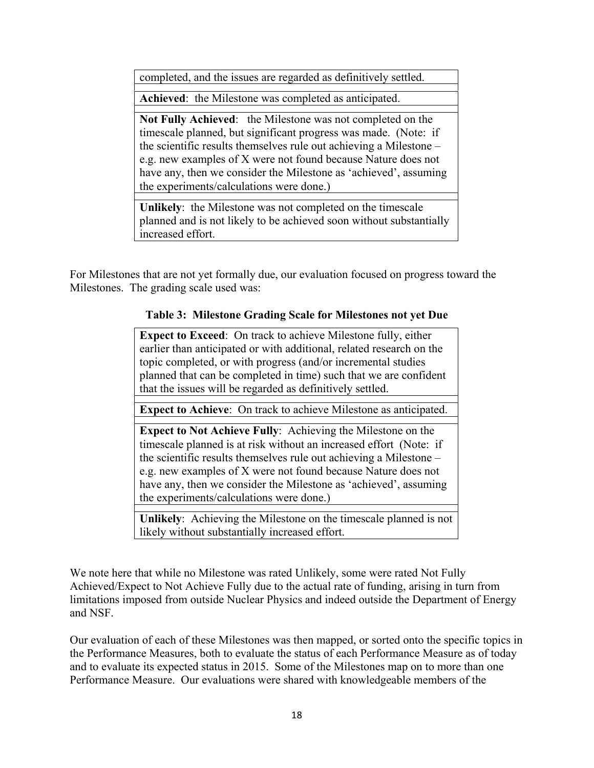| |
|---|
| completed, and the issues are regarded as definitively settled. |
| **Achieved**: the Milestone was completed as anticipated. |
| **Not Fully Achieved**: the Milestone was not completed on the timescale planned, but significant progress was made. (Note: if the scientific results themselves rule out achieving a Milestone – e.g. new examples of X were not found because Nature does not have any, then we consider the Milestone as 'achieved', assuming the experiments/calculations were done.) |
| **Unlikely**: the Milestone was not completed on the timescale planned and is not likely to be achieved soon without substantially increased effort. |

For Milestones that are not yet formally due, our evaluation focused on progress toward the Milestones. The grading scale used was:

**Table 3: Milestone Grading Scale for Milestones not yet Due**

| |
|---|
| **Expect to Exceed**: On track to achieve Milestone fully, either earlier than anticipated or with additional, related research on the topic completed, or with progress (and/or incremental studies planned that can be completed in time) such that we are confident that the issues will be regarded as definitively settled. |
| **Expect to Achieve**: On track to achieve Milestone as anticipated. |
| **Expect to Not Achieve Fully**: Achieving the Milestone on the timescale planned is at risk without an increased effort (Note: if the scientific results themselves rule out achieving a Milestone – e.g. new examples of X were not found because Nature does not have any, then we consider the Milestone as 'achieved', assuming the experiments/calculations were done.) |
| **Unlikely**: Achieving the Milestone on the timescale planned is not likely without substantially increased effort. |

We note here that while no Milestone was rated Unlikely, some were rated Not Fully Achieved/Expect to Not Achieve Fully due to the actual rate of funding, arising in turn from limitations imposed from outside Nuclear Physics and indeed outside the Department of Energy and NSF.

Our evaluation of each of these Milestones was then mapped, or sorted onto the specific topics in the Performance Measures, both to evaluate the status of each Performance Measure as of today and to evaluate its expected status in 2015. Some of the Milestones map on to more than one Performance Measure. Our evaluations were shared with knowledgeable members of the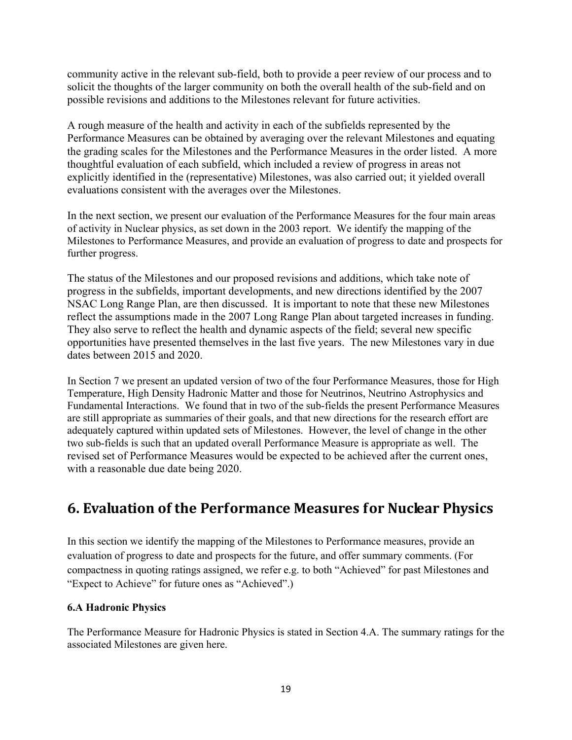community active in the relevant sub-field, both to provide a peer review of our process and to solicit the thoughts of the larger community on both the overall health of the sub-field and on possible revisions and additions to the Milestones relevant for future activities.

A rough measure of the health and activity in each of the subfields represented by the Performance Measures can be obtained by averaging over the relevant Milestones and equating the grading scales for the Milestones and the Performance Measures in the order listed. A more thoughtful evaluation of each subfield, which included a review of progress in areas not explicitly identified in the (representative) Milestones, was also carried out; it yielded overall evaluations consistent with the averages over the Milestones.

In the next section, we present our evaluation of the Performance Measures for the four main areas of activity in Nuclear physics, as set down in the 2003 report. We identify the mapping of the Milestones to Performance Measures, and provide an evaluation of progress to date and prospects for further progress.

The status of the Milestones and our proposed revisions and additions, which take note of progress in the subfields, important developments, and new directions identified by the 2007 NSAC Long Range Plan, are then discussed. It is important to note that these new Milestones reflect the assumptions made in the 2007 Long Range Plan about targeted increases in funding. They also serve to reflect the health and dynamic aspects of the field; several new specific opportunities have presented themselves in the last five years. The new Milestones vary in due dates between 2015 and 2020.

In Section 7 we present an updated version of two of the four Performance Measures, those for High Temperature, High Density Hadronic Matter and those for Neutrinos, Neutrino Astrophysics and Fundamental Interactions. We found that in two of the sub-fields the present Performance Measures are still appropriate as summaries of their goals, and that new directions for the research effort are adequately captured within updated sets of Milestones. However, the level of change in the other two sub-fields is such that an updated overall Performance Measure is appropriate as well. The revised set of Performance Measures would be expected to be achieved after the current ones, with a reasonable due date being 2020.

## 6. Evaluation of the Performance Measures for Nuclear Physics

In this section we identify the mapping of the Milestones to Performance measures, provide an evaluation of progress to date and prospects for the future, and offer summary comments. (For compactness in quoting ratings assigned, we refer e.g. to both "Achieved" for past Milestones and "Expect to Achieve" for future ones as "Achieved".)

### 6.A Hadronic Physics

The Performance Measure for Hadronic Physics is stated in Section 4.A. The summary ratings for the associated Milestones are given here.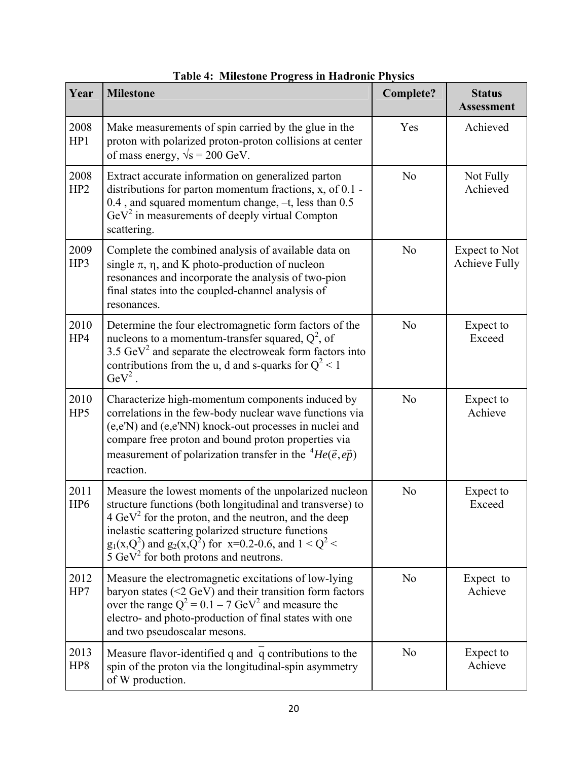**Table 4: Milestone Progress in Hadronic Physics**

| Year | Milestone | Complete? | Status Assessment |
|---|---|---|---|
| 2008 HP1 | Make measurements of spin carried by the glue in the proton with polarized proton-proton collisions at center of mass energy, $\sqrt{s}$ = 200 GeV. | Yes | Achieved |
| 2008 HP2 | Extract accurate information on generalized parton distributions for parton momentum fractions, x, of 0.1 - 0.4 , and squared momentum change, –t, less than 0.5 $GeV^2$ in measurements of deeply virtual Compton scattering. | No | Not Fully Achieved |
| 2009 HP3 | Complete the combined analysis of available data on single $\pi$, $\eta$, and K photo-production of nucleon resonances and incorporate the analysis of two-pion final states into the coupled-channel analysis of resonances. | No | Expect to Not Achieve Fully |
| 2010 HP4 | Determine the four electromagnetic form factors of the nucleons to a momentum-transfer squared, $Q^2$, of 3.5 $GeV^2$ and separate the electroweak form factors into contributions from the u, d and s-quarks for $Q^2 < 1$ $GeV^2$ . | No | Expect to Exceed |
| 2010 HP5 | Characterize high-momentum components induced by correlations in the few-body nuclear wave functions via (e,e'N) and (e,e'NN) knock-out processes in nuclei and compare free proton and bound proton properties via measurement of polarization transfer in the $^4He(\vec{e}, e\vec{p})$ reaction. | No | Expect to Achieve |
| 2011 HP6 | Measure the lowest moments of the unpolarized nucleon structure functions (both longitudinal and transverse) to 4 $GeV^2$ for the proton, and the neutron, and the deep inelastic scattering polarized structure functions $g_1(x,Q^2)$ and $g_2(x,Q^2)$ for x=0.2-0.6, and $1 < Q^2 <$ 5 $GeV^2$ for both protons and neutrons. | No | Expect to Exceed |
| 2012 HP7 | Measure the electromagnetic excitations of low-lying baryon states (<2 GeV) and their transition form factors over the range $Q^2$ = 0.1 – 7 $GeV^2$ and measure the electro- and photo-production of final states with one and two pseudoscalar mesons. | No | Expect to Achieve |
| 2013 HP8 | Measure flavor-identified q and $\bar{q}$ contributions to the spin of the proton via the longitudinal-spin asymmetry of W production. | No | Expect to Achieve |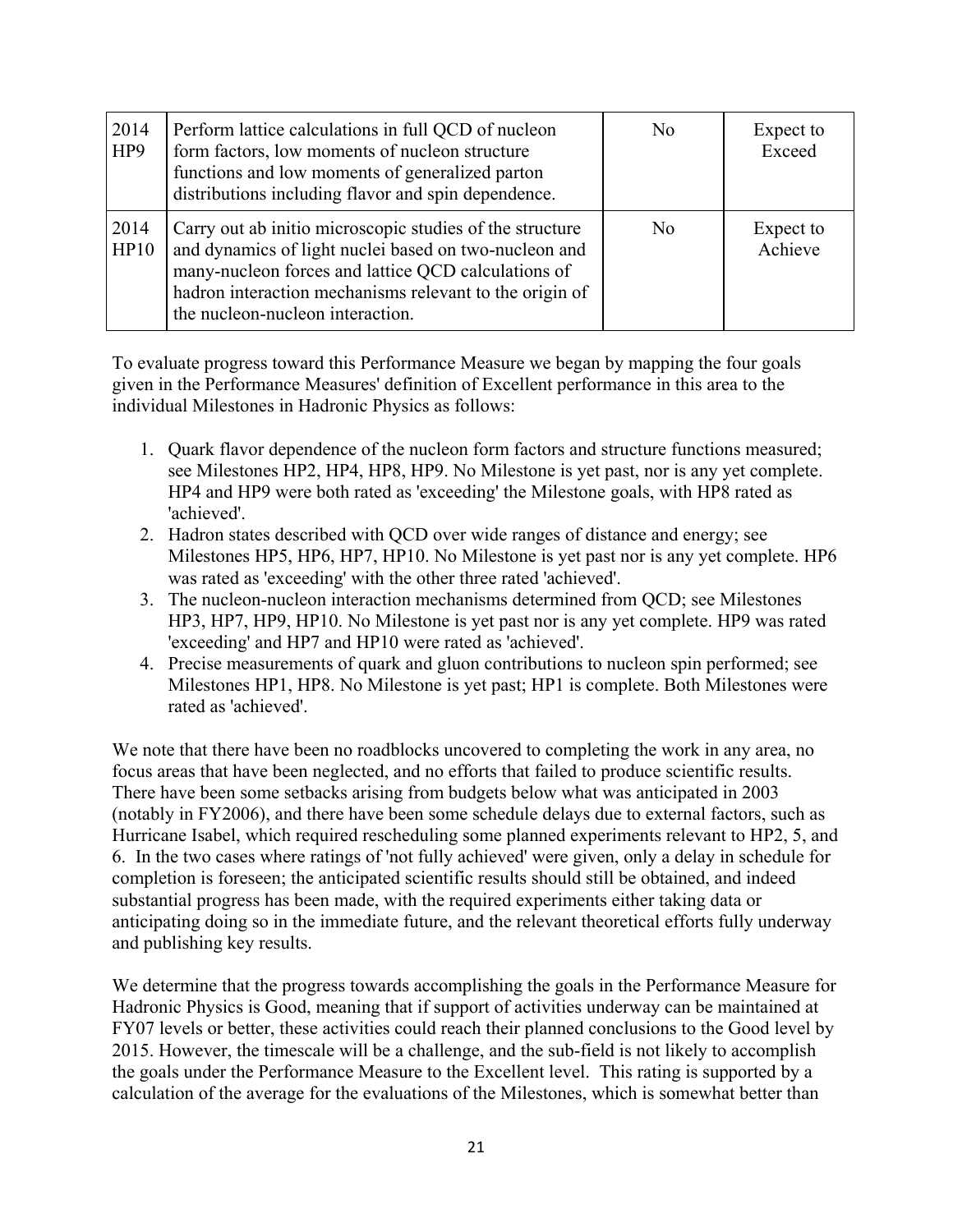| | | | |
|---|---|---|---|
| 2014 HP9 | Perform lattice calculations in full QCD of nucleon form factors, low moments of nucleon structure functions and low moments of generalized parton distributions including flavor and spin dependence. | No | Expect to Exceed |
| 2014 HP10 | Carry out ab initio microscopic studies of the structure and dynamics of light nuclei based on two-nucleon and many-nucleon forces and lattice QCD calculations of hadron interaction mechanisms relevant to the origin of the nucleon-nucleon interaction. | No | Expect to Achieve |

To evaluate progress toward this Performance Measure we began by mapping the four goals given in the Performance Measures' definition of Excellent performance in this area to the individual Milestones in Hadronic Physics as follows:

1. Quark flavor dependence of the nucleon form factors and structure functions measured; see Milestones HP2, HP4, HP8, HP9. No Milestone is yet past, nor is any yet complete. HP4 and HP9 were both rated as 'exceeding' the Milestone goals, with HP8 rated as 'achieved'.
2. Hadron states described with QCD over wide ranges of distance and energy; see Milestones HP5, HP6, HP7, HP10. No Milestone is yet past nor is any yet complete. HP6 was rated as 'exceeding' with the other three rated 'achieved'.
3. The nucleon-nucleon interaction mechanisms determined from QCD; see Milestones HP3, HP7, HP9, HP10. No Milestone is yet past nor is any yet complete. HP9 was rated 'exceeding' and HP7 and HP10 were rated as 'achieved'.
4. Precise measurements of quark and gluon contributions to nucleon spin performed; see Milestones HP1, HP8. No Milestone is yet past; HP1 is complete. Both Milestones were rated as 'achieved'.

We note that there have been no roadblocks uncovered to completing the work in any area, no focus areas that have been neglected, and no efforts that failed to produce scientific results. There have been some setbacks arising from budgets below what was anticipated in 2003 (notably in FY2006), and there have been some schedule delays due to external factors, such as Hurricane Isabel, which required rescheduling some planned experiments relevant to HP2, 5, and 6. In the two cases where ratings of 'not fully achieved' were given, only a delay in schedule for completion is foreseen; the anticipated scientific results should still be obtained, and indeed substantial progress has been made, with the required experiments either taking data or anticipating doing so in the immediate future, and the relevant theoretical efforts fully underway and publishing key results.

We determine that the progress towards accomplishing the goals in the Performance Measure for Hadronic Physics is Good, meaning that if support of activities underway can be maintained at FY07 levels or better, these activities could reach their planned conclusions to the Good level by 2015. However, the timescale will be a challenge, and the sub-field is not likely to accomplish the goals under the Performance Measure to the Excellent level. This rating is supported by a calculation of the average for the evaluations of the Milestones, which is somewhat better than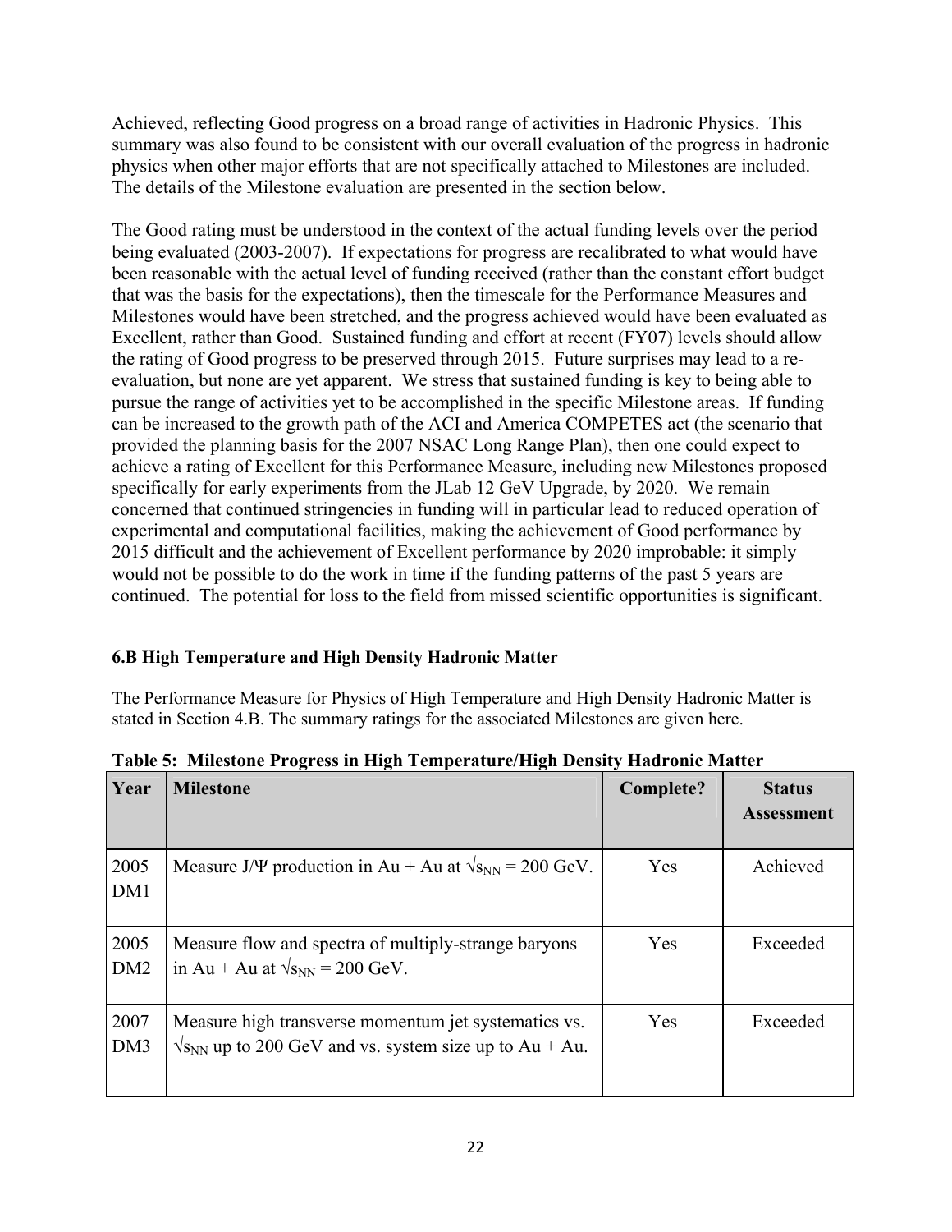Achieved, reflecting Good progress on a broad range of activities in Hadronic Physics. This summary was also found to be consistent with our overall evaluation of the progress in hadronic physics when other major efforts that are not specifically attached to Milestones are included. The details of the Milestone evaluation are presented in the section below.

The Good rating must be understood in the context of the actual funding levels over the period being evaluated (2003-2007). If expectations for progress are recalibrated to what would have been reasonable with the actual level of funding received (rather than the constant effort budget that was the basis for the expectations), then the timescale for the Performance Measures and Milestones would have been stretched, and the progress achieved would have been evaluated as Excellent, rather than Good. Sustained funding and effort at recent (FY07) levels should allow the rating of Good progress to be preserved through 2015. Future surprises may lead to a re-evaluation, but none are yet apparent. We stress that sustained funding is key to being able to pursue the range of activities yet to be accomplished in the specific Milestone areas. If funding can be increased to the growth path of the ACI and America COMPETES act (the scenario that provided the planning basis for the 2007 NSAC Long Range Plan), then one could expect to achieve a rating of Excellent for this Performance Measure, including new Milestones proposed specifically for early experiments from the JLab 12 GeV Upgrade, by 2020. We remain concerned that continued stringencies in funding will in particular lead to reduced operation of experimental and computational facilities, making the achievement of Good performance by 2015 difficult and the achievement of Excellent performance by 2020 improbable: it simply would not be possible to do the work in time if the funding patterns of the past 5 years are continued. The potential for loss to the field from missed scientific opportunities is significant.

### 6.B High Temperature and High Density Hadronic Matter

The Performance Measure for Physics of High Temperature and High Density Hadronic Matter is stated in Section 4.B. The summary ratings for the associated Milestones are given here.

**Table 5: Milestone Progress in High Temperature/High Density Hadronic Matter**

| Year | Milestone | Complete? | Status Assessment |
|---|---|---|---|
| 2005 DM1 | Measure J/Ψ production in Au + Au at $\sqrt{s_{NN}}$ = 200 GeV. | Yes | Achieved |
| 2005 DM2 | Measure flow and spectra of multiply-strange baryons in Au + Au at $\sqrt{s_{NN}}$ = 200 GeV. | Yes | Exceeded |
| 2007 DM3 | Measure high transverse momentum jet systematics vs. $\sqrt{s_{NN}}$ up to 200 GeV and vs. system size up to Au + Au. | Yes | Exceeded |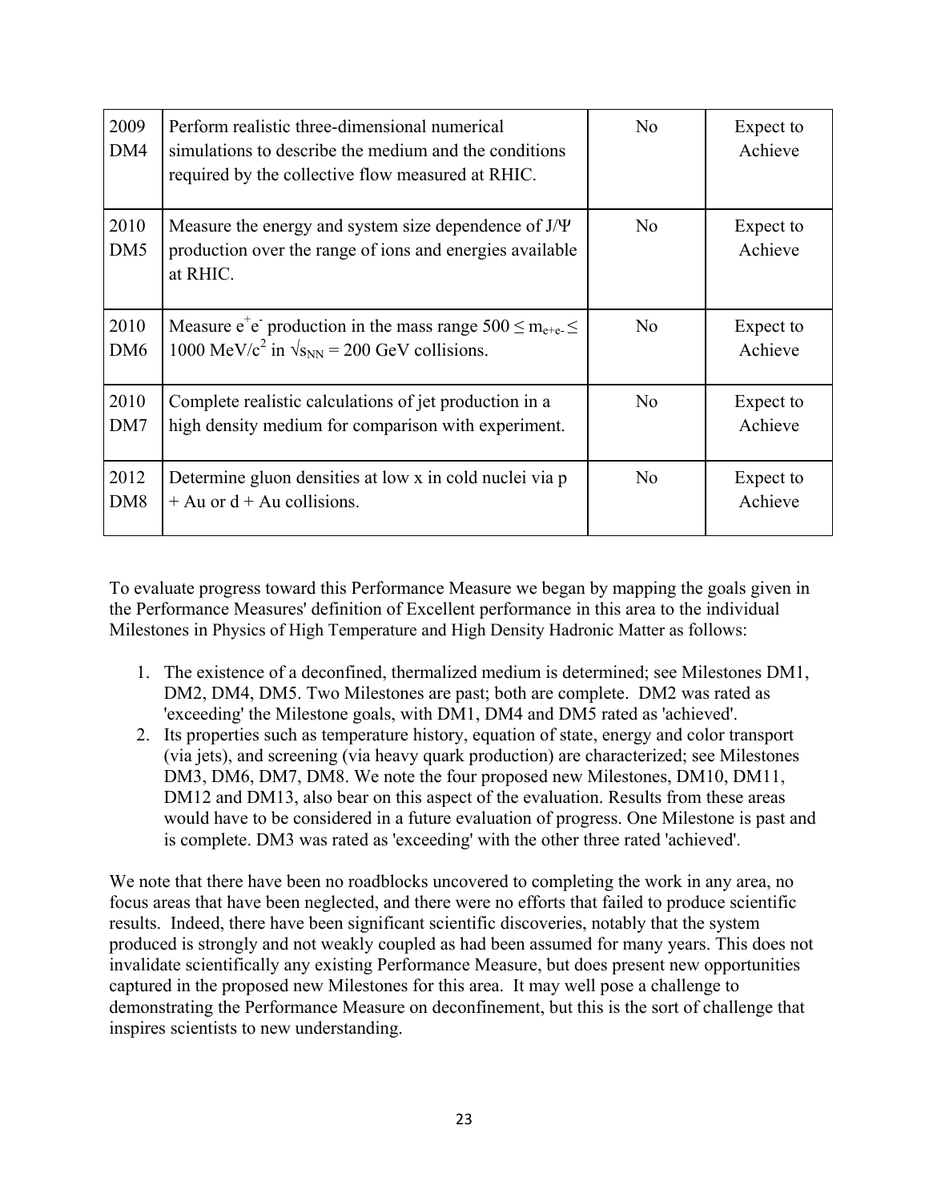| | | | |
|---|---|---|---|
| 2009 DM4 | Perform realistic three-dimensional numerical simulations to describe the medium and the conditions required by the collective flow measured at RHIC. | No | Expect to Achieve |
| 2010 DM5 | Measure the energy and system size dependence of J/Ψ production over the range of ions and energies available at RHIC. | No | Expect to Achieve |
| 2010 DM6 | Measure $e^+e^-$ production in the mass range $500 \leq m_{e+e-} \leq 1000$ MeV/$c^2$ in $\sqrt{s_{NN}} = 200$ GeV collisions. | No | Expect to Achieve |
| 2010 DM7 | Complete realistic calculations of jet production in a high density medium for comparison with experiment. | No | Expect to Achieve |
| 2012 DM8 | Determine gluon densities at low x in cold nuclei via p + Au or d + Au collisions. | No | Expect to Achieve |

To evaluate progress toward this Performance Measure we began by mapping the goals given in the Performance Measures' definition of Excellent performance in this area to the individual Milestones in Physics of High Temperature and High Density Hadronic Matter as follows:

1. The existence of a deconfined, thermalized medium is determined; see Milestones DM1, DM2, DM4, DM5. Two Milestones are past; both are complete. DM2 was rated as 'exceeding' the Milestone goals, with DM1, DM4 and DM5 rated as 'achieved'.
2. Its properties such as temperature history, equation of state, energy and color transport (via jets), and screening (via heavy quark production) are characterized; see Milestones DM3, DM6, DM7, DM8. We note the four proposed new Milestones, DM10, DM11, DM12 and DM13, also bear on this aspect of the evaluation. Results from these areas would have to be considered in a future evaluation of progress. One Milestone is past and is complete. DM3 was rated as 'exceeding' with the other three rated 'achieved'.

We note that there have been no roadblocks uncovered to completing the work in any area, no focus areas that have been neglected, and there were no efforts that failed to produce scientific results. Indeed, there have been significant scientific discoveries, notably that the system produced is strongly and not weakly coupled as had been assumed for many years. This does not invalidate scientifically any existing Performance Measure, but does present new opportunities captured in the proposed new Milestones for this area. It may well pose a challenge to demonstrating the Performance Measure on deconfinement, but this is the sort of challenge that inspires scientists to new understanding.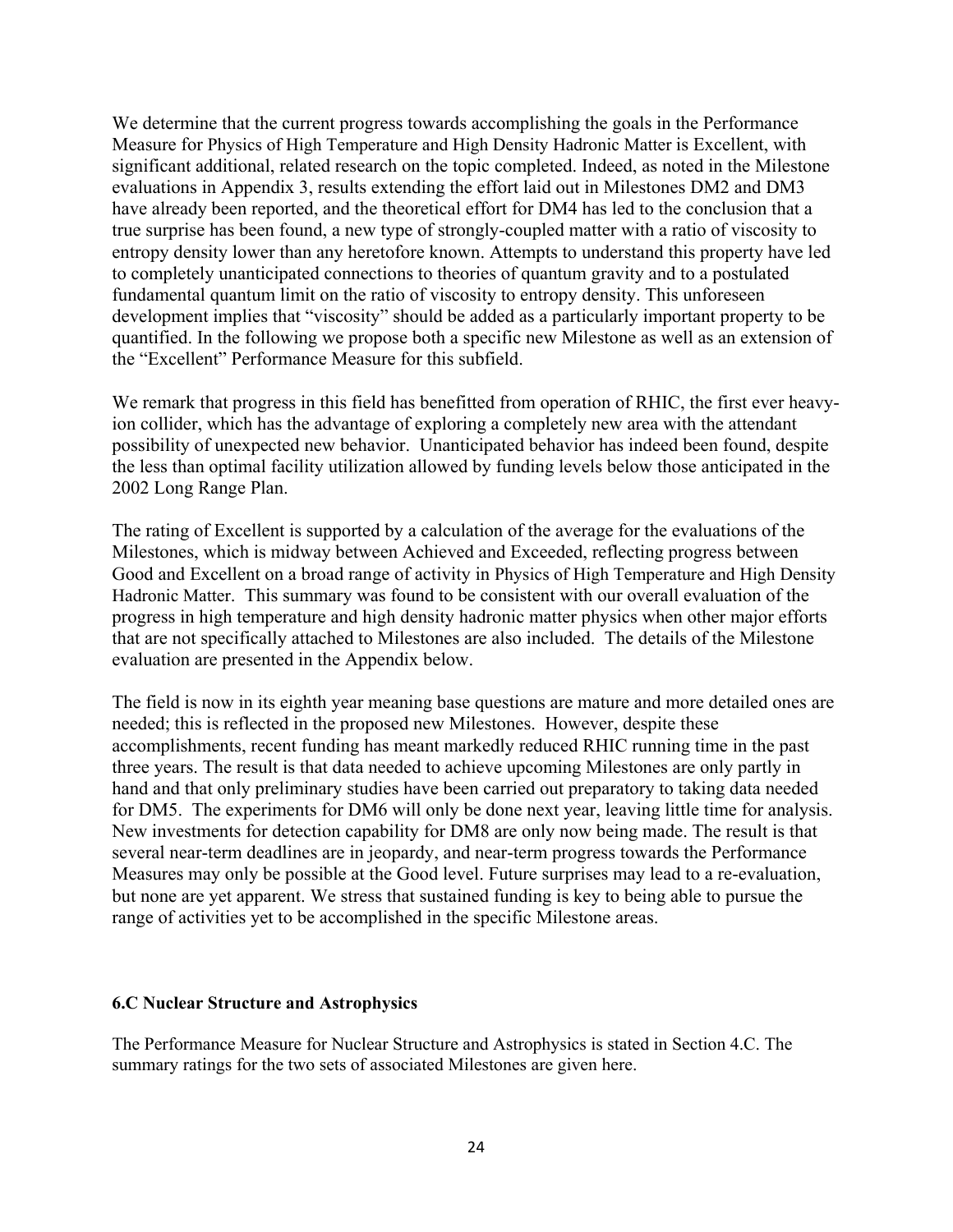We determine that the current progress towards accomplishing the goals in the Performance Measure for Physics of High Temperature and High Density Hadronic Matter is Excellent, with significant additional, related research on the topic completed. Indeed, as noted in the Milestone evaluations in Appendix 3, results extending the effort laid out in Milestones DM2 and DM3 have already been reported, and the theoretical effort for DM4 has led to the conclusion that a true surprise has been found, a new type of strongly-coupled matter with a ratio of viscosity to entropy density lower than any heretofore known. Attempts to understand this property have led to completely unanticipated connections to theories of quantum gravity and to a postulated fundamental quantum limit on the ratio of viscosity to entropy density. This unforeseen development implies that "viscosity" should be added as a particularly important property to be quantified. In the following we propose both a specific new Milestone as well as an extension of the "Excellent" Performance Measure for this subfield.

We remark that progress in this field has benefitted from operation of RHIC, the first ever heavy-ion collider, which has the advantage of exploring a completely new area with the attendant possibility of unexpected new behavior. Unanticipated behavior has indeed been found, despite the less than optimal facility utilization allowed by funding levels below those anticipated in the 2002 Long Range Plan.

The rating of Excellent is supported by a calculation of the average for the evaluations of the Milestones, which is midway between Achieved and Exceeded, reflecting progress between Good and Excellent on a broad range of activity in Physics of High Temperature and High Density Hadronic Matter. This summary was found to be consistent with our overall evaluation of the progress in high temperature and high density hadronic matter physics when other major efforts that are not specifically attached to Milestones are also included. The details of the Milestone evaluation are presented in the Appendix below.

The field is now in its eighth year meaning base questions are mature and more detailed ones are needed; this is reflected in the proposed new Milestones. However, despite these accomplishments, recent funding has meant markedly reduced RHIC running time in the past three years. The result is that data needed to achieve upcoming Milestones are only partly in hand and that only preliminary studies have been carried out preparatory to taking data needed for DM5. The experiments for DM6 will only be done next year, leaving little time for analysis. New investments for detection capability for DM8 are only now being made. The result is that several near-term deadlines are in jeopardy, and near-term progress towards the Performance Measures may only be possible at the Good level. Future surprises may lead to a re-evaluation, but none are yet apparent. We stress that sustained funding is key to being able to pursue the range of activities yet to be accomplished in the specific Milestone areas.

### 6.C Nuclear Structure and Astrophysics

The Performance Measure for Nuclear Structure and Astrophysics is stated in Section 4.C. The summary ratings for the two sets of associated Milestones are given here.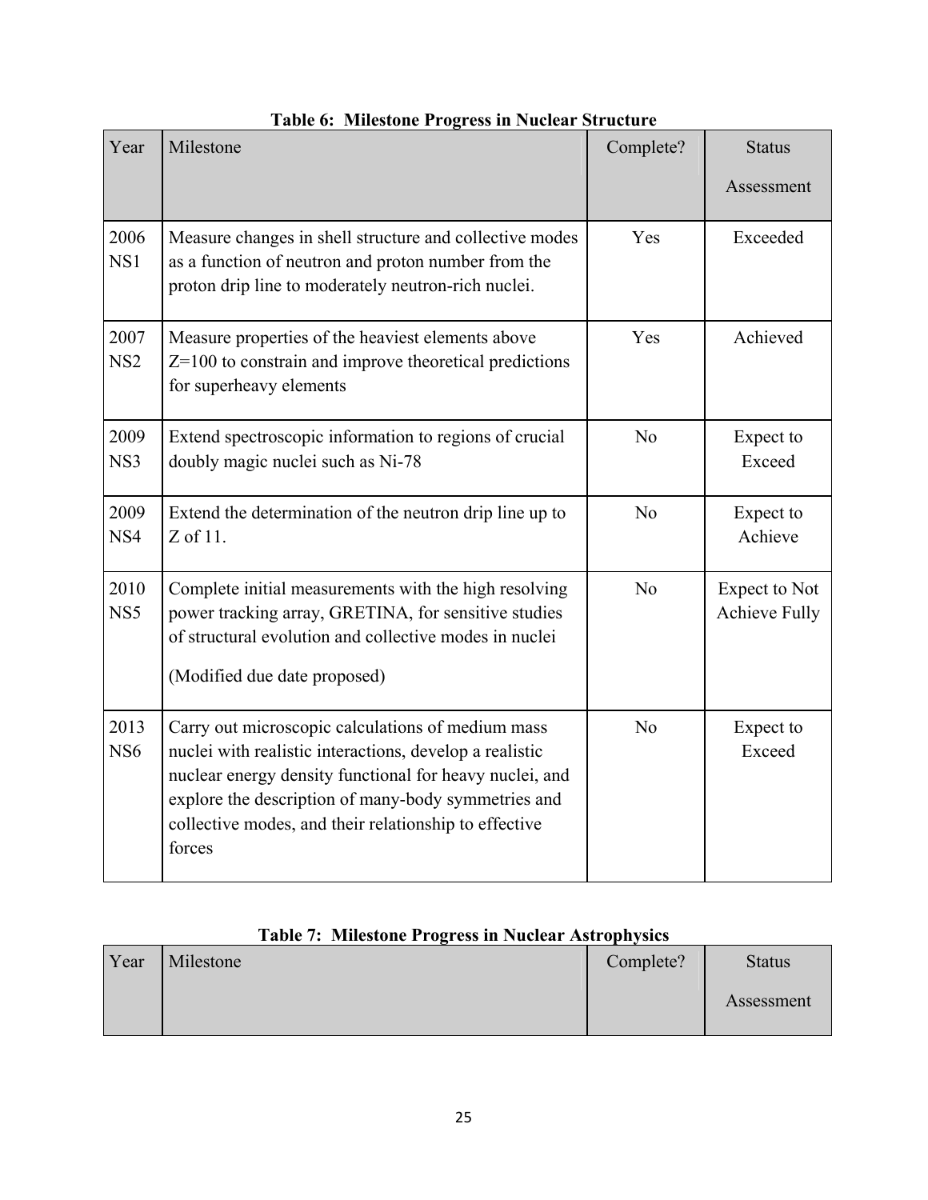**Table 6: Milestone Progress in Nuclear Structure**

| Year | Milestone | Complete? | Status Assessment |
|---|---|---|---|
| 2006 NS1 | Measure changes in shell structure and collective modes as a function of neutron and proton number from the proton drip line to moderately neutron-rich nuclei. | Yes | Exceeded |
| 2007 NS2 | Measure properties of the heaviest elements above Z=100 to constrain and improve theoretical predictions for superheavy elements | Yes | Achieved |
| 2009 NS3 | Extend spectroscopic information to regions of crucial doubly magic nuclei such as Ni-78 | No | Expect to Exceed |
| 2009 NS4 | Extend the determination of the neutron drip line up to Z of 11. | No | Expect to Achieve |
| 2010 NS5 | Complete initial measurements with the high resolving power tracking array, GRETINA, for sensitive studies of structural evolution and collective modes in nuclei<br><br>(Modified due date proposed) | No | Expect to Not Achieve Fully |
| 2013 NS6 | Carry out microscopic calculations of medium mass nuclei with realistic interactions, develop a realistic nuclear energy density functional for heavy nuclei, and explore the description of many-body symmetries and collective modes, and their relationship to effective forces | No | Expect to Exceed |

**Table 7: Milestone Progress in Nuclear Astrophysics**

| Year | Milestone | Complete? | Status Assessment |
|---|---|---|---|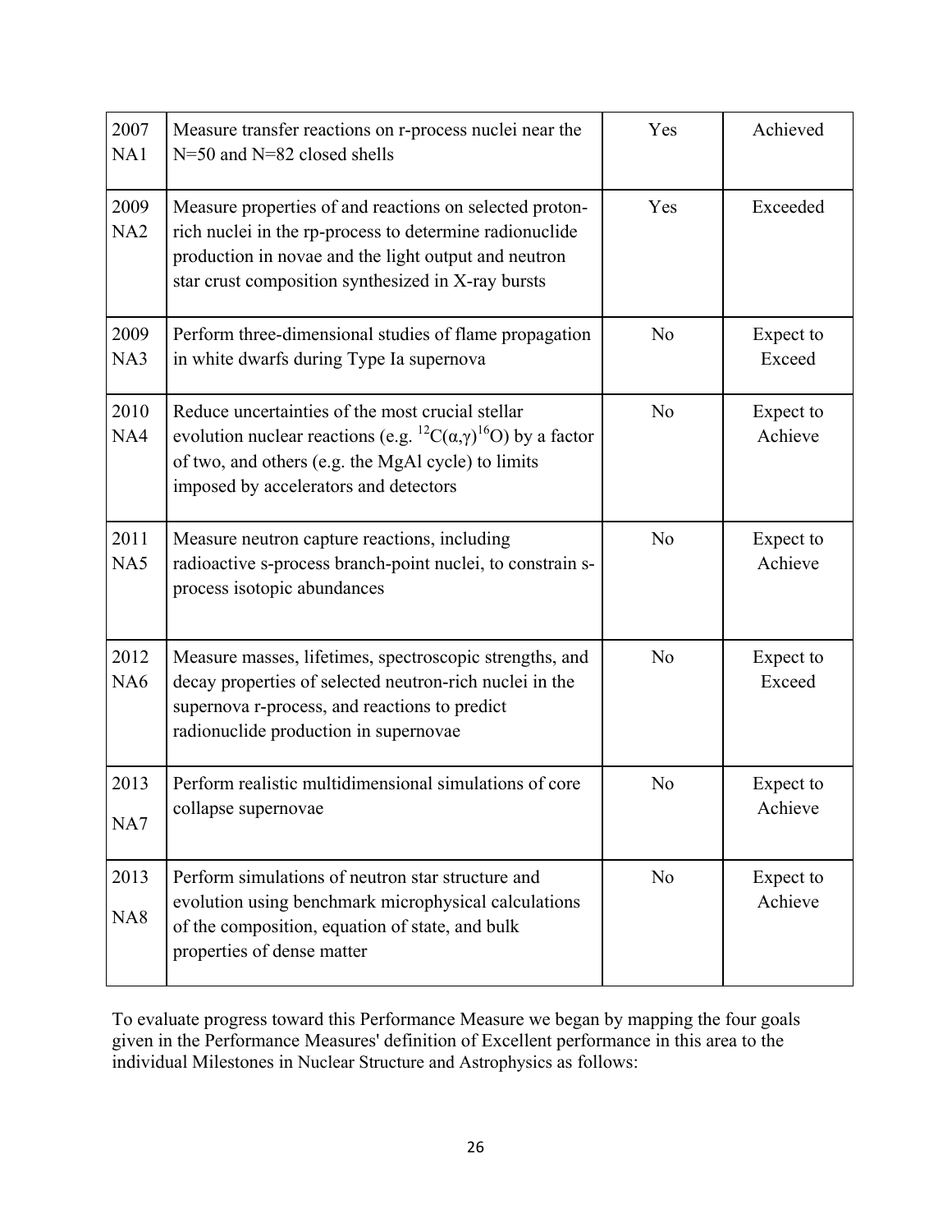| | | | |
|---|---|---|---|
| 2007 NA1 | Measure transfer reactions on r-process nuclei near the N=50 and N=82 closed shells | Yes | Achieved |
| 2009 NA2 | Measure properties of and reactions on selected proton-rich nuclei in the rp-process to determine radionuclide production in novae and the light output and neutron star crust composition synthesized in X-ray bursts | Yes | Exceeded |
| 2009 NA3 | Perform three-dimensional studies of flame propagation in white dwarfs during Type Ia supernova | No | Expect to Exceed |
| 2010 NA4 | Reduce uncertainties of the most crucial stellar evolution nuclear reactions (e.g. $^{12}C(\alpha,\gamma)^{16}O$) by a factor of two, and others (e.g. the MgAl cycle) to limits imposed by accelerators and detectors | No | Expect to Achieve |
| 2011 NA5 | Measure neutron capture reactions, including radioactive s-process branch-point nuclei, to constrain s-process isotopic abundances | No | Expect to Achieve |
| 2012 NA6 | Measure masses, lifetimes, spectroscopic strengths, and decay properties of selected neutron-rich nuclei in the supernova r-process, and reactions to predict radionuclide production in supernovae | No | Expect to Exceed |
| 2013 NA7 | Perform realistic multidimensional simulations of core collapse supernovae | No | Expect to Achieve |
| 2013 NA8 | Perform simulations of neutron star structure and evolution using benchmark microphysical calculations of the composition, equation of state, and bulk properties of dense matter | No | Expect to Achieve |

To evaluate progress toward this Performance Measure we began by mapping the four goals given in the Performance Measures' definition of Excellent performance in this area to the individual Milestones in Nuclear Structure and Astrophysics as follows: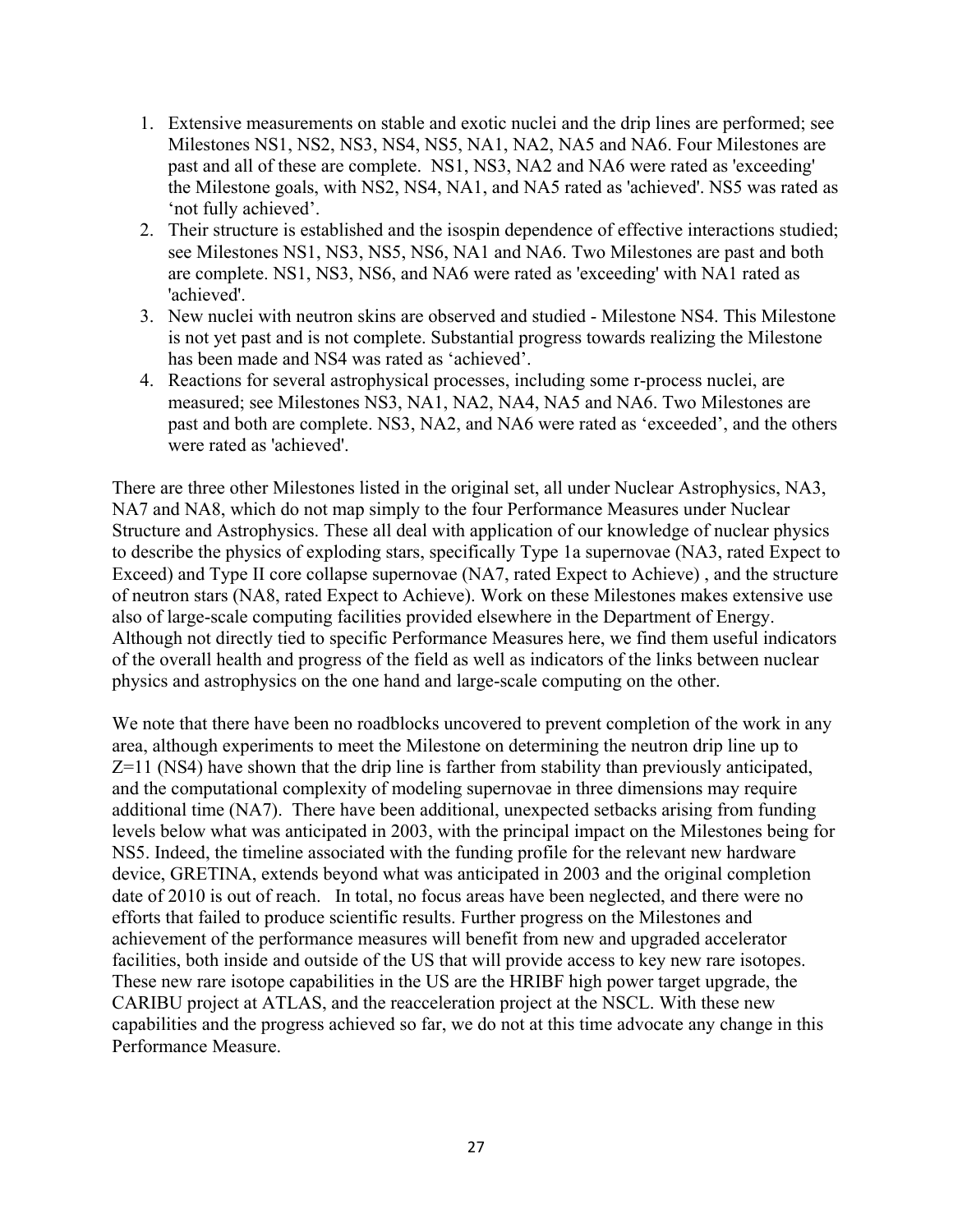1. Extensive measurements on stable and exotic nuclei and the drip lines are performed; see Milestones NS1, NS2, NS3, NS4, NS5, NA1, NA2, NA5 and NA6. Four Milestones are past and all of these are complete. NS1, NS3, NA2 and NA6 were rated as 'exceeding' the Milestone goals, with NS2, NS4, NA1, and NA5 rated as 'achieved'. NS5 was rated as 'not fully achieved'.
2. Their structure is established and the isospin dependence of effective interactions studied; see Milestones NS1, NS3, NS5, NS6, NA1 and NA6. Two Milestones are past and both are complete. NS1, NS3, NS6, and NA6 were rated as 'exceeding' with NA1 rated as 'achieved'.
3. New nuclei with neutron skins are observed and studied - Milestone NS4. This Milestone is not yet past and is not complete. Substantial progress towards realizing the Milestone has been made and NS4 was rated as 'achieved'.
4. Reactions for several astrophysical processes, including some r-process nuclei, are measured; see Milestones NS3, NA1, NA2, NA4, NA5 and NA6. Two Milestones are past and both are complete. NS3, NA2, and NA6 were rated as 'exceeded', and the others were rated as 'achieved'.

There are three other Milestones listed in the original set, all under Nuclear Astrophysics, NA3, NA7 and NA8, which do not map simply to the four Performance Measures under Nuclear Structure and Astrophysics. These all deal with application of our knowledge of nuclear physics to describe the physics of exploding stars, specifically Type 1a supernovae (NA3, rated Expect to Exceed) and Type II core collapse supernovae (NA7, rated Expect to Achieve) , and the structure of neutron stars (NA8, rated Expect to Achieve). Work on these Milestones makes extensive use also of large-scale computing facilities provided elsewhere in the Department of Energy. Although not directly tied to specific Performance Measures here, we find them useful indicators of the overall health and progress of the field as well as indicators of the links between nuclear physics and astrophysics on the one hand and large-scale computing on the other.

We note that there have been no roadblocks uncovered to prevent completion of the work in any area, although experiments to meet the Milestone on determining the neutron drip line up to $Z=11$ (NS4) have shown that the drip line is farther from stability than previously anticipated, and the computational complexity of modeling supernovae in three dimensions may require additional time (NA7). There have been additional, unexpected setbacks arising from funding levels below what was anticipated in 2003, with the principal impact on the Milestones being for NS5. Indeed, the timeline associated with the funding profile for the relevant new hardware device, GRETINA, extends beyond what was anticipated in 2003 and the original completion date of 2010 is out of reach. In total, no focus areas have been neglected, and there were no efforts that failed to produce scientific results. Further progress on the Milestones and achievement of the performance measures will benefit from new and upgraded accelerator facilities, both inside and outside of the US that will provide access to key new rare isotopes. These new rare isotope capabilities in the US are the HRIBF high power target upgrade, the CARIBU project at ATLAS, and the reacceleration project at the NSCL. With these new capabilities and the progress achieved so far, we do not at this time advocate any change in this Performance Measure.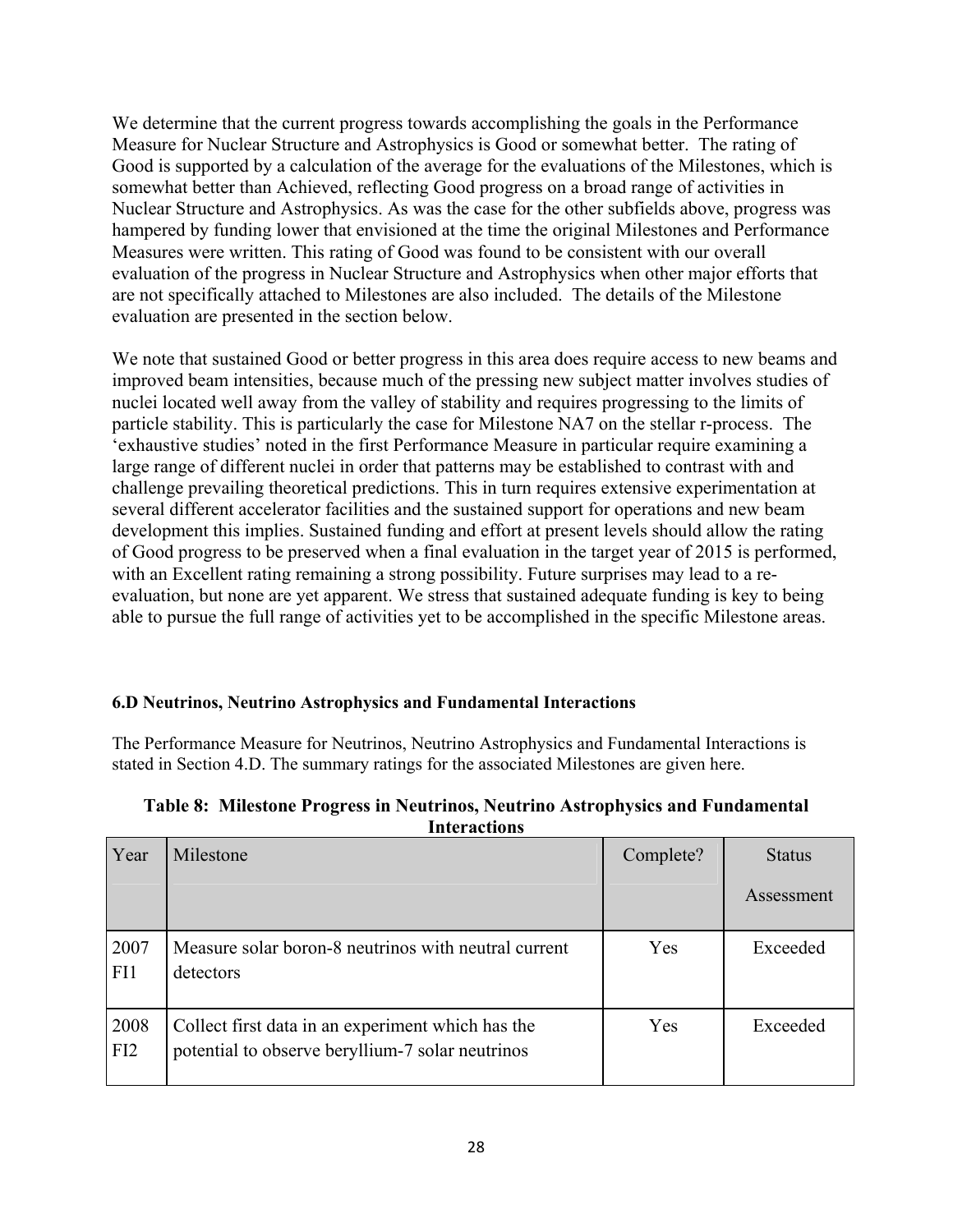We determine that the current progress towards accomplishing the goals in the Performance Measure for Nuclear Structure and Astrophysics is Good or somewhat better. The rating of Good is supported by a calculation of the average for the evaluations of the Milestones, which is somewhat better than Achieved, reflecting Good progress on a broad range of activities in Nuclear Structure and Astrophysics. As was the case for the other subfields above, progress was hampered by funding lower that envisioned at the time the original Milestones and Performance Measures were written. This rating of Good was found to be consistent with our overall evaluation of the progress in Nuclear Structure and Astrophysics when other major efforts that are not specifically attached to Milestones are also included. The details of the Milestone evaluation are presented in the section below.

We note that sustained Good or better progress in this area does require access to new beams and improved beam intensities, because much of the pressing new subject matter involves studies of nuclei located well away from the valley of stability and requires progressing to the limits of particle stability. This is particularly the case for Milestone NA7 on the stellar r-process. The 'exhaustive studies' noted in the first Performance Measure in particular require examining a large range of different nuclei in order that patterns may be established to contrast with and challenge prevailing theoretical predictions. This in turn requires extensive experimentation at several different accelerator facilities and the sustained support for operations and new beam development this implies. Sustained funding and effort at present levels should allow the rating of Good progress to be preserved when a final evaluation in the target year of 2015 is performed, with an Excellent rating remaining a strong possibility. Future surprises may lead to a re-evaluation, but none are yet apparent. We stress that sustained adequate funding is key to being able to pursue the full range of activities yet to be accomplished in the specific Milestone areas.

### 6.D Neutrinos, Neutrino Astrophysics and Fundamental Interactions

The Performance Measure for Neutrinos, Neutrino Astrophysics and Fundamental Interactions is stated in Section 4.D. The summary ratings for the associated Milestones are given here.

**Table 8: Milestone Progress in Neutrinos, Neutrino Astrophysics and Fundamental Interactions**

| Year | Milestone | Complete? | Status Assessment |
|---|---|---|---|
| 2007 FI1 | Measure solar boron-8 neutrinos with neutral current detectors | Yes | Exceeded |
| 2008 FI2 | Collect first data in an experiment which has the potential to observe beryllium-7 solar neutrinos | Yes | Exceeded |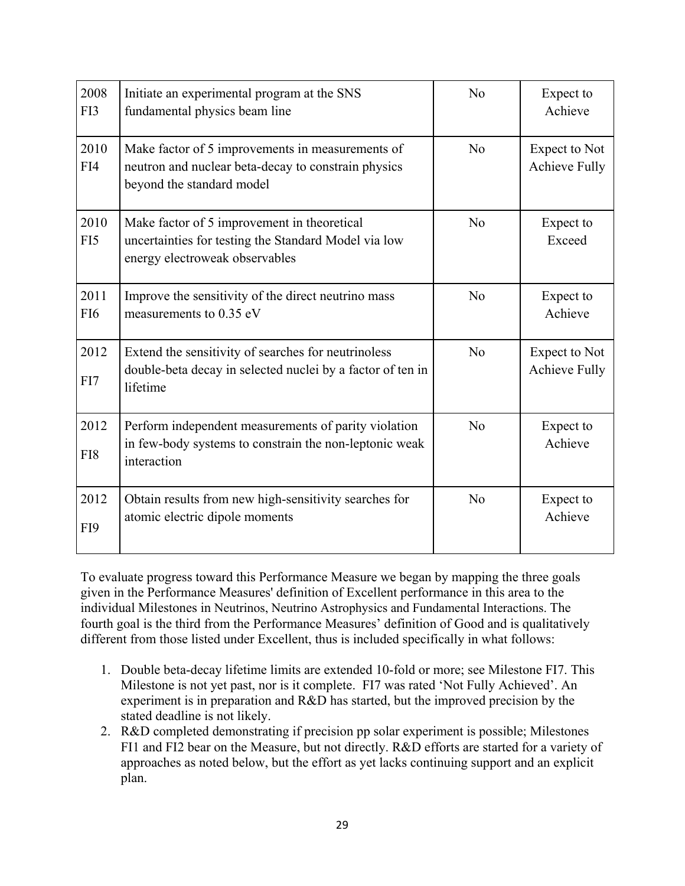| 2008 FI3 | Initiate an experimental program at the SNS fundamental physics beam line | No | Expect to Achieve |
|---|---|---|---|
| 2010 FI4 | Make factor of 5 improvements in measurements of neutron and nuclear beta-decay to constrain physics beyond the standard model | No | Expect to Not Achieve Fully |
| 2010 FI5 | Make factor of 5 improvement in theoretical uncertainties for testing the Standard Model via low energy electroweak observables | No | Expect to Exceed |
| 2011 FI6 | Improve the sensitivity of the direct neutrino mass measurements to 0.35 eV | No | Expect to Achieve |
| 2012 FI7 | Extend the sensitivity of searches for neutrinoless double-beta decay in selected nuclei by a factor of ten in lifetime | No | Expect to Not Achieve Fully |
| 2012 FI8 | Perform independent measurements of parity violation in few-body systems to constrain the non-leptonic weak interaction | No | Expect to Achieve |
| 2012 FI9 | Obtain results from new high-sensitivity searches for atomic electric dipole moments | No | Expect to Achieve |

To evaluate progress toward this Performance Measure we began by mapping the three goals given in the Performance Measures' definition of Excellent performance in this area to the individual Milestones in Neutrinos, Neutrino Astrophysics and Fundamental Interactions. The fourth goal is the third from the Performance Measures' definition of Good and is qualitatively different from those listed under Excellent, thus is included specifically in what follows:

1. Double beta-decay lifetime limits are extended 10-fold or more; see Milestone FI7. This Milestone is not yet past, nor is it complete. FI7 was rated 'Not Fully Achieved'. An experiment is in preparation and R&D has started, but the improved precision by the stated deadline is not likely.
2. R&D completed demonstrating if precision pp solar experiment is possible; Milestones FI1 and FI2 bear on the Measure, but not directly. R&D efforts are started for a variety of approaches as noted below, but the effort as yet lacks continuing support and an explicit plan.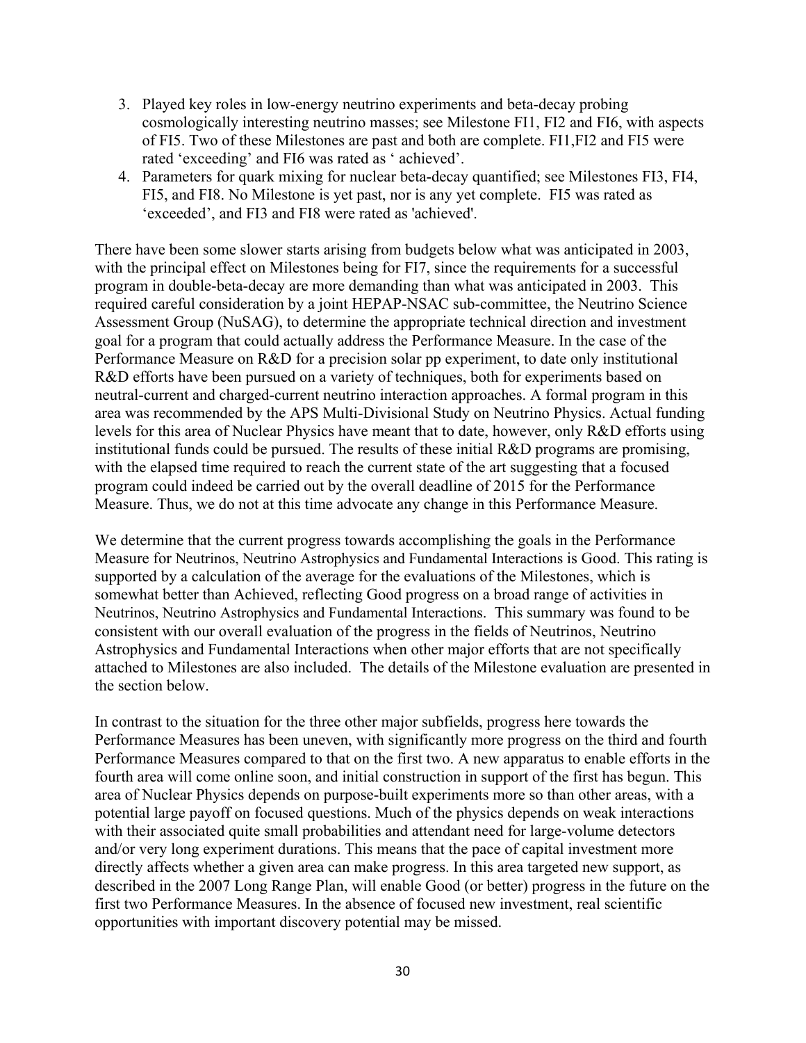3. Played key roles in low-energy neutrino experiments and beta-decay probing cosmologically interesting neutrino masses; see Milestone FI1, FI2 and FI6, with aspects of FI5. Two of these Milestones are past and both are complete. FI1,FI2 and FI5 were rated 'exceeding' and FI6 was rated as ' achieved'.
4. Parameters for quark mixing for nuclear beta-decay quantified; see Milestones FI3, FI4, FI5, and FI8. No Milestone is yet past, nor is any yet complete. FI5 was rated as 'exceeded', and FI3 and FI8 were rated as 'achieved'.

There have been some slower starts arising from budgets below what was anticipated in 2003, with the principal effect on Milestones being for FI7, since the requirements for a successful program in double-beta-decay are more demanding than what was anticipated in 2003. This required careful consideration by a joint HEPAP-NSAC sub-committee, the Neutrino Science Assessment Group (NuSAG), to determine the appropriate technical direction and investment goal for a program that could actually address the Performance Measure. In the case of the Performance Measure on R&D for a precision solar pp experiment, to date only institutional R&D efforts have been pursued on a variety of techniques, both for experiments based on neutral-current and charged-current neutrino interaction approaches. A formal program in this area was recommended by the APS Multi-Divisional Study on Neutrino Physics. Actual funding levels for this area of Nuclear Physics have meant that to date, however, only R&D efforts using institutional funds could be pursued. The results of these initial R&D programs are promising, with the elapsed time required to reach the current state of the art suggesting that a focused program could indeed be carried out by the overall deadline of 2015 for the Performance Measure. Thus, we do not at this time advocate any change in this Performance Measure.

We determine that the current progress towards accomplishing the goals in the Performance Measure for Neutrinos, Neutrino Astrophysics and Fundamental Interactions is Good. This rating is supported by a calculation of the average for the evaluations of the Milestones, which is somewhat better than Achieved, reflecting Good progress on a broad range of activities in Neutrinos, Neutrino Astrophysics and Fundamental Interactions. This summary was found to be consistent with our overall evaluation of the progress in the fields of Neutrinos, Neutrino Astrophysics and Fundamental Interactions when other major efforts that are not specifically attached to Milestones are also included. The details of the Milestone evaluation are presented in the section below.

In contrast to the situation for the three other major subfields, progress here towards the Performance Measures has been uneven, with significantly more progress on the third and fourth Performance Measures compared to that on the first two. A new apparatus to enable efforts in the fourth area will come online soon, and initial construction in support of the first has begun. This area of Nuclear Physics depends on purpose-built experiments more so than other areas, with a potential large payoff on focused questions. Much of the physics depends on weak interactions with their associated quite small probabilities and attendant need for large-volume detectors and/or very long experiment durations. This means that the pace of capital investment more directly affects whether a given area can make progress. In this area targeted new support, as described in the 2007 Long Range Plan, will enable Good (or better) progress in the future on the first two Performance Measures. In the absence of focused new investment, real scientific opportunities with important discovery potential may be missed.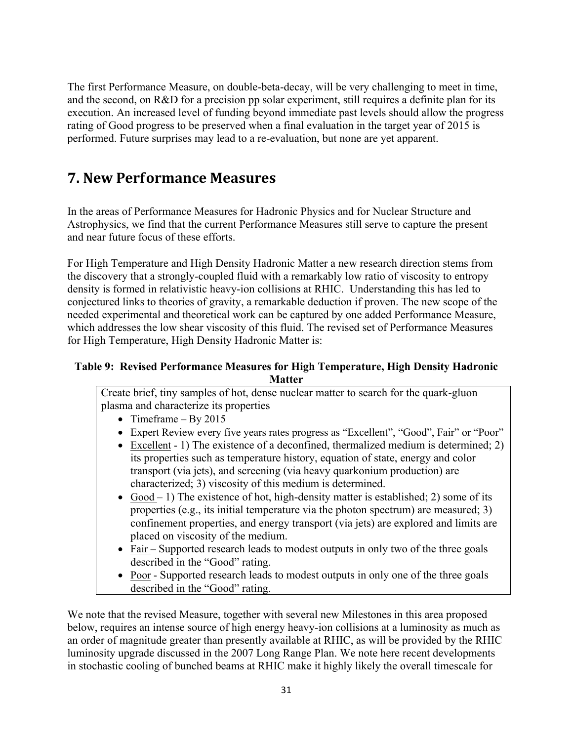The first Performance Measure, on double-beta-decay, will be very challenging to meet in time, and the second, on R&D for a precision pp solar experiment, still requires a definite plan for its execution. An increased level of funding beyond immediate past levels should allow the progress rating of Good progress to be preserved when a final evaluation in the target year of 2015 is performed. Future surprises may lead to a re-evaluation, but none are yet apparent.

# 7. New Performance Measures

In the areas of Performance Measures for Hadronic Physics and for Nuclear Structure and Astrophysics, we find that the current Performance Measures still serve to capture the present and near future focus of these efforts.

For High Temperature and High Density Hadronic Matter a new research direction stems from the discovery that a strongly-coupled fluid with a remarkably low ratio of viscosity to entropy density is formed in relativistic heavy-ion collisions at RHIC. Understanding this has led to conjectured links to theories of gravity, a remarkable deduction if proven. The new scope of the needed experimental and theoretical work can be captured by one added Performance Measure, which addresses the low shear viscosity of this fluid. The revised set of Performance Measures for High Temperature, High Density Hadronic Matter is:

**Table 9: Revised Performance Measures for High Temperature, High Density Hadronic Matter**

| Create brief, tiny samples of hot, dense nuclear matter to search for the quark-gluon plasma and characterize its properties<br>• Timeframe – By 2015<br>• Expert Review every five years rates progress as "Excellent", "Good", Fair" or "Poor"<br>• Excellent - 1) The existence of a deconfined, thermalized medium is determined; 2) its properties such as temperature history, equation of state, energy and color transport (via jets), and screening (via heavy quarkonium production) are characterized; 3) viscosity of this medium is determined.<br>• Good – 1) The existence of hot, high-density matter is established; 2) some of its properties (e.g., its initial temperature via the photon spectrum) are measured; 3) confinement properties, and energy transport (via jets) are explored and limits are placed on viscosity of the medium.<br>• Fair – Supported research leads to modest outputs in only two of the three goals described in the "Good" rating.<br>• Poor - Supported research leads to modest outputs in only one of the three goals described in the "Good" rating. |
|---|

We note that the revised Measure, together with several new Milestones in this area proposed below, requires an intense source of high energy heavy-ion collisions at a luminosity as much as an order of magnitude greater than presently available at RHIC, as will be provided by the RHIC luminosity upgrade discussed in the 2007 Long Range Plan. We note here recent developments in stochastic cooling of bunched beams at RHIC make it highly likely the overall timescale for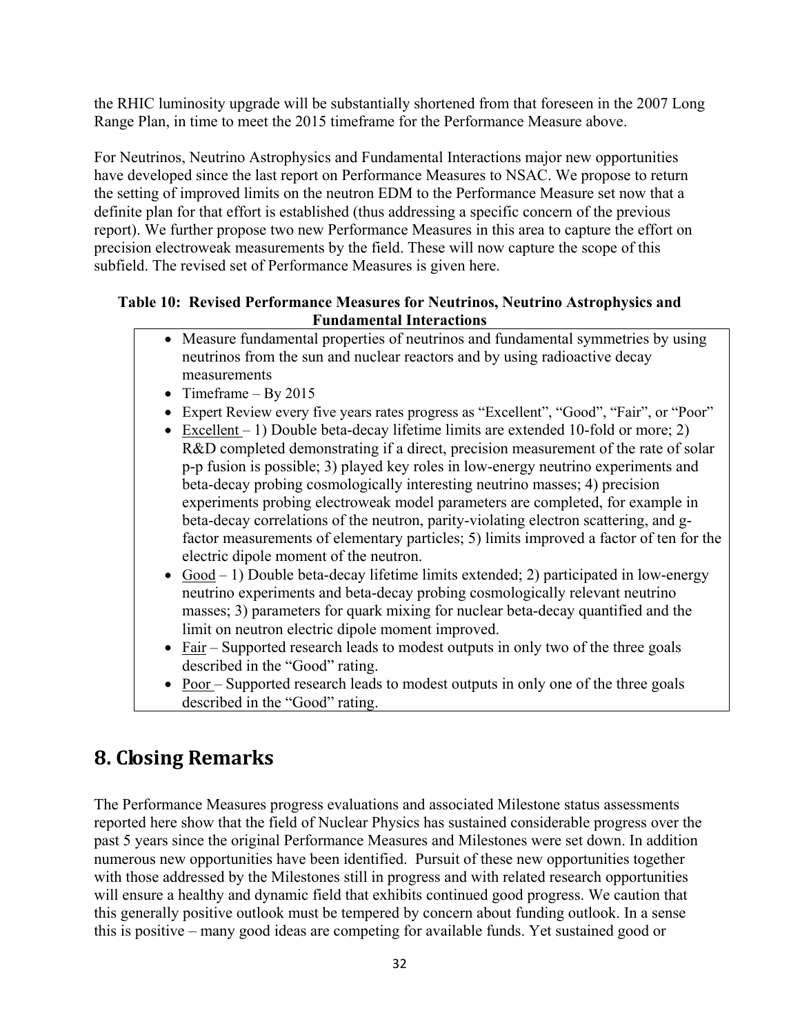the RHIC luminosity upgrade will be substantially shortened from that foreseen in the 2007 Long Range Plan, in time to meet the 2015 timeframe for the Performance Measure above.

For Neutrinos, Neutrino Astrophysics and Fundamental Interactions major new opportunities have developed since the last report on Performance Measures to NSAC. We propose to return the setting of improved limits on the neutron EDM to the Performance Measure set now that a definite plan for that effort is established (thus addressing a specific concern of the previous report). We further propose two new Performance Measures in this area to capture the effort on precision electroweak measurements by the field. These will now capture the scope of this subfield. The revised set of Performance Measures is given here.

**Table 10: Revised Performance Measures for Neutrinos, Neutrino Astrophysics and Fundamental Interactions**

- Measure fundamental properties of neutrinos and fundamental symmetries by using neutrinos from the sun and nuclear reactors and by using radioactive decay measurements
- Timeframe – By 2015
- Expert Review every five years rates progress as "Excellent", "Good", "Fair", or "Poor"
- Excellent – 1) Double beta-decay lifetime limits are extended 10-fold or more; 2) R&D completed demonstrating if a direct, precision measurement of the rate of solar p-p fusion is possible; 3) played key roles in low-energy neutrino experiments and beta-decay probing cosmologically interesting neutrino masses; 4) precision experiments probing electroweak model parameters are completed, for example in beta-decay correlations of the neutron, parity-violating electron scattering, and g-factor measurements of elementary particles; 5) limits improved a factor of ten for the electric dipole moment of the neutron.
- Good – 1) Double beta-decay lifetime limits extended; 2) participated in low-energy neutrino experiments and beta-decay probing cosmologically relevant neutrino masses; 3) parameters for quark mixing for nuclear beta-decay quantified and the limit on neutron electric dipole moment improved.
- Fair – Supported research leads to modest outputs in only two of the three goals described in the "Good" rating.
- Poor – Supported research leads to modest outputs in only one of the three goals described in the "Good" rating.

## 8. Closing Remarks

The Performance Measures progress evaluations and associated Milestone status assessments reported here show that the field of Nuclear Physics has sustained considerable progress over the past 5 years since the original Performance Measures and Milestones were set down. In addition numerous new opportunities have been identified. Pursuit of these new opportunities together with those addressed by the Milestones still in progress and with related research opportunities will ensure a healthy and dynamic field that exhibits continued good progress. We caution that this generally positive outlook must be tempered by concern about funding outlook. In a sense this is positive – many good ideas are competing for available funds. Yet sustained good or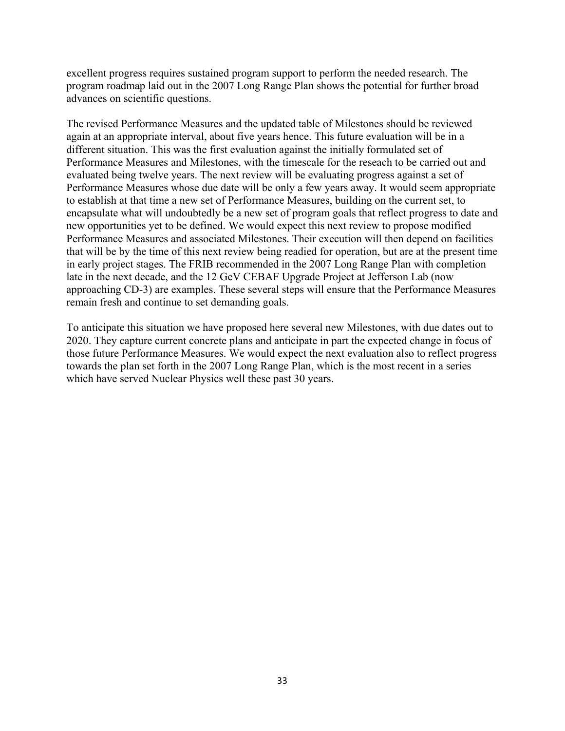excellent progress requires sustained program support to perform the needed research. The program roadmap laid out in the 2007 Long Range Plan shows the potential for further broad advances on scientific questions.

The revised Performance Measures and the updated table of Milestones should be reviewed again at an appropriate interval, about five years hence. This future evaluation will be in a different situation. This was the first evaluation against the initially formulated set of Performance Measures and Milestones, with the timescale for the reseach to be carried out and evaluated being twelve years. The next review will be evaluating progress against a set of Performance Measures whose due date will be only a few years away. It would seem appropriate to establish at that time a new set of Performance Measures, building on the current set, to encapsulate what will undoubtedly be a new set of program goals that reflect progress to date and new opportunities yet to be defined. We would expect this next review to propose modified Performance Measures and associated Milestones. Their execution will then depend on facilities that will be by the time of this next review being readied for operation, but are at the present time in early project stages. The FRIB recommended in the 2007 Long Range Plan with completion late in the next decade, and the 12 GeV CEBAF Upgrade Project at Jefferson Lab (now approaching CD-3) are examples. These several steps will ensure that the Performance Measures remain fresh and continue to set demanding goals.

To anticipate this situation we have proposed here several new Milestones, with due dates out to 2020. They capture current concrete plans and anticipate in part the expected change in focus of those future Performance Measures. We would expect the next evaluation also to reflect progress towards the plan set forth in the 2007 Long Range Plan, which is the most recent in a series which have served Nuclear Physics well these past 30 years.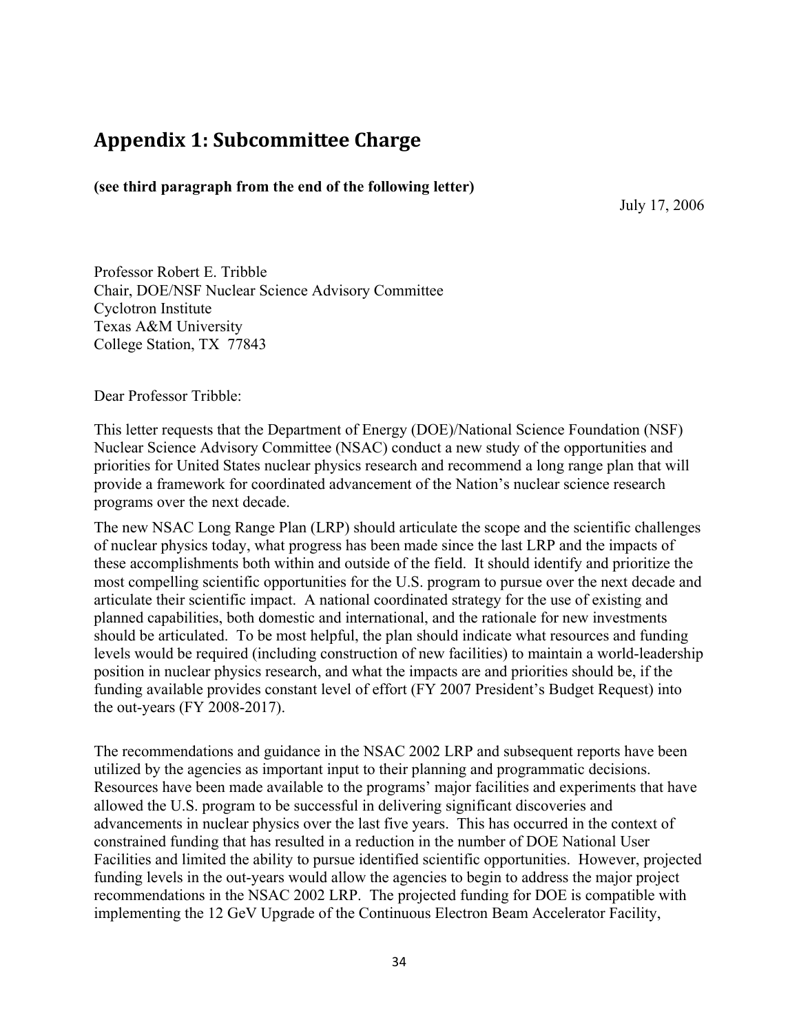# Appendix 1: Subcommittee Charge

**(see third paragraph from the end of the following letter)**

July 17, 2006

Professor Robert E. Tribble
Chair, DOE/NSF Nuclear Science Advisory Committee
Cyclotron Institute
Texas A&M University
College Station, TX 77843

Dear Professor Tribble:

This letter requests that the Department of Energy (DOE)/National Science Foundation (NSF) Nuclear Science Advisory Committee (NSAC) conduct a new study of the opportunities and priorities for United States nuclear physics research and recommend a long range plan that will provide a framework for coordinated advancement of the Nation's nuclear science research programs over the next decade.

The new NSAC Long Range Plan (LRP) should articulate the scope and the scientific challenges of nuclear physics today, what progress has been made since the last LRP and the impacts of these accomplishments both within and outside of the field. It should identify and prioritize the most compelling scientific opportunities for the U.S. program to pursue over the next decade and articulate their scientific impact. A national coordinated strategy for the use of existing and planned capabilities, both domestic and international, and the rationale for new investments should be articulated. To be most helpful, the plan should indicate what resources and funding levels would be required (including construction of new facilities) to maintain a world-leadership position in nuclear physics research, and what the impacts are and priorities should be, if the funding available provides constant level of effort (FY 2007 President's Budget Request) into the out-years (FY 2008-2017).

The recommendations and guidance in the NSAC 2002 LRP and subsequent reports have been utilized by the agencies as important input to their planning and programmatic decisions. Resources have been made available to the programs' major facilities and experiments that have allowed the U.S. program to be successful in delivering significant discoveries and advancements in nuclear physics over the last five years. This has occurred in the context of constrained funding that has resulted in a reduction in the number of DOE National User Facilities and limited the ability to pursue identified scientific opportunities. However, projected funding levels in the out-years would allow the agencies to begin to address the major project recommendations in the NSAC 2002 LRP. The projected funding for DOE is compatible with implementing the 12 GeV Upgrade of the Continuous Electron Beam Accelerator Facility,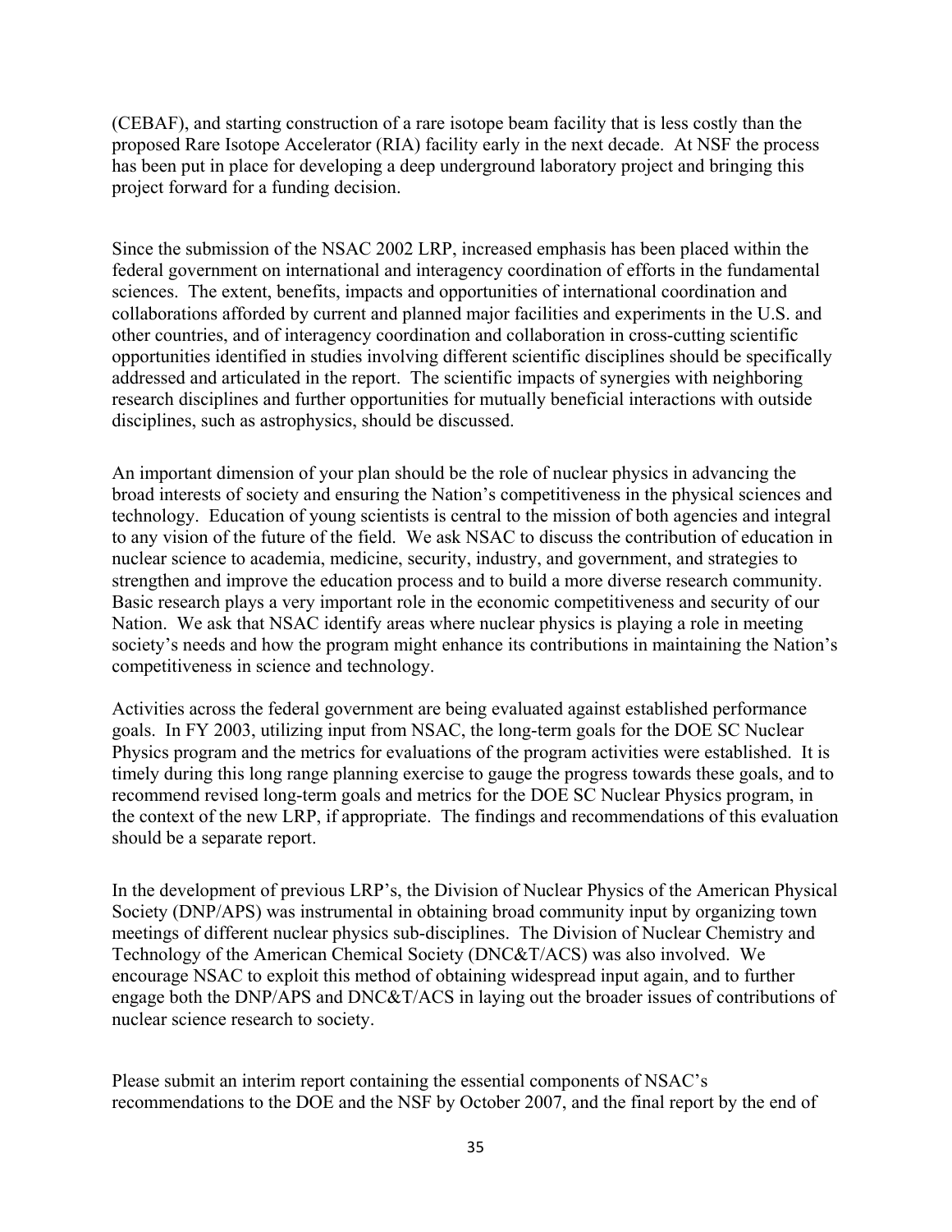(CEBAF), and starting construction of a rare isotope beam facility that is less costly than the proposed Rare Isotope Accelerator (RIA) facility early in the next decade. At NSF the process has been put in place for developing a deep underground laboratory project and bringing this project forward for a funding decision.

Since the submission of the NSAC 2002 LRP, increased emphasis has been placed within the federal government on international and interagency coordination of efforts in the fundamental sciences. The extent, benefits, impacts and opportunities of international coordination and collaborations afforded by current and planned major facilities and experiments in the U.S. and other countries, and of interagency coordination and collaboration in cross-cutting scientific opportunities identified in studies involving different scientific disciplines should be specifically addressed and articulated in the report. The scientific impacts of synergies with neighboring research disciplines and further opportunities for mutually beneficial interactions with outside disciplines, such as astrophysics, should be discussed.

An important dimension of your plan should be the role of nuclear physics in advancing the broad interests of society and ensuring the Nation's competitiveness in the physical sciences and technology. Education of young scientists is central to the mission of both agencies and integral to any vision of the future of the field. We ask NSAC to discuss the contribution of education in nuclear science to academia, medicine, security, industry, and government, and strategies to strengthen and improve the education process and to build a more diverse research community. Basic research plays a very important role in the economic competitiveness and security of our Nation. We ask that NSAC identify areas where nuclear physics is playing a role in meeting society's needs and how the program might enhance its contributions in maintaining the Nation's competitiveness in science and technology.

Activities across the federal government are being evaluated against established performance goals. In FY 2003, utilizing input from NSAC, the long-term goals for the DOE SC Nuclear Physics program and the metrics for evaluations of the program activities were established. It is timely during this long range planning exercise to gauge the progress towards these goals, and to recommend revised long-term goals and metrics for the DOE SC Nuclear Physics program, in the context of the new LRP, if appropriate. The findings and recommendations of this evaluation should be a separate report.

In the development of previous LRP's, the Division of Nuclear Physics of the American Physical Society (DNP/APS) was instrumental in obtaining broad community input by organizing town meetings of different nuclear physics sub-disciplines. The Division of Nuclear Chemistry and Technology of the American Chemical Society (DNC&T/ACS) was also involved. We encourage NSAC to exploit this method of obtaining widespread input again, and to further engage both the DNP/APS and DNC&T/ACS in laying out the broader issues of contributions of nuclear science research to society.

Please submit an interim report containing the essential components of NSAC's recommendations to the DOE and the NSF by October 2007, and the final report by the end of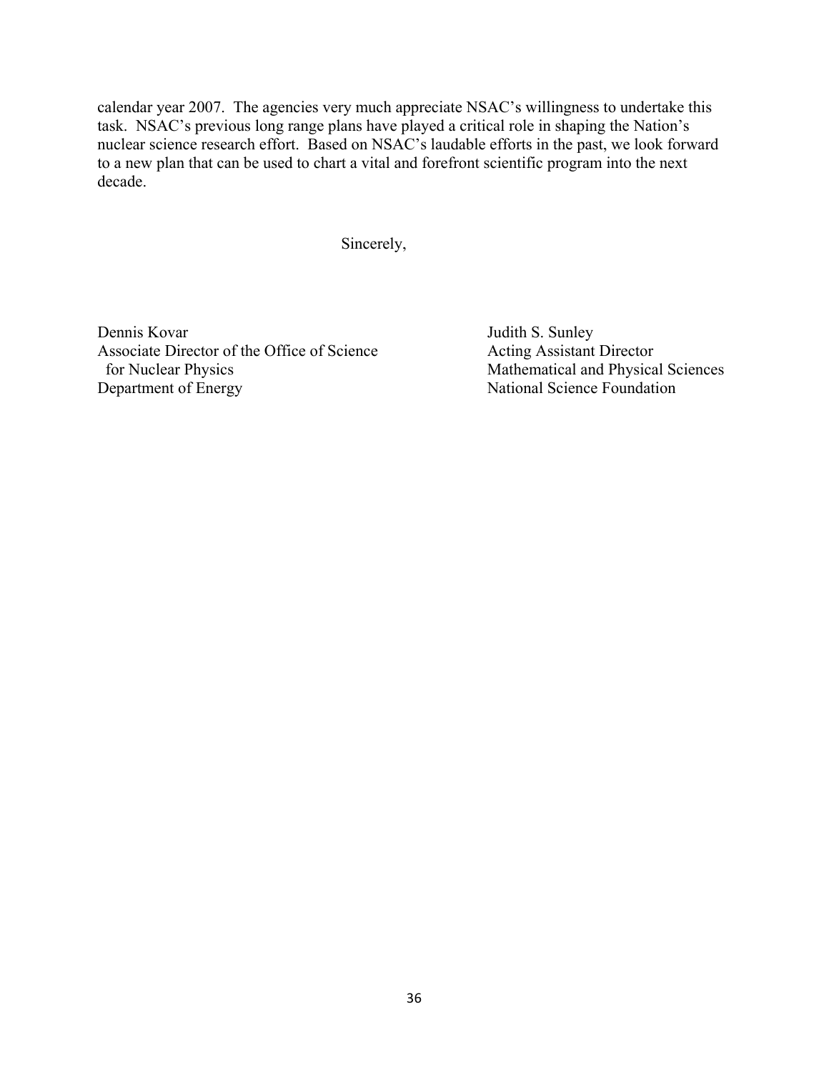calendar year 2007. The agencies very much appreciate NSAC's willingness to undertake this task. NSAC's previous long range plans have played a critical role in shaping the Nation's nuclear science research effort. Based on NSAC's laudable efforts in the past, we look forward to a new plan that can be used to chart a vital and forefront scientific program into the next decade.

Sincerely,

Dennis Kovar
Associate Director of the Office of Science
for Nuclear Physics
Department of Energy

Judith S. Sunley
Acting Assistant Director
Mathematical and Physical Sciences
National Science Foundation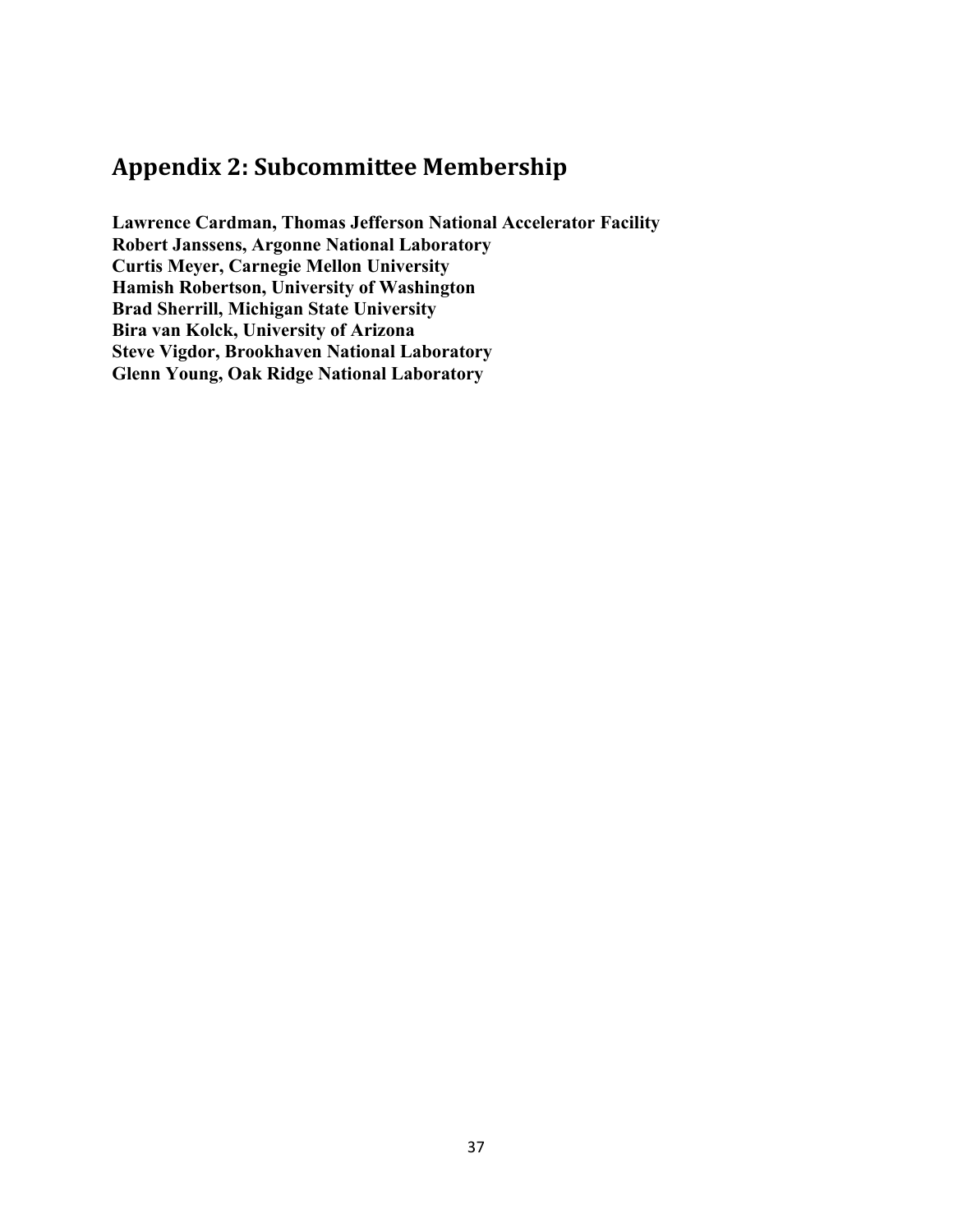## Appendix 2: Subcommittee Membership

**Lawrence Cardman, Thomas Jefferson National Accelerator Facility**
**Robert Janssens, Argonne National Laboratory**
**Curtis Meyer, Carnegie Mellon University**
**Hamish Robertson, University of Washington**
**Brad Sherrill, Michigan State University**
**Bira van Kolck, University of Arizona**
**Steve Vigdor, Brookhaven National Laboratory**
**Glenn Young, Oak Ridge National Laboratory**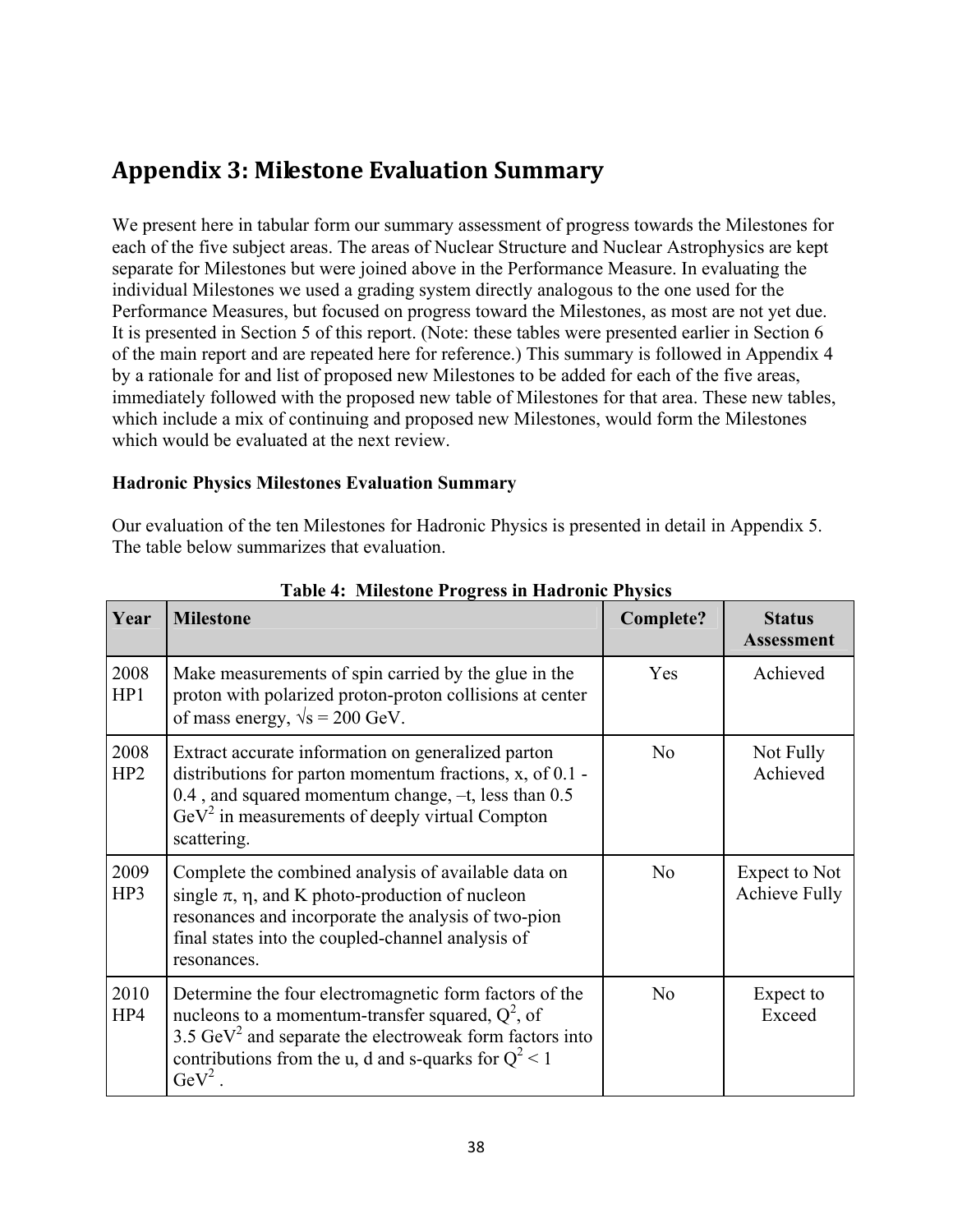## Appendix 3: Milestone Evaluation Summary

We present here in tabular form our summary assessment of progress towards the Milestones for each of the five subject areas. The areas of Nuclear Structure and Nuclear Astrophysics are kept separate for Milestones but were joined above in the Performance Measure. In evaluating the individual Milestones we used a grading system directly analogous to the one used for the Performance Measures, but focused on progress toward the Milestones, as most are not yet due. It is presented in Section 5 of this report. (Note: these tables were presented earlier in Section 6 of the main report and are repeated here for reference.) This summary is followed in Appendix 4 by a rationale for and list of proposed new Milestones to be added for each of the five areas, immediately followed with the proposed new table of Milestones for that area. These new tables, which include a mix of continuing and proposed new Milestones, would form the Milestones which would be evaluated at the next review.

**Hadronic Physics Milestones Evaluation Summary**

Our evaluation of the ten Milestones for Hadronic Physics is presented in detail in Appendix 5. The table below summarizes that evaluation.

**Table 4: Milestone Progress in Hadronic Physics**

| Year | Milestone | Complete? | Status Assessment |
|---|---|---|---|
| 2008 HP1 | Make measurements of spin carried by the glue in the proton with polarized proton-proton collisions at center of mass energy, $\sqrt{s}$ = 200 GeV. | Yes | Achieved |
| 2008 HP2 | Extract accurate information on generalized parton distributions for parton momentum fractions, x, of 0.1 - 0.4 , and squared momentum change, $-t$, less than 0.5 $GeV^2$ in measurements of deeply virtual Compton scattering. | No | Not Fully Achieved |
| 2009 HP3 | Complete the combined analysis of available data on single $\pi$, $\eta$, and K photo-production of nucleon resonances and incorporate the analysis of two-pion final states into the coupled-channel analysis of resonances. | No | Expect to Not Achieve Fully |
| 2010 HP4 | Determine the four electromagnetic form factors of the nucleons to a momentum-transfer squared, $Q^2$, of 3.5 $GeV^2$ and separate the electroweak form factors into contributions from the u, d and s-quarks for $Q^2 < 1$ $GeV^2$ . | No | Expect to Exceed |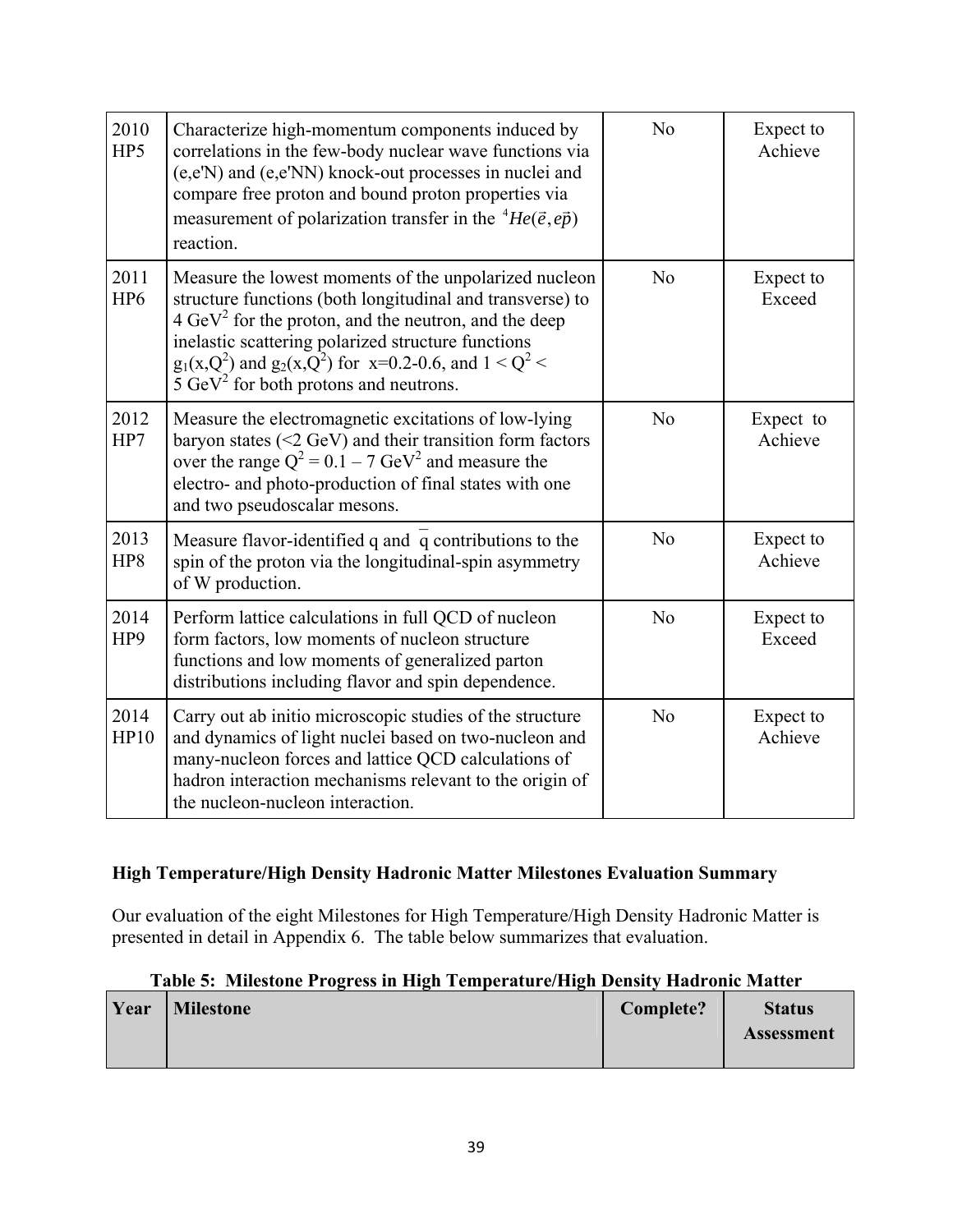| | | | |
|---|---|---|---|
| 2010 HP5 | Characterize high-momentum components induced by correlations in the few-body nuclear wave functions via (e,e'N) and (e,e'NN) knock-out processes in nuclei and compare free proton and bound proton properties via measurement of polarization transfer in the $^{4}He(\vec{e},e\vec{p})$ reaction. | No | Expect to Achieve |
| 2011 HP6 | Measure the lowest moments of the unpolarized nucleon structure functions (both longitudinal and transverse) to 4 $GeV^2$ for the proton, and the neutron, and the deep inelastic scattering polarized structure functions $g_1(x,Q^2)$ and $g_2(x,Q^2)$ for x=0.2-0.6, and $1 < Q^2 < 5\ GeV^2$ for both protons and neutrons. | No | Expect to Exceed |
| 2012 HP7 | Measure the electromagnetic excitations of low-lying baryon states (<2 GeV) and their transition form factors over the range $Q^2 = 0.1 – 7\ GeV^2$ and measure the electro- and photo-production of final states with one and two pseudoscalar mesons. | No | Expect to Achieve |
| 2013 HP8 | Measure flavor-identified q and $\bar{q}$ contributions to the spin of the proton via the longitudinal-spin asymmetry of W production. | No | Expect to Achieve |
| 2014 HP9 | Perform lattice calculations in full QCD of nucleon form factors, low moments of nucleon structure functions and low moments of generalized parton distributions including flavor and spin dependence. | No | Expect to Exceed |
| 2014 HP10 | Carry out ab initio microscopic studies of the structure and dynamics of light nuclei based on two-nucleon and many-nucleon forces and lattice QCD calculations of hadron interaction mechanisms relevant to the origin of the nucleon-nucleon interaction. | No | Expect to Achieve |

**High Temperature/High Density Hadronic Matter Milestones Evaluation Summary**

Our evaluation of the eight Milestones for High Temperature/High Density Hadronic Matter is presented in detail in Appendix 6. The table below summarizes that evaluation.

**Table 5: Milestone Progress in High Temperature/High Density Hadronic Matter**

| Year | Milestone | Complete? | Status Assessment |
|---|---|---|---|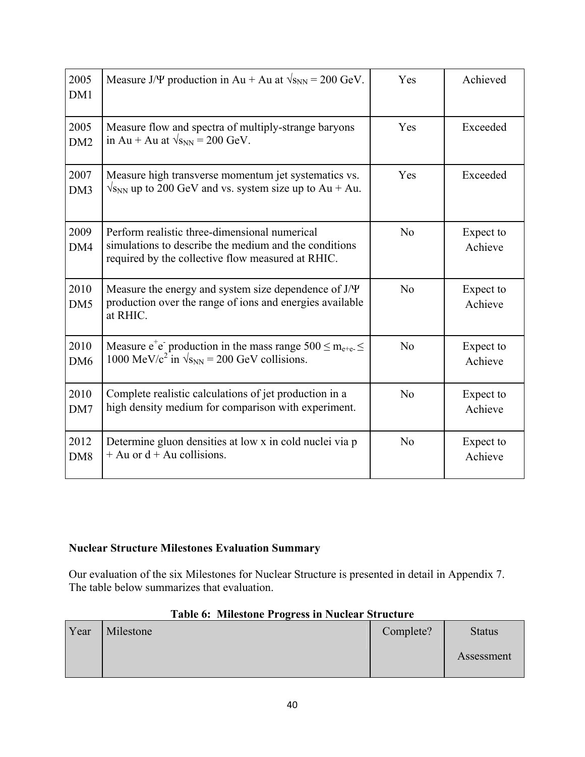| | | | |
|---|---|---|---|
| 2005 DM1 | Measure J/Ψ production in Au + Au at $\sqrt{s_{NN}}$ = 200 GeV. | Yes | Achieved |
| 2005 DM2 | Measure flow and spectra of multiply-strange baryons in Au + Au at $\sqrt{s_{NN}}$ = 200 GeV. | Yes | Exceeded |
| 2007 DM3 | Measure high transverse momentum jet systematics vs. $\sqrt{s_{NN}}$ up to 200 GeV and vs. system size up to Au + Au. | Yes | Exceeded |
| 2009 DM4 | Perform realistic three-dimensional numerical simulations to describe the medium and the conditions required by the collective flow measured at RHIC. | No | Expect to Achieve |
| 2010 DM5 | Measure the energy and system size dependence of J/Ψ production over the range of ions and energies available at RHIC. | No | Expect to Achieve |
| 2010 DM6 | Measure $e^+e^-$ production in the mass range 500 ≤ $m_{e+e-}$ ≤ 1000 MeV/$c^2$ in $\sqrt{s_{NN}}$ = 200 GeV collisions. | No | Expect to Achieve |
| 2010 DM7 | Complete realistic calculations of jet production in a high density medium for comparison with experiment. | No | Expect to Achieve |
| 2012 DM8 | Determine gluon densities at low x in cold nuclei via p + Au or d + Au collisions. | No | Expect to Achieve |

**Nuclear Structure Milestones Evaluation Summary**

Our evaluation of the six Milestones for Nuclear Structure is presented in detail in Appendix 7. The table below summarizes that evaluation.

**Table 6: Milestone Progress in Nuclear Structure**

| Year | Milestone | Complete? | Status Assessment |
|---|---|---|---|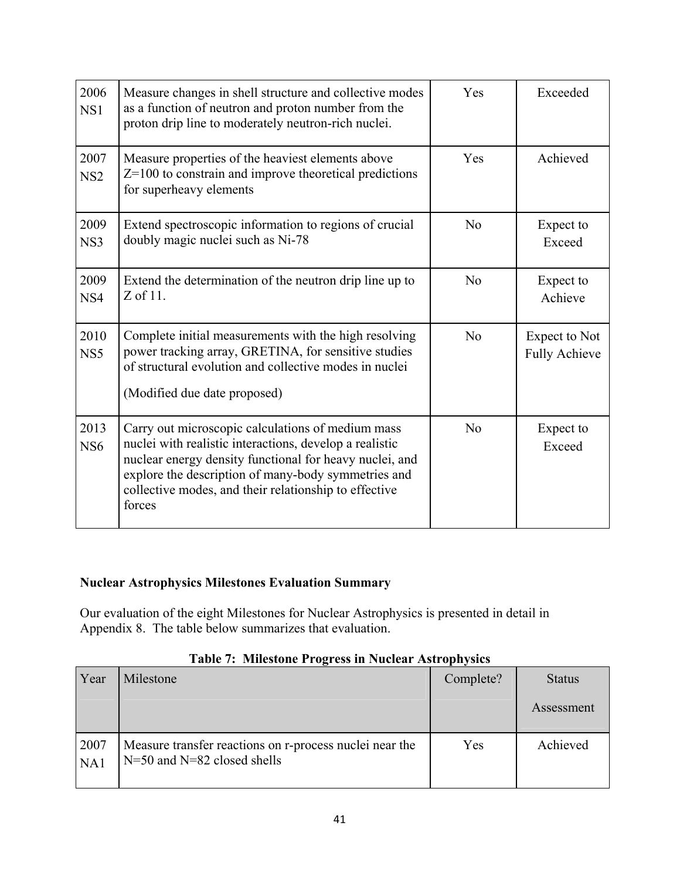| | | | |
|---|---|---|---|
| 2006 NS1 | Measure changes in shell structure and collective modes as a function of neutron and proton number from the proton drip line to moderately neutron-rich nuclei. | Yes | Exceeded |
| 2007 NS2 | Measure properties of the heaviest elements above Z=100 to constrain and improve theoretical predictions for superheavy elements | Yes | Achieved |
| 2009 NS3 | Extend spectroscopic information to regions of crucial doubly magic nuclei such as Ni-78 | No | Expect to Exceed |
| 2009 NS4 | Extend the determination of the neutron drip line up to Z of 11. | No | Expect to Achieve |
| 2010 NS5 | Complete initial measurements with the high resolving power tracking array, GRETINA, for sensitive studies of structural evolution and collective modes in nuclei<br><br>(Modified due date proposed) | No | Expect to Not Fully Achieve |
| 2013 NS6 | Carry out microscopic calculations of medium mass nuclei with realistic interactions, develop a realistic nuclear energy density functional for heavy nuclei, and explore the description of many-body symmetries and collective modes, and their relationship to effective forces | No | Expect to Exceed |

**Nuclear Astrophysics Milestones Evaluation Summary**

Our evaluation of the eight Milestones for Nuclear Astrophysics is presented in detail in Appendix 8. The table below summarizes that evaluation.

**Table 7: Milestone Progress in Nuclear Astrophysics**

| Year | Milestone | Complete? | Status Assessment |
|---|---|---|---|
| 2007 NA1 | Measure transfer reactions on r-process nuclei near the N=50 and N=82 closed shells | Yes | Achieved |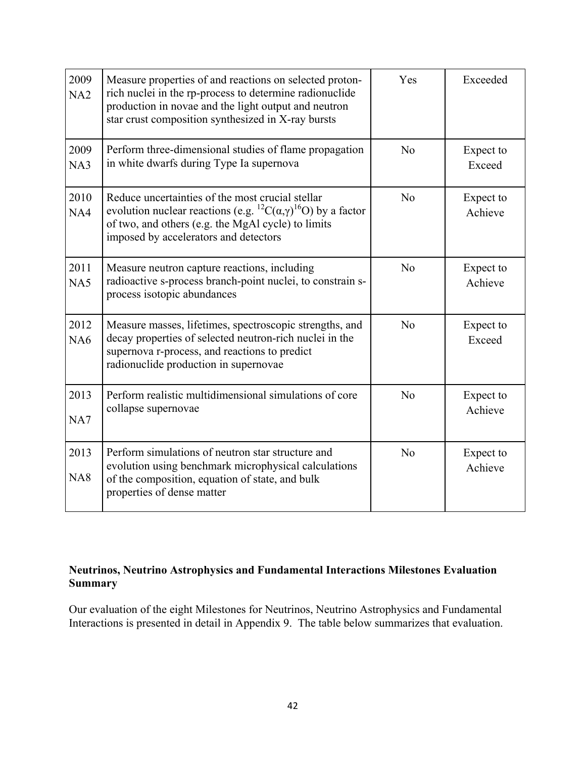| 2009 NA2 | Measure properties of and reactions on selected proton-rich nuclei in the rp-process to determine radionuclide production in novae and the light output and neutron star crust composition synthesized in X-ray bursts | Yes | Exceeded |
|---|---|---|---|
| 2009 NA3 | Perform three-dimensional studies of flame propagation in white dwarfs during Type Ia supernova | No | Expect to Exceed |
| 2010 NA4 | Reduce uncertainties of the most crucial stellar evolution nuclear reactions (e.g. $^{12}C(\alpha,\gamma)^{16}O$) by a factor of two, and others (e.g. the MgAl cycle) to limits imposed by accelerators and detectors | No | Expect to Achieve |
| 2011 NA5 | Measure neutron capture reactions, including radioactive s-process branch-point nuclei, to constrain s-process isotopic abundances | No | Expect to Achieve |
| 2012 NA6 | Measure masses, lifetimes, spectroscopic strengths, and decay properties of selected neutron-rich nuclei in the supernova r-process, and reactions to predict radionuclide production in supernovae | No | Expect to Exceed |
| 2013 NA7 | Perform realistic multidimensional simulations of core collapse supernovae | No | Expect to Achieve |
| 2013 NA8 | Perform simulations of neutron star structure and evolution using benchmark microphysical calculations of the composition, equation of state, and bulk properties of dense matter | No | Expect to Achieve |

**Neutrinos, Neutrino Astrophysics and Fundamental Interactions Milestones Evaluation Summary**

Our evaluation of the eight Milestones for Neutrinos, Neutrino Astrophysics and Fundamental Interactions is presented in detail in Appendix 9. The table below summarizes that evaluation.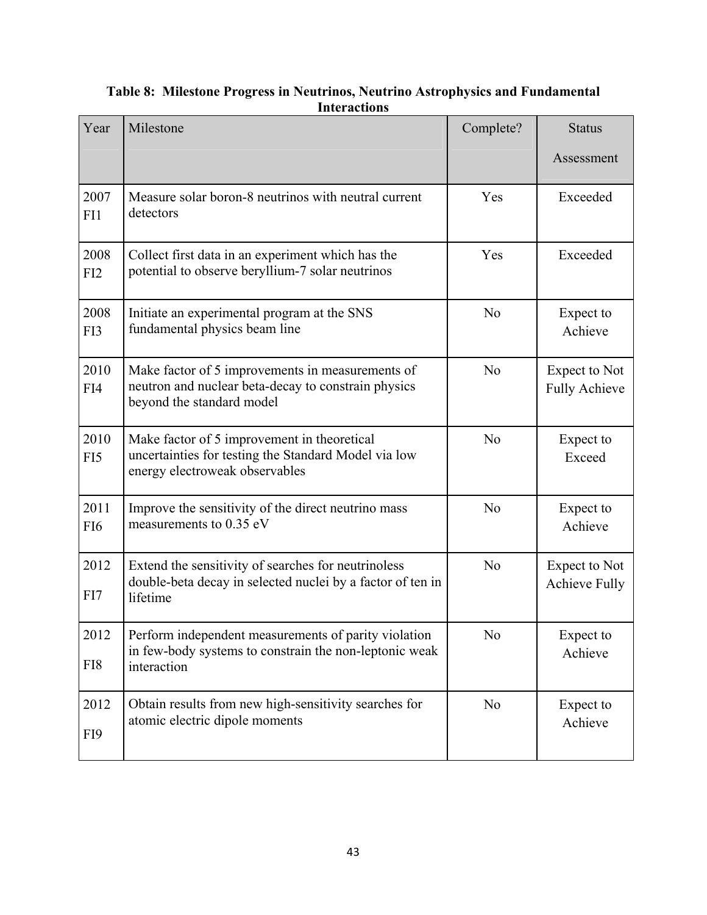**Table 8: Milestone Progress in Neutrinos, Neutrino Astrophysics and Fundamental Interactions**

| Year | Milestone | Complete? | Status Assessment |
|---|---|---|---|
| 2007 FI1 | Measure solar boron-8 neutrinos with neutral current detectors | Yes | Exceeded |
| 2008 FI2 | Collect first data in an experiment which has the potential to observe beryllium-7 solar neutrinos | Yes | Exceeded |
| 2008 FI3 | Initiate an experimental program at the SNS fundamental physics beam line | No | Expect to Achieve |
| 2010 FI4 | Make factor of 5 improvements in measurements of neutron and nuclear beta-decay to constrain physics beyond the standard model | No | Expect to Not Fully Achieve |
| 2010 FI5 | Make factor of 5 improvement in theoretical uncertainties for testing the Standard Model via low energy electroweak observables | No | Expect to Exceed |
| 2011 FI6 | Improve the sensitivity of the direct neutrino mass measurements to 0.35 eV | No | Expect to Achieve |
| 2012 FI7 | Extend the sensitivity of searches for neutrinoless double-beta decay in selected nuclei by a factor of ten in lifetime | No | Expect to Not Achieve Fully |
| 2012 FI8 | Perform independent measurements of parity violation in few-body systems to constrain the non-leptonic weak interaction | No | Expect to Achieve |
| 2012 FI9 | Obtain results from new high-sensitivity searches for atomic electric dipole moments | No | Expect to Achieve |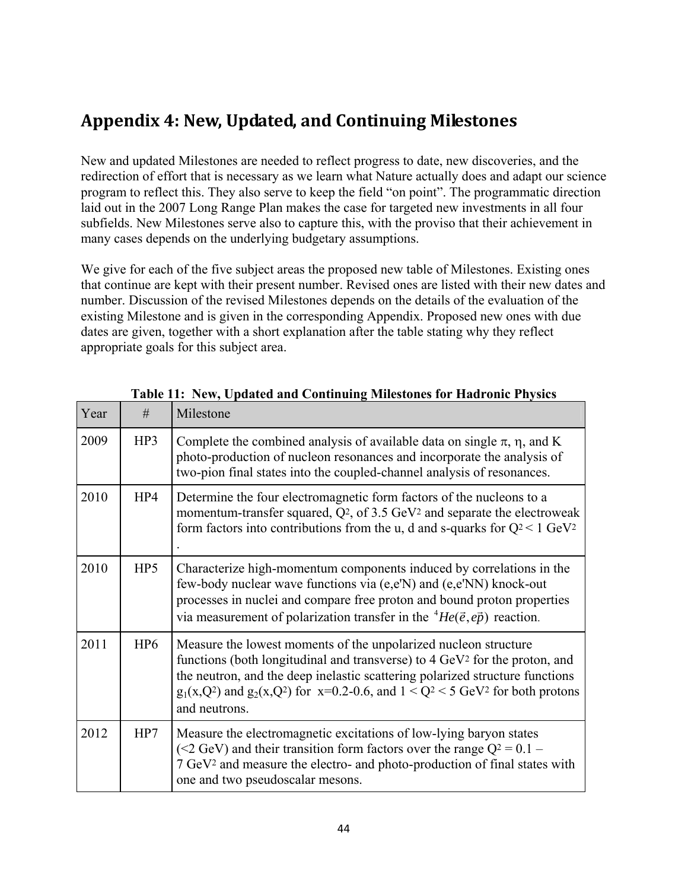## Appendix 4: New, Updated, and Continuing Milestones

New and updated Milestones are needed to reflect progress to date, new discoveries, and the redirection of effort that is necessary as we learn what Nature actually does and adapt our science program to reflect this. They also serve to keep the field "on point". The programmatic direction laid out in the 2007 Long Range Plan makes the case for targeted new investments in all four subfields. New Milestones serve also to capture this, with the proviso that their achievement in many cases depends on the underlying budgetary assumptions.

We give for each of the five subject areas the proposed new table of Milestones. Existing ones that continue are kept with their present number. Revised ones are listed with their new dates and number. Discussion of the revised Milestones depends on the details of the evaluation of the existing Milestone and is given in the corresponding Appendix. Proposed new ones with due dates are given, together with a short explanation after the table stating why they reflect appropriate goals for this subject area.

**Table 11: New, Updated and Continuing Milestones for Hadronic Physics**

| Year | # | Milestone |
|---|---|---|
| 2009 | HP3 | Complete the combined analysis of available data on single $\pi$, $\eta$, and K photo-production of nucleon resonances and incorporate the analysis of two-pion final states into the coupled-channel analysis of resonances. |
| 2010 | HP4 | Determine the four electromagnetic form factors of the nucleons to a momentum-transfer squared, $Q^2$, of 3.5 $GeV^2$ and separate the electroweak form factors into contributions from the u, d and s-quarks for $Q^2 < 1$ $GeV^2$. |
| 2010 | HP5 | Characterize high-momentum components induced by correlations in the few-body nuclear wave functions via (e,e'N) and (e,e'NN) knock-out processes in nuclei and compare free proton and bound proton properties via measurement of polarization transfer in the $^4He(\vec{e}, e\vec{p})$ reaction. |
| 2011 | HP6 | Measure the lowest moments of the unpolarized nucleon structure functions (both longitudinal and transverse) to 4 $GeV^2$ for the proton, and the neutron, and the deep inelastic scattering polarized structure functions $g_1(x,Q^2)$ and $g_2(x,Q^2)$ for x=0.2-0.6, and $1 < Q^2 < 5$ $GeV^2$ for both protons and neutrons. |
| 2012 | HP7 | Measure the electromagnetic excitations of low-lying baryon states (<2 GeV) and their transition form factors over the range $Q^2 = 0.1$ – 7 $GeV^2$ and measure the electro- and photo-production of final states with one and two pseudoscalar mesons. |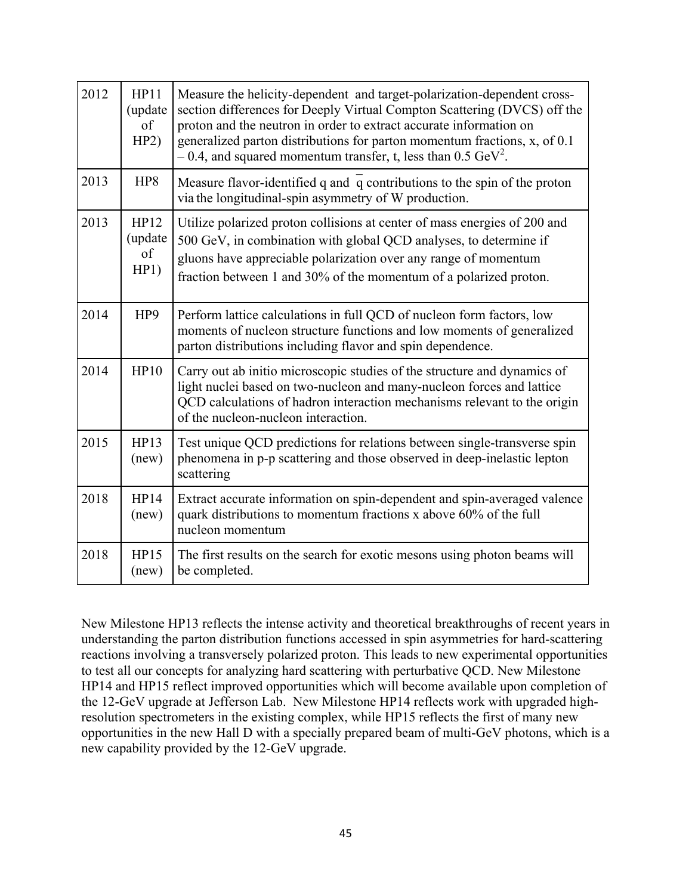| 2012 | HP11 (update of HP2) | Measure the helicity-dependent and target-polarization-dependent cross-section differences for Deeply Virtual Compton Scattering (DVCS) off the proton and the neutron in order to extract accurate information on generalized parton distributions for parton momentum fractions, x, of 0.1 – 0.4, and squared momentum transfer, t, less than 0.5 $\text{GeV}^2$. |
|---|---|---|
| 2013 | HP8 | Measure flavor-identified q and $\bar{q}$ contributions to the spin of the proton via the longitudinal-spin asymmetry of W production. |
| 2013 | HP12 (update of HP1) | Utilize polarized proton collisions at center of mass energies of 200 and 500 GeV, in combination with global QCD analyses, to determine if gluons have appreciable polarization over any range of momentum fraction between 1 and 30% of the momentum of a polarized proton. |
| 2014 | HP9 | Perform lattice calculations in full QCD of nucleon form factors, low moments of nucleon structure functions and low moments of generalized parton distributions including flavor and spin dependence. |
| 2014 | HP10 | Carry out ab initio microscopic studies of the structure and dynamics of light nuclei based on two-nucleon and many-nucleon forces and lattice QCD calculations of hadron interaction mechanisms relevant to the origin of the nucleon-nucleon interaction. |
| 2015 | HP13 (new) | Test unique QCD predictions for relations between single-transverse spin phenomena in p-p scattering and those observed in deep-inelastic lepton scattering |
| 2018 | HP14 (new) | Extract accurate information on spin-dependent and spin-averaged valence quark distributions to momentum fractions x above 60% of the full nucleon momentum |
| 2018 | HP15 (new) | The first results on the search for exotic mesons using photon beams will be completed. |

New Milestone HP13 reflects the intense activity and theoretical breakthroughs of recent years in understanding the parton distribution functions accessed in spin asymmetries for hard-scattering reactions involving a transversely polarized proton. This leads to new experimental opportunities to test all our concepts for analyzing hard scattering with perturbative QCD. New Milestone HP14 and HP15 reflect improved opportunities which will become available upon completion of the 12-GeV upgrade at Jefferson Lab. New Milestone HP14 reflects work with upgraded high-resolution spectrometers in the existing complex, while HP15 reflects the first of many new opportunities in the new Hall D with a specially prepared beam of multi-GeV photons, which is a new capability provided by the 12-GeV upgrade.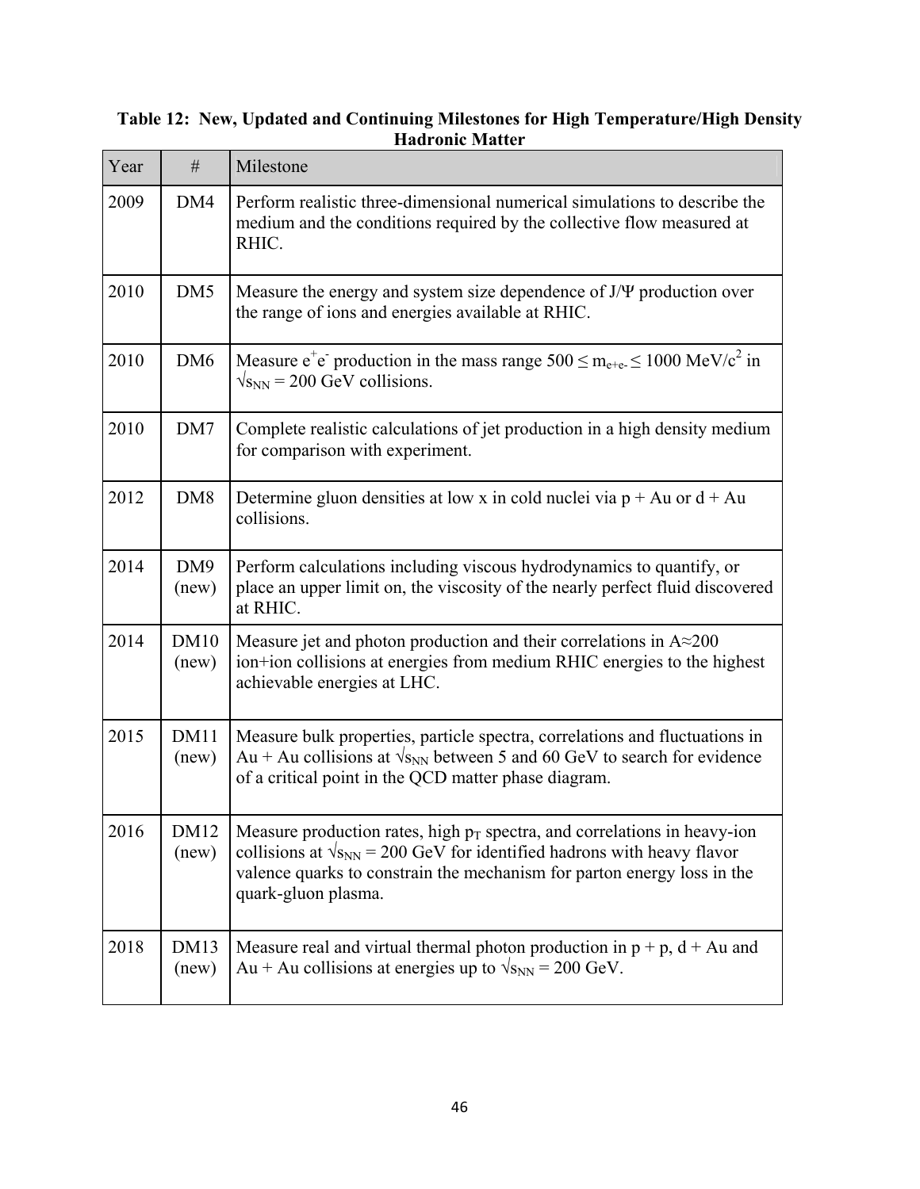**Table 12: New, Updated and Continuing Milestones for High Temperature/High Density Hadronic Matter**

| Year | # | Milestone |
|---|---|---|
| 2009 | DM4 | Perform realistic three-dimensional numerical simulations to describe the medium and the conditions required by the collective flow measured at RHIC. |
| 2010 | DM5 | Measure the energy and system size dependence of J/Ψ production over the range of ions and energies available at RHIC. |
| 2010 | DM6 | Measure $e^+e^-$ production in the mass range $500 \leq m_{e+e-} \leq 1000$ MeV/$c^2$ in $\sqrt{s_{NN}} = 200$ GeV collisions. |
| 2010 | DM7 | Complete realistic calculations of jet production in a high density medium for comparison with experiment. |
| 2012 | DM8 | Determine gluon densities at low x in cold nuclei via p + Au or d + Au collisions. |
| 2014 | DM9 (new) | Perform calculations including viscous hydrodynamics to quantify, or place an upper limit on, the viscosity of the nearly perfect fluid discovered at RHIC. |
| 2014 | DM10 (new) | Measure jet and photon production and their correlations in A≈200 ion+ion collisions at energies from medium RHIC energies to the highest achievable energies at LHC. |
| 2015 | DM11 (new) | Measure bulk properties, particle spectra, correlations and fluctuations in Au + Au collisions at $\sqrt{s_{NN}}$ between 5 and 60 GeV to search for evidence of a critical point in the QCD matter phase diagram. |
| 2016 | DM12 (new) | Measure production rates, high $p_T$ spectra, and correlations in heavy-ion collisions at $\sqrt{s_{NN}} = 200$ GeV for identified hadrons with heavy flavor valence quarks to constrain the mechanism for parton energy loss in the quark-gluon plasma. |
| 2018 | DM13 (new) | Measure real and virtual thermal photon production in p + p, d + Au and Au + Au collisions at energies up to $\sqrt{s_{NN}} = 200$ GeV. |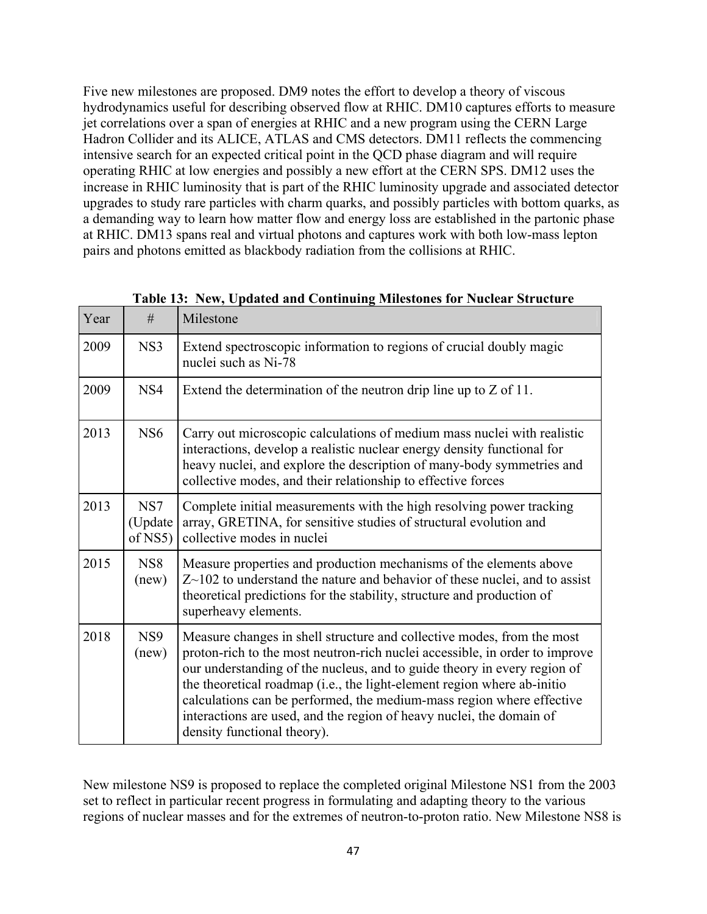Five new milestones are proposed. DM9 notes the effort to develop a theory of viscous hydrodynamics useful for describing observed flow at RHIC. DM10 captures efforts to measure jet correlations over a span of energies at RHIC and a new program using the CERN Large Hadron Collider and its ALICE, ATLAS and CMS detectors. DM11 reflects the commencing intensive search for an expected critical point in the QCD phase diagram and will require operating RHIC at low energies and possibly a new effort at the CERN SPS. DM12 uses the increase in RHIC luminosity that is part of the RHIC luminosity upgrade and associated detector upgrades to study rare particles with charm quarks, and possibly particles with bottom quarks, as a demanding way to learn how matter flow and energy loss are established in the partonic phase at RHIC. DM13 spans real and virtual photons and captures work with both low-mass lepton pairs and photons emitted as blackbody radiation from the collisions at RHIC.

**Table 13: New, Updated and Continuing Milestones for Nuclear Structure**

| Year | # | Milestone |
|---|---|---|
| 2009 | NS3 | Extend spectroscopic information to regions of crucial doubly magic nuclei such as Ni-78 |
| 2009 | NS4 | Extend the determination of the neutron drip line up to Z of 11. |
| 2013 | NS6 | Carry out microscopic calculations of medium mass nuclei with realistic interactions, develop a realistic nuclear energy density functional for heavy nuclei, and explore the description of many-body symmetries and collective modes, and their relationship to effective forces |
| 2013 | NS7 (Update of NS5) | Complete initial measurements with the high resolving power tracking array, GRETINA, for sensitive studies of structural evolution and collective modes in nuclei |
| 2015 | NS8 (new) | Measure properties and production mechanisms of the elements above Z~102 to understand the nature and behavior of these nuclei, and to assist theoretical predictions for the stability, structure and production of superheavy elements. |
| 2018 | NS9 (new) | Measure changes in shell structure and collective modes, from the most proton-rich to the most neutron-rich nuclei accessible, in order to improve our understanding of the nucleus, and to guide theory in every region of the theoretical roadmap (i.e., the light-element region where ab-initio calculations can be performed, the medium-mass region where effective interactions are used, and the region of heavy nuclei, the domain of density functional theory). |

New milestone NS9 is proposed to replace the completed original Milestone NS1 from the 2003 set to reflect in particular recent progress in formulating and adapting theory to the various regions of nuclear masses and for the extremes of neutron-to-proton ratio. New Milestone NS8 is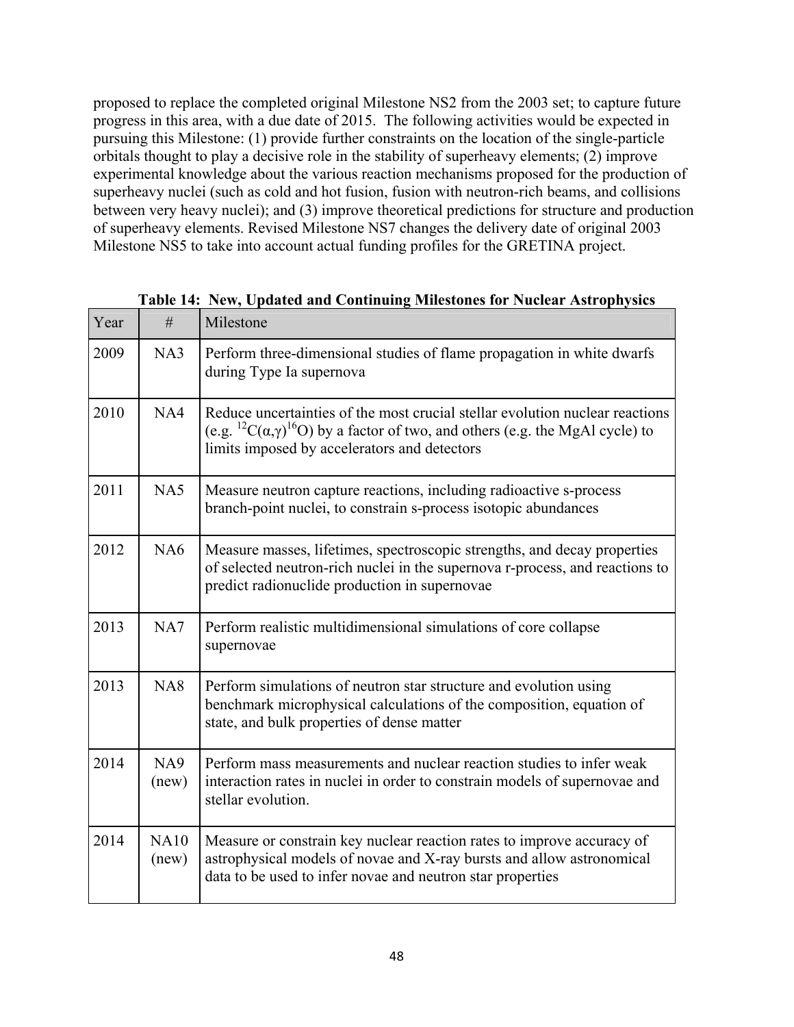proposed to replace the completed original Milestone NS2 from the 2003 set; to capture future progress in this area, with a due date of 2015. The following activities would be expected in pursuing this Milestone: (1) provide further constraints on the location of the single-particle orbitals thought to play a decisive role in the stability of superheavy elements; (2) improve experimental knowledge about the various reaction mechanisms proposed for the production of superheavy nuclei (such as cold and hot fusion, fusion with neutron-rich beams, and collisions between very heavy nuclei); and (3) improve theoretical predictions for structure and production of superheavy elements. Revised Milestone NS7 changes the delivery date of original 2003 Milestone NS5 to take into account actual funding profiles for the GRETINA project.

**Table 14: New, Updated and Continuing Milestones for Nuclear Astrophysics**

| Year | # | Milestone |
|---|---|---|
| 2009 | NA3 | Perform three-dimensional studies of flame propagation in white dwarfs during Type Ia supernova |
| 2010 | NA4 | Reduce uncertainties of the most crucial stellar evolution nuclear reactions (e.g. $^{12}C(\alpha,\gamma)^{16}O$) by a factor of two, and others (e.g. the MgAl cycle) to limits imposed by accelerators and detectors |
| 2011 | NA5 | Measure neutron capture reactions, including radioactive s-process branch-point nuclei, to constrain s-process isotopic abundances |
| 2012 | NA6 | Measure masses, lifetimes, spectroscopic strengths, and decay properties of selected neutron-rich nuclei in the supernova r-process, and reactions to predict radionuclide production in supernovae |
| 2013 | NA7 | Perform realistic multidimensional simulations of core collapse supernovae |
| 2013 | NA8 | Perform simulations of neutron star structure and evolution using benchmark microphysical calculations of the composition, equation of state, and bulk properties of dense matter |
| 2014 | NA9 (new) | Perform mass measurements and nuclear reaction studies to infer weak interaction rates in nuclei in order to constrain models of supernovae and stellar evolution. |
| 2014 | NA10 (new) | Measure or constrain key nuclear reaction rates to improve accuracy of astrophysical models of novae and X-ray bursts and allow astronomical data to be used to infer novae and neutron star properties |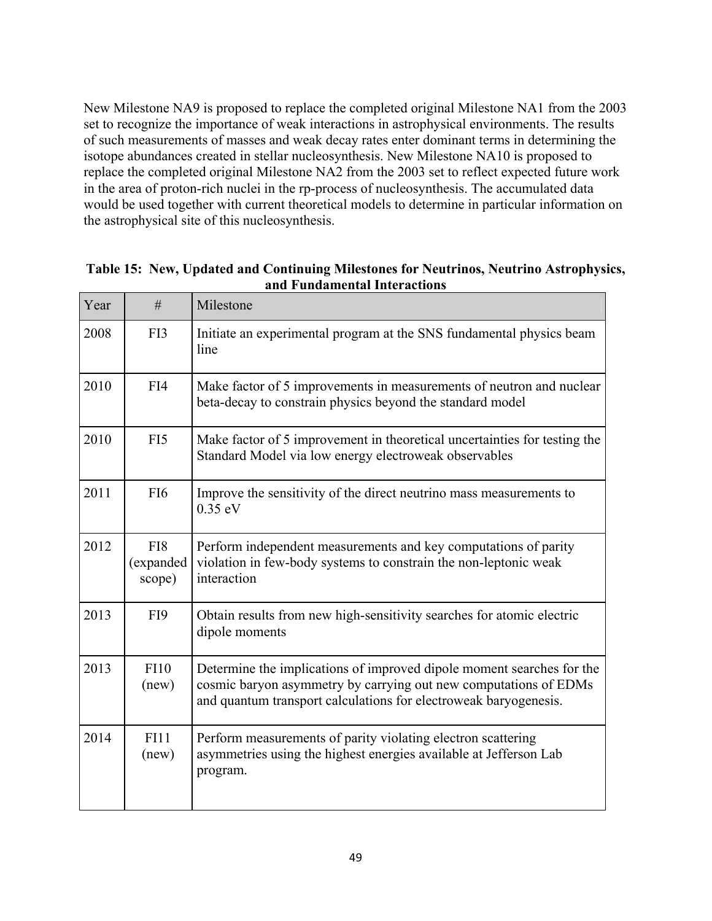New Milestone NA9 is proposed to replace the completed original Milestone NA1 from the 2003 set to recognize the importance of weak interactions in astrophysical environments. The results of such measurements of masses and weak decay rates enter dominant terms in determining the isotope abundances created in stellar nucleosynthesis. New Milestone NA10 is proposed to replace the completed original Milestone NA2 from the 2003 set to reflect expected future work in the area of proton-rich nuclei in the rp-process of nucleosynthesis. The accumulated data would be used together with current theoretical models to determine in particular information on the astrophysical site of this nucleosynthesis.

**Table 15: New, Updated and Continuing Milestones for Neutrinos, Neutrino Astrophysics, and Fundamental Interactions**

| Year | # | Milestone |
|---|---|---|
| 2008 | FI3 | Initiate an experimental program at the SNS fundamental physics beam line |
| 2010 | FI4 | Make factor of 5 improvements in measurements of neutron and nuclear beta-decay to constrain physics beyond the standard model |
| 2010 | FI5 | Make factor of 5 improvement in theoretical uncertainties for testing the Standard Model via low energy electroweak observables |
| 2011 | FI6 | Improve the sensitivity of the direct neutrino mass measurements to 0.35 eV |
| 2012 | FI8 (expanded scope) | Perform independent measurements and key computations of parity violation in few-body systems to constrain the non-leptonic weak interaction |
| 2013 | FI9 | Obtain results from new high-sensitivity searches for atomic electric dipole moments |
| 2013 | FI10 (new) | Determine the implications of improved dipole moment searches for the cosmic baryon asymmetry by carrying out new computations of EDMs and quantum transport calculations for electroweak baryogenesis. |
| 2014 | FI11 (new) | Perform measurements of parity violating electron scattering asymmetries using the highest energies available at Jefferson Lab program. |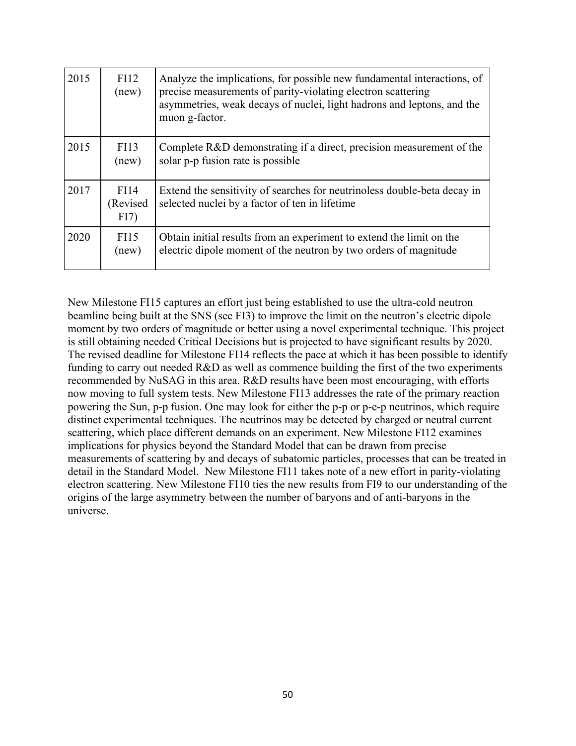| 2015 | FI12 (new) | Analyze the implications, for possible new fundamental interactions, of precise measurements of parity-violating electron scattering asymmetries, weak decays of nuclei, light hadrons and leptons, and the muon g-factor. |
|---|---|---|
| 2015 | FI13 (new) | Complete R&D demonstrating if a direct, precision measurement of the solar p-p fusion rate is possible |
| 2017 | FI14 (Revised FI7) | Extend the sensitivity of searches for neutrinoless double-beta decay in selected nuclei by a factor of ten in lifetime |
| 2020 | FI15 (new) | Obtain initial results from an experiment to extend the limit on the electric dipole moment of the neutron by two orders of magnitude |

New Milestone FI15 captures an effort just being established to use the ultra-cold neutron beamline being built at the SNS (see FI3) to improve the limit on the neutron's electric dipole moment by two orders of magnitude or better using a novel experimental technique. This project is still obtaining needed Critical Decisions but is projected to have significant results by 2020. The revised deadline for Milestone FI14 reflects the pace at which it has been possible to identify funding to carry out needed R&D as well as commence building the first of the two experiments recommended by NuSAG in this area. R&D results have been most encouraging, with efforts now moving to full system tests. New Milestone FI13 addresses the rate of the primary reaction powering the Sun, p-p fusion. One may look for either the p-p or p-e-p neutrinos, which require distinct experimental techniques. The neutrinos may be detected by charged or neutral current scattering, which place different demands on an experiment. New Milestone FI12 examines implications for physics beyond the Standard Model that can be drawn from precise measurements of scattering by and decays of subatomic particles, processes that can be treated in detail in the Standard Model. New Milestone FI11 takes note of a new effort in parity-violating electron scattering. New Milestone FI10 ties the new results from FI9 to our understanding of the origins of the large asymmetry between the number of baryons and of anti-baryons in the universe.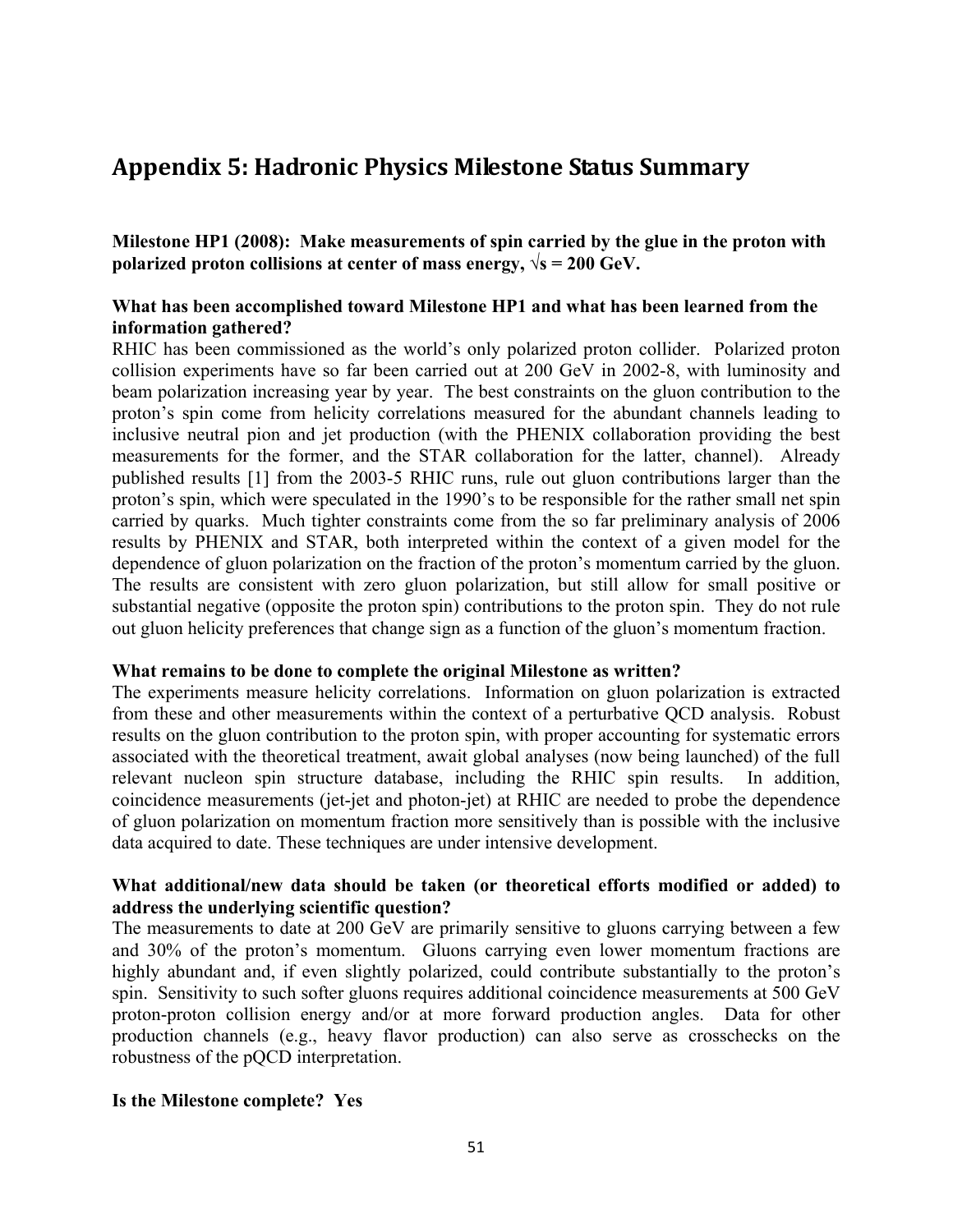# Appendix 5: Hadronic Physics Milestone Status Summary

**Milestone HP1 (2008): Make measurements of spin carried by the glue in the proton with polarized proton collisions at center of mass energy, $\sqrt{s}$ = 200 GeV.**

**What has been accomplished toward Milestone HP1 and what has been learned from the information gathered?**

RHIC has been commissioned as the world's only polarized proton collider. Polarized proton collision experiments have so far been carried out at 200 GeV in 2002-8, with luminosity and beam polarization increasing year by year. The best constraints on the gluon contribution to the proton's spin come from helicity correlations measured for the abundant channels leading to inclusive neutral pion and jet production (with the PHENIX collaboration providing the best measurements for the former, and the STAR collaboration for the latter, channel). Already published results [1] from the 2003-5 RHIC runs, rule out gluon contributions larger than the proton's spin, which were speculated in the 1990's to be responsible for the rather small net spin carried by quarks. Much tighter constraints come from the so far preliminary analysis of 2006 results by PHENIX and STAR, both interpreted within the context of a given model for the dependence of gluon polarization on the fraction of the proton's momentum carried by the gluon. The results are consistent with zero gluon polarization, but still allow for small positive or substantial negative (opposite the proton spin) contributions to the proton spin. They do not rule out gluon helicity preferences that change sign as a function of the gluon's momentum fraction.

**What remains to be done to complete the original Milestone as written?**

The experiments measure helicity correlations. Information on gluon polarization is extracted from these and other measurements within the context of a perturbative QCD analysis. Robust results on the gluon contribution to the proton spin, with proper accounting for systematic errors associated with the theoretical treatment, await global analyses (now being launched) of the full relevant nucleon spin structure database, including the RHIC spin results. In addition, coincidence measurements (jet-jet and photon-jet) at RHIC are needed to probe the dependence of gluon polarization on momentum fraction more sensitively than is possible with the inclusive data acquired to date. These techniques are under intensive development.

**What additional/new data should be taken (or theoretical efforts modified or added) to address the underlying scientific question?**

The measurements to date at 200 GeV are primarily sensitive to gluons carrying between a few and 30% of the proton's momentum. Gluons carrying even lower momentum fractions are highly abundant and, if even slightly polarized, could contribute substantially to the proton's spin. Sensitivity to such softer gluons requires additional coincidence measurements at 500 GeV proton-proton collision energy and/or at more forward production angles. Data for other production channels (e.g., heavy flavor production) can also serve as crosschecks on the robustness of the pQCD interpretation.

**Is the Milestone complete? Yes**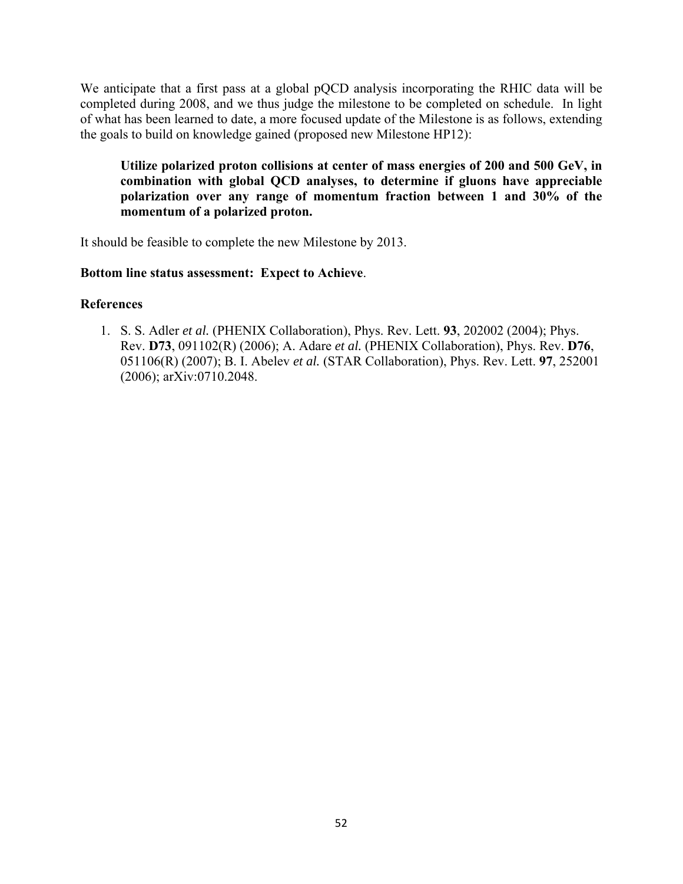We anticipate that a first pass at a global pQCD analysis incorporating the RHIC data will be completed during 2008, and we thus judge the milestone to be completed on schedule. In light of what has been learned to date, a more focused update of the Milestone is as follows, extending the goals to build on knowledge gained (proposed new Milestone HP12):

> **Utilize polarized proton collisions at center of mass energies of 200 and 500 GeV, in combination with global QCD analyses, to determine if gluons have appreciable polarization over any range of momentum fraction between 1 and 30% of the momentum of a polarized proton.**

It should be feasible to complete the new Milestone by 2013.

**Bottom line status assessment: Expect to Achieve**.

**References**

1. S. S. Adler *et al.* (PHENIX Collaboration), Phys. Rev. Lett. **93**, 202002 (2004); Phys. Rev. **D73**, 091102(R) (2006); A. Adare *et al.* (PHENIX Collaboration), Phys. Rev. **D76**, 051106(R) (2007); B. I. Abelev *et al.* (STAR Collaboration), Phys. Rev. Lett. **97**, 252001 (2006); arXiv:0710.2048.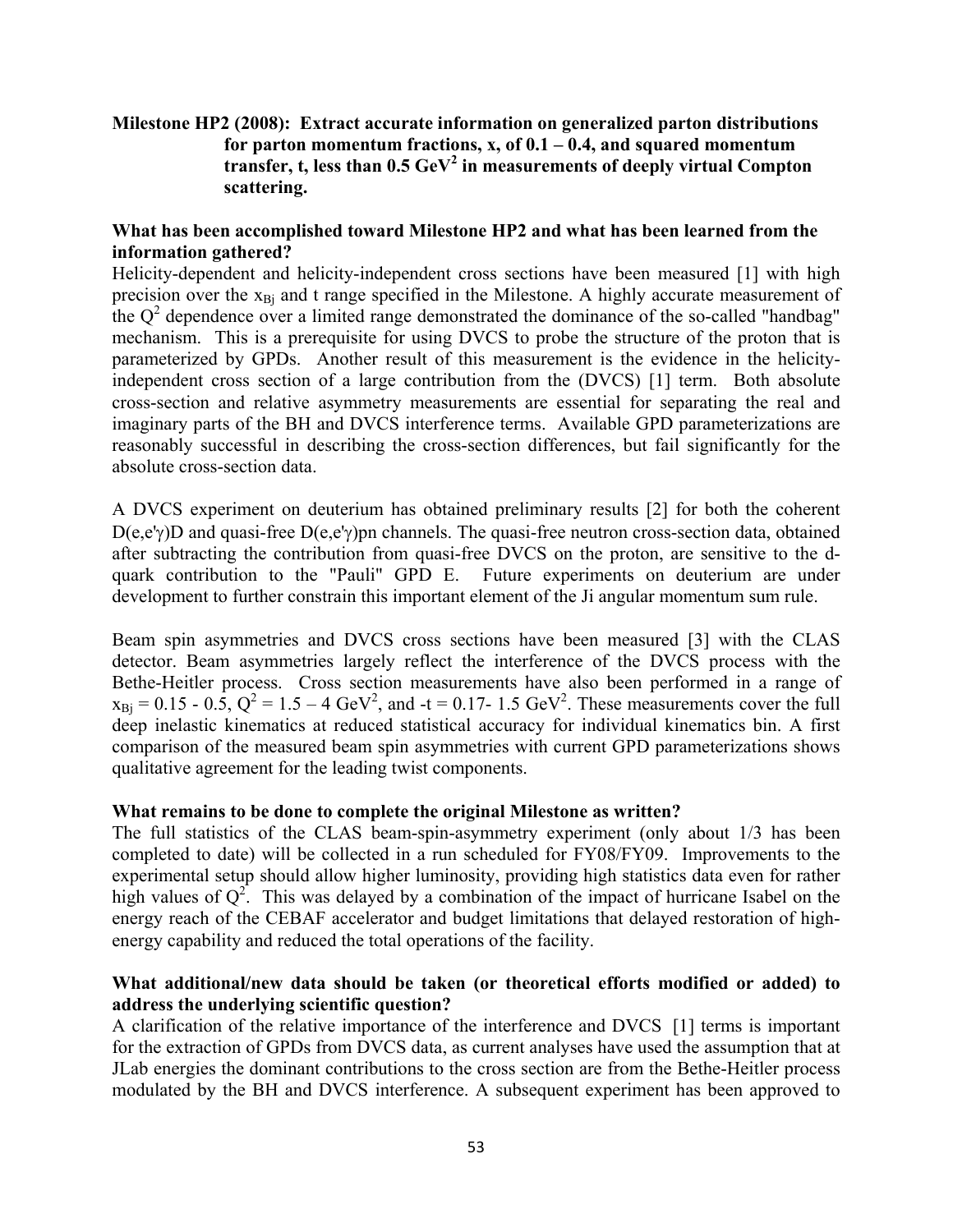**Milestone HP2 (2008): Extract accurate information on generalized parton distributions for parton momentum fractions, x, of 0.1 – 0.4, and squared momentum transfer, t, less than 0.5 GeV$^2$ in measurements of deeply virtual Compton scattering.**

**What has been accomplished toward Milestone HP2 and what has been learned from the information gathered?**

Helicity-dependent and helicity-independent cross sections have been measured [1] with high precision over the $x_{Bj}$ and t range specified in the Milestone. A highly accurate measurement of the $Q^2$ dependence over a limited range demonstrated the dominance of the so-called "handbag" mechanism. This is a prerequisite for using DVCS to probe the structure of the proton that is parameterized by GPDs. Another result of this measurement is the evidence in the helicity-independent cross section of a large contribution from the (DVCS) [1] term. Both absolute cross-section and relative asymmetry measurements are essential for separating the real and imaginary parts of the BH and DVCS interference terms. Available GPD parameterizations are reasonably successful in describing the cross-section differences, but fail significantly for the absolute cross-section data.

A DVCS experiment on deuterium has obtained preliminary results [2] for both the coherent D(e,e'γ)D and quasi-free D(e,e'γ)pn channels. The quasi-free neutron cross-section data, obtained after subtracting the contribution from quasi-free DVCS on the proton, are sensitive to the d-quark contribution to the "Pauli" GPD E. Future experiments on deuterium are under development to further constrain this important element of the Ji angular momentum sum rule.

Beam spin asymmetries and DVCS cross sections have been measured [3] with the CLAS detector. Beam asymmetries largely reflect the interference of the DVCS process with the Bethe-Heitler process. Cross section measurements have also been performed in a range of $x_{Bj}$ = 0.15 - 0.5, $Q^2$ = 1.5 – 4 GeV$^2$, and -t = 0.17- 1.5 GeV$^2$. These measurements cover the full deep inelastic kinematics at reduced statistical accuracy for individual kinematics bin. A first comparison of the measured beam spin asymmetries with current GPD parameterizations shows qualitative agreement for the leading twist components.

**What remains to be done to complete the original Milestone as written?**

The full statistics of the CLAS beam-spin-asymmetry experiment (only about 1/3 has been completed to date) will be collected in a run scheduled for FY08/FY09. Improvements to the experimental setup should allow higher luminosity, providing high statistics data even for rather high values of $Q^2$. This was delayed by a combination of the impact of hurricane Isabel on the energy reach of the CEBAF accelerator and budget limitations that delayed restoration of high-energy capability and reduced the total operations of the facility.

**What additional/new data should be taken (or theoretical efforts modified or added) to address the underlying scientific question?**

A clarification of the relative importance of the interference and DVCS [1] terms is important for the extraction of GPDs from DVCS data, as current analyses have used the assumption that at JLab energies the dominant contributions to the cross section are from the Bethe-Heitler process modulated by the BH and DVCS interference. A subsequent experiment has been approved to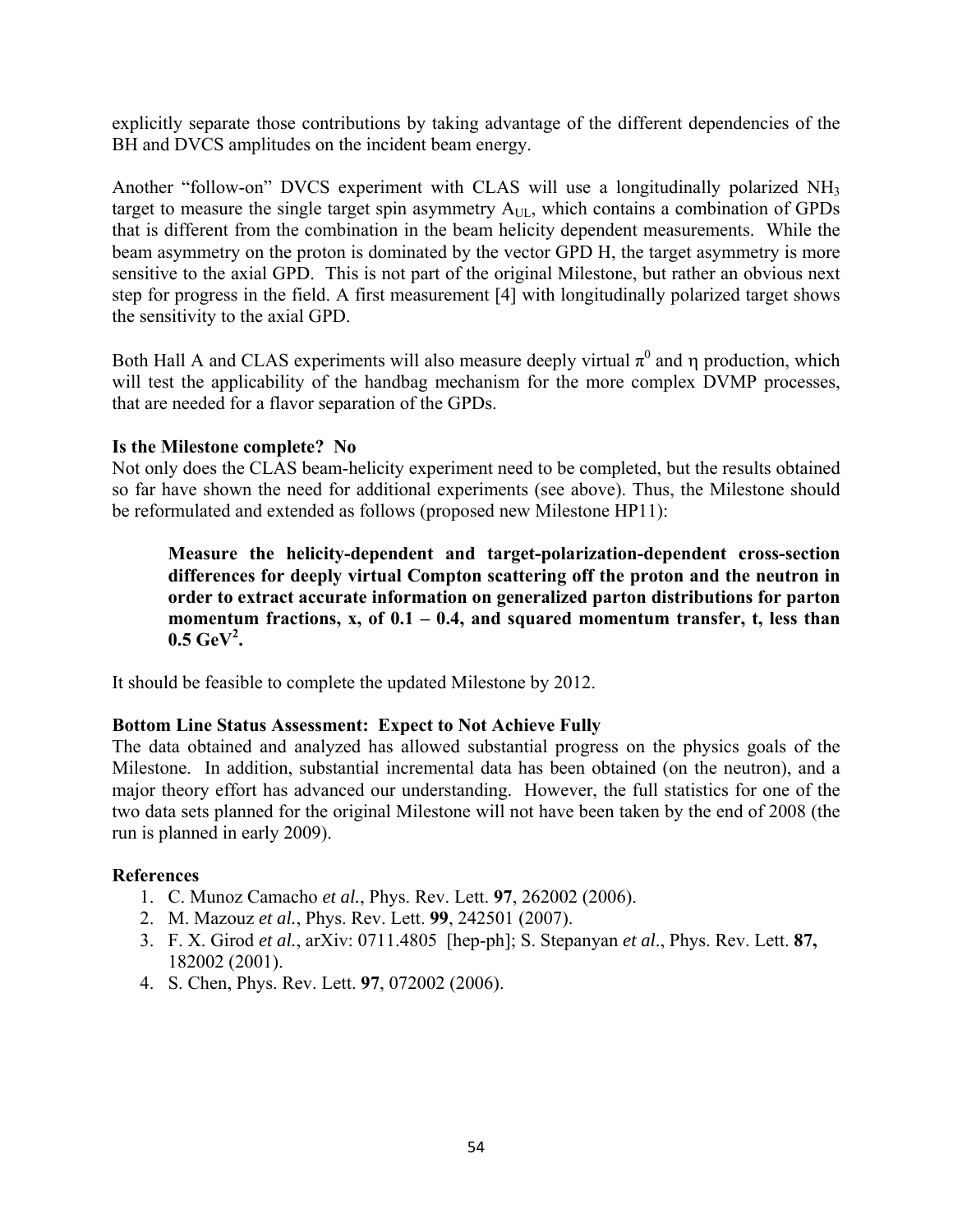explicitly separate those contributions by taking advantage of the different dependencies of the BH and DVCS amplitudes on the incident beam energy.

Another "follow-on" DVCS experiment with CLAS will use a longitudinally polarized $NH_3$ target to measure the single target spin asymmetry $A_{UL}$, which contains a combination of GPDs that is different from the combination in the beam helicity dependent measurements. While the beam asymmetry on the proton is dominated by the vector GPD H, the target asymmetry is more sensitive to the axial GPD. This is not part of the original Milestone, but rather an obvious next step for progress in the field. A first measurement [4] with longitudinally polarized target shows the sensitivity to the axial GPD.

Both Hall A and CLAS experiments will also measure deeply virtual $\pi^0$ and $\eta$ production, which will test the applicability of the handbag mechanism for the more complex DVMP processes, that are needed for a flavor separation of the GPDs.

**Is the Milestone complete? No**

Not only does the CLAS beam-helicity experiment need to be completed, but the results obtained so far have shown the need for additional experiments (see above). Thus, the Milestone should be reformulated and extended as follows (proposed new Milestone HP11):

> **Measure the helicity-dependent and target-polarization-dependent cross-section differences for deeply virtual Compton scattering off the proton and the neutron in order to extract accurate information on generalized parton distributions for parton momentum fractions, x, of 0.1 – 0.4, and squared momentum transfer, t, less than 0.5 GeV$^2$.**

It should be feasible to complete the updated Milestone by 2012.

**Bottom Line Status Assessment: Expect to Not Achieve Fully**

The data obtained and analyzed has allowed substantial progress on the physics goals of the Milestone. In addition, substantial incremental data has been obtained (on the neutron), and a major theory effort has advanced our understanding. However, the full statistics for one of the two data sets planned for the original Milestone will not have been taken by the end of 2008 (the run is planned in early 2009).

**References**

1. C. Munoz Camacho *et al.*, Phys. Rev. Lett. **97**, 262002 (2006).
2. M. Mazouz *et al.*, Phys. Rev. Lett. **99**, 242501 (2007).
3. F. X. Girod *et al.*, arXiv: 0711.4805 [hep-ph]; S. Stepanyan *et al*., Phys. Rev. Lett. **87,** 182002 (2001).
4. S. Chen, Phys. Rev. Lett. **97**, 072002 (2006).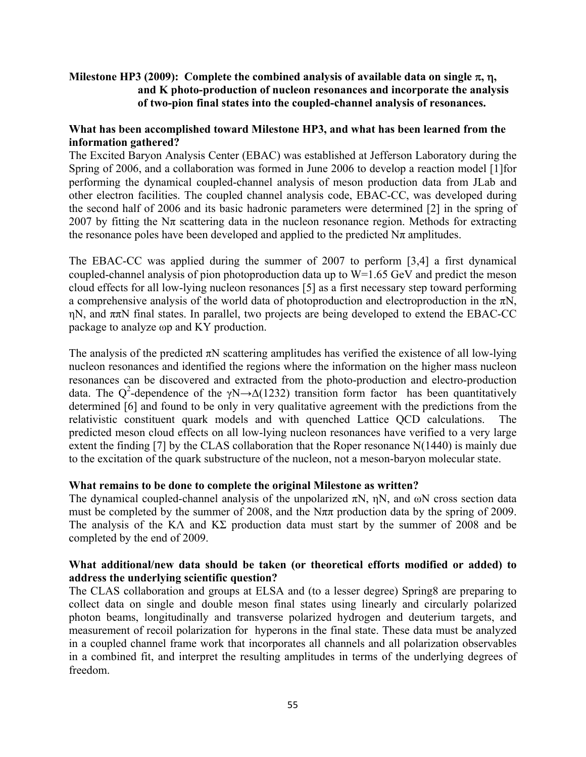**Milestone HP3 (2009): Complete the combined analysis of available data on single $\pi$, $\eta$, and K photo-production of nucleon resonances and incorporate the analysis of two-pion final states into the coupled-channel analysis of resonances.**

**What has been accomplished toward Milestone HP3, and what has been learned from the information gathered?**

The Excited Baryon Analysis Center (EBAC) was established at Jefferson Laboratory during the Spring of 2006, and a collaboration was formed in June 2006 to develop a reaction model [1]for performing the dynamical coupled-channel analysis of meson production data from JLab and other electron facilities. The coupled channel analysis code, EBAC-CC, was developed during the second half of 2006 and its basic hadronic parameters were determined [2] in the spring of 2007 by fitting the N$\pi$ scattering data in the nucleon resonance region. Methods for extracting the resonance poles have been developed and applied to the predicted N$\pi$ amplitudes.

The EBAC-CC was applied during the summer of 2007 to perform [3,4] a first dynamical coupled-channel analysis of pion photoproduction data up to W=1.65 GeV and predict the meson cloud effects for all low-lying nucleon resonances [5] as a first necessary step toward performing a comprehensive analysis of the world data of photoproduction and electroproduction in the $\pi$N, $\eta$N, and $\pi\pi$N final states. In parallel, two projects are being developed to extend the EBAC-CC package to analyze $\omega$p and KY production.

The analysis of the predicted $\pi$N scattering amplitudes has verified the existence of all low-lying nucleon resonances and identified the regions where the information on the higher mass nucleon resonances can be discovered and extracted from the photo-production and electro-production data. The $Q^2$-dependence of the $\gamma N \rightarrow \Delta(1232)$ transition form factor has been quantitatively determined [6] and found to be only in very qualitative agreement with the predictions from the relativistic constituent quark models and with quenched Lattice QCD calculations. The predicted meson cloud effects on all low-lying nucleon resonances have verified to a very large extent the finding [7] by the CLAS collaboration that the Roper resonance N(1440) is mainly due to the excitation of the quark substructure of the nucleon, not a meson-baryon molecular state.

**What remains to be done to complete the original Milestone as written?**

The dynamical coupled-channel analysis of the unpolarized $\pi$N, $\eta$N, and $\omega$N cross section data must be completed by the summer of 2008, and the N$\pi\pi$ production data by the spring of 2009. The analysis of the K$\Lambda$ and K$\Sigma$ production data must start by the summer of 2008 and be completed by the end of 2009.

**What additional/new data should be taken (or theoretical efforts modified or added) to address the underlying scientific question?**

The CLAS collaboration and groups at ELSA and (to a lesser degree) Spring8 are preparing to collect data on single and double meson final states using linearly and circularly polarized photon beams, longitudinally and transverse polarized hydrogen and deuterium targets, and measurement of recoil polarization for hyperons in the final state. These data must be analyzed in a coupled channel frame work that incorporates all channels and all polarization observables in a combined fit, and interpret the resulting amplitudes in terms of the underlying degrees of freedom.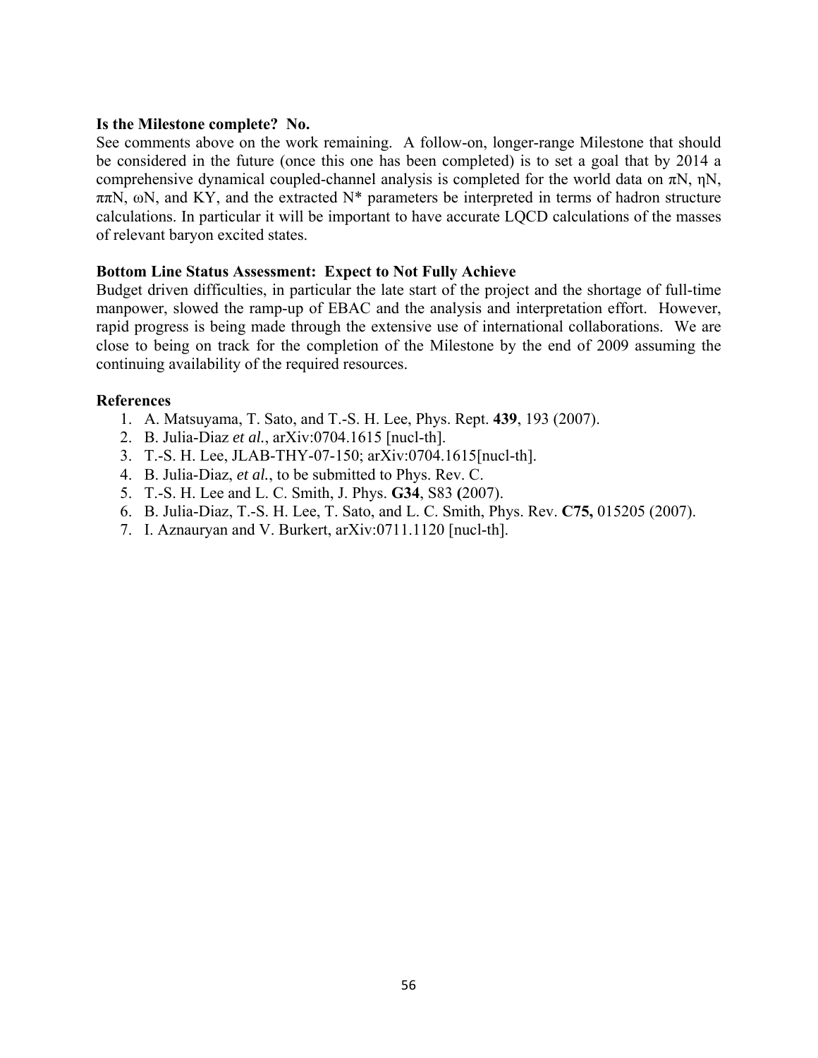**Is the Milestone complete? No.**

See comments above on the work remaining. A follow-on, longer-range Milestone that should be considered in the future (once this one has been completed) is to set a goal that by 2014 a comprehensive dynamical coupled-channel analysis is completed for the world data on $\pi N$, $\eta N$, $\pi\pi N$, $\omega N$, and KY, and the extracted $N^*$ parameters be interpreted in terms of hadron structure calculations. In particular it will be important to have accurate LQCD calculations of the masses of relevant baryon excited states.

**Bottom Line Status Assessment: Expect to Not Fully Achieve**

Budget driven difficulties, in particular the late start of the project and the shortage of full-time manpower, slowed the ramp-up of EBAC and the analysis and interpretation effort. However, rapid progress is being made through the extensive use of international collaborations. We are close to being on track for the completion of the Milestone by the end of 2009 assuming the continuing availability of the required resources.

**References**

1. A. Matsuyama, T. Sato, and T.-S. H. Lee, Phys. Rept. **439**, 193 (2007).
2. B. Julia-Diaz *et al.*, arXiv:0704.1615 [nucl-th].
3. T.-S. H. Lee, JLAB-THY-07-150; arXiv:0704.1615[nucl-th].
4. B. Julia-Diaz, *et al.*, to be submitted to Phys. Rev. C.
5. T.-S. H. Lee and L. C. Smith, J. Phys. **G34**, S83 **(**2007).
6. B. Julia-Diaz, T.-S. H. Lee, T. Sato, and L. C. Smith, Phys. Rev. **C75,** 015205 (2007).
7. I. Aznauryan and V. Burkert, arXiv:0711.1120 [nucl-th].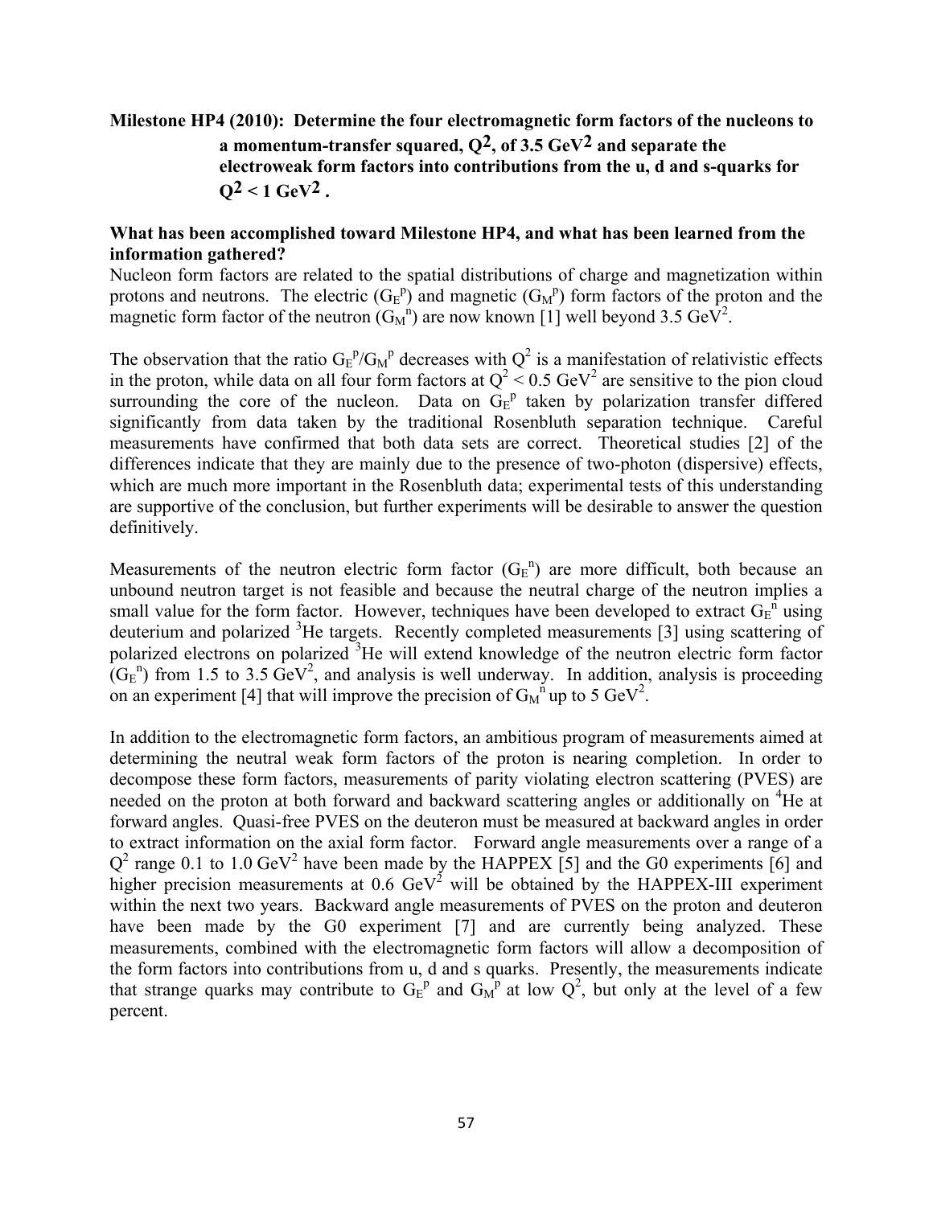**Milestone HP4 (2010): Determine the four electromagnetic form factors of the nucleons to a momentum-transfer squared, $Q^2$, of 3.5 $GeV^2$ and separate the electroweak form factors into contributions from the u, d and s-quarks for $Q^2 < 1$ $GeV^2$ .**

**What has been accomplished toward Milestone HP4, and what has been learned from the information gathered?**

Nucleon form factors are related to the spatial distributions of charge and magnetization within protons and neutrons. The electric ($G_E^p$) and magnetic ($G_M^p$) form factors of the proton and the magnetic form factor of the neutron ($G_M^n$) are now known [1] well beyond 3.5 $GeV^2$.

The observation that the ratio $G_E^p/G_M^p$ decreases with $Q^2$ is a manifestation of relativistic effects in the proton, while data on all four form factors at $Q^2 < 0.5$ $GeV^2$ are sensitive to the pion cloud surrounding the core of the nucleon. Data on $G_E^p$ taken by polarization transfer differed significantly from data taken by the traditional Rosenbluth separation technique. Careful measurements have confirmed that both data sets are correct. Theoretical studies [2] of the differences indicate that they are mainly due to the presence of two-photon (dispersive) effects, which are much more important in the Rosenbluth data; experimental tests of this understanding are supportive of the conclusion, but further experiments will be desirable to answer the question definitively.

Measurements of the neutron electric form factor ($G_E^n$) are more difficult, both because an unbound neutron target is not feasible and because the neutral charge of the neutron implies a small value for the form factor. However, techniques have been developed to extract $G_E^n$ using deuterium and polarized $^3He$ targets. Recently completed measurements [3] using scattering of polarized electrons on polarized $^3He$ will extend knowledge of the neutron electric form factor ($G_E^n$) from 1.5 to 3.5 $GeV^2$, and analysis is well underway. In addition, analysis is proceeding on an experiment [4] that will improve the precision of $G_M^n$ up to 5 $GeV^2$.

In addition to the electromagnetic form factors, an ambitious program of measurements aimed at determining the neutral weak form factors of the proton is nearing completion. In order to decompose these form factors, measurements of parity violating electron scattering (PVES) are needed on the proton at both forward and backward scattering angles or additionally on $^4He$ at forward angles. Quasi-free PVES on the deuteron must be measured at backward angles in order to extract information on the axial form factor. Forward angle measurements over a range of a $Q^2$ range 0.1 to 1.0 $GeV^2$ have been made by the HAPPEX [5] and the G0 experiments [6] and higher precision measurements at 0.6 $GeV^2$ will be obtained by the HAPPEX-III experiment within the next two years. Backward angle measurements of PVES on the proton and deuteron have been made by the G0 experiment [7] and are currently being analyzed. These measurements, combined with the electromagnetic form factors will allow a decomposition of the form factors into contributions from u, d and s quarks. Presently, the measurements indicate that strange quarks may contribute to $G_E^p$ and $G_M^p$ at low $Q^2$, but only at the level of a few percent.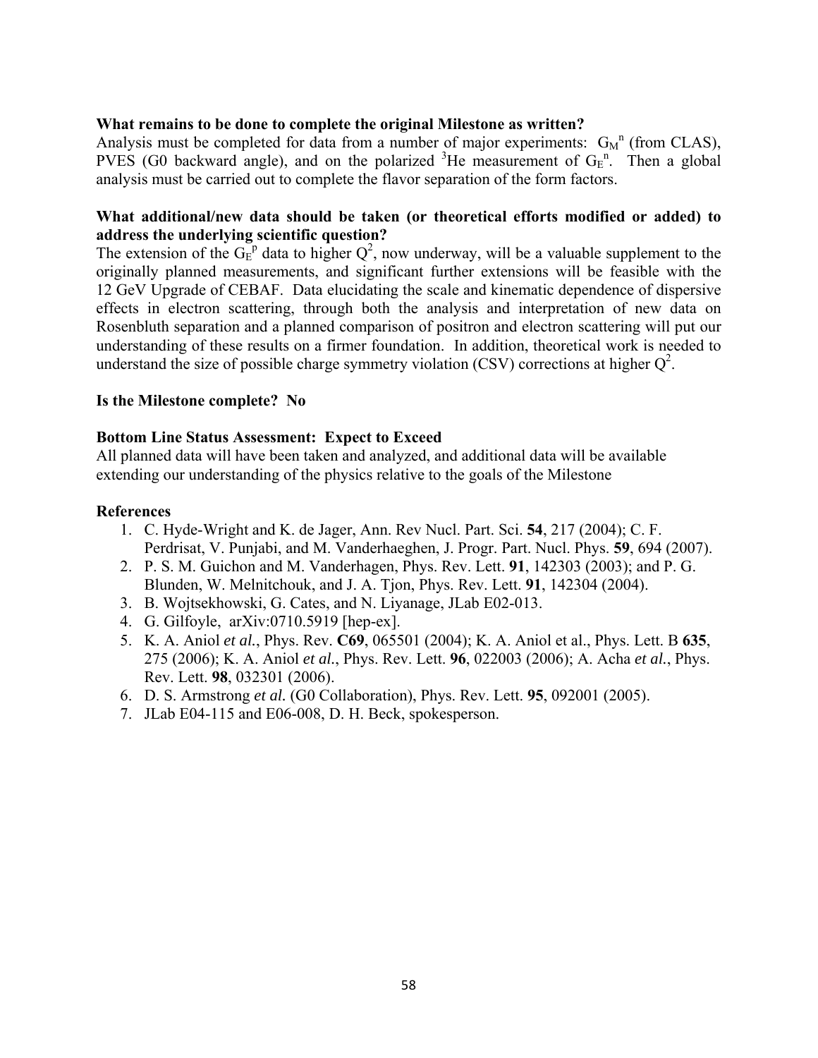**What remains to be done to complete the original Milestone as written?**

Analysis must be completed for data from a number of major experiments: $G_M^n$ (from CLAS), PVES (G0 backward angle), and on the polarized $^3$He measurement of $G_E^n$. Then a global analysis must be carried out to complete the flavor separation of the form factors.

**What additional/new data should be taken (or theoretical efforts modified or added) to address the underlying scientific question?**

The extension of the $G_E^p$ data to higher $Q^2$, now underway, will be a valuable supplement to the originally planned measurements, and significant further extensions will be feasible with the 12 GeV Upgrade of CEBAF. Data elucidating the scale and kinematic dependence of dispersive effects in electron scattering, through both the analysis and interpretation of new data on Rosenbluth separation and a planned comparison of positron and electron scattering will put our understanding of these results on a firmer foundation. In addition, theoretical work is needed to understand the size of possible charge symmetry violation (CSV) corrections at higher $Q^2$.

**Is the Milestone complete? No**

**Bottom Line Status Assessment: Expect to Exceed**

All planned data will have been taken and analyzed, and additional data will be available extending our understanding of the physics relative to the goals of the Milestone

**References**

1. C. Hyde-Wright and K. de Jager, Ann. Rev Nucl. Part. Sci. **54**, 217 (2004); C. F. Perdrisat, V. Punjabi, and M. Vanderhaeghen, J. Progr. Part. Nucl. Phys. **59**, 694 (2007).
2. P. S. M. Guichon and M. Vanderhagen, Phys. Rev. Lett. **91**, 142303 (2003); and P. G. Blunden, W. Melnitchouk, and J. A. Tjon, Phys. Rev. Lett. **91**, 142304 (2004).
3. B. Wojtsekhowski, G. Cates, and N. Liyanage, JLab E02-013.
4. G. Gilfoyle, arXiv:0710.5919 [hep-ex].
5. K. A. Aniol *et al.*, Phys. Rev. **C69**, 065501 (2004); K. A. Aniol et al., Phys. Lett. B **635**, 275 (2006); K. A. Aniol *et al.*, Phys. Rev. Lett. **96**, 022003 (2006); A. Acha *et al.*, Phys. Rev. Lett. **98**, 032301 (2006).
6. D. S. Armstrong *et al.* (G0 Collaboration), Phys. Rev. Lett. **95**, 092001 (2005).
7. JLab E04-115 and E06-008, D. H. Beck, spokesperson.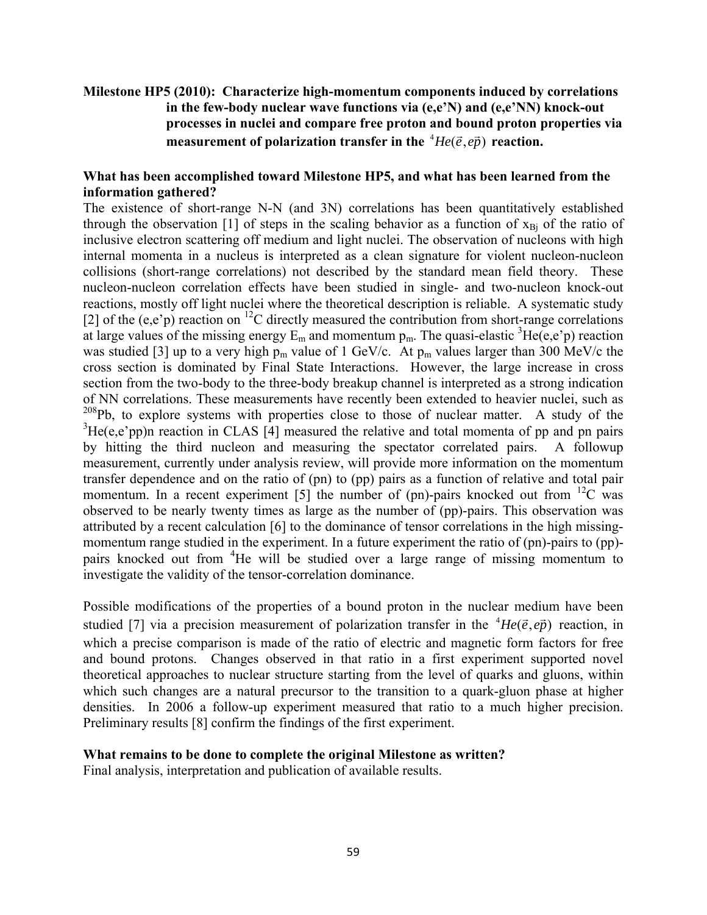**Milestone HP5 (2010): Characterize high-momentum components induced by correlations in the few-body nuclear wave functions via (e,e'N) and (e,e'NN) knock-out processes in nuclei and compare free proton and bound proton properties via measurement of polarization transfer in the $^{4}He(\vec{e},e\vec{p})$ reaction.**

**What has been accomplished toward Milestone HP5, and what has been learned from the information gathered?**

The existence of short-range N-N (and 3N) correlations has been quantitatively established through the observation [1] of steps in the scaling behavior as a function of $x_{Bj}$ of the ratio of inclusive electron scattering off medium and light nuclei. The observation of nucleons with high internal momenta in a nucleus is interpreted as a clean signature for violent nucleon-nucleon collisions (short-range correlations) not described by the standard mean field theory. These nucleon-nucleon correlation effects have been studied in single- and two-nucleon knock-out reactions, mostly off light nuclei where the theoretical description is reliable. A systematic study [2] of the (e,e'p) reaction on $^{12}$C directly measured the contribution from short-range correlations at large values of the missing energy $E_m$ and momentum $p_m$. The quasi-elastic $^{3}$He(e,e'p) reaction was studied [3] up to a very high $p_m$ value of 1 GeV/c. At $p_m$ values larger than 300 MeV/c the cross section is dominated by Final State Interactions. However, the large increase in cross section from the two-body to the three-body breakup channel is interpreted as a strong indication of NN correlations. These measurements have recently been extended to heavier nuclei, such as $^{208}$Pb, to explore systems with properties close to those of nuclear matter. A study of the $^{3}$He(e,e'pp)n reaction in CLAS [4] measured the relative and total momenta of pp and pn pairs by hitting the third nucleon and measuring the spectator correlated pairs. A followup measurement, currently under analysis review, will provide more information on the momentum transfer dependence and on the ratio of (pn) to (pp) pairs as a function of relative and total pair momentum. In a recent experiment [5] the number of (pn)-pairs knocked out from $^{12}$C was observed to be nearly twenty times as large as the number of (pp)-pairs. This observation was attributed by a recent calculation [6] to the dominance of tensor correlations in the high missing-momentum range studied in the experiment. In a future experiment the ratio of (pn)-pairs to (pp)-pairs knocked out from $^{4}$He will be studied over a large range of missing momentum to investigate the validity of the tensor-correlation dominance.

Possible modifications of the properties of a bound proton in the nuclear medium have been studied [7] via a precision measurement of polarization transfer in the $^{4}He(\vec{e},e\vec{p})$ reaction, in which a precise comparison is made of the ratio of electric and magnetic form factors for free and bound protons. Changes observed in that ratio in a first experiment supported novel theoretical approaches to nuclear structure starting from the level of quarks and gluons, within which such changes are a natural precursor to the transition to a quark-gluon phase at higher densities. In 2006 a follow-up experiment measured that ratio to a much higher precision. Preliminary results [8] confirm the findings of the first experiment.

**What remains to be done to complete the original Milestone as written?**

Final analysis, interpretation and publication of available results.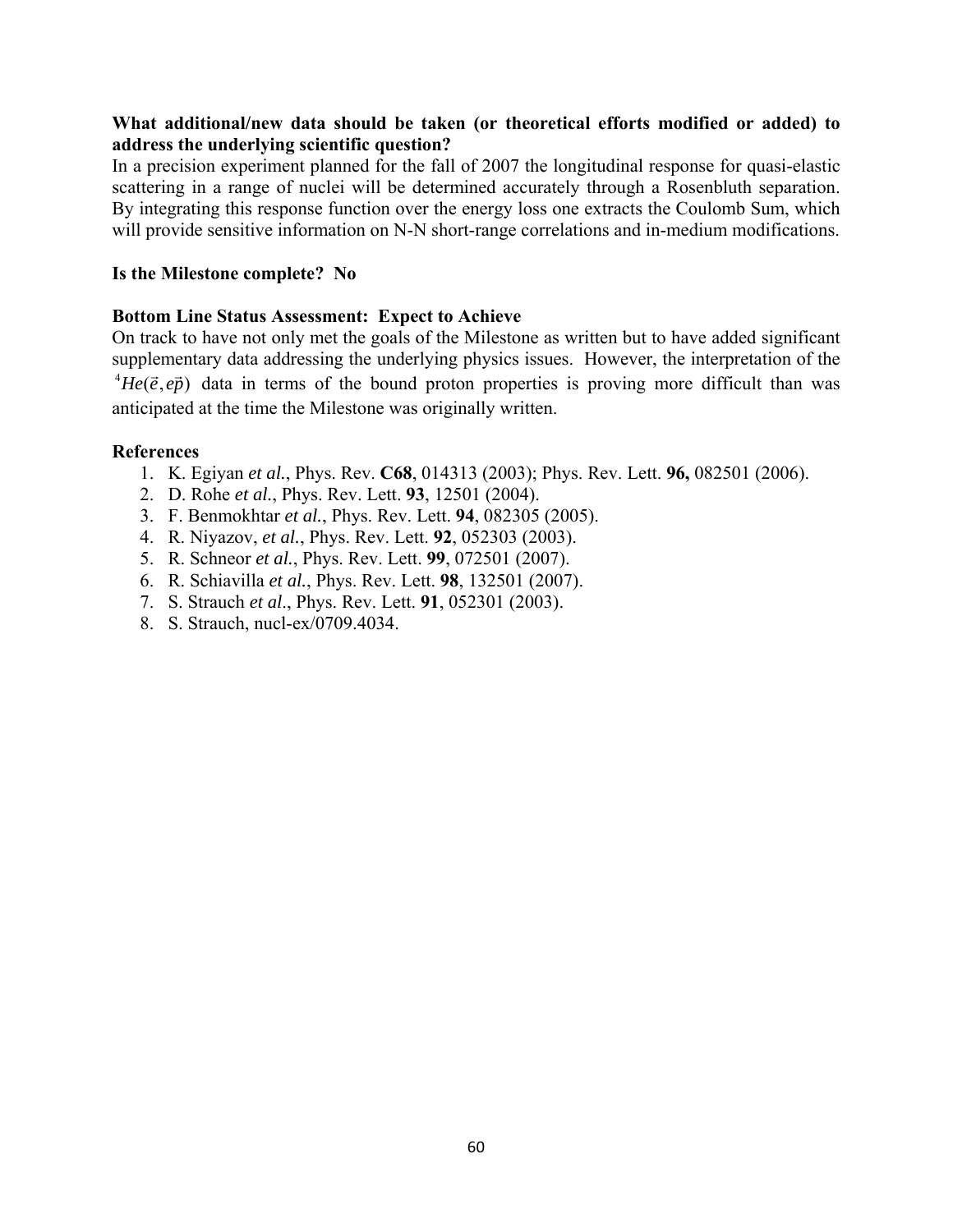**What additional/new data should be taken (or theoretical efforts modified or added) to address the underlying scientific question?**

In a precision experiment planned for the fall of 2007 the longitudinal response for quasi-elastic scattering in a range of nuclei will be determined accurately through a Rosenbluth separation. By integrating this response function over the energy loss one extracts the Coulomb Sum, which will provide sensitive information on N-N short-range correlations and in-medium modifications.

**Is the Milestone complete? No**

**Bottom Line Status Assessment: Expect to Achieve**

On track to have not only met the goals of the Milestone as written but to have added significant supplementary data addressing the underlying physics issues. However, the interpretation of the $^4He(\vec{e},e\vec{p})$ data in terms of the bound proton properties is proving more difficult than was anticipated at the time the Milestone was originally written.

**References**

1. K. Egiyan *et al.*, Phys. Rev. **C68**, 014313 (2003); Phys. Rev. Lett. **96,** 082501 (2006).
2. D. Rohe *et al.*, Phys. Rev. Lett. **93**, 12501 (2004).
3. F. Benmokhtar *et al.*, Phys. Rev. Lett. **94**, 082305 (2005).
4. R. Niyazov, *et al.*, Phys. Rev. Lett. **92**, 052303 (2003).
5. R. Schneor *et al.*, Phys. Rev. Lett. **99**, 072501 (2007).
6. R. Schiavilla *et al.*, Phys. Rev. Lett. **98**, 132501 (2007).
7. S. Strauch *et al*., Phys. Rev. Lett. **91**, 052301 (2003).
8. S. Strauch, nucl-ex/0709.4034.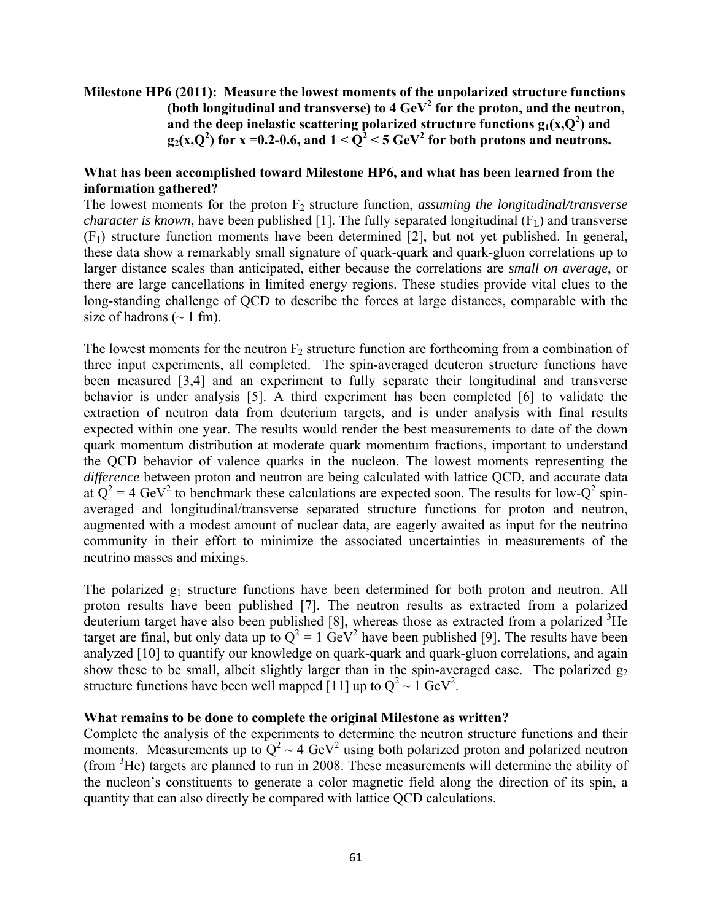**Milestone HP6 (2011): Measure the lowest moments of the unpolarized structure functions (both longitudinal and transverse) to 4 $GeV^2$ for the proton, and the neutron, and the deep inelastic scattering polarized structure functions $g_1(x,Q^2)$ and $g_2(x,Q^2)$ for x =0.2-0.6, and $1 < Q^2 < 5$ $GeV^2$ for both protons and neutrons.**

**What has been accomplished toward Milestone HP6, and what has been learned from the information gathered?**

The lowest moments for the proton $F_2$ structure function, *assuming the longitudinal/transverse character is known*, have been published [1]. The fully separated longitudinal ($F_L$) and transverse ($F_1$) structure function moments have been determined [2], but not yet published. In general, these data show a remarkably small signature of quark-quark and quark-gluon correlations up to larger distance scales than anticipated, either because the correlations are *small on average*, or there are large cancellations in limited energy regions. These studies provide vital clues to the long-standing challenge of QCD to describe the forces at large distances, comparable with the size of hadrons (~ 1 fm).

The lowest moments for the neutron $F_2$ structure function are forthcoming from a combination of three input experiments, all completed. The spin-averaged deuteron structure functions have been measured [3,4] and an experiment to fully separate their longitudinal and transverse behavior is under analysis [5]. A third experiment has been completed [6] to validate the extraction of neutron data from deuterium targets, and is under analysis with final results expected within one year. The results would render the best measurements to date of the down quark momentum distribution at moderate quark momentum fractions, important to understand the QCD behavior of valence quarks in the nucleon. The lowest moments representing the *difference* between proton and neutron are being calculated with lattice QCD, and accurate data at $Q^2 = 4$ $GeV^2$ to benchmark these calculations are expected soon. The results for low-$Q^2$ spin-averaged and longitudinal/transverse separated structure functions for proton and neutron, augmented with a modest amount of nuclear data, are eagerly awaited as input for the neutrino community in their effort to minimize the associated uncertainties in measurements of the neutrino masses and mixings.

The polarized $g_1$ structure functions have been determined for both proton and neutron. All proton results have been published [7]. The neutron results as extracted from a polarized deuterium target have also been published [8], whereas those as extracted from a polarized $^3$He target are final, but only data up to $Q^2 = 1$ $GeV^2$ have been published [9]. The results have been analyzed [10] to quantify our knowledge on quark-quark and quark-gluon correlations, and again show these to be small, albeit slightly larger than in the spin-averaged case. The polarized $g_2$ structure functions have been well mapped [11] up to $Q^2 \sim 1$ $GeV^2$.

**What remains to be done to complete the original Milestone as written?**

Complete the analysis of the experiments to determine the neutron structure functions and their moments. Measurements up to $Q^2 \sim 4$ $GeV^2$ using both polarized proton and polarized neutron (from $^3$He) targets are planned to run in 2008. These measurements will determine the ability of the nucleon's constituents to generate a color magnetic field along the direction of its spin, a quantity that can also directly be compared with lattice QCD calculations.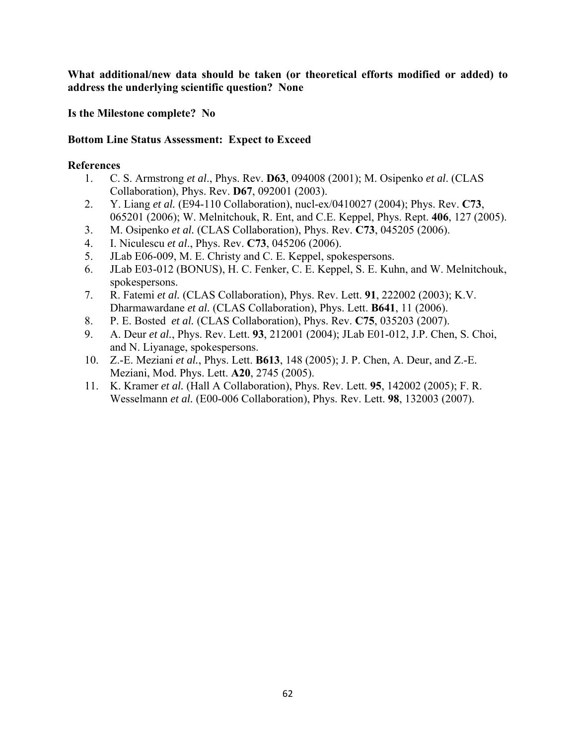**What additional/new data should be taken (or theoretical efforts modified or added) to address the underlying scientific question? None**

**Is the Milestone complete? No**

**Bottom Line Status Assessment: Expect to Exceed**

**References**

1. C. S. Armstrong *et al*., Phys. Rev. **D63**, 094008 (2001); M. Osipenko *et al*. (CLAS Collaboration), Phys. Rev. **D67**, 092001 (2003).
2. Y. Liang *et al.* (E94-110 Collaboration), nucl-ex/0410027 (2004); Phys. Rev. **C73**, 065201 (2006); W. Melnitchouk, R. Ent, and C.E. Keppel, Phys. Rept. **406**, 127 (2005).
3. M. Osipenko *et al.* (CLAS Collaboration), Phys. Rev. **C73**, 045205 (2006).
4. I. Niculescu *et al*., Phys. Rev. **C73**, 045206 (2006).
5. JLab E06-009, M. E. Christy and C. E. Keppel, spokespersons.
6. JLab E03-012 (BONUS), H. C. Fenker, C. E. Keppel, S. E. Kuhn, and W. Melnitchouk, spokespersons.
7. R. Fatemi *et al.* (CLAS Collaboration), Phys. Rev. Lett. **91**, 222002 (2003); K.V. Dharmawardane *et al.* (CLAS Collaboration), Phys. Lett. **B641**, 11 (2006).
8. P. E. Bosted *et al.* (CLAS Collaboration), Phys. Rev. **C75**, 035203 (2007).
9. A. Deur *et al.*, Phys. Rev. Lett. **93**, 212001 (2004); JLab E01-012, J.P. Chen, S. Choi, and N. Liyanage, spokespersons.
10. Z.-E. Meziani *et al.*, Phys. Lett. **B613**, 148 (2005); J. P. Chen, A. Deur, and Z.-E. Meziani, Mod. Phys. Lett. **A20**, 2745 (2005).
11. K. Kramer *et al.* (Hall A Collaboration), Phys. Rev. Lett. **95**, 142002 (2005); F. R. Wesselmann *et al.* (E00-006 Collaboration), Phys. Rev. Lett. **98**, 132003 (2007).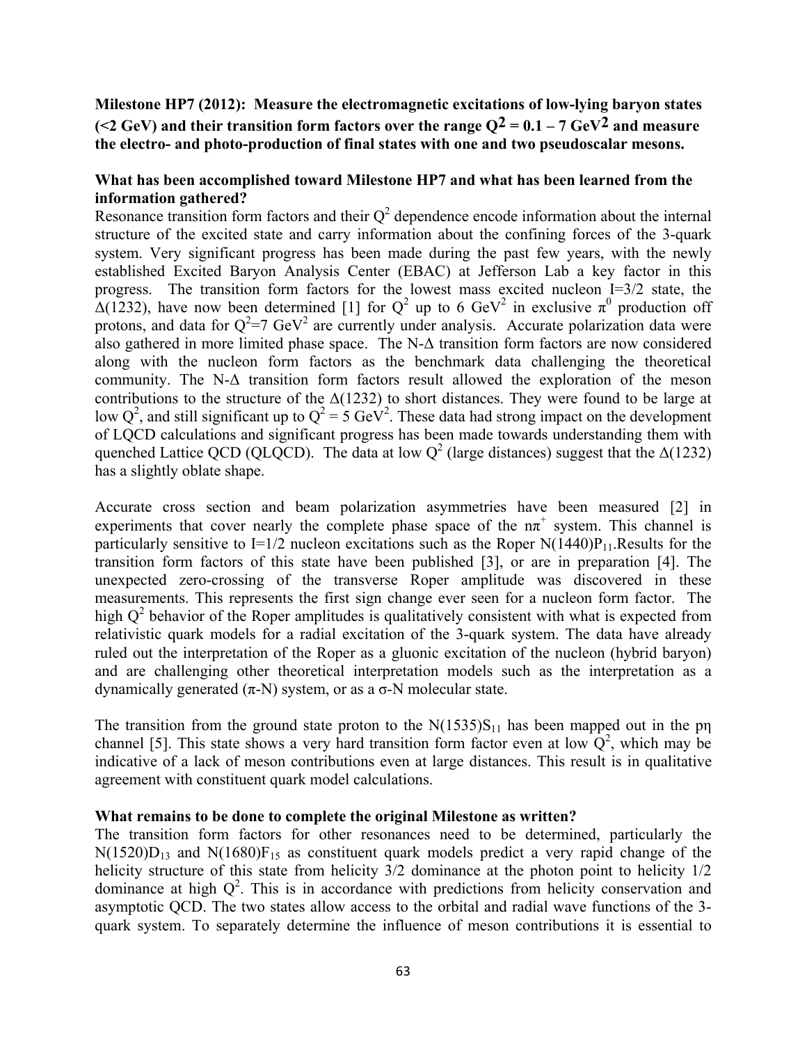**Milestone HP7 (2012): Measure the electromagnetic excitations of low-lying baryon states (<2 GeV) and their transition form factors over the range $Q^2 = 0.1 – 7\ GeV^2$ and measure the electro- and photo-production of final states with one and two pseudoscalar mesons.**

**What has been accomplished toward Milestone HP7 and what has been learned from the information gathered?**

Resonance transition form factors and their $Q^2$ dependence encode information about the internal structure of the excited state and carry information about the confining forces of the 3-quark system. Very significant progress has been made during the past few years, with the newly established Excited Baryon Analysis Center (EBAC) at Jefferson Lab a key factor in this progress. The transition form factors for the lowest mass excited nucleon I=3/2 state, the $\Delta(1232)$, have now been determined [1] for $Q^2$ up to 6 $GeV^2$ in exclusive $\pi^0$ production off protons, and data for $Q^2$=7 $GeV^2$ are currently under analysis. Accurate polarization data were also gathered in more limited phase space. The N-$\Delta$ transition form factors are now considered along with the nucleon form factors as the benchmark data challenging the theoretical community. The N-$\Delta$ transition form factors result allowed the exploration of the meson contributions to the structure of the $\Delta(1232)$ to short distances. They were found to be large at low $Q^2$, and still significant up to $Q^2$ = 5 $GeV^2$. These data had strong impact on the development of LQCD calculations and significant progress has been made towards understanding them with quenched Lattice QCD (QLQCD). The data at low $Q^2$ (large distances) suggest that the $\Delta(1232)$ has a slightly oblate shape.

Accurate cross section and beam polarization asymmetries have been measured [2] in experiments that cover nearly the complete phase space of the $n\pi^+$ system. This channel is particularly sensitive to I=1/2 nucleon excitations such as the Roper $N(1440)P_{11}$.Results for the transition form factors of this state have been published [3], or are in preparation [4]. The unexpected zero-crossing of the transverse Roper amplitude was discovered in these measurements. This represents the first sign change ever seen for a nucleon form factor. The high $Q^2$ behavior of the Roper amplitudes is qualitatively consistent with what is expected from relativistic quark models for a radial excitation of the 3-quark system. The data have already ruled out the interpretation of the Roper as a gluonic excitation of the nucleon (hybrid baryon) and are challenging other theoretical interpretation models such as the interpretation as a dynamically generated ($\pi$-N) system, or as a $\sigma$-N molecular state.

The transition from the ground state proton to the $N(1535)S_{11}$ has been mapped out in the $p\eta$ channel [5]. This state shows a very hard transition form factor even at low $Q^2$, which may be indicative of a lack of meson contributions even at large distances. This result is in qualitative agreement with constituent quark model calculations.

**What remains to be done to complete the original Milestone as written?**

The transition form factors for other resonances need to be determined, particularly the $N(1520)D_{13}$ and $N(1680)F_{15}$ as constituent quark models predict a very rapid change of the helicity structure of this state from helicity 3/2 dominance at the photon point to helicity 1/2 dominance at high $Q^2$. This is in accordance with predictions from helicity conservation and asymptotic QCD. The two states allow access to the orbital and radial wave functions of the 3-quark system. To separately determine the influence of meson contributions it is essential to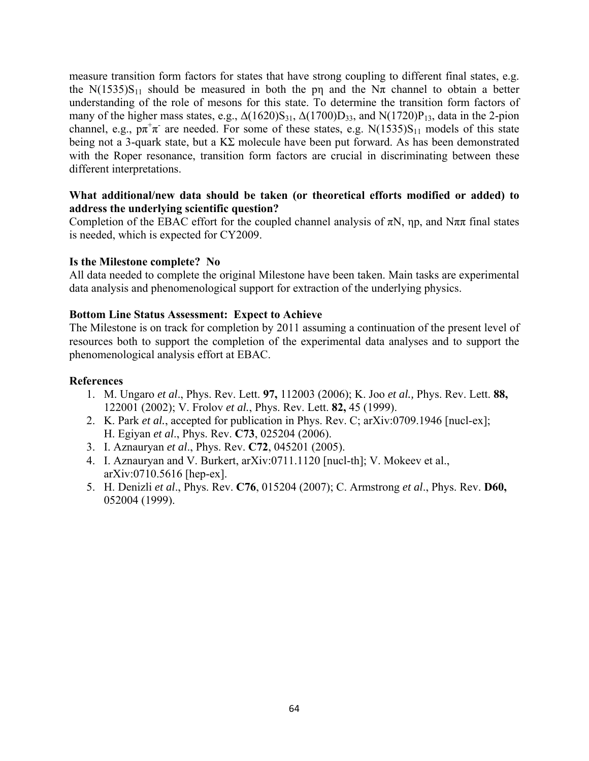measure transition form factors for states that have strong coupling to different final states, e.g. the $N(1535)S_{11}$ should be measured in both the $p\eta$ and the $N\pi$ channel to obtain a better understanding of the role of mesons for this state. To determine the transition form factors of many of the higher mass states, e.g., $\Delta(1620)S_{31}$, $\Delta(1700)D_{33}$, and $N(1720)P_{13}$, data in the 2-pion channel, e.g., $p\pi^+\pi^-$ are needed. For some of these states, e.g. $N(1535)S_{11}$ models of this state being not a 3-quark state, but a $K\Sigma$ molecule have been put forward. As has been demonstrated with the Roper resonance, transition form factors are crucial in discriminating between these different interpretations.

**What additional/new data should be taken (or theoretical efforts modified or added) to address the underlying scientific question?**

Completion of the EBAC effort for the coupled channel analysis of $\pi N$, $\eta p$, and $N\pi\pi$ final states is needed, which is expected for CY2009.

**Is the Milestone complete? No**

All data needed to complete the original Milestone have been taken. Main tasks are experimental data analysis and phenomenological support for extraction of the underlying physics.

**Bottom Line Status Assessment: Expect to Achieve**

The Milestone is on track for completion by 2011 assuming a continuation of the present level of resources both to support the completion of the experimental data analyses and to support the phenomenological analysis effort at EBAC.

**References**

1. M. Ungaro *et al*., Phys. Rev. Lett. **97,** 112003 (2006); K. Joo *et al.,* Phys. Rev. Lett. **88,** 122001 (2002); V. Frolov *et al.*, Phys. Rev. Lett. **82,** 45 (1999).
2. K. Park *et al.*, accepted for publication in Phys. Rev. C; arXiv:0709.1946 [nucl-ex]; H. Egiyan *et al*., Phys. Rev. **C73**, 025204 (2006).
3. I. Aznauryan *et al*., Phys. Rev. **C72**, 045201 (2005).
4. I. Aznauryan and V. Burkert, arXiv:0711.1120 [nucl-th]; V. Mokeev et al., arXiv:0710.5616 [hep-ex].
5. H. Denizli *et al*., Phys. Rev. **C76**, 015204 (2007); C. Armstrong *et al*., Phys. Rev. **D60,** 052004 (1999).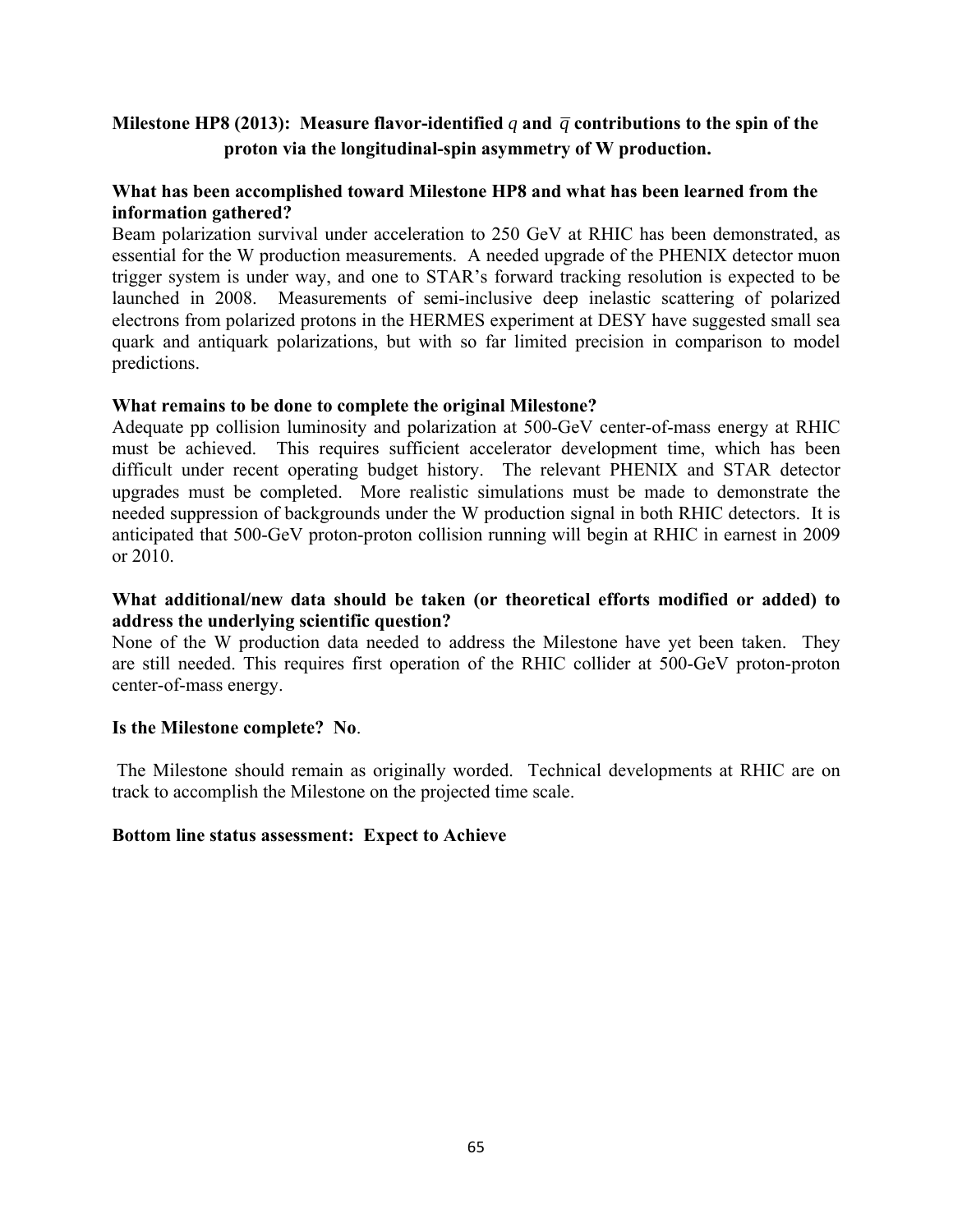**Milestone HP8 (2013): Measure flavor-identified $q$ and $\bar{q}$ contributions to the spin of the proton via the longitudinal-spin asymmetry of W production.**

**What has been accomplished toward Milestone HP8 and what has been learned from the information gathered?**

Beam polarization survival under acceleration to 250 GeV at RHIC has been demonstrated, as essential for the W production measurements. A needed upgrade of the PHENIX detector muon trigger system is under way, and one to STAR's forward tracking resolution is expected to be launched in 2008. Measurements of semi-inclusive deep inelastic scattering of polarized electrons from polarized protons in the HERMES experiment at DESY have suggested small sea quark and antiquark polarizations, but with so far limited precision in comparison to model predictions.

**What remains to be done to complete the original Milestone?**

Adequate pp collision luminosity and polarization at 500-GeV center-of-mass energy at RHIC must be achieved. This requires sufficient accelerator development time, which has been difficult under recent operating budget history. The relevant PHENIX and STAR detector upgrades must be completed. More realistic simulations must be made to demonstrate the needed suppression of backgrounds under the W production signal in both RHIC detectors. It is anticipated that 500-GeV proton-proton collision running will begin at RHIC in earnest in 2009 or 2010.

**What additional/new data should be taken (or theoretical efforts modified or added) to address the underlying scientific question?**

None of the W production data needed to address the Milestone have yet been taken. They are still needed. This requires first operation of the RHIC collider at 500-GeV proton-proton center-of-mass energy.

**Is the Milestone complete? No**.

The Milestone should remain as originally worded. Technical developments at RHIC are on track to accomplish the Milestone on the projected time scale.

**Bottom line status assessment: Expect to Achieve**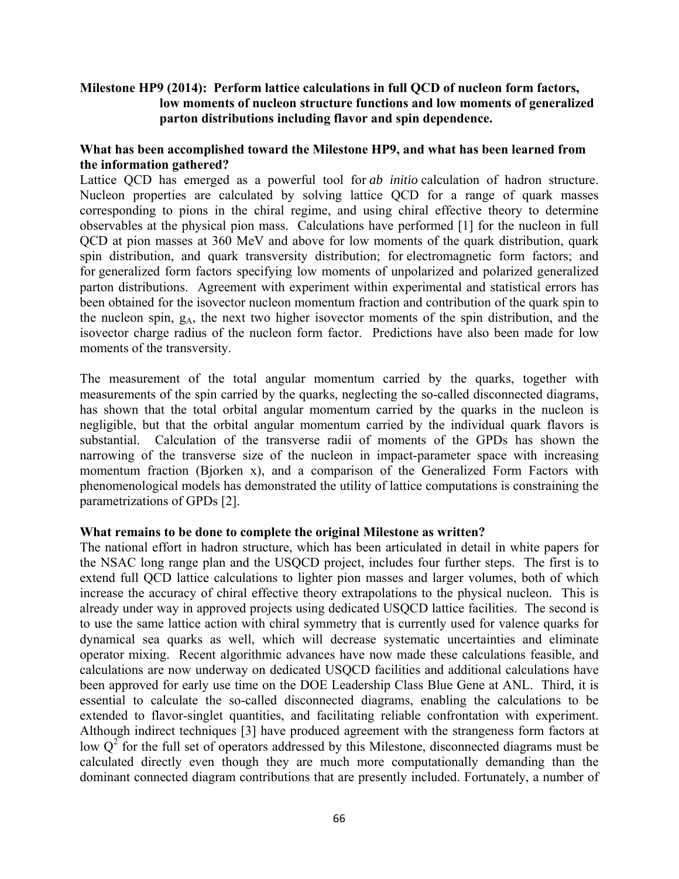**Milestone HP9 (2014): Perform lattice calculations in full QCD of nucleon form factors, low moments of nucleon structure functions and low moments of generalized parton distributions including flavor and spin dependence.**

**What has been accomplished toward the Milestone HP9, and what has been learned from the information gathered?**

Lattice QCD has emerged as a powerful tool for *ab initio* calculation of hadron structure. Nucleon properties are calculated by solving lattice QCD for a range of quark masses corresponding to pions in the chiral regime, and using chiral effective theory to determine observables at the physical pion mass. Calculations have performed [1] for the nucleon in full QCD at pion masses at 360 MeV and above for low moments of the quark distribution, quark spin distribution, and quark transversity distribution; for electromagnetic form factors; and for generalized form factors specifying low moments of unpolarized and polarized generalized parton distributions. Agreement with experiment within experimental and statistical errors has been obtained for the isovector nucleon momentum fraction and contribution of the quark spin to the nucleon spin, $g_A$, the next two higher isovector moments of the spin distribution, and the isovector charge radius of the nucleon form factor. Predictions have also been made for low moments of the transversity.

The measurement of the total angular momentum carried by the quarks, together with measurements of the spin carried by the quarks, neglecting the so-called disconnected diagrams, has shown that the total orbital angular momentum carried by the quarks in the nucleon is negligible, but that the orbital angular momentum carried by the individual quark flavors is substantial. Calculation of the transverse radii of moments of the GPDs has shown the narrowing of the transverse size of the nucleon in impact-parameter space with increasing momentum fraction (Bjorken x), and a comparison of the Generalized Form Factors with phenomenological models has demonstrated the utility of lattice computations is constraining the parametrizations of GPDs [2].

**What remains to be done to complete the original Milestone as written?**

The national effort in hadron structure, which has been articulated in detail in white papers for the NSAC long range plan and the USQCD project, includes four further steps. The first is to extend full QCD lattice calculations to lighter pion masses and larger volumes, both of which increase the accuracy of chiral effective theory extrapolations to the physical nucleon. This is already under way in approved projects using dedicated USQCD lattice facilities. The second is to use the same lattice action with chiral symmetry that is currently used for valence quarks for dynamical sea quarks as well, which will decrease systematic uncertainties and eliminate operator mixing. Recent algorithmic advances have now made these calculations feasible, and calculations are now underway on dedicated USQCD facilities and additional calculations have been approved for early use time on the DOE Leadership Class Blue Gene at ANL. Third, it is essential to calculate the so-called disconnected diagrams, enabling the calculations to be extended to flavor-singlet quantities, and facilitating reliable confrontation with experiment. Although indirect techniques [3] have produced agreement with the strangeness form factors at low $Q^2$ for the full set of operators addressed by this Milestone, disconnected diagrams must be calculated directly even though they are much more computationally demanding than the dominant connected diagram contributions that are presently included. Fortunately, a number of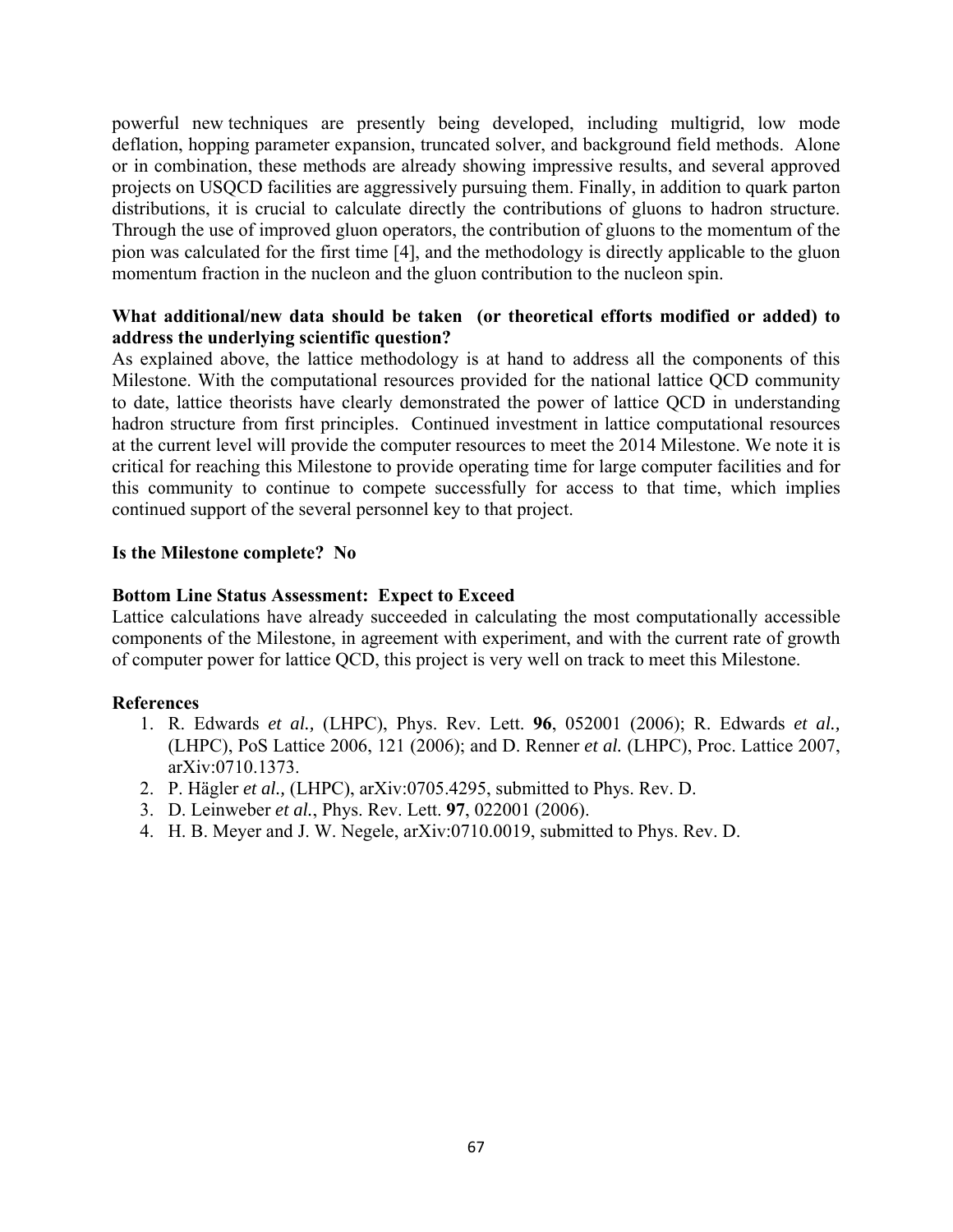powerful new techniques are presently being developed, including multigrid, low mode deflation, hopping parameter expansion, truncated solver, and background field methods. Alone or in combination, these methods are already showing impressive results, and several approved projects on USQCD facilities are aggressively pursuing them. Finally, in addition to quark parton distributions, it is crucial to calculate directly the contributions of gluons to hadron structure. Through the use of improved gluon operators, the contribution of gluons to the momentum of the pion was calculated for the first time [4], and the methodology is directly applicable to the gluon momentum fraction in the nucleon and the gluon contribution to the nucleon spin.

**What additional/new data should be taken (or theoretical efforts modified or added) to address the underlying scientific question?**

As explained above, the lattice methodology is at hand to address all the components of this Milestone. With the computational resources provided for the national lattice QCD community to date, lattice theorists have clearly demonstrated the power of lattice QCD in understanding hadron structure from first principles. Continued investment in lattice computational resources at the current level will provide the computer resources to meet the 2014 Milestone. We note it is critical for reaching this Milestone to provide operating time for large computer facilities and for this community to continue to compete successfully for access to that time, which implies continued support of the several personnel key to that project.

**Is the Milestone complete? No**

**Bottom Line Status Assessment: Expect to Exceed**

Lattice calculations have already succeeded in calculating the most computationally accessible components of the Milestone, in agreement with experiment, and with the current rate of growth of computer power for lattice QCD, this project is very well on track to meet this Milestone.

**References**

1. R. Edwards *et al.,* (LHPC), Phys. Rev. Lett. **96**, 052001 (2006); R. Edwards *et al.,* (LHPC), PoS Lattice 2006, 121 (2006); and D. Renner *et al.* (LHPC), Proc. Lattice 2007, arXiv:0710.1373.
2. P. Hägler *et al.,* (LHPC), arXiv:0705.4295, submitted to Phys. Rev. D.
3. D. Leinweber *et al.*, Phys. Rev. Lett. **97**, 022001 (2006).
4. H. B. Meyer and J. W. Negele, arXiv:0710.0019, submitted to Phys. Rev. D.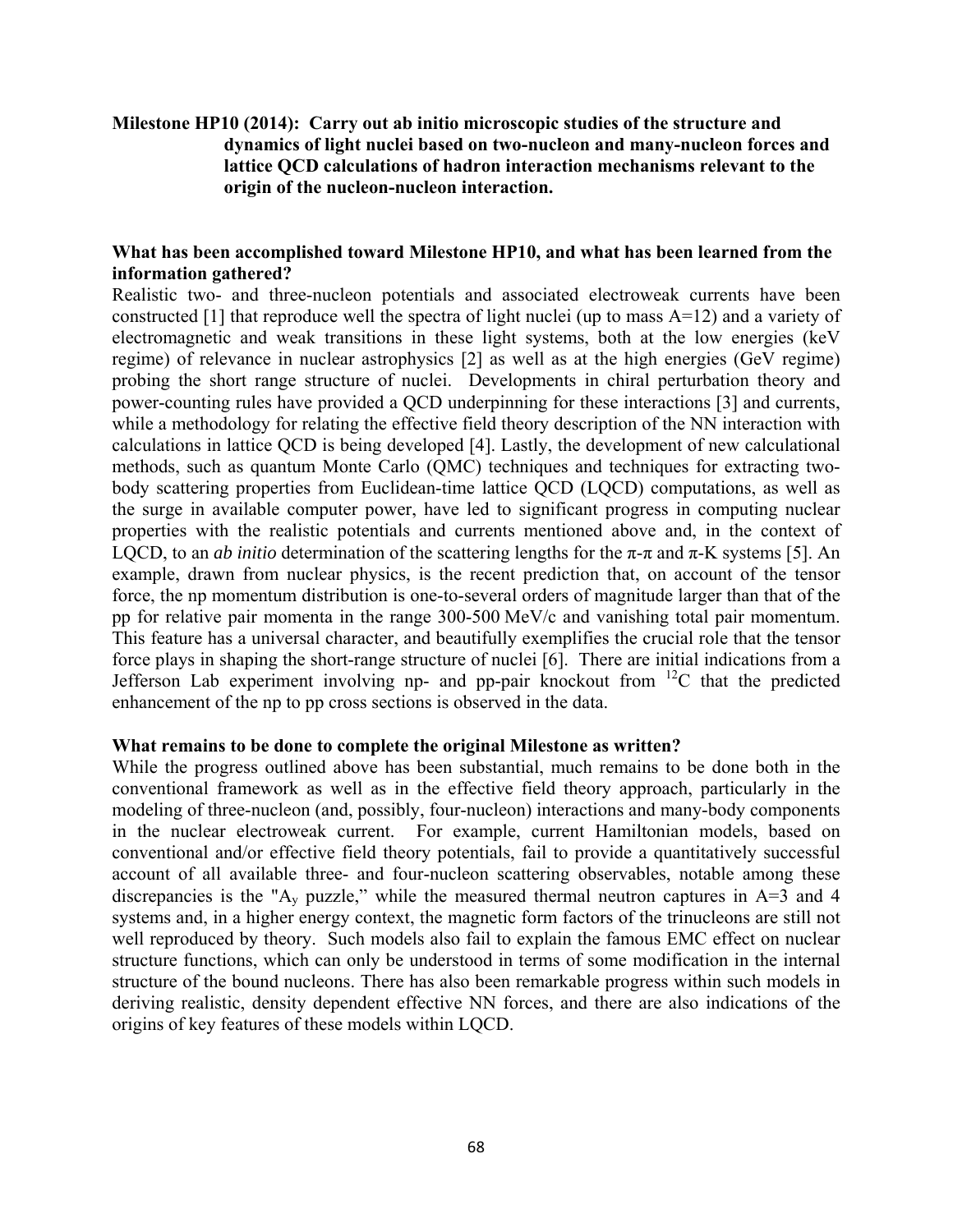**Milestone HP10 (2014): Carry out ab initio microscopic studies of the structure and dynamics of light nuclei based on two-nucleon and many-nucleon forces and lattice QCD calculations of hadron interaction mechanisms relevant to the origin of the nucleon-nucleon interaction.**

**What has been accomplished toward Milestone HP10, and what has been learned from the information gathered?**

Realistic two- and three-nucleon potentials and associated electroweak currents have been constructed [1] that reproduce well the spectra of light nuclei (up to mass A=12) and a variety of electromagnetic and weak transitions in these light systems, both at the low energies (keV regime) of relevance in nuclear astrophysics [2] as well as at the high energies (GeV regime) probing the short range structure of nuclei. Developments in chiral perturbation theory and power-counting rules have provided a QCD underpinning for these interactions [3] and currents, while a methodology for relating the effective field theory description of the NN interaction with calculations in lattice QCD is being developed [4]. Lastly, the development of new calculational methods, such as quantum Monte Carlo (QMC) techniques and techniques for extracting two-body scattering properties from Euclidean-time lattice QCD (LQCD) computations, as well as the surge in available computer power, have led to significant progress in computing nuclear properties with the realistic potentials and currents mentioned above and, in the context of LQCD, to an *ab initio* determination of the scattering lengths for the $\pi$-$\pi$ and $\pi$-K systems [5]. An example, drawn from nuclear physics, is the recent prediction that, on account of the tensor force, the np momentum distribution is one-to-several orders of magnitude larger than that of the pp for relative pair momenta in the range 300-500 MeV/c and vanishing total pair momentum. This feature has a universal character, and beautifully exemplifies the crucial role that the tensor force plays in shaping the short-range structure of nuclei [6]. There are initial indications from a Jefferson Lab experiment involving np- and pp-pair knockout from $^{12}C$ that the predicted enhancement of the np to pp cross sections is observed in the data.

**What remains to be done to complete the original Milestone as written?**

While the progress outlined above has been substantial, much remains to be done both in the conventional framework as well as in the effective field theory approach, particularly in the modeling of three-nucleon (and, possibly, four-nucleon) interactions and many-body components in the nuclear electroweak current. For example, current Hamiltonian models, based on conventional and/or effective field theory potentials, fail to provide a quantitatively successful account of all available three- and four-nucleon scattering observables, notable among these discrepancies is the "$A_y$ puzzle," while the measured thermal neutron captures in A=3 and 4 systems and, in a higher energy context, the magnetic form factors of the trinucleons are still not well reproduced by theory. Such models also fail to explain the famous EMC effect on nuclear structure functions, which can only be understood in terms of some modification in the internal structure of the bound nucleons. There has also been remarkable progress within such models in deriving realistic, density dependent effective NN forces, and there are also indications of the origins of key features of these models within LQCD.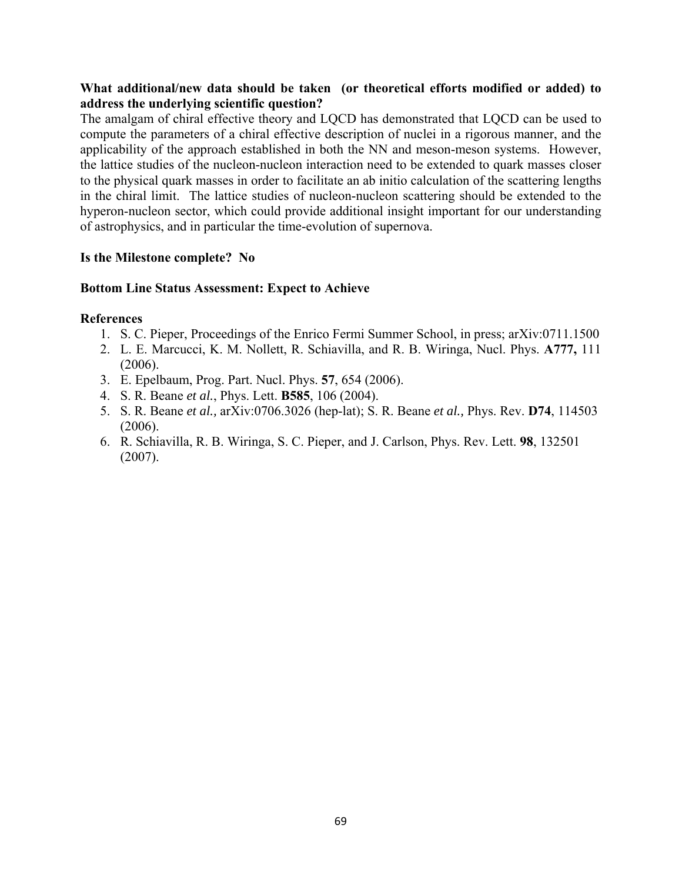**What additional/new data should be taken (or theoretical efforts modified or added) to address the underlying scientific question?**

The amalgam of chiral effective theory and LQCD has demonstrated that LQCD can be used to compute the parameters of a chiral effective description of nuclei in a rigorous manner, and the applicability of the approach established in both the NN and meson-meson systems. However, the lattice studies of the nucleon-nucleon interaction need to be extended to quark masses closer to the physical quark masses in order to facilitate an ab initio calculation of the scattering lengths in the chiral limit. The lattice studies of nucleon-nucleon scattering should be extended to the hyperon-nucleon sector, which could provide additional insight important for our understanding of astrophysics, and in particular the time-evolution of supernova.

**Is the Milestone complete? No**

**Bottom Line Status Assessment: Expect to Achieve**

**References**

1. S. C. Pieper, Proceedings of the Enrico Fermi Summer School, in press; arXiv:0711.1500
2. L. E. Marcucci, K. M. Nollett, R. Schiavilla, and R. B. Wiringa, Nucl. Phys. **A777,** 111 (2006).
3. E. Epelbaum, Prog. Part. Nucl. Phys. **57**, 654 (2006).
4. S. R. Beane *et al.*, Phys. Lett. **B585**, 106 (2004).
5. S. R. Beane *et al.,* arXiv:0706.3026 (hep-lat); S. R. Beane *et al.,* Phys. Rev. **D74**, 114503 (2006).
6. R. Schiavilla, R. B. Wiringa, S. C. Pieper, and J. Carlson, Phys. Rev. Lett. **98**, 132501 (2007).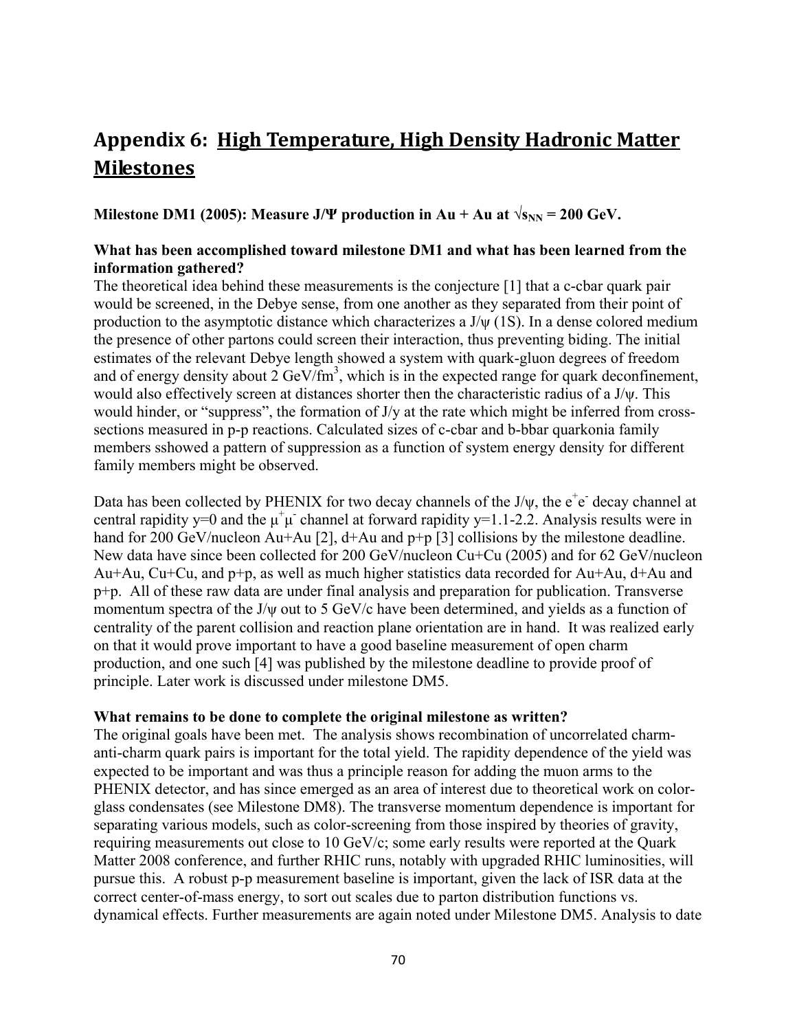# Appendix 6: High Temperature, High Density Hadronic Matter Milestones

**Milestone DM1 (2005): Measure J/Ψ production in Au + Au at $\sqrt{s_{NN}}$ = 200 GeV.**

**What has been accomplished toward milestone DM1 and what has been learned from the information gathered?**

The theoretical idea behind these measurements is the conjecture [1] that a c-cbar quark pair would be screened, in the Debye sense, from one another as they separated from their point of production to the asymptotic distance which characterizes a J/ψ (1S). In a dense colored medium the presence of other partons could screen their interaction, thus preventing biding. The initial estimates of the relevant Debye length showed a system with quark-gluon degrees of freedom and of energy density about 2 GeV/fm$^3$, which is in the expected range for quark deconfinement, would also effectively screen at distances shorter then the characteristic radius of a J/ψ. This would hinder, or "suppress", the formation of J/y at the rate which might be inferred from cross-sections measured in p-p reactions. Calculated sizes of c-cbar and b-bbar quarkonia family members sshowed a pattern of suppression as a function of system energy density for different family members might be observed.

Data has been collected by PHENIX for two decay channels of the J/ψ, the $e^+e^-$ decay channel at central rapidity y=0 and the $\mu^+\mu^-$ channel at forward rapidity y=1.1-2.2. Analysis results were in hand for 200 GeV/nucleon Au+Au [2], d+Au and p+p [3] collisions by the milestone deadline. New data have since been collected for 200 GeV/nucleon Cu+Cu (2005) and for 62 GeV/nucleon Au+Au, Cu+Cu, and p+p, as well as much higher statistics data recorded for Au+Au, d+Au and p+p. All of these raw data are under final analysis and preparation for publication. Transverse momentum spectra of the J/ψ out to 5 GeV/c have been determined, and yields as a function of centrality of the parent collision and reaction plane orientation are in hand. It was realized early on that it would prove important to have a good baseline measurement of open charm production, and one such [4] was published by the milestone deadline to provide proof of principle. Later work is discussed under milestone DM5.

**What remains to be done to complete the original milestone as written?**

The original goals have been met. The analysis shows recombination of uncorrelated charm-anti-charm quark pairs is important for the total yield. The rapidity dependence of the yield was expected to be important and was thus a principle reason for adding the muon arms to the PHENIX detector, and has since emerged as an area of interest due to theoretical work on color-glass condensates (see Milestone DM8). The transverse momentum dependence is important for separating various models, such as color-screening from those inspired by theories of gravity, requiring measurements out close to 10 GeV/c; some early results were reported at the Quark Matter 2008 conference, and further RHIC runs, notably with upgraded RHIC luminosities, will pursue this. A robust p-p measurement baseline is important, given the lack of ISR data at the correct center-of-mass energy, to sort out scales due to parton distribution functions vs. dynamical effects. Further measurements are again noted under Milestone DM5. Analysis to date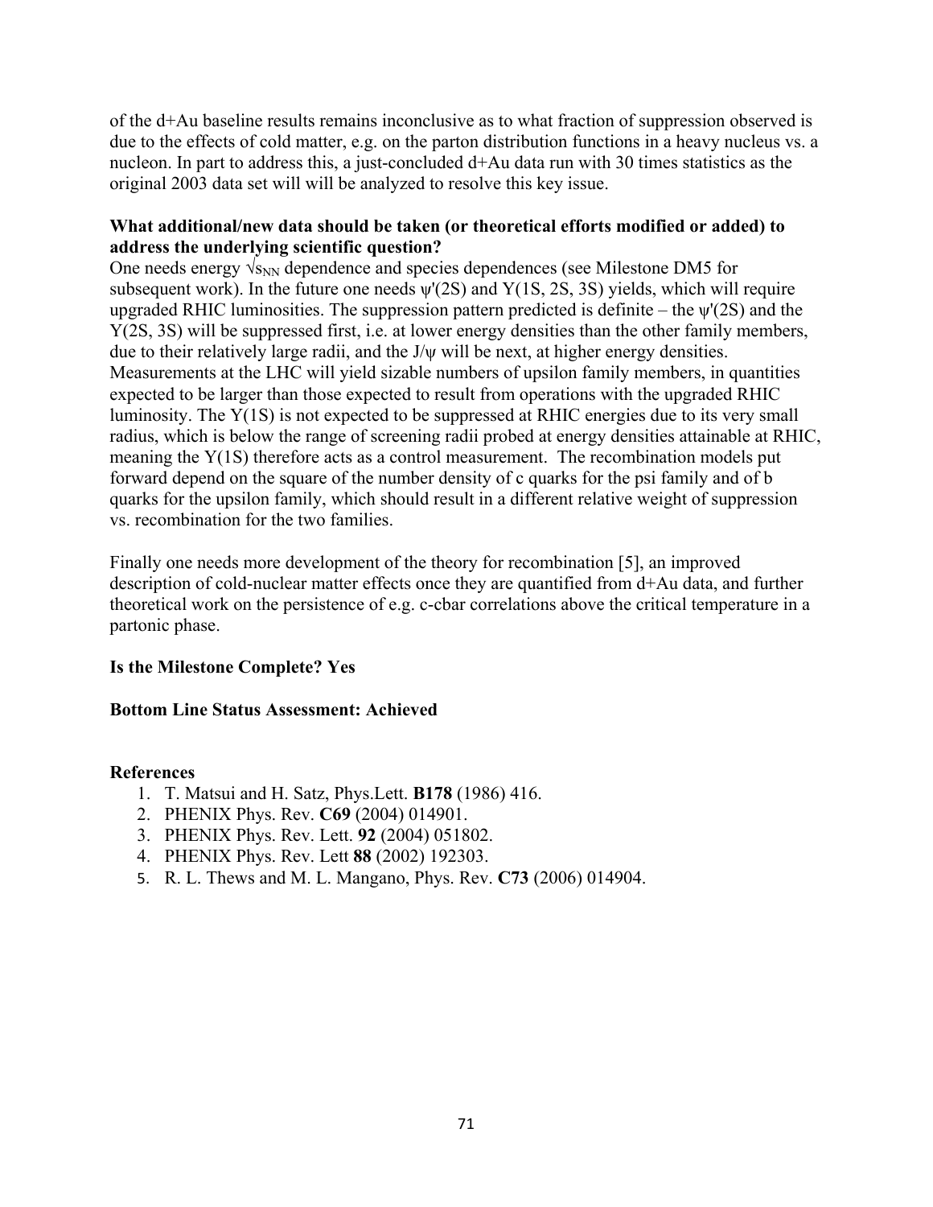of the d+Au baseline results remains inconclusive as to what fraction of suppression observed is due to the effects of cold matter, e.g. on the parton distribution functions in a heavy nucleus vs. a nucleon. In part to address this, a just-concluded d+Au data run with 30 times statistics as the original 2003 data set will will be analyzed to resolve this key issue.

**What additional/new data should be taken (or theoretical efforts modified or added) to address the underlying scientific question?**

One needs energy $\sqrt{s_{NN}}$ dependence and species dependences (see Milestone DM5 for subsequent work). In the future one needs ψ'(2S) and Υ(1S, 2S, 3S) yields, which will require upgraded RHIC luminosities. The suppression pattern predicted is definite – the ψ'(2S) and the Υ(2S, 3S) will be suppressed first, i.e. at lower energy densities than the other family members, due to their relatively large radii, and the J/ψ will be next, at higher energy densities. Measurements at the LHC will yield sizable numbers of upsilon family members, in quantities expected to be larger than those expected to result from operations with the upgraded RHIC luminosity. The Υ(1S) is not expected to be suppressed at RHIC energies due to its very small radius, which is below the range of screening radii probed at energy densities attainable at RHIC, meaning the Υ(1S) therefore acts as a control measurement. The recombination models put forward depend on the square of the number density of c quarks for the psi family and of b quarks for the upsilon family, which should result in a different relative weight of suppression vs. recombination for the two families.

Finally one needs more development of the theory for recombination [5], an improved description of cold-nuclear matter effects once they are quantified from d+Au data, and further theoretical work on the persistence of e.g. c-cbar correlations above the critical temperature in a partonic phase.

**Is the Milestone Complete? Yes**

**Bottom Line Status Assessment: Achieved**

**References**

1. T. Matsui and H. Satz, Phys.Lett. **B178** (1986) 416.
2. PHENIX Phys. Rev. **C69** (2004) 014901.
3. PHENIX Phys. Rev. Lett. **92** (2004) 051802.
4. PHENIX Phys. Rev. Lett **88** (2002) 192303.
5. R. L. Thews and M. L. Mangano, Phys. Rev. **C73** (2006) 014904.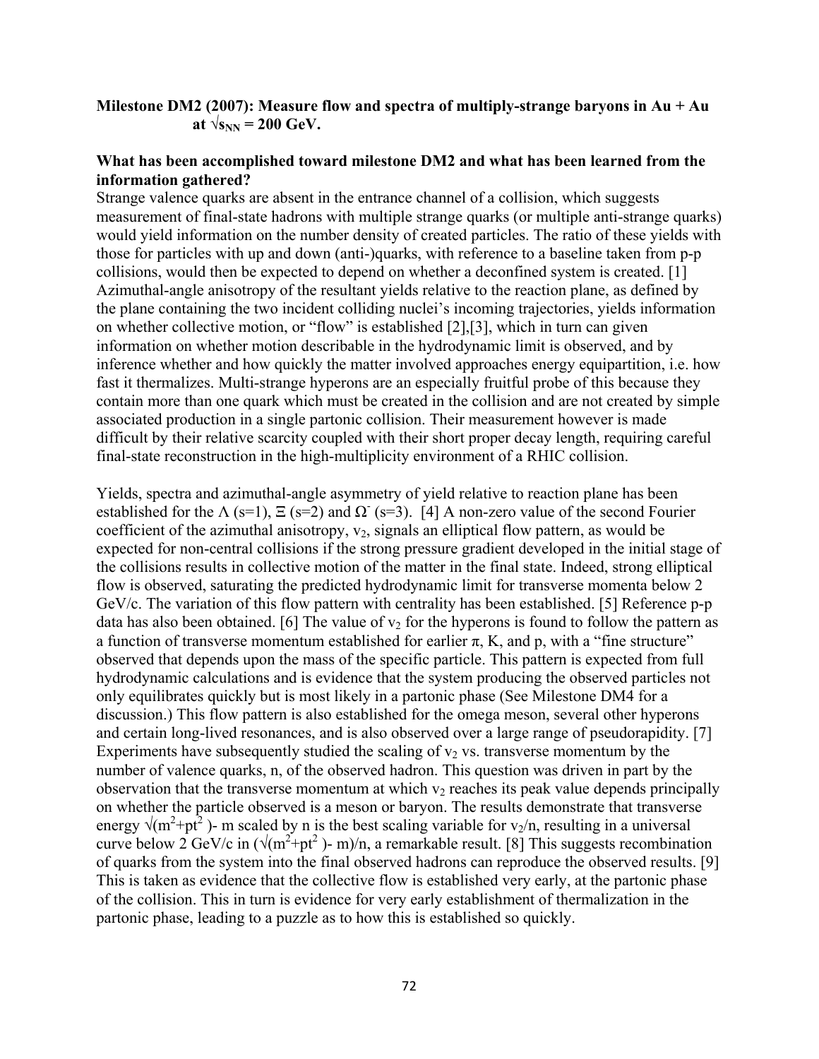**Milestone DM2 (2007): Measure flow and spectra of multiply-strange baryons in Au + Au at $\sqrt{s_{NN}}$ = 200 GeV.**

**What has been accomplished toward milestone DM2 and what has been learned from the information gathered?**

Strange valence quarks are absent in the entrance channel of a collision, which suggests measurement of final-state hadrons with multiple strange quarks (or multiple anti-strange quarks) would yield information on the number density of created particles. The ratio of these yields with those for particles with up and down (anti-)quarks, with reference to a baseline taken from p-p collisions, would then be expected to depend on whether a deconfined system is created. [1] Azimuthal-angle anisotropy of the resultant yields relative to the reaction plane, as defined by the plane containing the two incident colliding nuclei's incoming trajectories, yields information on whether collective motion, or "flow" is established [2],[3], which in turn can given information on whether motion describable in the hydrodynamic limit is observed, and by inference whether and how quickly the matter involved approaches energy equipartition, i.e. how fast it thermalizes. Multi-strange hyperons are an especially fruitful probe of this because they contain more than one quark which must be created in the collision and are not created by simple associated production in a single partonic collision. Their measurement however is made difficult by their relative scarcity coupled with their short proper decay length, requiring careful final-state reconstruction in the high-multiplicity environment of a RHIC collision.

Yields, spectra and azimuthal-angle asymmetry of yield relative to reaction plane has been established for the $\Lambda$ (s=1), $\Xi$ (s=2) and $\Omega^-$ (s=3). [4] A non-zero value of the second Fourier coefficient of the azimuthal anisotropy, $v_2$, signals an elliptical flow pattern, as would be expected for non-central collisions if the strong pressure gradient developed in the initial stage of the collisions results in collective motion of the matter in the final state. Indeed, strong elliptical flow is observed, saturating the predicted hydrodynamic limit for transverse momenta below 2 GeV/c. The variation of this flow pattern with centrality has been established. [5] Reference p-p data has also been obtained. [6] The value of $v_2$ for the hyperons is found to follow the pattern as a function of transverse momentum established for earlier $\pi$, K, and p, with a "fine structure" observed that depends upon the mass of the specific particle. This pattern is expected from full hydrodynamic calculations and is evidence that the system producing the observed particles not only equilibrates quickly but is most likely in a partonic phase (See Milestone DM4 for a discussion.) This flow pattern is also established for the omega meson, several other hyperons and certain long-lived resonances, and is also observed over a large range of pseudorapidity. [7] Experiments have subsequently studied the scaling of $v_2$ vs. transverse momentum by the number of valence quarks, n, of the observed hadron. This question was driven in part by the observation that the transverse momentum at which $v_2$ reaches its peak value depends principally on whether the particle observed is a meson or baryon. The results demonstrate that transverse energy $\sqrt{m^2+pt^2}$ - m scaled by n is the best scaling variable for $v_2/n$, resulting in a universal curve below 2 GeV/c in $(\sqrt{m^2+pt^2} - m)/n$, a remarkable result. [8] This suggests recombination of quarks from the system into the final observed hadrons can reproduce the observed results. [9] This is taken as evidence that the collective flow is established very early, at the partonic phase of the collision. This in turn is evidence for very early establishment of thermalization in the partonic phase, leading to a puzzle as to how this is established so quickly.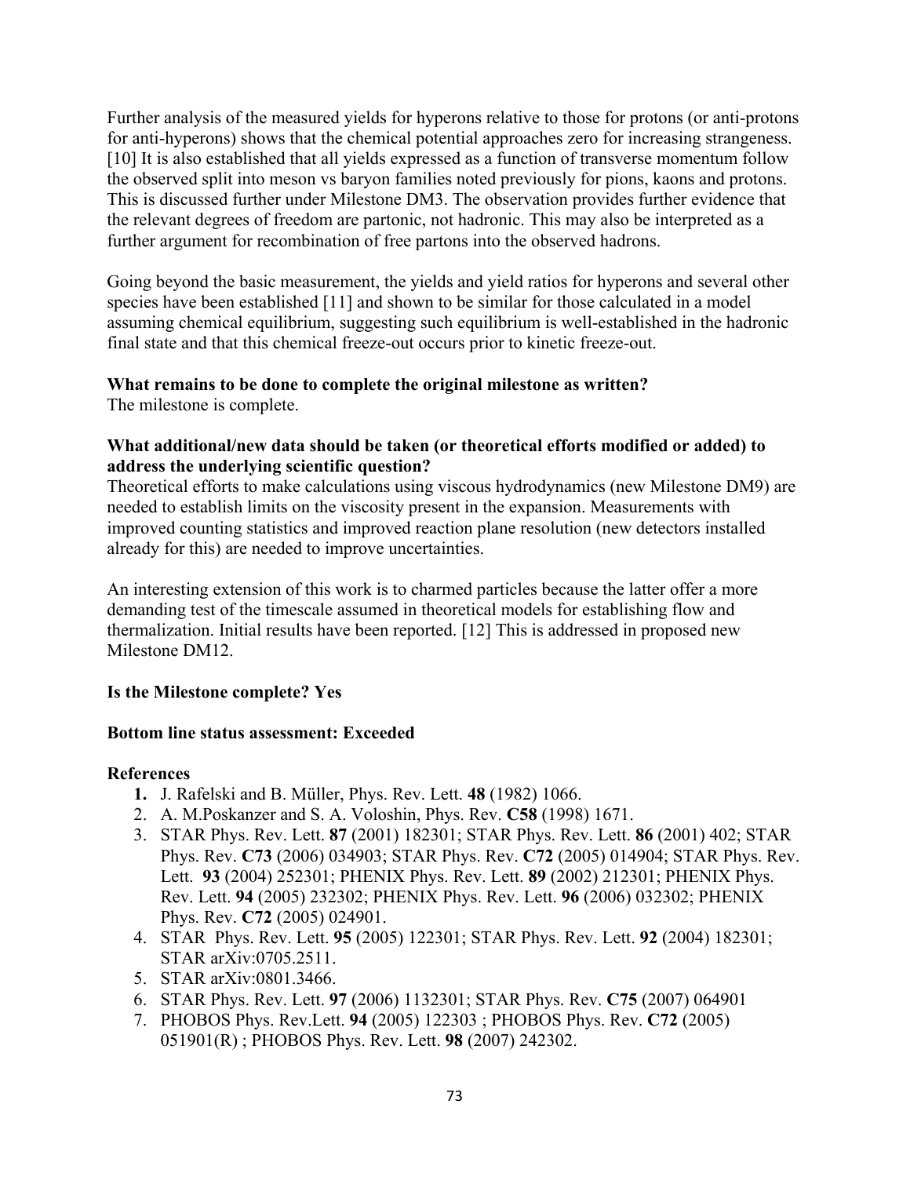Further analysis of the measured yields for hyperons relative to those for protons (or anti-protons for anti-hyperons) shows that the chemical potential approaches zero for increasing strangeness. [10] It is also established that all yields expressed as a function of transverse momentum follow the observed split into meson vs baryon families noted previously for pions, kaons and protons. This is discussed further under Milestone DM3. The observation provides further evidence that the relevant degrees of freedom are partonic, not hadronic. This may also be interpreted as a further argument for recombination of free partons into the observed hadrons.

Going beyond the basic measurement, the yields and yield ratios for hyperons and several other species have been established [11] and shown to be similar for those calculated in a model assuming chemical equilibrium, suggesting such equilibrium is well-established in the hadronic final state and that this chemical freeze-out occurs prior to kinetic freeze-out.

**What remains to be done to complete the original milestone as written?**
The milestone is complete.

**What additional/new data should be taken (or theoretical efforts modified or added) to address the underlying scientific question?**
Theoretical efforts to make calculations using viscous hydrodynamics (new Milestone DM9) are needed to establish limits on the viscosity present in the expansion. Measurements with improved counting statistics and improved reaction plane resolution (new detectors installed already for this) are needed to improve uncertainties.

An interesting extension of this work is to charmed particles because the latter offer a more demanding test of the timescale assumed in theoretical models for establishing flow and thermalization. Initial results have been reported. [12] This is addressed in proposed new Milestone DM12.

**Is the Milestone complete? Yes**

**Bottom line status assessment: Exceeded**

**References**

1. J. Rafelski and B. Müller, Phys. Rev. Lett. **48** (1982) 1066.
2. A. M.Poskanzer and S. A. Voloshin, Phys. Rev. **C58** (1998) 1671.
3. STAR Phys. Rev. Lett. **87** (2001) 182301; STAR Phys. Rev. Lett. **86** (2001) 402; STAR Phys. Rev. **C73** (2006) 034903; STAR Phys. Rev. **C72** (2005) 014904; STAR Phys. Rev. Lett. **93** (2004) 252301; PHENIX Phys. Rev. Lett. **89** (2002) 212301; PHENIX Phys. Rev. Lett. **94** (2005) 232302; PHENIX Phys. Rev. Lett. **96** (2006) 032302; PHENIX Phys. Rev. **C72** (2005) 024901.
4. STAR Phys. Rev. Lett. **95** (2005) 122301; STAR Phys. Rev. Lett. **92** (2004) 182301; STAR arXiv:0705.2511.
5. STAR arXiv:0801.3466.
6. STAR Phys. Rev. Lett. **97** (2006) 1132301; STAR Phys. Rev. **C75** (2007) 064901
7. PHOBOS Phys. Rev.Lett. **94** (2005) 122303 ; PHOBOS Phys. Rev. **C72** (2005) 051901(R) ; PHOBOS Phys. Rev. Lett. **98** (2007) 242302.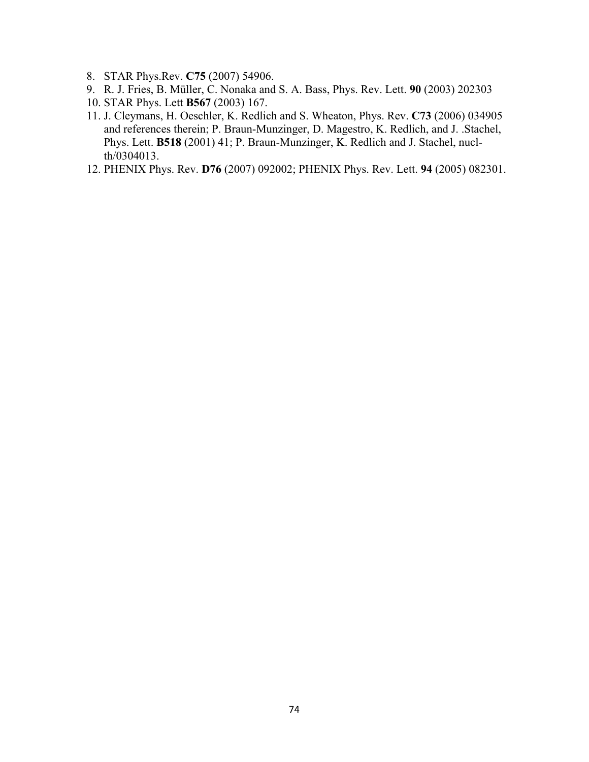8. STAR Phys.Rev. **C75** (2007) 54906.
9. R. J. Fries, B. Müller, C. Nonaka and S. A. Bass, Phys. Rev. Lett. **90** (2003) 202303
10. STAR Phys. Lett **B567** (2003) 167.
11. J. Cleymans, H. Oeschler, K. Redlich and S. Wheaton, Phys. Rev. **C73** (2006) 034905 and references therein; P. Braun-Munzinger, D. Magestro, K. Redlich, and J. .Stachel, Phys. Lett. **B518** (2001) 41; P. Braun-Munzinger, K. Redlich and J. Stachel, nucl-th/0304013.
12. PHENIX Phys. Rev. **D76** (2007) 092002; PHENIX Phys. Rev. Lett. **94** (2005) 082301.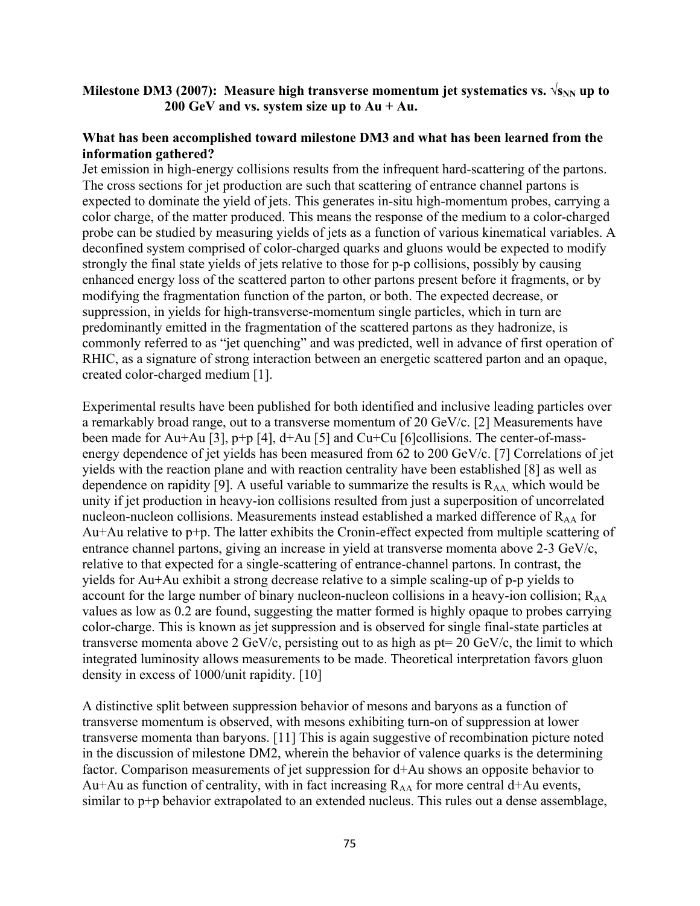**Milestone DM3 (2007): Measure high transverse momentum jet systematics vs. $\sqrt{s_{NN}}$ up to 200 GeV and vs. system size up to Au + Au.**

**What has been accomplished toward milestone DM3 and what has been learned from the information gathered?**

Jet emission in high-energy collisions results from the infrequent hard-scattering of the partons. The cross sections for jet production are such that scattering of entrance channel partons is expected to dominate the yield of jets. This generates in-situ high-momentum probes, carrying a color charge, of the matter produced. This means the response of the medium to a color-charged probe can be studied by measuring yields of jets as a function of various kinematical variables. A deconfined system comprised of color-charged quarks and gluons would be expected to modify strongly the final state yields of jets relative to those for p-p collisions, possibly by causing enhanced energy loss of the scattered parton to other partons present before it fragments, or by modifying the fragmentation function of the parton, or both. The expected decrease, or suppression, in yields for high-transverse-momentum single particles, which in turn are predominantly emitted in the fragmentation of the scattered partons as they hadronize, is commonly referred to as "jet quenching" and was predicted, well in advance of first operation of RHIC, as a signature of strong interaction between an energetic scattered parton and an opaque, created color-charged medium [1].

Experimental results have been published for both identified and inclusive leading particles over a remarkably broad range, out to a transverse momentum of 20 GeV/c. [2] Measurements have been made for Au+Au [3], p+p [4], d+Au [5] and Cu+Cu [6]collisions. The center-of-mass-energy dependence of jet yields has been measured from 62 to 200 GeV/c. [7] Correlations of jet yields with the reaction plane and with reaction centrality have been established [8] as well as dependence on rapidity [9]. A useful variable to summarize the results is $R_{AA,}$ which would be unity if jet production in heavy-ion collisions resulted from just a superposition of uncorrelated nucleon-nucleon collisions. Measurements instead established a marked difference of $R_{AA}$ for Au+Au relative to p+p. The latter exhibits the Cronin-effect expected from multiple scattering of entrance channel partons, giving an increase in yield at transverse momenta above 2-3 GeV/c, relative to that expected for a single-scattering of entrance-channel partons. In contrast, the yields for Au+Au exhibit a strong decrease relative to a simple scaling-up of p-p yields to account for the large number of binary nucleon-nucleon collisions in a heavy-ion collision; $R_{AA}$ values as low as 0.2 are found, suggesting the matter formed is highly opaque to probes carrying color-charge. This is known as jet suppression and is observed for single final-state particles at transverse momenta above 2 GeV/c, persisting out to as high as pt= 20 GeV/c, the limit to which integrated luminosity allows measurements to be made. Theoretical interpretation favors gluon density in excess of 1000/unit rapidity. [10]

A distinctive split between suppression behavior of mesons and baryons as a function of transverse momentum is observed, with mesons exhibiting turn-on of suppression at lower transverse momenta than baryons. [11] This is again suggestive of recombination picture noted in the discussion of milestone DM2, wherein the behavior of valence quarks is the determining factor. Comparison measurements of jet suppression for d+Au shows an opposite behavior to Au+Au as function of centrality, with in fact increasing $R_{AA}$ for more central d+Au events, similar to p+p behavior extrapolated to an extended nucleus. This rules out a dense assemblage,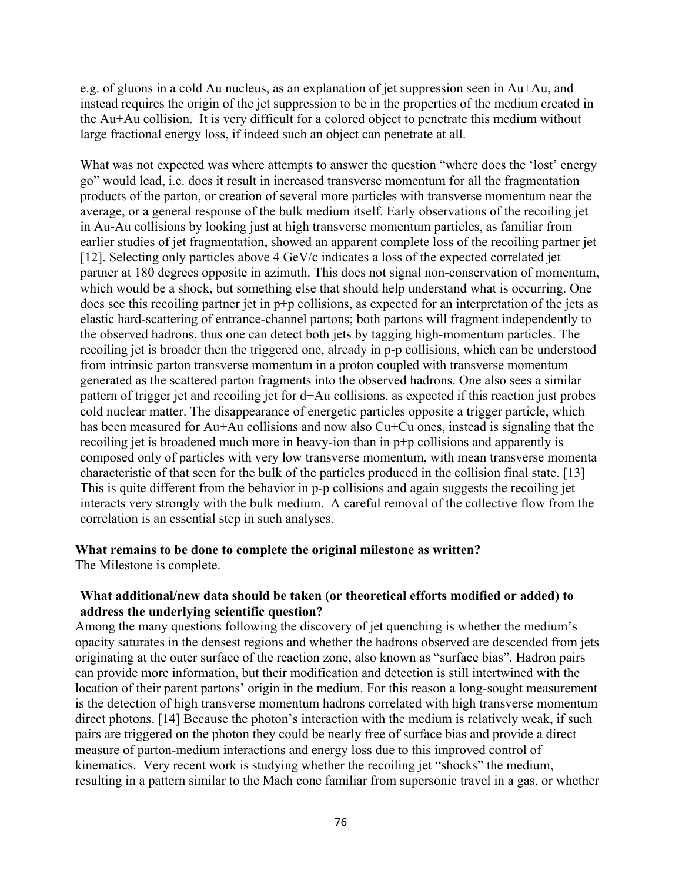e.g. of gluons in a cold Au nucleus, as an explanation of jet suppression seen in Au+Au, and instead requires the origin of the jet suppression to be in the properties of the medium created in the Au+Au collision. It is very difficult for a colored object to penetrate this medium without large fractional energy loss, if indeed such an object can penetrate at all.

What was not expected was where attempts to answer the question "where does the 'lost' energy go" would lead, i.e. does it result in increased transverse momentum for all the fragmentation products of the parton, or creation of several more particles with transverse momentum near the average, or a general response of the bulk medium itself. Early observations of the recoiling jet in Au-Au collisions by looking just at high transverse momentum particles, as familiar from earlier studies of jet fragmentation, showed an apparent complete loss of the recoiling partner jet [12]. Selecting only particles above 4 GeV/c indicates a loss of the expected correlated jet partner at 180 degrees opposite in azimuth. This does not signal non-conservation of momentum, which would be a shock, but something else that should help understand what is occurring. One does see this recoiling partner jet in p+p collisions, as expected for an interpretation of the jets as elastic hard-scattering of entrance-channel partons; both partons will fragment independently to the observed hadrons, thus one can detect both jets by tagging high-momentum particles. The recoiling jet is broader then the triggered one, already in p-p collisions, which can be understood from intrinsic parton transverse momentum in a proton coupled with transverse momentum generated as the scattered parton fragments into the observed hadrons. One also sees a similar pattern of trigger jet and recoiling jet for d+Au collisions, as expected if this reaction just probes cold nuclear matter. The disappearance of energetic particles opposite a trigger particle, which has been measured for Au+Au collisions and now also Cu+Cu ones, instead is signaling that the recoiling jet is broadened much more in heavy-ion than in p+p collisions and apparently is composed only of particles with very low transverse momentum, with mean transverse momenta characteristic of that seen for the bulk of the particles produced in the collision final state. [13] This is quite different from the behavior in p-p collisions and again suggests the recoiling jet interacts very strongly with the bulk medium. A careful removal of the collective flow from the correlation is an essential step in such analyses.

**What remains to be done to complete the original milestone as written?**

The Milestone is complete.

**What additional/new data should be taken (or theoretical efforts modified or added) to address the underlying scientific question?**

Among the many questions following the discovery of jet quenching is whether the medium's opacity saturates in the densest regions and whether the hadrons observed are descended from jets originating at the outer surface of the reaction zone, also known as "surface bias". Hadron pairs can provide more information, but their modification and detection is still intertwined with the location of their parent partons' origin in the medium. For this reason a long-sought measurement is the detection of high transverse momentum hadrons correlated with high transverse momentum direct photons. [14] Because the photon's interaction with the medium is relatively weak, if such pairs are triggered on the photon they could be nearly free of surface bias and provide a direct measure of parton-medium interactions and energy loss due to this improved control of kinematics. Very recent work is studying whether the recoiling jet "shocks" the medium, resulting in a pattern similar to the Mach cone familiar from supersonic travel in a gas, or whether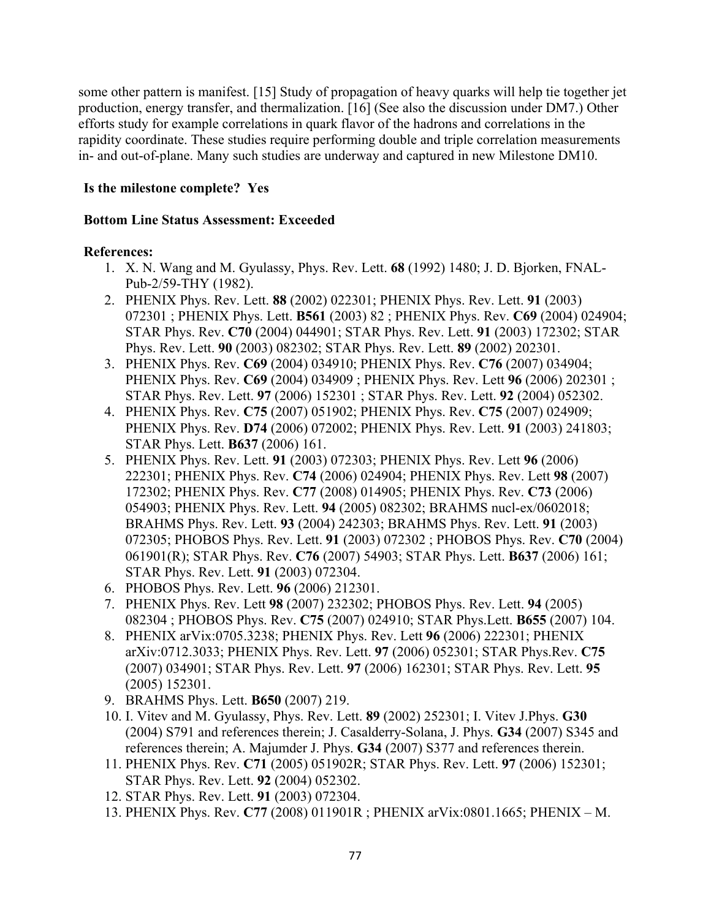some other pattern is manifest. [15] Study of propagation of heavy quarks will help tie together jet production, energy transfer, and thermalization. [16] (See also the discussion under DM7.) Other efforts study for example correlations in quark flavor of the hadrons and correlations in the rapidity coordinate. These studies require performing double and triple correlation measurements in- and out-of-plane. Many such studies are underway and captured in new Milestone DM10.

**Is the milestone complete? Yes**

**Bottom Line Status Assessment: Exceeded**

**References:**

1. X. N. Wang and M. Gyulassy, Phys. Rev. Lett. **68** (1992) 1480; J. D. Bjorken, FNAL-Pub-2/59-THY (1982).
2. PHENIX Phys. Rev. Lett. **88** (2002) 022301; PHENIX Phys. Rev. Lett. **91** (2003) 072301 ; PHENIX Phys. Lett. **B561** (2003) 82 ; PHENIX Phys. Rev. **C69** (2004) 024904; STAR Phys. Rev. **C70** (2004) 044901; STAR Phys. Rev. Lett. **91** (2003) 172302; STAR Phys. Rev. Lett. **90** (2003) 082302; STAR Phys. Rev. Lett. **89** (2002) 202301.
3. PHENIX Phys. Rev. **C69** (2004) 034910; PHENIX Phys. Rev. **C76** (2007) 034904; PHENIX Phys. Rev. **C69** (2004) 034909 ; PHENIX Phys. Rev. Lett **96** (2006) 202301 ; STAR Phys. Rev. Lett. **97** (2006) 152301 ; STAR Phys. Rev. Lett. **92** (2004) 052302.
4. PHENIX Phys. Rev. **C75** (2007) 051902; PHENIX Phys. Rev. **C75** (2007) 024909; PHENIX Phys. Rev. **D74** (2006) 072002; PHENIX Phys. Rev. Lett. **91** (2003) 241803; STAR Phys. Lett. **B637** (2006) 161.
5. PHENIX Phys. Rev. Lett. **91** (2003) 072303; PHENIX Phys. Rev. Lett **96** (2006) 222301; PHENIX Phys. Rev. **C74** (2006) 024904; PHENIX Phys. Rev. Lett **98** (2007) 172302; PHENIX Phys. Rev. **C77** (2008) 014905; PHENIX Phys. Rev. **C73** (2006) 054903; PHENIX Phys. Rev. Lett. **94** (2005) 082302; BRAHMS nucl-ex/0602018; BRAHMS Phys. Rev. Lett. **93** (2004) 242303; BRAHMS Phys. Rev. Lett. **91** (2003) 072305; PHOBOS Phys. Rev. Lett. **91** (2003) 072302 ; PHOBOS Phys. Rev. **C70** (2004) 061901(R); STAR Phys. Rev. **C76** (2007) 54903; STAR Phys. Lett. **B637** (2006) 161; STAR Phys. Rev. Lett. **91** (2003) 072304.
6. PHOBOS Phys. Rev. Lett. **96** (2006) 212301.
7. PHENIX Phys. Rev. Lett **98** (2007) 232302; PHOBOS Phys. Rev. Lett. **94** (2005) 082304 ; PHOBOS Phys. Rev. **C75** (2007) 024910; STAR Phys.Lett. **B655** (2007) 104.
8. PHENIX arVix:0705.3238; PHENIX Phys. Rev. Lett **96** (2006) 222301; PHENIX arXiv:0712.3033; PHENIX Phys. Rev. Lett. **97** (2006) 052301; STAR Phys.Rev. **C75** (2007) 034901; STAR Phys. Rev. Lett. **97** (2006) 162301; STAR Phys. Rev. Lett. **95** (2005) 152301.
9. BRAHMS Phys. Lett. **B650** (2007) 219.
10. I. Vitev and M. Gyulassy, Phys. Rev. Lett. **89** (2002) 252301; I. Vitev J.Phys. **G30** (2004) S791 and references therein; J. Casalderry-Solana, J. Phys. **G34** (2007) S345 and references therein; A. Majumder J. Phys. **G34** (2007) S377 and references therein.
11. PHENIX Phys. Rev. **C71** (2005) 051902R; STAR Phys. Rev. Lett. **97** (2006) 152301; STAR Phys. Rev. Lett. **92** (2004) 052302.
12. STAR Phys. Rev. Lett. **91** (2003) 072304.
13. PHENIX Phys. Rev. **C77** (2008) 011901R ; PHENIX arVix:0801.1665; PHENIX – M.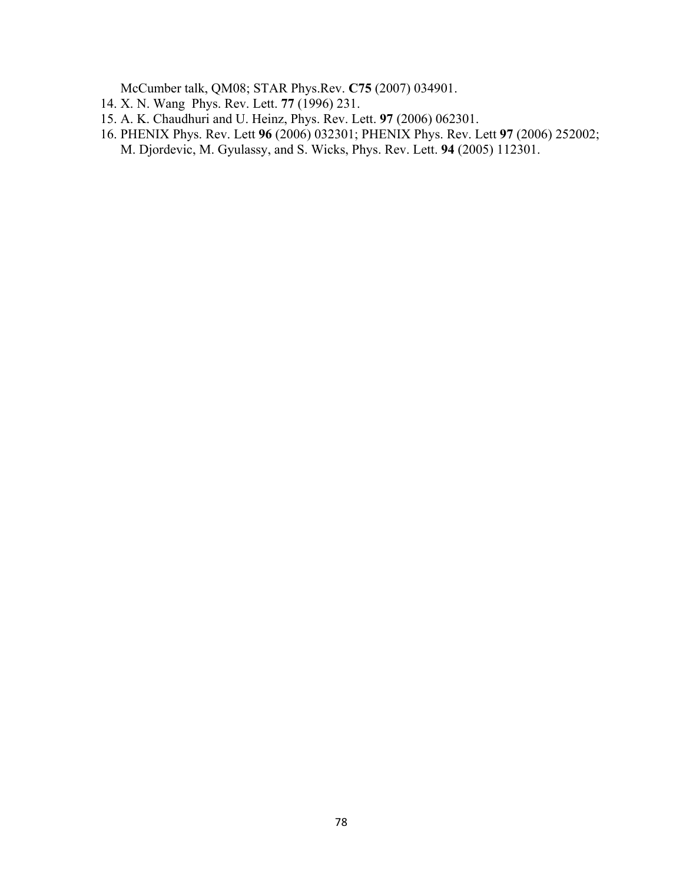McCumber talk, QM08; STAR Phys.Rev. **C75** (2007) 034901.

14. X. N. Wang Phys. Rev. Lett. **77** (1996) 231.
15. A. K. Chaudhuri and U. Heinz, Phys. Rev. Lett. **97** (2006) 062301.
16. PHENIX Phys. Rev. Lett **96** (2006) 032301; PHENIX Phys. Rev. Lett **97** (2006) 252002; M. Djordevic, M. Gyulassy, and S. Wicks, Phys. Rev. Lett. **94** (2005) 112301.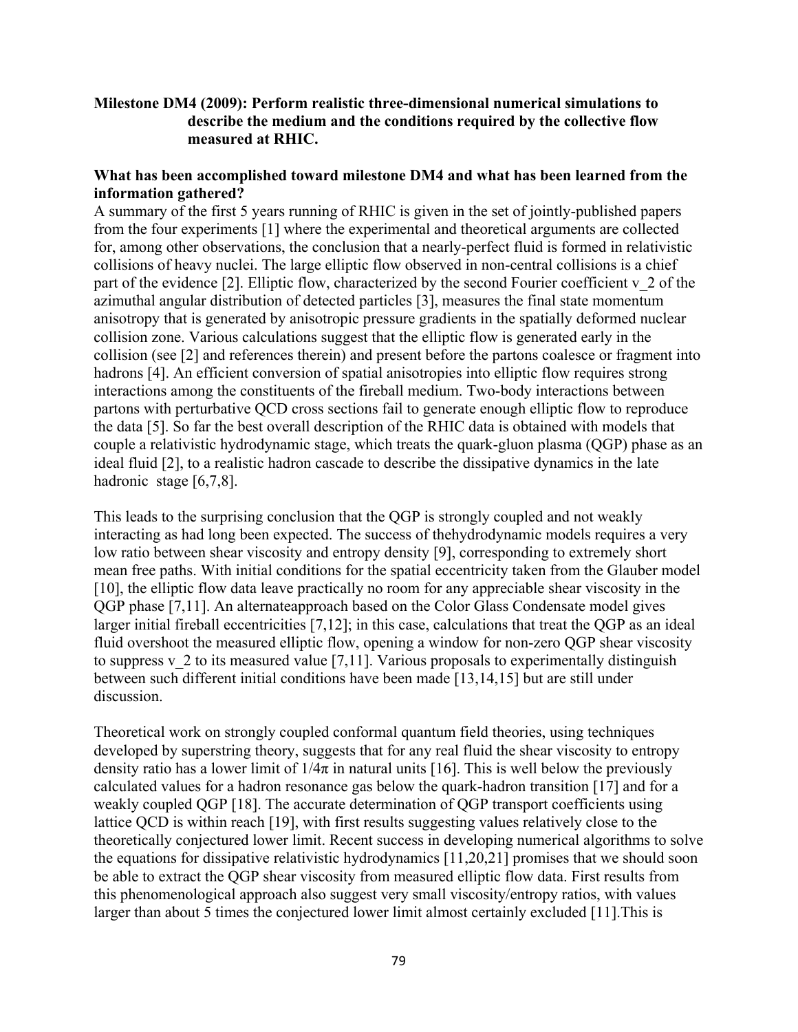**Milestone DM4 (2009): Perform realistic three-dimensional numerical simulations to describe the medium and the conditions required by the collective flow measured at RHIC.**

**What has been accomplished toward milestone DM4 and what has been learned from the information gathered?**

A summary of the first 5 years running of RHIC is given in the set of jointly-published papers from the four experiments [1] where the experimental and theoretical arguments are collected for, among other observations, the conclusion that a nearly-perfect fluid is formed in relativistic collisions of heavy nuclei. The large elliptic flow observed in non-central collisions is a chief part of the evidence [2]. Elliptic flow, characterized by the second Fourier coefficient $v_2$ of the azimuthal angular distribution of detected particles [3], measures the final state momentum anisotropy that is generated by anisotropic pressure gradients in the spatially deformed nuclear collision zone. Various calculations suggest that the elliptic flow is generated early in the collision (see [2] and references therein) and present before the partons coalesce or fragment into hadrons [4]. An efficient conversion of spatial anisotropies into elliptic flow requires strong interactions among the constituents of the fireball medium. Two-body interactions between partons with perturbative QCD cross sections fail to generate enough elliptic flow to reproduce the data [5]. So far the best overall description of the RHIC data is obtained with models that couple a relativistic hydrodynamic stage, which treats the quark-gluon plasma (QGP) phase as an ideal fluid [2], to a realistic hadron cascade to describe the dissipative dynamics in the late hadronic stage [6,7,8].

This leads to the surprising conclusion that the QGP is strongly coupled and not weakly interacting as had long been expected. The success of thehydrodynamic models requires a very low ratio between shear viscosity and entropy density [9], corresponding to extremely short mean free paths. With initial conditions for the spatial eccentricity taken from the Glauber model [10], the elliptic flow data leave practically no room for any appreciable shear viscosity in the QGP phase [7,11]. An alternateapproach based on the Color Glass Condensate model gives larger initial fireball eccentricities [7,12]; in this case, calculations that treat the QGP as an ideal fluid overshoot the measured elliptic flow, opening a window for non-zero QGP shear viscosity to suppress $v_2$ to its measured value [7,11]. Various proposals to experimentally distinguish between such different initial conditions have been made [13,14,15] but are still under discussion.

Theoretical work on strongly coupled conformal quantum field theories, using techniques developed by superstring theory, suggests that for any real fluid the shear viscosity to entropy density ratio has a lower limit of $1/4\pi$ in natural units [16]. This is well below the previously calculated values for a hadron resonance gas below the quark-hadron transition [17] and for a weakly coupled QGP [18]. The accurate determination of QGP transport coefficients using lattice QCD is within reach [19], with first results suggesting values relatively close to the theoretically conjectured lower limit. Recent success in developing numerical algorithms to solve the equations for dissipative relativistic hydrodynamics [11,20,21] promises that we should soon be able to extract the QGP shear viscosity from measured elliptic flow data. First results from this phenomenological approach also suggest very small viscosity/entropy ratios, with values larger than about 5 times the conjectured lower limit almost certainly excluded [11].This is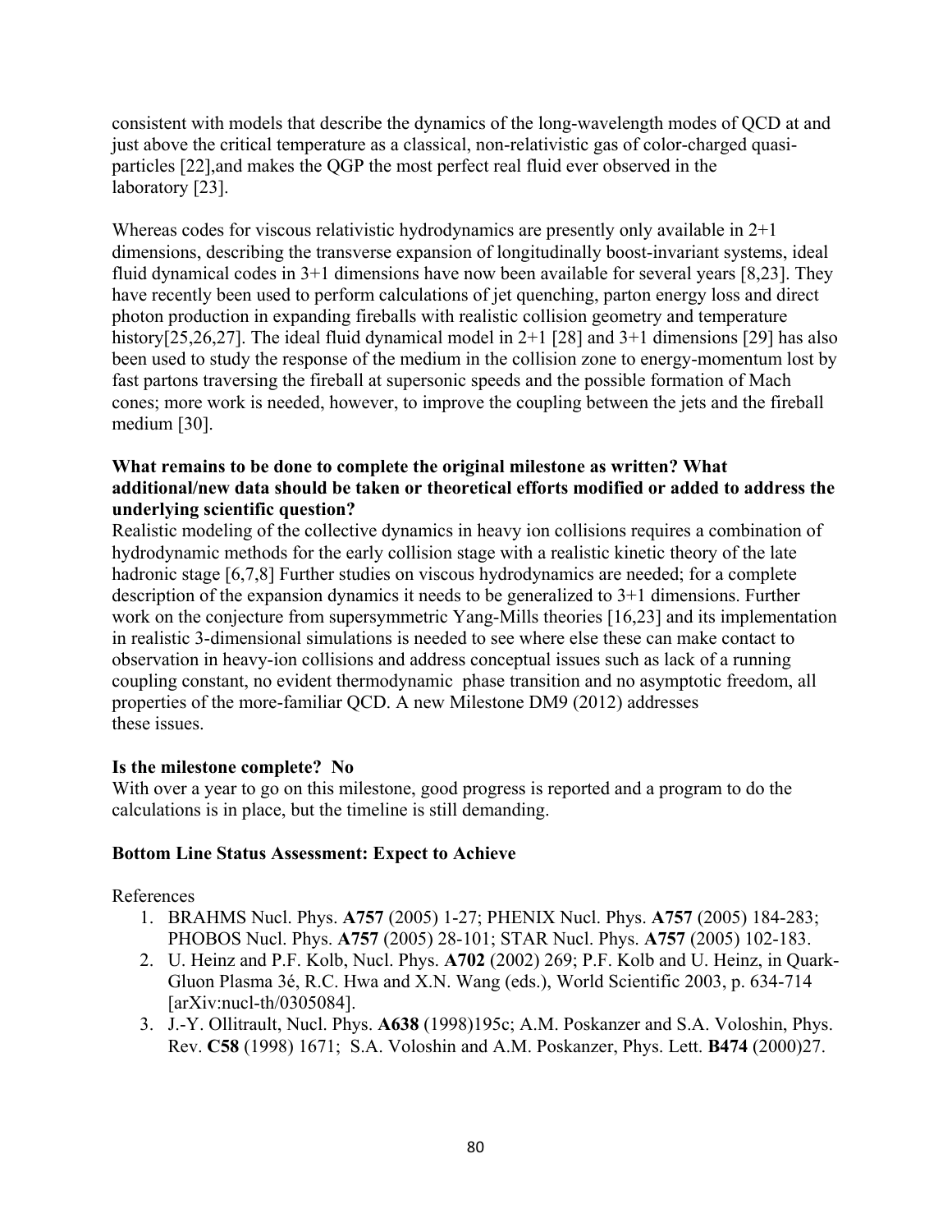consistent with models that describe the dynamics of the long-wavelength modes of QCD at and just above the critical temperature as a classical, non-relativistic gas of color-charged quasi-particles [22],and makes the QGP the most perfect real fluid ever observed in the laboratory [23].

Whereas codes for viscous relativistic hydrodynamics are presently only available in 2+1 dimensions, describing the transverse expansion of longitudinally boost-invariant systems, ideal fluid dynamical codes in 3+1 dimensions have now been available for several years [8,23]. They have recently been used to perform calculations of jet quenching, parton energy loss and direct photon production in expanding fireballs with realistic collision geometry and temperature history[25,26,27]. The ideal fluid dynamical model in 2+1 [28] and 3+1 dimensions [29] has also been used to study the response of the medium in the collision zone to energy-momentum lost by fast partons traversing the fireball at supersonic speeds and the possible formation of Mach cones; more work is needed, however, to improve the coupling between the jets and the fireball medium [30].

**What remains to be done to complete the original milestone as written? What additional/new data should be taken or theoretical efforts modified or added to address the underlying scientific question?**

Realistic modeling of the collective dynamics in heavy ion collisions requires a combination of hydrodynamic methods for the early collision stage with a realistic kinetic theory of the late hadronic stage [6,7,8] Further studies on viscous hydrodynamics are needed; for a complete description of the expansion dynamics it needs to be generalized to 3+1 dimensions. Further work on the conjecture from supersymmetric Yang-Mills theories [16,23] and its implementation in realistic 3-dimensional simulations is needed to see where else these can make contact to observation in heavy-ion collisions and address conceptual issues such as lack of a running coupling constant, no evident thermodynamic phase transition and no asymptotic freedom, all properties of the more-familiar QCD. A new Milestone DM9 (2012) addresses these issues.

**Is the milestone complete? No**

With over a year to go on this milestone, good progress is reported and a program to do the calculations is in place, but the timeline is still demanding.

**Bottom Line Status Assessment: Expect to Achieve**

References

1. BRAHMS Nucl. Phys. **A757** (2005) 1-27; PHENIX Nucl. Phys. **A757** (2005) 184-283; PHOBOS Nucl. Phys. **A757** (2005) 28-101; STAR Nucl. Phys. **A757** (2005) 102-183.
2. U. Heinz and P.F. Kolb, Nucl. Phys. **A702** (2002) 269; P.F. Kolb and U. Heinz, in Quark-Gluon Plasma 3é, R.C. Hwa and X.N. Wang (eds.), World Scientific 2003, p. 634-714 [arXiv:nucl-th/0305084].
3. J.-Y. Ollitrault, Nucl. Phys. **A638** (1998)195c; A.M. Poskanzer and S.A. Voloshin, Phys. Rev. **C58** (1998) 1671; S.A. Voloshin and A.M. Poskanzer, Phys. Lett. **B474** (2000)27.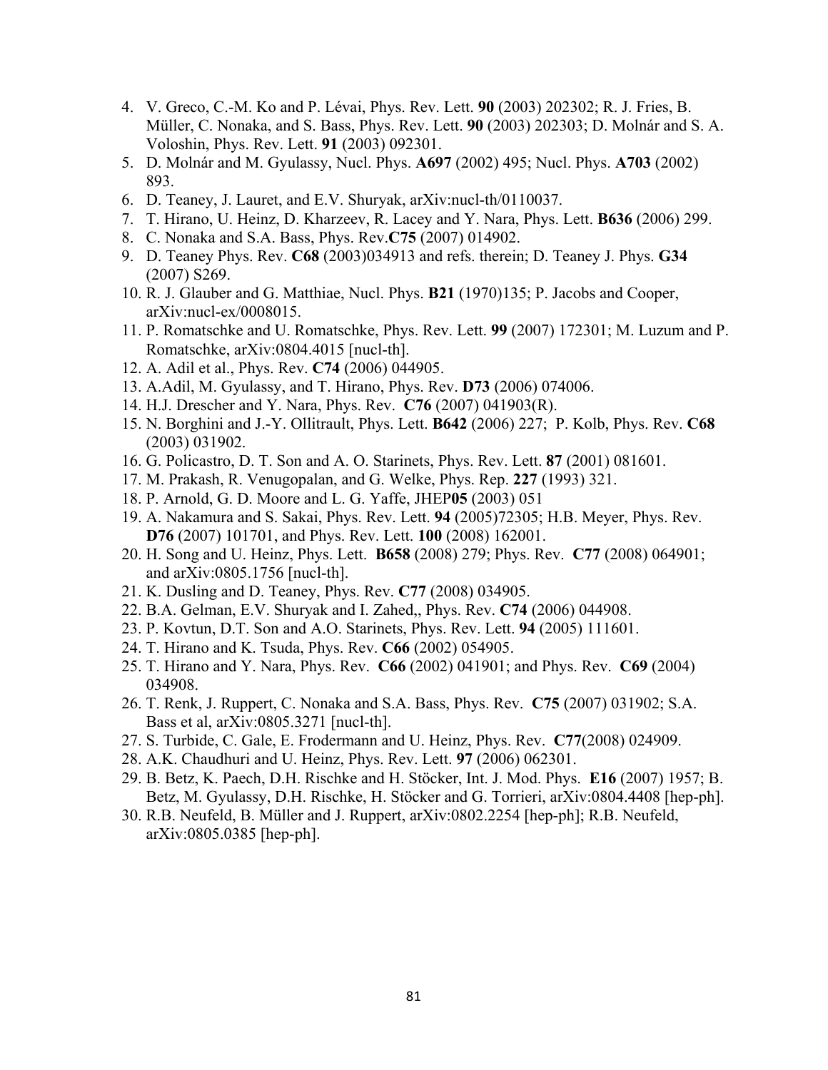4. V. Greco, C.-M. Ko and P. Lévai, Phys. Rev. Lett. **90** (2003) 202302; R. J. Fries, B. Müller, C. Nonaka, and S. Bass, Phys. Rev. Lett. **90** (2003) 202303; D. Molnár and S. A. Voloshin, Phys. Rev. Lett. **91** (2003) 092301.
5. D. Molnár and M. Gyulassy, Nucl. Phys. **A697** (2002) 495; Nucl. Phys. **A703** (2002) 893.
6. D. Teaney, J. Lauret, and E.V. Shuryak, arXiv:nucl-th/0110037.
7. T. Hirano, U. Heinz, D. Kharzeev, R. Lacey and Y. Nara, Phys. Lett. **B636** (2006) 299.
8. C. Nonaka and S.A. Bass, Phys. Rev.**C75** (2007) 014902.
9. D. Teaney Phys. Rev. **C68** (2003)034913 and refs. therein; D. Teaney J. Phys. **G34** (2007) S269.
10. R. J. Glauber and G. Matthiae, Nucl. Phys. **B21** (1970)135; P. Jacobs and Cooper, arXiv:nucl-ex/0008015.
11. P. Romatschke and U. Romatschke, Phys. Rev. Lett. **99** (2007) 172301; M. Luzum and P. Romatschke, arXiv:0804.4015 [nucl-th].
12. A. Adil et al., Phys. Rev. **C74** (2006) 044905.
13. A.Adil, M. Gyulassy, and T. Hirano, Phys. Rev. **D73** (2006) 074006.
14. H.J. Drescher and Y. Nara, Phys. Rev. **C76** (2007) 041903(R).
15. N. Borghini and J.-Y. Ollitrault, Phys. Lett. **B642** (2006) 227; P. Kolb, Phys. Rev. **C68** (2003) 031902.
16. G. Policastro, D. T. Son and A. O. Starinets, Phys. Rev. Lett. **87** (2001) 081601.
17. M. Prakash, R. Venugopalan, and G. Welke, Phys. Rep. **227** (1993) 321.
18. P. Arnold, G. D. Moore and L. G. Yaffe, JHEP**05** (2003) 051
19. A. Nakamura and S. Sakai, Phys. Rev. Lett. **94** (2005)72305; H.B. Meyer, Phys. Rev. **D76** (2007) 101701, and Phys. Rev. Lett. **100** (2008) 162001.
20. H. Song and U. Heinz, Phys. Lett. **B658** (2008) 279; Phys. Rev. **C77** (2008) 064901; and arXiv:0805.1756 [nucl-th].
21. K. Dusling and D. Teaney, Phys. Rev. **C77** (2008) 034905.
22. B.A. Gelman, E.V. Shuryak and I. Zahed,, Phys. Rev. **C74** (2006) 044908.
23. P. Kovtun, D.T. Son and A.O. Starinets, Phys. Rev. Lett. **94** (2005) 111601.
24. T. Hirano and K. Tsuda, Phys. Rev. **C66** (2002) 054905.
25. T. Hirano and Y. Nara, Phys. Rev. **C66** (2002) 041901; and Phys. Rev. **C69** (2004) 034908.
26. T. Renk, J. Ruppert, C. Nonaka and S.A. Bass, Phys. Rev. **C75** (2007) 031902; S.A. Bass et al, arXiv:0805.3271 [nucl-th].
27. S. Turbide, C. Gale, E. Frodermann and U. Heinz, Phys. Rev. **C77**(2008) 024909.
28. A.K. Chaudhuri and U. Heinz, Phys. Rev. Lett. **97** (2006) 062301.
29. B. Betz, K. Paech, D.H. Rischke and H. Stöcker, Int. J. Mod. Phys. **E16** (2007) 1957; B. Betz, M. Gyulassy, D.H. Rischke, H. Stöcker and G. Torrieri, arXiv:0804.4408 [hep-ph].
30. R.B. Neufeld, B. Müller and J. Ruppert, arXiv:0802.2254 [hep-ph]; R.B. Neufeld, arXiv:0805.0385 [hep-ph].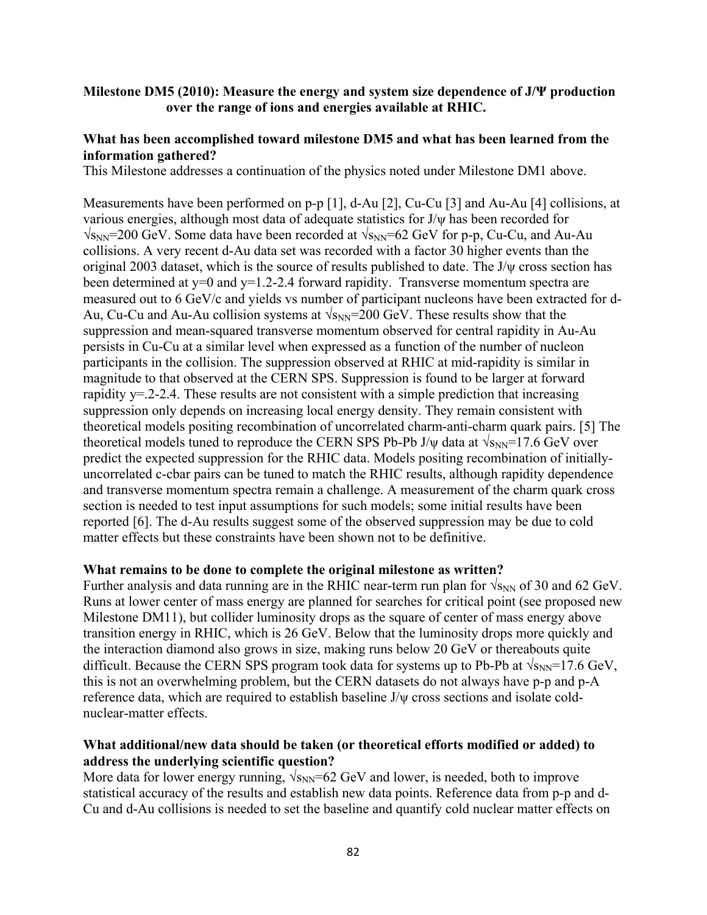**Milestone DM5 (2010): Measure the energy and system size dependence of J/Ψ production over the range of ions and energies available at RHIC.**

**What has been accomplished toward milestone DM5 and what has been learned from the information gathered?**

This Milestone addresses a continuation of the physics noted under Milestone DM1 above.

Measurements have been performed on p-p [1], d-Au [2], Cu-Cu [3] and Au-Au [4] collisions, at various energies, although most data of adequate statistics for J/ψ has been recorded for $\sqrt{s_{NN}}$=200 GeV. Some data have been recorded at $\sqrt{s_{NN}}$=62 GeV for p-p, Cu-Cu, and Au-Au collisions. A very recent d-Au data set was recorded with a factor 30 higher events than the original 2003 dataset, which is the source of results published to date. The J/ψ cross section has been determined at y=0 and y=1.2-2.4 forward rapidity. Transverse momentum spectra are measured out to 6 GeV/c and yields vs number of participant nucleons have been extracted for d-Au, Cu-Cu and Au-Au collision systems at $\sqrt{s_{NN}}$=200 GeV. These results show that the suppression and mean-squared transverse momentum observed for central rapidity in Au-Au persists in Cu-Cu at a similar level when expressed as a function of the number of nucleon participants in the collision. The suppression observed at RHIC at mid-rapidity is similar in magnitude to that observed at the CERN SPS. Suppression is found to be larger at forward rapidity y=.2-2.4. These results are not consistent with a simple prediction that increasing suppression only depends on increasing local energy density. They remain consistent with theoretical models positing recombination of uncorrelated charm-anti-charm quark pairs. [5] The theoretical models tuned to reproduce the CERN SPS Pb-Pb J/ψ data at $\sqrt{s_{NN}}$=17.6 GeV over predict the expected suppression for the RHIC data. Models positing recombination of initially-uncorrelated c-cbar pairs can be tuned to match the RHIC results, although rapidity dependence and transverse momentum spectra remain a challenge. A measurement of the charm quark cross section is needed to test input assumptions for such models; some initial results have been reported [6]. The d-Au results suggest some of the observed suppression may be due to cold matter effects but these constraints have been shown not to be definitive.

**What remains to be done to complete the original milestone as written?**

Further analysis and data running are in the RHIC near-term run plan for $\sqrt{s_{NN}}$ of 30 and 62 GeV. Runs at lower center of mass energy are planned for searches for critical point (see proposed new Milestone DM11), but collider luminosity drops as the square of center of mass energy above transition energy in RHIC, which is 26 GeV. Below that the luminosity drops more quickly and the interaction diamond also grows in size, making runs below 20 GeV or thereabouts quite difficult. Because the CERN SPS program took data for systems up to Pb-Pb at $\sqrt{s_{NN}}$=17.6 GeV, this is not an overwhelming problem, but the CERN datasets do not always have p-p and p-A reference data, which are required to establish baseline J/ψ cross sections and isolate cold-nuclear-matter effects.

**What additional/new data should be taken (or theoretical efforts modified or added) to address the underlying scientific question?**

More data for lower energy running, $\sqrt{s_{NN}}$=62 GeV and lower, is needed, both to improve statistical accuracy of the results and establish new data points. Reference data from p-p and d-Cu and d-Au collisions is needed to set the baseline and quantify cold nuclear matter effects on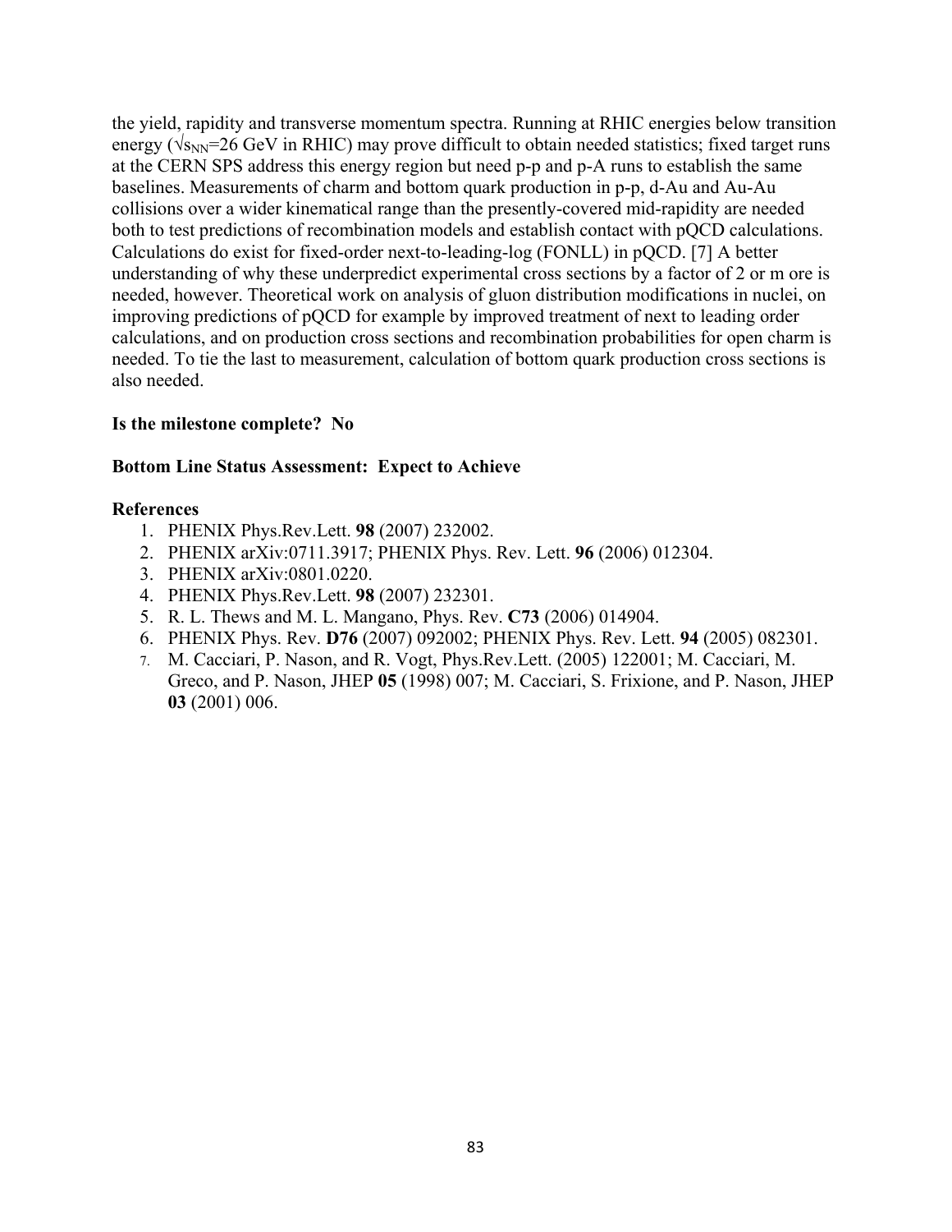the yield, rapidity and transverse momentum spectra. Running at RHIC energies below transition energy ($\sqrt{s_{NN}}$=26 GeV in RHIC) may prove difficult to obtain needed statistics; fixed target runs at the CERN SPS address this energy region but need p-p and p-A runs to establish the same baselines. Measurements of charm and bottom quark production in p-p, d-Au and Au-Au collisions over a wider kinematical range than the presently-covered mid-rapidity are needed both to test predictions of recombination models and establish contact with pQCD calculations. Calculations do exist for fixed-order next-to-leading-log (FONLL) in pQCD. [7] A better understanding of why these underpredict experimental cross sections by a factor of 2 or m ore is needed, however. Theoretical work on analysis of gluon distribution modifications in nuclei, on improving predictions of pQCD for example by improved treatment of next to leading order calculations, and on production cross sections and recombination probabilities for open charm is needed. To tie the last to measurement, calculation of bottom quark production cross sections is also needed.

**Is the milestone complete? No**

**Bottom Line Status Assessment: Expect to Achieve**

**References**

1. PHENIX Phys.Rev.Lett. **98** (2007) 232002.
2. PHENIX arXiv:0711.3917; PHENIX Phys. Rev. Lett. **96** (2006) 012304.
3. PHENIX arXiv:0801.0220.
4. PHENIX Phys.Rev.Lett. **98** (2007) 232301.
5. R. L. Thews and M. L. Mangano, Phys. Rev. **C73** (2006) 014904.
6. PHENIX Phys. Rev. **D76** (2007) 092002; PHENIX Phys. Rev. Lett. **94** (2005) 082301.
7. M. Cacciari, P. Nason, and R. Vogt, Phys.Rev.Lett. (2005) 122001; M. Cacciari, M. Greco, and P. Nason, JHEP **05** (1998) 007; M. Cacciari, S. Frixione, and P. Nason, JHEP **03** (2001) 006.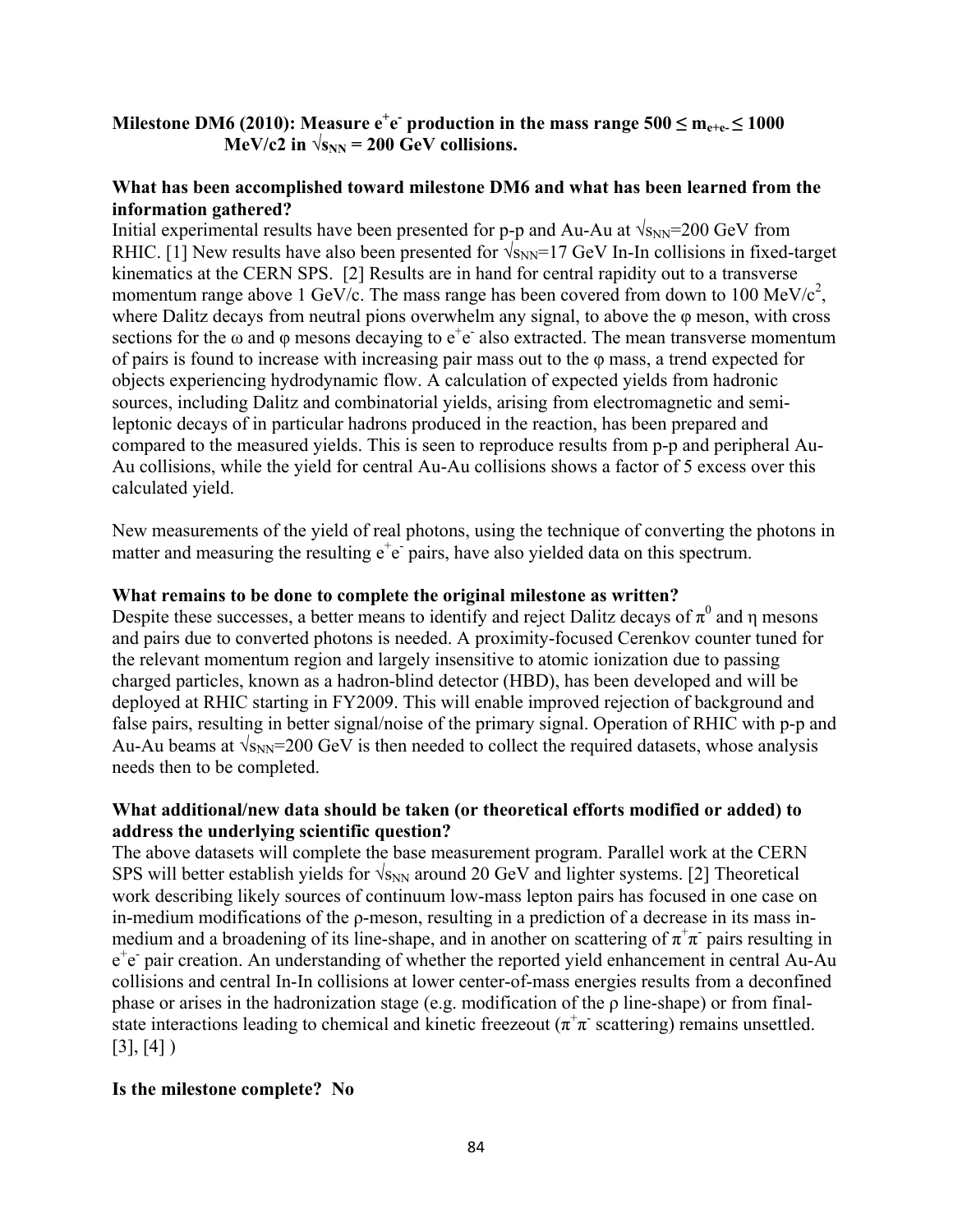**Milestone DM6 (2010): Measure $e^+e^-$ production in the mass range $500 \leq m_{e+e-} \leq 1000$ MeV/c2 in $\sqrt{s_{NN}}$ = 200 GeV collisions.**

**What has been accomplished toward milestone DM6 and what has been learned from the information gathered?**

Initial experimental results have been presented for p-p and Au-Au at $\sqrt{s_{NN}}$=200 GeV from RHIC. [1] New results have also been presented for $\sqrt{s_{NN}}$=17 GeV In-In collisions in fixed-target kinematics at the CERN SPS. [2] Results are in hand for central rapidity out to a transverse momentum range above 1 GeV/c. The mass range has been covered from down to 100 MeV/$c^2$, where Dalitz decays from neutral pions overwhelm any signal, to above the φ meson, with cross sections for the ω and φ mesons decaying to $e^+e^-$ also extracted. The mean transverse momentum of pairs is found to increase with increasing pair mass out to the φ mass, a trend expected for objects experiencing hydrodynamic flow. A calculation of expected yields from hadronic sources, including Dalitz and combinatorial yields, arising from electromagnetic and semi-leptonic decays of in particular hadrons produced in the reaction, has been prepared and compared to the measured yields. This is seen to reproduce results from p-p and peripheral Au-Au collisions, while the yield for central Au-Au collisions shows a factor of 5 excess over this calculated yield.

New measurements of the yield of real photons, using the technique of converting the photons in matter and measuring the resulting $e^+e^-$ pairs, have also yielded data on this spectrum.

**What remains to be done to complete the original milestone as written?**

Despite these successes, a better means to identify and reject Dalitz decays of $\pi^0$ and η mesons and pairs due to converted photons is needed. A proximity-focused Cerenkov counter tuned for the relevant momentum region and largely insensitive to atomic ionization due to passing charged particles, known as a hadron-blind detector (HBD), has been developed and will be deployed at RHIC starting in FY2009. This will enable improved rejection of background and false pairs, resulting in better signal/noise of the primary signal. Operation of RHIC with p-p and Au-Au beams at $\sqrt{s_{NN}}$=200 GeV is then needed to collect the required datasets, whose analysis needs then to be completed.

**What additional/new data should be taken (or theoretical efforts modified or added) to address the underlying scientific question?**

The above datasets will complete the base measurement program. Parallel work at the CERN SPS will better establish yields for $\sqrt{s_{NN}}$ around 20 GeV and lighter systems. [2] Theoretical work describing likely sources of continuum low-mass lepton pairs has focused in one case on in-medium modifications of the ρ-meson, resulting in a prediction of a decrease in its mass in-medium and a broadening of its line-shape, and in another on scattering of $\pi^+\pi^-$ pairs resulting in $e^+e^-$ pair creation. An understanding of whether the reported yield enhancement in central Au-Au collisions and central In-In collisions at lower center-of-mass energies results from a deconfined phase or arises in the hadronization stage (e.g. modification of the ρ line-shape) or from final-state interactions leading to chemical and kinetic freezeout ($\pi^+\pi^-$ scattering) remains unsettled. [3], [4] )

**Is the milestone complete? No**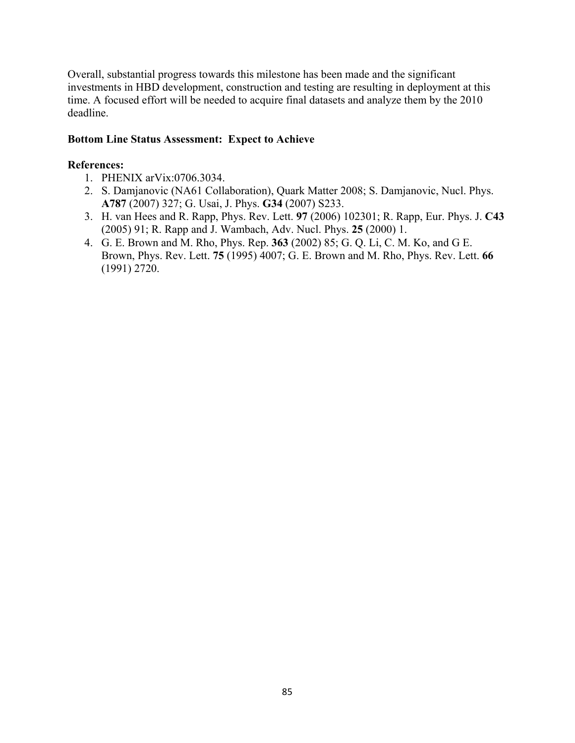Overall, substantial progress towards this milestone has been made and the significant investments in HBD development, construction and testing are resulting in deployment at this time. A focused effort will be needed to acquire final datasets and analyze them by the 2010 deadline.

**Bottom Line Status Assessment: Expect to Achieve**

**References:**

1. PHENIX arVix:0706.3034.
2. S. Damjanovic (NA61 Collaboration), Quark Matter 2008; S. Damjanovic, Nucl. Phys. **A787** (2007) 327; G. Usai, J. Phys. **G34** (2007) S233.
3. H. van Hees and R. Rapp, Phys. Rev. Lett. **97** (2006) 102301; R. Rapp, Eur. Phys. J. **C43** (2005) 91; R. Rapp and J. Wambach, Adv. Nucl. Phys. **25** (2000) 1.
4. G. E. Brown and M. Rho, Phys. Rep. **363** (2002) 85; G. Q. Li, C. M. Ko, and G E. Brown, Phys. Rev. Lett. **75** (1995) 4007; G. E. Brown and M. Rho, Phys. Rev. Lett. **66** (1991) 2720.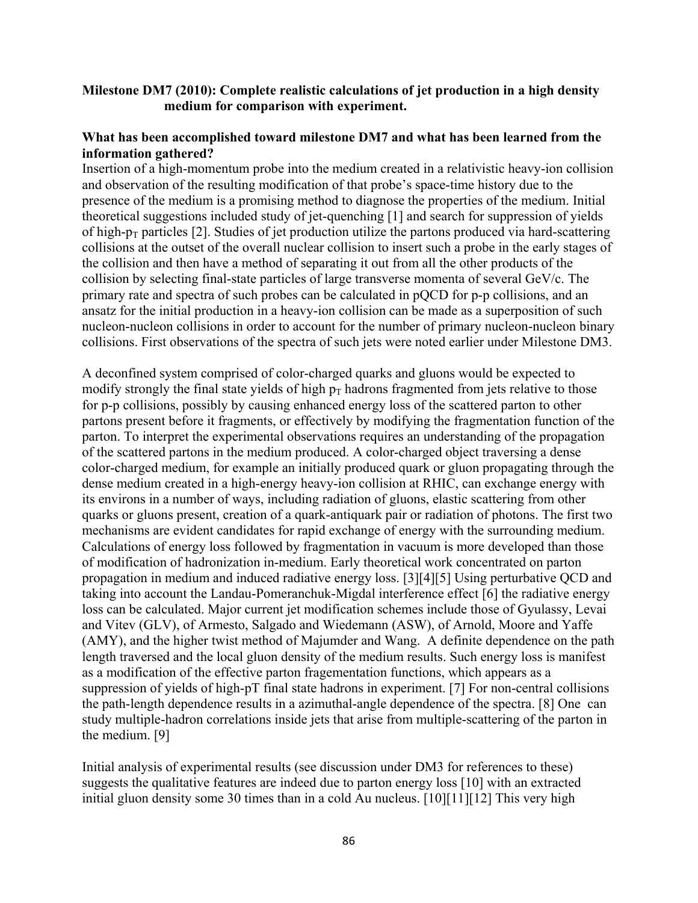**Milestone DM7 (2010): Complete realistic calculations of jet production in a high density medium for comparison with experiment.**

**What has been accomplished toward milestone DM7 and what has been learned from the information gathered?**

Insertion of a high-momentum probe into the medium created in a relativistic heavy-ion collision and observation of the resulting modification of that probe's space-time history due to the presence of the medium is a promising method to diagnose the properties of the medium. Initial theoretical suggestions included study of jet-quenching [1] and search for suppression of yields of high-$p_T$ particles [2]. Studies of jet production utilize the partons produced via hard-scattering collisions at the outset of the overall nuclear collision to insert such a probe in the early stages of the collision and then have a method of separating it out from all the other products of the collision by selecting final-state particles of large transverse momenta of several GeV/c. The primary rate and spectra of such probes can be calculated in pQCD for p-p collisions, and an ansatz for the initial production in a heavy-ion collision can be made as a superposition of such nucleon-nucleon collisions in order to account for the number of primary nucleon-nucleon binary collisions. First observations of the spectra of such jets were noted earlier under Milestone DM3.

A deconfined system comprised of color-charged quarks and gluons would be expected to modify strongly the final state yields of high $p_T$ hadrons fragmented from jets relative to those for p-p collisions, possibly by causing enhanced energy loss of the scattered parton to other partons present before it fragments, or effectively by modifying the fragmentation function of the parton. To interpret the experimental observations requires an understanding of the propagation of the scattered partons in the medium produced. A color-charged object traversing a dense color-charged medium, for example an initially produced quark or gluon propagating through the dense medium created in a high-energy heavy-ion collision at RHIC, can exchange energy with its environs in a number of ways, including radiation of gluons, elastic scattering from other quarks or gluons present, creation of a quark-antiquark pair or radiation of photons. The first two mechanisms are evident candidates for rapid exchange of energy with the surrounding medium. Calculations of energy loss followed by fragmentation in vacuum is more developed than those of modification of hadronization in-medium. Early theoretical work concentrated on parton propagation in medium and induced radiative energy loss. [3][4][5] Using perturbative QCD and taking into account the Landau-Pomeranchuk-Migdal interference effect [6] the radiative energy loss can be calculated. Major current jet modification schemes include those of Gyulassy, Levai and Vitev (GLV), of Armesto, Salgado and Wiedemann (ASW), of Arnold, Moore and Yaffe (AMY), and the higher twist method of Majumder and Wang. A definite dependence on the path length traversed and the local gluon density of the medium results. Such energy loss is manifest as a modification of the effective parton fragementation functions, which appears as a suppression of yields of high-pT final state hadrons in experiment. [7] For non-central collisions the path-length dependence results in a azimuthal-angle dependence of the spectra. [8] One can study multiple-hadron correlations inside jets that arise from multiple-scattering of the parton in the medium. [9]

Initial analysis of experimental results (see discussion under DM3 for references to these) suggests the qualitative features are indeed due to parton energy loss [10] with an extracted initial gluon density some 30 times than in a cold Au nucleus. [10][11][12] This very high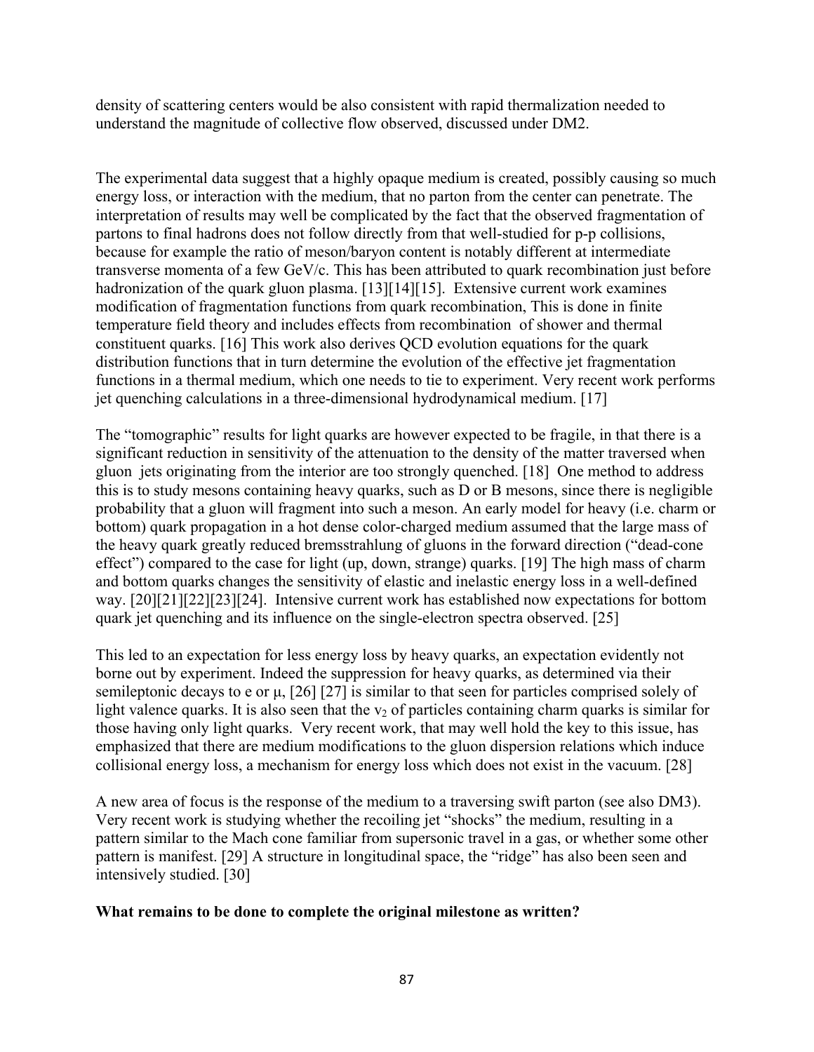density of scattering centers would be also consistent with rapid thermalization needed to understand the magnitude of collective flow observed, discussed under DM2.

The experimental data suggest that a highly opaque medium is created, possibly causing so much energy loss, or interaction with the medium, that no parton from the center can penetrate. The interpretation of results may well be complicated by the fact that the observed fragmentation of partons to final hadrons does not follow directly from that well-studied for p-p collisions, because for example the ratio of meson/baryon content is notably different at intermediate transverse momenta of a few GeV/c. This has been attributed to quark recombination just before hadronization of the quark gluon plasma. [13][14][15]. Extensive current work examines modification of fragmentation functions from quark recombination, This is done in finite temperature field theory and includes effects from recombination of shower and thermal constituent quarks. [16] This work also derives QCD evolution equations for the quark distribution functions that in turn determine the evolution of the effective jet fragmentation functions in a thermal medium, which one needs to tie to experiment. Very recent work performs jet quenching calculations in a three-dimensional hydrodynamical medium. [17]

The "tomographic" results for light quarks are however expected to be fragile, in that there is a significant reduction in sensitivity of the attenuation to the density of the matter traversed when gluon jets originating from the interior are too strongly quenched. [18] One method to address this is to study mesons containing heavy quarks, such as D or B mesons, since there is negligible probability that a gluon will fragment into such a meson. An early model for heavy (i.e. charm or bottom) quark propagation in a hot dense color-charged medium assumed that the large mass of the heavy quark greatly reduced bremsstrahlung of gluons in the forward direction ("dead-cone effect") compared to the case for light (up, down, strange) quarks. [19] The high mass of charm and bottom quarks changes the sensitivity of elastic and inelastic energy loss in a well-defined way. [20][21][22][23][24]. Intensive current work has established now expectations for bottom quark jet quenching and its influence on the single-electron spectra observed. [25]

This led to an expectation for less energy loss by heavy quarks, an expectation evidently not borne out by experiment. Indeed the suppression for heavy quarks, as determined via their semileptonic decays to e or $\mu$, [26] [27] is similar to that seen for particles comprised solely of light valence quarks. It is also seen that the $v_2$ of particles containing charm quarks is similar for those having only light quarks. Very recent work, that may well hold the key to this issue, has emphasized that there are medium modifications to the gluon dispersion relations which induce collisional energy loss, a mechanism for energy loss which does not exist in the vacuum. [28]

A new area of focus is the response of the medium to a traversing swift parton (see also DM3). Very recent work is studying whether the recoiling jet "shocks" the medium, resulting in a pattern similar to the Mach cone familiar from supersonic travel in a gas, or whether some other pattern is manifest. [29] A structure in longitudinal space, the "ridge" has also been seen and intensively studied. [30]

**What remains to be done to complete the original milestone as written?**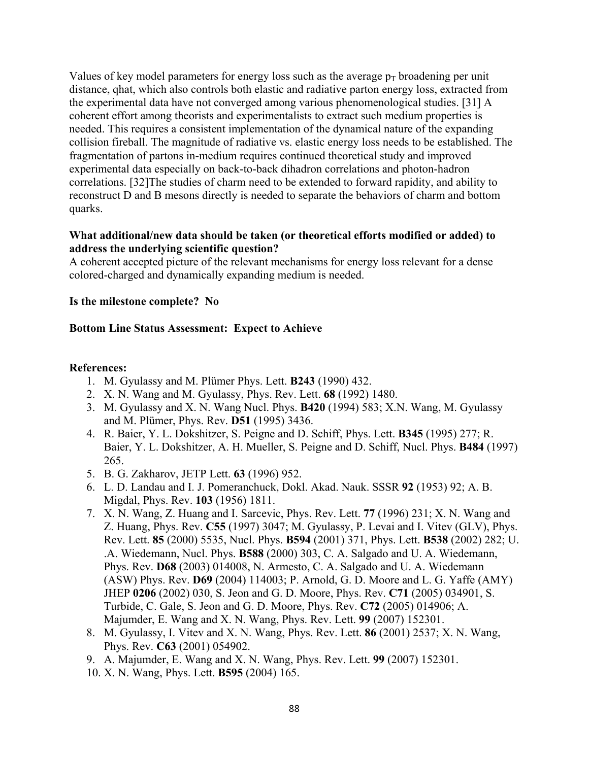Values of key model parameters for energy loss such as the average $p_T$ broadening per unit distance, qhat, which also controls both elastic and radiative parton energy loss, extracted from the experimental data have not converged among various phenomenological studies. [31] A coherent effort among theorists and experimentalists to extract such medium properties is needed. This requires a consistent implementation of the dynamical nature of the expanding collision fireball. The magnitude of radiative vs. elastic energy loss needs to be established. The fragmentation of partons in-medium requires continued theoretical study and improved experimental data especially on back-to-back dihadron correlations and photon-hadron correlations. [32]The studies of charm need to be extended to forward rapidity, and ability to reconstruct D and B mesons directly is needed to separate the behaviors of charm and bottom quarks.

**What additional/new data should be taken (or theoretical efforts modified or added) to address the underlying scientific question?**
A coherent accepted picture of the relevant mechanisms for energy loss relevant for a dense colored-charged and dynamically expanding medium is needed.

**Is the milestone complete? No**

**Bottom Line Status Assessment: Expect to Achieve**

**References:**

1. M. Gyulassy and M. Plümer Phys. Lett. **B243** (1990) 432.
2. X. N. Wang and M. Gyulassy, Phys. Rev. Lett. **68** (1992) 1480.
3. M. Gyulassy and X. N. Wang Nucl. Phys. **B420** (1994) 583; X.N. Wang, M. Gyulassy and M. Plümer, Phys. Rev. **D51** (1995) 3436.
4. R. Baier, Y. L. Dokshitzer, S. Peigne and D. Schiff, Phys. Lett. **B345** (1995) 277; R. Baier, Y. L. Dokshitzer, A. H. Mueller, S. Peigne and D. Schiff, Nucl. Phys. **B484** (1997) 265.
5. B. G. Zakharov, JETP Lett. **63** (1996) 952.
6. L. D. Landau and I. J. Pomeranchuck, Dokl. Akad. Nauk. SSSR **92** (1953) 92; A. B. Migdal, Phys. Rev. **103** (1956) 1811.
7. X. N. Wang, Z. Huang and I. Sarcevic, Phys. Rev. Lett. **77** (1996) 231; X. N. Wang and Z. Huang, Phys. Rev. **C55** (1997) 3047; M. Gyulassy, P. Levai and I. Vitev (GLV), Phys. Rev. Lett. **85** (2000) 5535, Nucl. Phys. **B594** (2001) 371, Phys. Lett. **B538** (2002) 282; U. .A. Wiedemann, Nucl. Phys. **B588** (2000) 303, C. A. Salgado and U. A. Wiedemann, Phys. Rev. **D68** (2003) 014008, N. Armesto, C. A. Salgado and U. A. Wiedemann (ASW) Phys. Rev. **D69** (2004) 114003; P. Arnold, G. D. Moore and L. G. Yaffe (AMY) JHEP **0206** (2002) 030, S. Jeon and G. D. Moore, Phys. Rev. **C71** (2005) 034901, S. Turbide, C. Gale, S. Jeon and G. D. Moore, Phys. Rev. **C72** (2005) 014906; A. Majumder, E. Wang and X. N. Wang, Phys. Rev. Lett. **99** (2007) 152301.
8. M. Gyulassy, I. Vitev and X. N. Wang, Phys. Rev. Lett. **86** (2001) 2537; X. N. Wang, Phys. Rev. **C63** (2001) 054902.
9. A. Majumder, E. Wang and X. N. Wang, Phys. Rev. Lett. **99** (2007) 152301.
10. X. N. Wang, Phys. Lett. **B595** (2004) 165.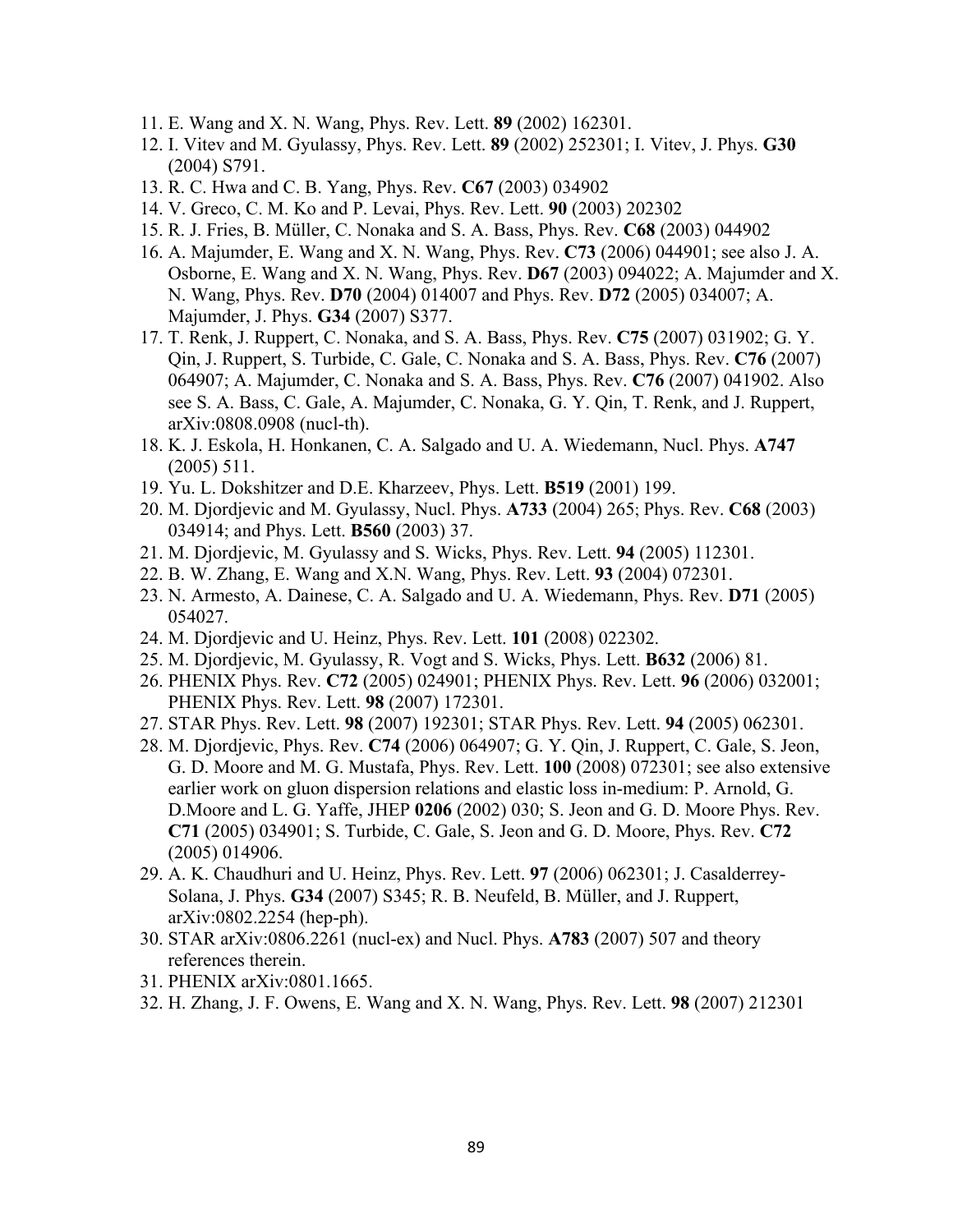11. E. Wang and X. N. Wang, Phys. Rev. Lett. **89** (2002) 162301.
12. I. Vitev and M. Gyulassy, Phys. Rev. Lett. **89** (2002) 252301; I. Vitev, J. Phys. **G30** (2004) S791.
13. R. C. Hwa and C. B. Yang, Phys. Rev. **C67** (2003) 034902
14. V. Greco, C. M. Ko and P. Levai, Phys. Rev. Lett. **90** (2003) 202302
15. R. J. Fries, B. Müller, C. Nonaka and S. A. Bass, Phys. Rev. **C68** (2003) 044902
16. A. Majumder, E. Wang and X. N. Wang, Phys. Rev. **C73** (2006) 044901; see also J. A. Osborne, E. Wang and X. N. Wang, Phys. Rev. **D67** (2003) 094022; A. Majumder and X. N. Wang, Phys. Rev. **D70** (2004) 014007 and Phys. Rev. **D72** (2005) 034007; A. Majumder, J. Phys. **G34** (2007) S377.
17. T. Renk, J. Ruppert, C. Nonaka, and S. A. Bass, Phys. Rev. **C75** (2007) 031902; G. Y. Qin, J. Ruppert, S. Turbide, C. Gale, C. Nonaka and S. A. Bass, Phys. Rev. **C76** (2007) 064907; A. Majumder, C. Nonaka and S. A. Bass, Phys. Rev. **C76** (2007) 041902. Also see S. A. Bass, C. Gale, A. Majumder, C. Nonaka, G. Y. Qin, T. Renk, and J. Ruppert, arXiv:0808.0908 (nucl-th).
18. K. J. Eskola, H. Honkanen, C. A. Salgado and U. A. Wiedemann, Nucl. Phys. **A747** (2005) 511.
19. Yu. L. Dokshitzer and D.E. Kharzeev, Phys. Lett. **B519** (2001) 199.
20. M. Djordjevic and M. Gyulassy, Nucl. Phys. **A733** (2004) 265; Phys. Rev. **C68** (2003) 034914; and Phys. Lett. **B560** (2003) 37.
21. M. Djordjevic, M. Gyulassy and S. Wicks, Phys. Rev. Lett. **94** (2005) 112301.
22. B. W. Zhang, E. Wang and X.N. Wang, Phys. Rev. Lett. **93** (2004) 072301.
23. N. Armesto, A. Dainese, C. A. Salgado and U. A. Wiedemann, Phys. Rev. **D71** (2005) 054027.
24. M. Djordjevic and U. Heinz, Phys. Rev. Lett. **101** (2008) 022302.
25. M. Djordjevic, M. Gyulassy, R. Vogt and S. Wicks, Phys. Lett. **B632** (2006) 81.
26. PHENIX Phys. Rev. **C72** (2005) 024901; PHENIX Phys. Rev. Lett. **96** (2006) 032001; PHENIX Phys. Rev. Lett. **98** (2007) 172301.
27. STAR Phys. Rev. Lett. **98** (2007) 192301; STAR Phys. Rev. Lett. **94** (2005) 062301.
28. M. Djordjevic, Phys. Rev. **C74** (2006) 064907; G. Y. Qin, J. Ruppert, C. Gale, S. Jeon, G. D. Moore and M. G. Mustafa, Phys. Rev. Lett. **100** (2008) 072301; see also extensive earlier work on gluon dispersion relations and elastic loss in-medium: P. Arnold, G. D.Moore and L. G. Yaffe, JHEP **0206** (2002) 030; S. Jeon and G. D. Moore Phys. Rev. **C71** (2005) 034901; S. Turbide, C. Gale, S. Jeon and G. D. Moore, Phys. Rev. **C72** (2005) 014906.
29. A. K. Chaudhuri and U. Heinz, Phys. Rev. Lett. **97** (2006) 062301; J. Casalderrey-Solana, J. Phys. **G34** (2007) S345; R. B. Neufeld, B. Müller, and J. Ruppert, arXiv:0802.2254 (hep-ph).
30. STAR arXiv:0806.2261 (nucl-ex) and Nucl. Phys. **A783** (2007) 507 and theory references therein.
31. PHENIX arXiv:0801.1665.
32. H. Zhang, J. F. Owens, E. Wang and X. N. Wang, Phys. Rev. Lett. **98** (2007) 212301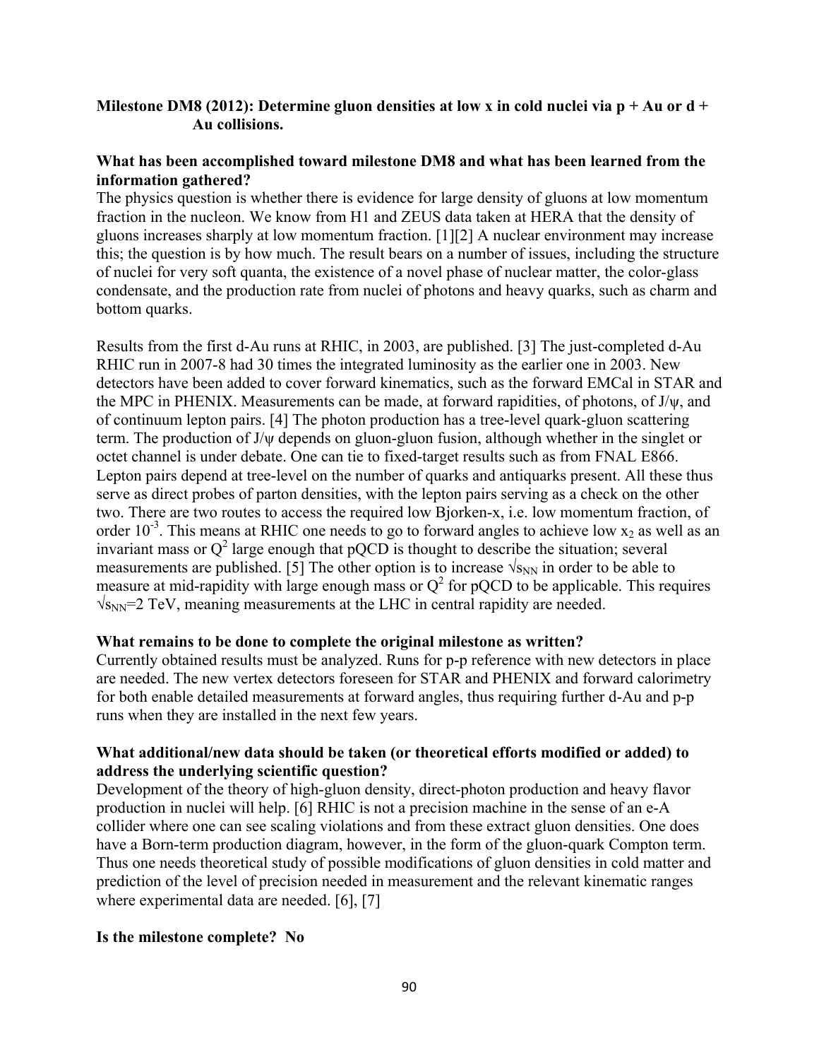**Milestone DM8 (2012): Determine gluon densities at low x in cold nuclei via p + Au or d + Au collisions.**

**What has been accomplished toward milestone DM8 and what has been learned from the information gathered?**

The physics question is whether there is evidence for large density of gluons at low momentum fraction in the nucleon. We know from H1 and ZEUS data taken at HERA that the density of gluons increases sharply at low momentum fraction. [1][2] A nuclear environment may increase this; the question is by how much. The result bears on a number of issues, including the structure of nuclei for very soft quanta, the existence of a novel phase of nuclear matter, the color-glass condensate, and the production rate from nuclei of photons and heavy quarks, such as charm and bottom quarks.

Results from the first d-Au runs at RHIC, in 2003, are published. [3] The just-completed d-Au RHIC run in 2007-8 had 30 times the integrated luminosity as the earlier one in 2003. New detectors have been added to cover forward kinematics, such as the forward EMCal in STAR and the MPC in PHENIX. Measurements can be made, at forward rapidities, of photons, of J/ψ, and of continuum lepton pairs. [4] The photon production has a tree-level quark-gluon scattering term. The production of J/ψ depends on gluon-gluon fusion, although whether in the singlet or octet channel is under debate. One can tie to fixed-target results such as from FNAL E866. Lepton pairs depend at tree-level on the number of quarks and antiquarks present. All these thus serve as direct probes of parton densities, with the lepton pairs serving as a check on the other two. There are two routes to access the required low Bjorken-x, i.e. low momentum fraction, of order $10^{-3}$. This means at RHIC one needs to go to forward angles to achieve low $x_2$ as well as an invariant mass or $Q^2$ large enough that pQCD is thought to describe the situation; several measurements are published. [5] The other option is to increase $\sqrt{s_{NN}}$ in order to be able to measure at mid-rapidity with large enough mass or $Q^2$ for pQCD to be applicable. This requires $\sqrt{s_{NN}}$=2 TeV, meaning measurements at the LHC in central rapidity are needed.

**What remains to be done to complete the original milestone as written?**

Currently obtained results must be analyzed. Runs for p-p reference with new detectors in place are needed. The new vertex detectors foreseen for STAR and PHENIX and forward calorimetry for both enable detailed measurements at forward angles, thus requiring further d-Au and p-p runs when they are installed in the next few years.

**What additional/new data should be taken (or theoretical efforts modified or added) to address the underlying scientific question?**

Development of the theory of high-gluon density, direct-photon production and heavy flavor production in nuclei will help. [6] RHIC is not a precision machine in the sense of an e-A collider where one can see scaling violations and from these extract gluon densities. One does have a Born-term production diagram, however, in the form of the gluon-quark Compton term. Thus one needs theoretical study of possible modifications of gluon densities in cold matter and prediction of the level of precision needed in measurement and the relevant kinematic ranges where experimental data are needed. [6], [7]

**Is the milestone complete? No**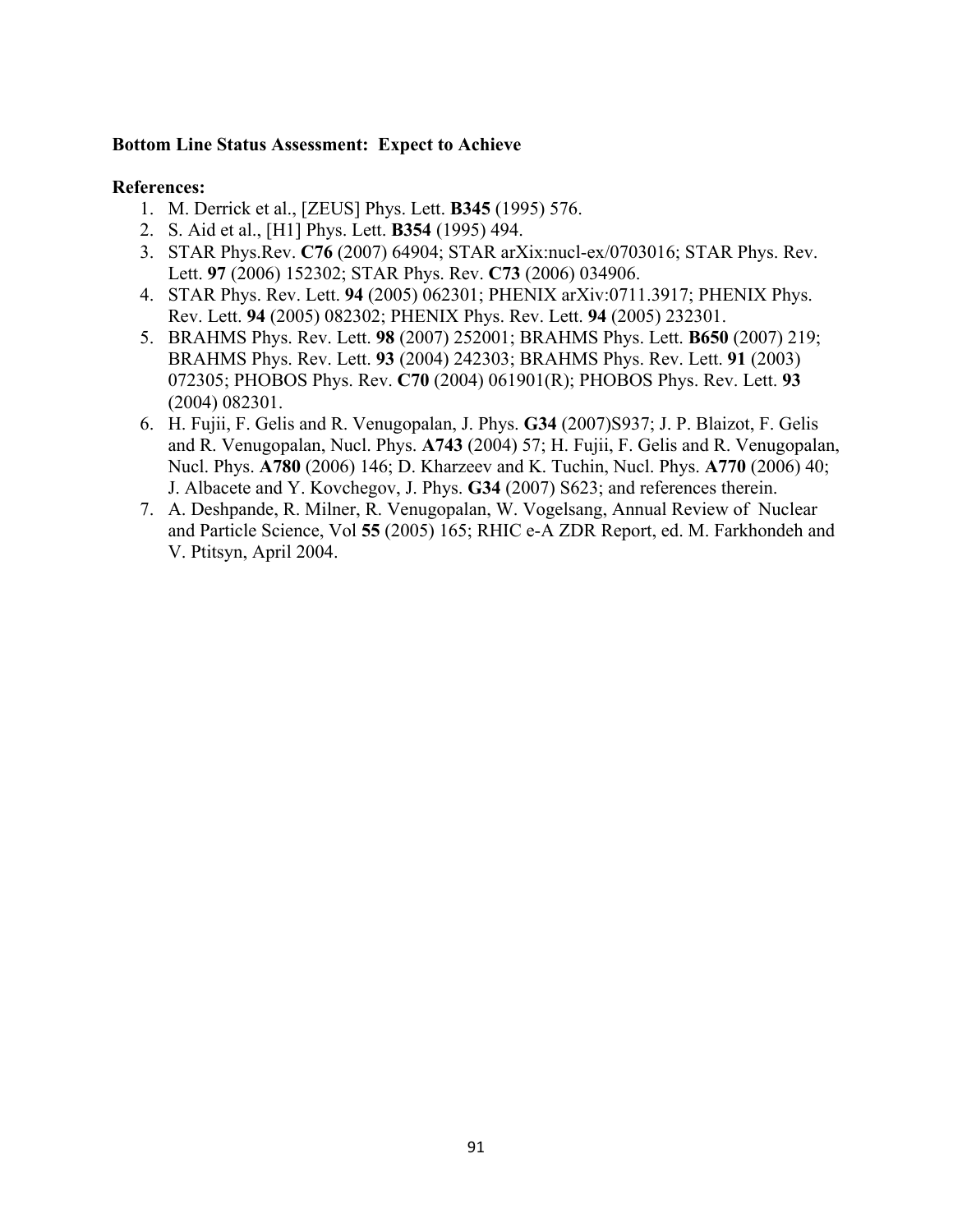**Bottom Line Status Assessment: Expect to Achieve**

**References:**

1. M. Derrick et al., [ZEUS] Phys. Lett. **B345** (1995) 576.
2. S. Aid et al., [H1] Phys. Lett. **B354** (1995) 494.
3. STAR Phys.Rev. **C76** (2007) 64904; STAR arXix:nucl-ex/0703016; STAR Phys. Rev. Lett. **97** (2006) 152302; STAR Phys. Rev. **C73** (2006) 034906.
4. STAR Phys. Rev. Lett. **94** (2005) 062301; PHENIX arXiv:0711.3917; PHENIX Phys. Rev. Lett. **94** (2005) 082302; PHENIX Phys. Rev. Lett. **94** (2005) 232301.
5. BRAHMS Phys. Rev. Lett. **98** (2007) 252001; BRAHMS Phys. Lett. **B650** (2007) 219; BRAHMS Phys. Rev. Lett. **93** (2004) 242303; BRAHMS Phys. Rev. Lett. **91** (2003) 072305; PHOBOS Phys. Rev. **C70** (2004) 061901(R); PHOBOS Phys. Rev. Lett. **93** (2004) 082301.
6. H. Fujii, F. Gelis and R. Venugopalan, J. Phys. **G34** (2007)S937; J. P. Blaizot, F. Gelis and R. Venugopalan, Nucl. Phys. **A743** (2004) 57; H. Fujii, F. Gelis and R. Venugopalan, Nucl. Phys. **A780** (2006) 146; D. Kharzeev and K. Tuchin, Nucl. Phys. **A770** (2006) 40; J. Albacete and Y. Kovchegov, J. Phys. **G34** (2007) S623; and references therein.
7. A. Deshpande, R. Milner, R. Venugopalan, W. Vogelsang, Annual Review of Nuclear and Particle Science, Vol **55** (2005) 165; RHIC e-A ZDR Report, ed. M. Farkhondeh and V. Ptitsyn, April 2004.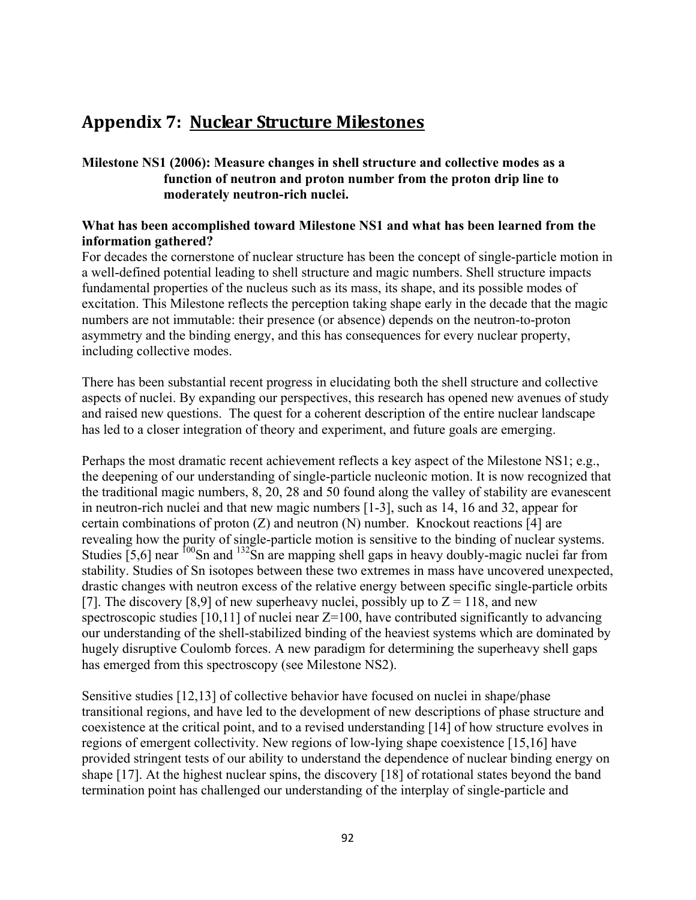# Appendix 7: Nuclear Structure Milestones

**Milestone NS1 (2006): Measure changes in shell structure and collective modes as a function of neutron and proton number from the proton drip line to moderately neutron-rich nuclei.**

**What has been accomplished toward Milestone NS1 and what has been learned from the information gathered?**

For decades the cornerstone of nuclear structure has been the concept of single-particle motion in a well-defined potential leading to shell structure and magic numbers. Shell structure impacts fundamental properties of the nucleus such as its mass, its shape, and its possible modes of excitation. This Milestone reflects the perception taking shape early in the decade that the magic numbers are not immutable: their presence (or absence) depends on the neutron-to-proton asymmetry and the binding energy, and this has consequences for every nuclear property, including collective modes.

There has been substantial recent progress in elucidating both the shell structure and collective aspects of nuclei. By expanding our perspectives, this research has opened new avenues of study and raised new questions. The quest for a coherent description of the entire nuclear landscape has led to a closer integration of theory and experiment, and future goals are emerging.

Perhaps the most dramatic recent achievement reflects a key aspect of the Milestone NS1; e.g., the deepening of our understanding of single-particle nucleonic motion. It is now recognized that the traditional magic numbers, 8, 20, 28 and 50 found along the valley of stability are evanescent in neutron-rich nuclei and that new magic numbers [1-3], such as 14, 16 and 32, appear for certain combinations of proton (Z) and neutron (N) number. Knockout reactions [4] are revealing how the purity of single-particle motion is sensitive to the binding of nuclear systems. Studies [5,6] near $^{100}$Sn and $^{132}$Sn are mapping shell gaps in heavy doubly-magic nuclei far from stability. Studies of Sn isotopes between these two extremes in mass have uncovered unexpected, drastic changes with neutron excess of the relative energy between specific single-particle orbits [7]. The discovery [8,9] of new superheavy nuclei, possibly up to Z = 118, and new spectroscopic studies [10,11] of nuclei near Z=100, have contributed significantly to advancing our understanding of the shell-stabilized binding of the heaviest systems which are dominated by hugely disruptive Coulomb forces. A new paradigm for determining the superheavy shell gaps has emerged from this spectroscopy (see Milestone NS2).

Sensitive studies [12,13] of collective behavior have focused on nuclei in shape/phase transitional regions, and have led to the development of new descriptions of phase structure and coexistence at the critical point, and to a revised understanding [14] of how structure evolves in regions of emergent collectivity. New regions of low-lying shape coexistence [15,16] have provided stringent tests of our ability to understand the dependence of nuclear binding energy on shape [17]. At the highest nuclear spins, the discovery [18] of rotational states beyond the band termination point has challenged our understanding of the interplay of single-particle and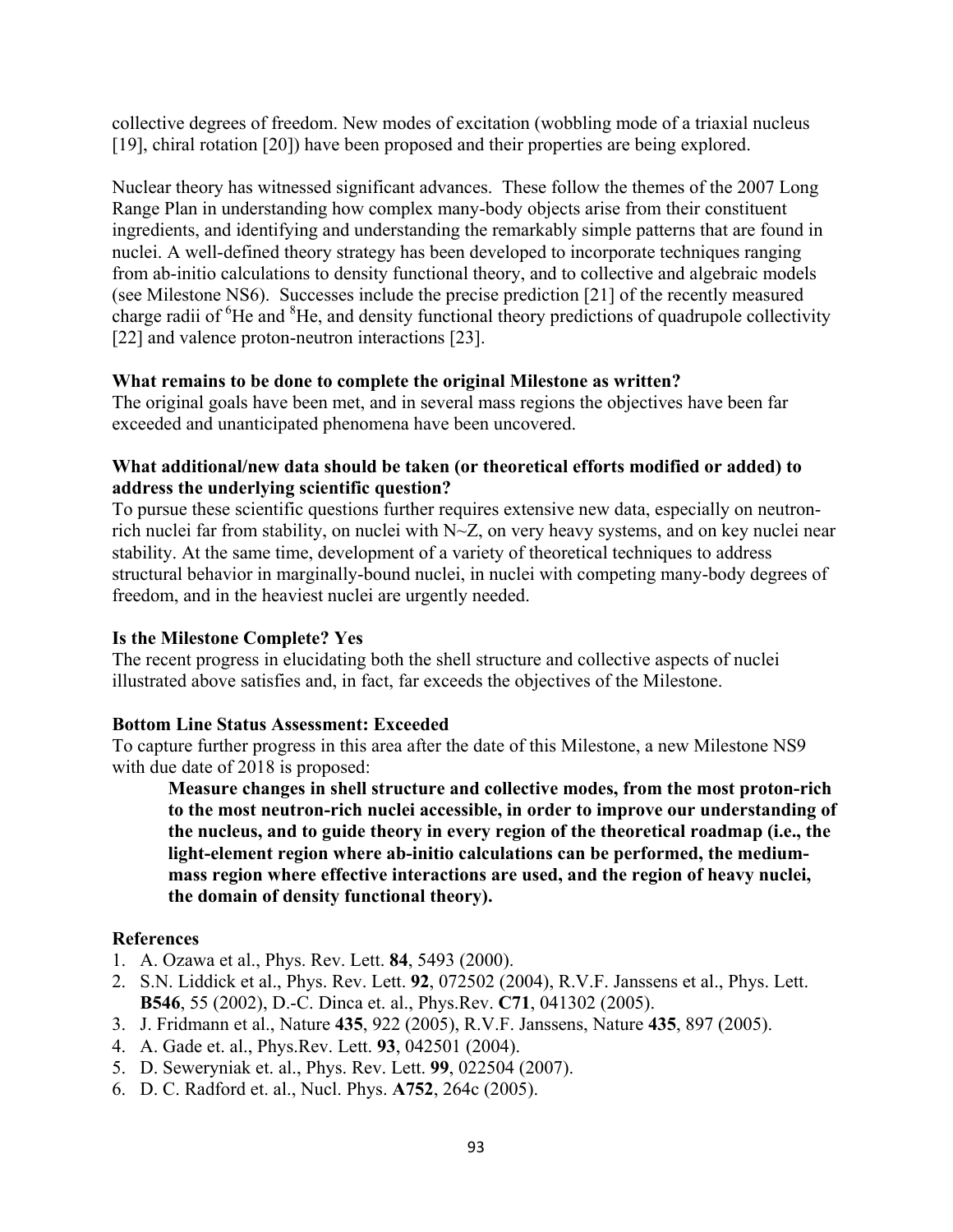collective degrees of freedom. New modes of excitation (wobbling mode of a triaxial nucleus [19], chiral rotation [20]) have been proposed and their properties are being explored.

Nuclear theory has witnessed significant advances. These follow the themes of the 2007 Long Range Plan in understanding how complex many-body objects arise from their constituent ingredients, and identifying and understanding the remarkably simple patterns that are found in nuclei. A well-defined theory strategy has been developed to incorporate techniques ranging from ab-initio calculations to density functional theory, and to collective and algebraic models (see Milestone NS6). Successes include the precise prediction [21] of the recently measured charge radii of $^{6}$He and $^{8}$He, and density functional theory predictions of quadrupole collectivity [22] and valence proton-neutron interactions [23].

**What remains to be done to complete the original Milestone as written?**

The original goals have been met, and in several mass regions the objectives have been far exceeded and unanticipated phenomena have been uncovered.

**What additional/new data should be taken (or theoretical efforts modified or added) to address the underlying scientific question?**

To pursue these scientific questions further requires extensive new data, especially on neutron-rich nuclei far from stability, on nuclei with N~Z, on very heavy systems, and on key nuclei near stability. At the same time, development of a variety of theoretical techniques to address structural behavior in marginally-bound nuclei, in nuclei with competing many-body degrees of freedom, and in the heaviest nuclei are urgently needed.

**Is the Milestone Complete? Yes**

The recent progress in elucidating both the shell structure and collective aspects of nuclei illustrated above satisfies and, in fact, far exceeds the objectives of the Milestone.

**Bottom Line Status Assessment: Exceeded**

To capture further progress in this area after the date of this Milestone, a new Milestone NS9 with due date of 2018 is proposed:

> **Measure changes in shell structure and collective modes, from the most proton-rich to the most neutron-rich nuclei accessible, in order to improve our understanding of the nucleus, and to guide theory in every region of the theoretical roadmap (i.e., the light-element region where ab-initio calculations can be performed, the medium-mass region where effective interactions are used, and the region of heavy nuclei, the domain of density functional theory).**

**References**

1. A. Ozawa et al., Phys. Rev. Lett. **84**, 5493 (2000).
2. S.N. Liddick et al., Phys. Rev. Lett. **92**, 072502 (2004), R.V.F. Janssens et al., Phys. Lett. **B546**, 55 (2002), D.-C. Dinca et. al., Phys.Rev. **C71**, 041302 (2005).
3. J. Fridmann et al., Nature **435**, 922 (2005), R.V.F. Janssens, Nature **435**, 897 (2005).
4. A. Gade et. al., Phys.Rev. Lett. **93**, 042501 (2004).
5. D. Seweryniak et. al., Phys. Rev. Lett. **99**, 022504 (2007).
6. D. C. Radford et. al., Nucl. Phys. **A752**, 264c (2005).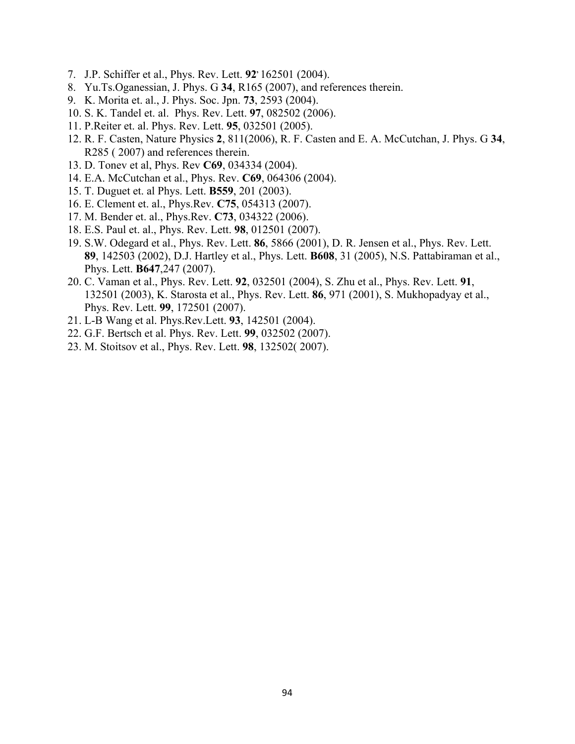7. J.P. Schiffer et al., Phys. Rev. Lett. **92**’ 162501 (2004).
8. Yu.Ts.Oganessian, J. Phys. G **34**, R165 (2007), and references therein.
9. K. Morita et. al., J. Phys. Soc. Jpn. **73**, 2593 (2004).
10. S. K. Tandel et. al. Phys. Rev. Lett. **97**, 082502 (2006).
11. P.Reiter et. al. Phys. Rev. Lett. **95**, 032501 (2005).
12. R. F. Casten, Nature Physics **2**, 811(2006), R. F. Casten and E. A. McCutchan, J. Phys. G **34**, R285 ( 2007) and references therein.
13. D. Tonev et al, Phys. Rev **C69**, 034334 (2004).
14. E.A. McCutchan et al., Phys. Rev. **C69**, 064306 (2004).
15. T. Duguet et. al Phys. Lett. **B559**, 201 (2003).
16. E. Clement et. al., Phys.Rev. **C75**, 054313 (2007).
17. M. Bender et. al., Phys.Rev. **C73**, 034322 (2006).
18. E.S. Paul et. al., Phys. Rev. Lett. **98**, 012501 (2007).
19. S.W. Odegard et al., Phys. Rev. Lett. **86**, 5866 (2001), D. R. Jensen et al., Phys. Rev. Lett. **89**, 142503 (2002), D.J. Hartley et al., Phys. Lett. **B608**, 31 (2005), N.S. Pattabiraman et al., Phys. Lett. **B647**,247 (2007).
20. C. Vaman et al., Phys. Rev. Lett. **92**, 032501 (2004), S. Zhu et al., Phys. Rev. Lett. **91**, 132501 (2003), K. Starosta et al., Phys. Rev. Lett. **86**, 971 (2001), S. Mukhopadyay et al., Phys. Rev. Lett. **99**, 172501 (2007).
21. L-B Wang et al. Phys.Rev.Lett. **93**, 142501 (2004).
22. G.F. Bertsch et al. Phys. Rev. Lett. **99**, 032502 (2007).
23. M. Stoitsov et al., Phys. Rev. Lett. **98**, 132502( 2007).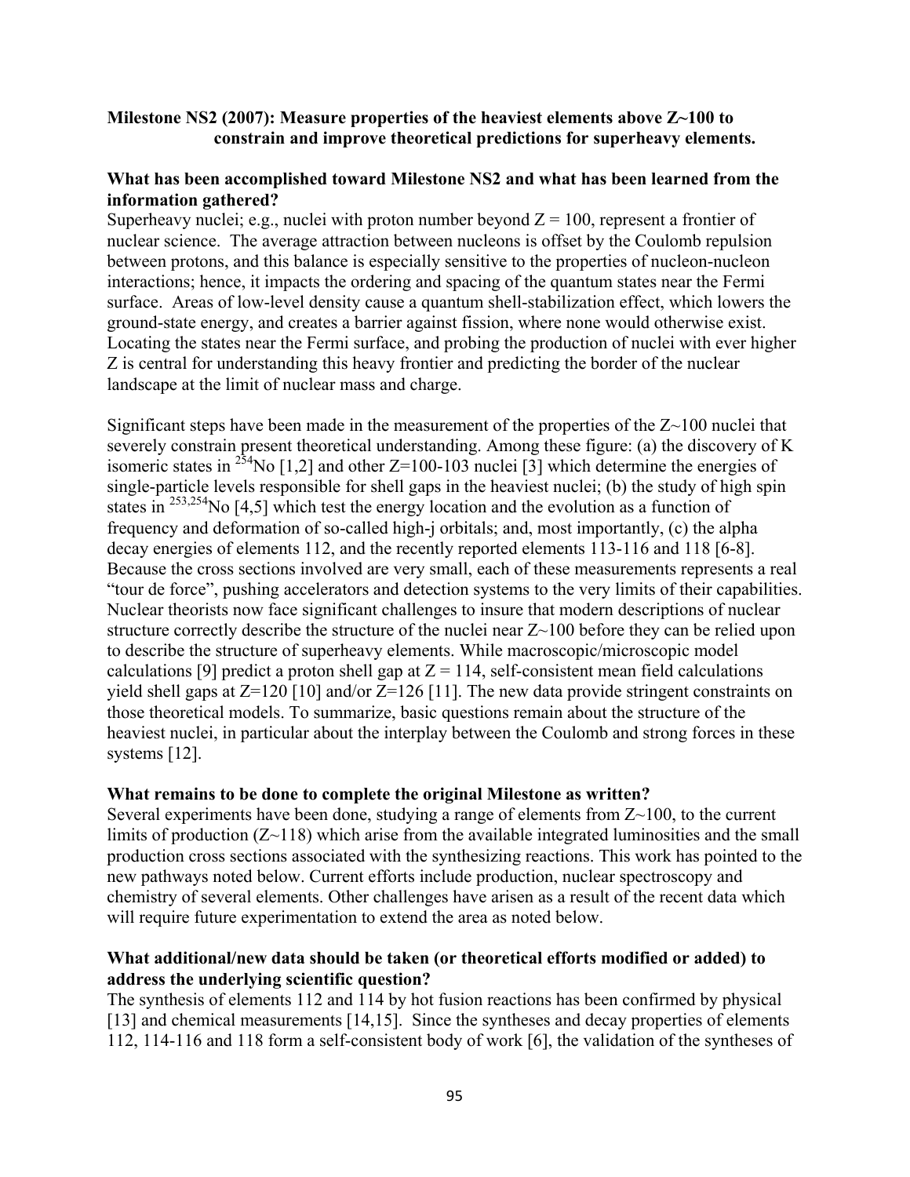**Milestone NS2 (2007): Measure properties of the heaviest elements above Z~100 to constrain and improve theoretical predictions for superheavy elements.**

**What has been accomplished toward Milestone NS2 and what has been learned from the information gathered?**

Superheavy nuclei; e.g., nuclei with proton number beyond Z = 100, represent a frontier of nuclear science. The average attraction between nucleons is offset by the Coulomb repulsion between protons, and this balance is especially sensitive to the properties of nucleon-nucleon interactions; hence, it impacts the ordering and spacing of the quantum states near the Fermi surface. Areas of low-level density cause a quantum shell-stabilization effect, which lowers the ground-state energy, and creates a barrier against fission, where none would otherwise exist. Locating the states near the Fermi surface, and probing the production of nuclei with ever higher Z is central for understanding this heavy frontier and predicting the border of the nuclear landscape at the limit of nuclear mass and charge.

Significant steps have been made in the measurement of the properties of the Z~100 nuclei that severely constrain present theoretical understanding. Among these figure: (a) the discovery of K isomeric states in $^{254}$No [1,2] and other Z=100-103 nuclei [3] which determine the energies of single-particle levels responsible for shell gaps in the heaviest nuclei; (b) the study of high spin states in $^{253,254}$No [4,5] which test the energy location and the evolution as a function of frequency and deformation of so-called high-j orbitals; and, most importantly, (c) the alpha decay energies of elements 112, and the recently reported elements 113-116 and 118 [6-8]. Because the cross sections involved are very small, each of these measurements represents a real "tour de force", pushing accelerators and detection systems to the very limits of their capabilities. Nuclear theorists now face significant challenges to insure that modern descriptions of nuclear structure correctly describe the structure of the nuclei near Z~100 before they can be relied upon to describe the structure of superheavy elements. While macroscopic/microscopic model calculations [9] predict a proton shell gap at Z = 114, self-consistent mean field calculations yield shell gaps at Z=120 [10] and/or Z=126 [11]. The new data provide stringent constraints on those theoretical models. To summarize, basic questions remain about the structure of the heaviest nuclei, in particular about the interplay between the Coulomb and strong forces in these systems [12].

**What remains to be done to complete the original Milestone as written?**

Several experiments have been done, studying a range of elements from Z~100, to the current limits of production (Z~118) which arise from the available integrated luminosities and the small production cross sections associated with the synthesizing reactions. This work has pointed to the new pathways noted below. Current efforts include production, nuclear spectroscopy and chemistry of several elements. Other challenges have arisen as a result of the recent data which will require future experimentation to extend the area as noted below.

**What additional/new data should be taken (or theoretical efforts modified or added) to address the underlying scientific question?**

The synthesis of elements 112 and 114 by hot fusion reactions has been confirmed by physical [13] and chemical measurements [14,15]. Since the syntheses and decay properties of elements 112, 114-116 and 118 form a self-consistent body of work [6], the validation of the syntheses of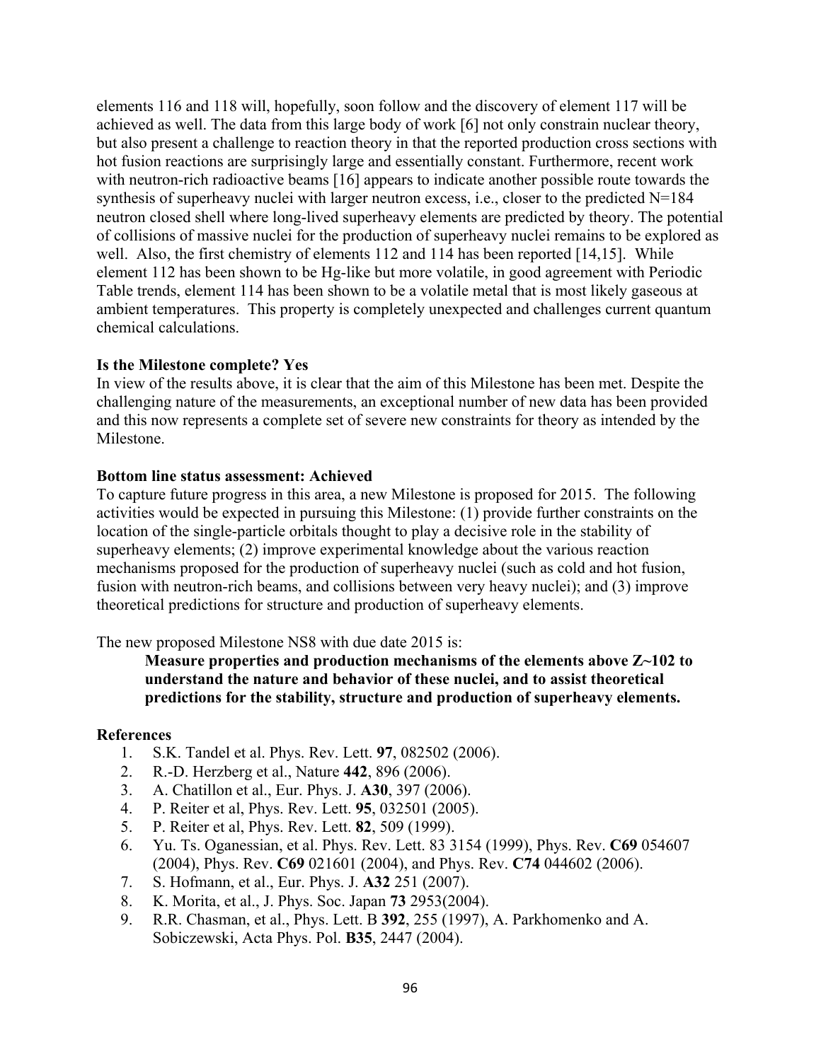elements 116 and 118 will, hopefully, soon follow and the discovery of element 117 will be achieved as well. The data from this large body of work [6] not only constrain nuclear theory, but also present a challenge to reaction theory in that the reported production cross sections with hot fusion reactions are surprisingly large and essentially constant. Furthermore, recent work with neutron-rich radioactive beams [16] appears to indicate another possible route towards the synthesis of superheavy nuclei with larger neutron excess, i.e., closer to the predicted N=184 neutron closed shell where long-lived superheavy elements are predicted by theory. The potential of collisions of massive nuclei for the production of superheavy nuclei remains to be explored as well. Also, the first chemistry of elements 112 and 114 has been reported [14,15]. While element 112 has been shown to be Hg-like but more volatile, in good agreement with Periodic Table trends, element 114 has been shown to be a volatile metal that is most likely gaseous at ambient temperatures. This property is completely unexpected and challenges current quantum chemical calculations.

**Is the Milestone complete? Yes**

In view of the results above, it is clear that the aim of this Milestone has been met. Despite the challenging nature of the measurements, an exceptional number of new data has been provided and this now represents a complete set of severe new constraints for theory as intended by the Milestone.

**Bottom line status assessment: Achieved**

To capture future progress in this area, a new Milestone is proposed for 2015. The following activities would be expected in pursuing this Milestone: (1) provide further constraints on the location of the single-particle orbitals thought to play a decisive role in the stability of superheavy elements; (2) improve experimental knowledge about the various reaction mechanisms proposed for the production of superheavy nuclei (such as cold and hot fusion, fusion with neutron-rich beams, and collisions between very heavy nuclei); and (3) improve theoretical predictions for structure and production of superheavy elements.

The new proposed Milestone NS8 with due date 2015 is:

> **Measure properties and production mechanisms of the elements above Z~102 to understand the nature and behavior of these nuclei, and to assist theoretical predictions for the stability, structure and production of superheavy elements.**

**References**

1. S.K. Tandel et al. Phys. Rev. Lett. **97**, 082502 (2006).
2. R.-D. Herzberg et al., Nature **442**, 896 (2006).
3. A. Chatillon et al., Eur. Phys. J. **A30**, 397 (2006).
4. P. Reiter et al, Phys. Rev. Lett. **95**, 032501 (2005).
5. P. Reiter et al, Phys. Rev. Lett. **82**, 509 (1999).
6. Yu. Ts. Oganessian, et al. Phys. Rev. Lett. 83 3154 (1999), Phys. Rev. **C69** 054607 (2004), Phys. Rev. **C69** 021601 (2004), and Phys. Rev. **C74** 044602 (2006).
7. S. Hofmann, et al., Eur. Phys. J. **A32** 251 (2007).
8. K. Morita, et al., J. Phys. Soc. Japan **73** 2953(2004).
9. R.R. Chasman, et al., Phys. Lett. B **392**, 255 (1997), A. Parkhomenko and A. Sobiczewski, Acta Phys. Pol. **B35**, 2447 (2004).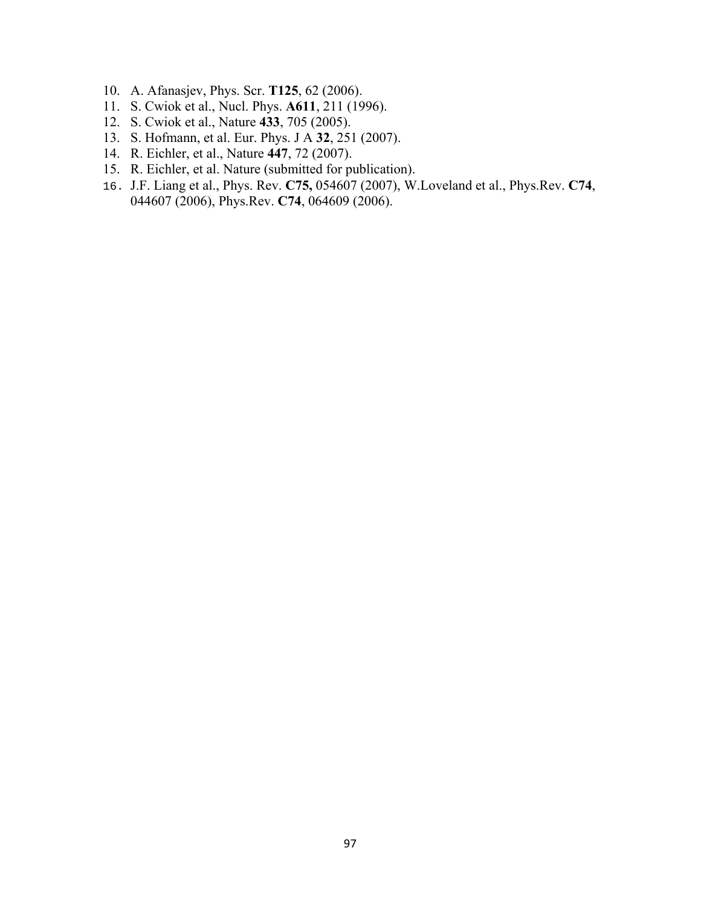10. A. Afanasjev, Phys. Scr. **T125**, 62 (2006).
11. S. Cwiok et al., Nucl. Phys. **A611**, 211 (1996).
12. S. Cwiok et al., Nature **433**, 705 (2005).
13. S. Hofmann, et al. Eur. Phys. J A **32**, 251 (2007).
14. R. Eichler, et al., Nature **447**, 72 (2007).
15. R. Eichler, et al. Nature (submitted for publication).
16. J.F. Liang et al., Phys. Rev. **C75,** 054607 (2007), W.Loveland et al., Phys.Rev. **C74**, 044607 (2006), Phys.Rev. **C74**, 064609 (2006).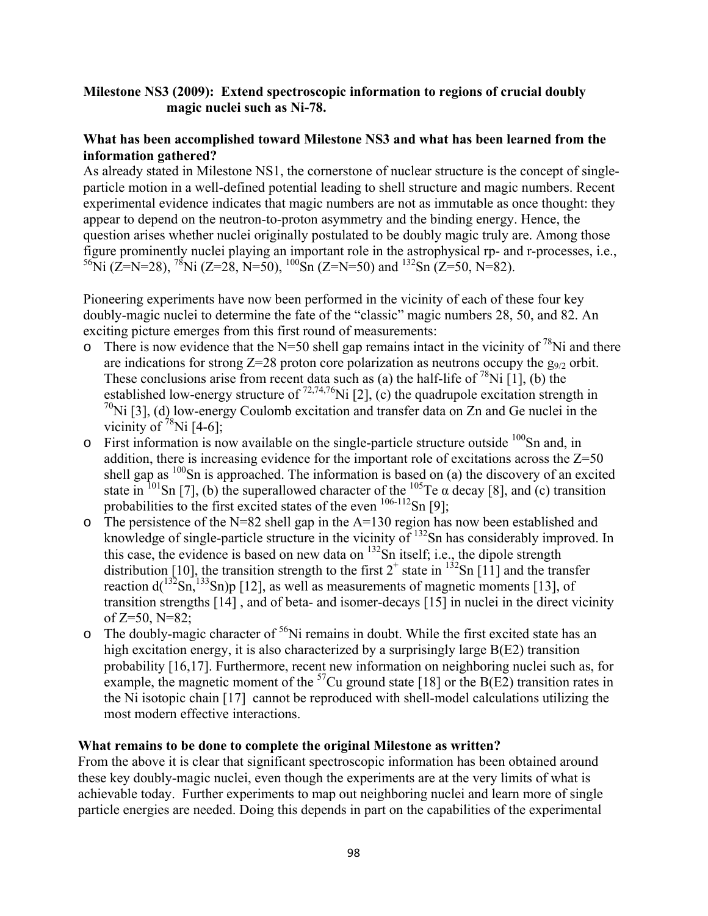**Milestone NS3 (2009): Extend spectroscopic information to regions of crucial doubly magic nuclei such as Ni-78.**

**What has been accomplished toward Milestone NS3 and what has been learned from the information gathered?**

As already stated in Milestone NS1, the cornerstone of nuclear structure is the concept of single-particle motion in a well-defined potential leading to shell structure and magic numbers. Recent experimental evidence indicates that magic numbers are not as immutable as once thought: they appear to depend on the neutron-to-proton asymmetry and the binding energy. Hence, the question arises whether nuclei originally postulated to be doubly magic truly are. Among those figure prominently nuclei playing an important role in the astrophysical rp- and r-processes, i.e., $^{56}$Ni (Z=N=28), $^{78}$Ni (Z=28, N=50), $^{100}$Sn (Z=N=50) and $^{132}$Sn (Z=50, N=82).

Pioneering experiments have now been performed in the vicinity of each of these four key doubly-magic nuclei to determine the fate of the "classic" magic numbers 28, 50, and 82. An exciting picture emerges from this first round of measurements:

- There is now evidence that the N=50 shell gap remains intact in the vicinity of $^{78}$Ni and there are indications for strong Z=28 proton core polarization as neutrons occupy the $g_{9/2}$ orbit. These conclusions arise from recent data such as (a) the half-life of $^{78}$Ni [1], (b) the established low-energy structure of $^{72,74,76}$Ni [2], (c) the quadrupole excitation strength in $^{70}$Ni [3], (d) low-energy Coulomb excitation and transfer data on Zn and Ge nuclei in the vicinity of $^{78}$Ni [4-6];
- First information is now available on the single-particle structure outside $^{100}$Sn and, in addition, there is increasing evidence for the important role of excitations across the Z=50 shell gap as $^{100}$Sn is approached. The information is based on (a) the discovery of an excited state in $^{101}$Sn [7], (b) the superallowed character of the $^{105}$Te α decay [8], and (c) transition probabilities to the first excited states of the even $^{106\text{-}112}$Sn [9];
- The persistence of the N=82 shell gap in the A=130 region has now been established and knowledge of single-particle structure in the vicinity of $^{132}$Sn has considerably improved. In this case, the evidence is based on new data on $^{132}$Sn itself; i.e., the dipole strength distribution [10], the transition strength to the first $2^+$ state in $^{132}$Sn [11] and the transfer reaction d($^{132}$Sn,$^{133}$Sn)p [12], as well as measurements of magnetic moments [13], of transition strengths [14] , and of beta- and isomer-decays [15] in nuclei in the direct vicinity of Z=50, N=82;
- The doubly-magic character of $^{56}$Ni remains in doubt. While the first excited state has an high excitation energy, it is also characterized by a surprisingly large B(E2) transition probability [16,17]. Furthermore, recent new information on neighboring nuclei such as, for example, the magnetic moment of the $^{57}$Cu ground state [18] or the B(E2) transition rates in the Ni isotopic chain [17] cannot be reproduced with shell-model calculations utilizing the most modern effective interactions.

**What remains to be done to complete the original Milestone as written?**

From the above it is clear that significant spectroscopic information has been obtained around these key doubly-magic nuclei, even though the experiments are at the very limits of what is achievable today. Further experiments to map out neighboring nuclei and learn more of single particle energies are needed. Doing this depends in part on the capabilities of the experimental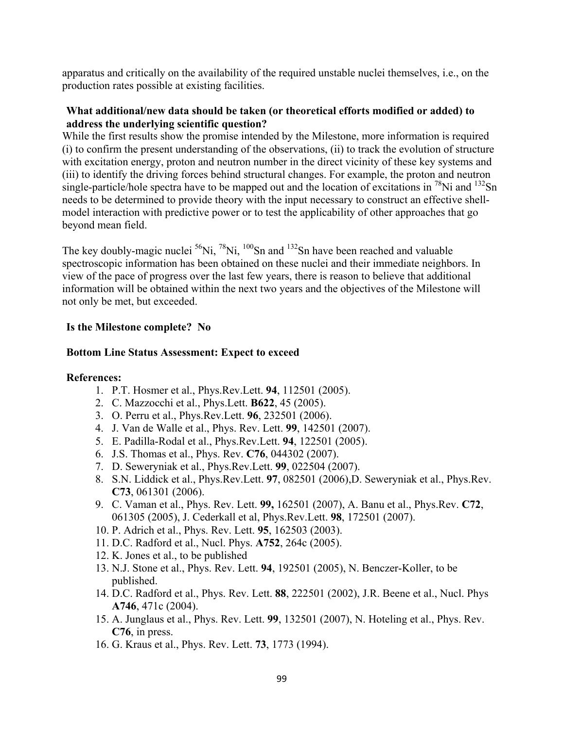apparatus and critically on the availability of the required unstable nuclei themselves, i.e., on the production rates possible at existing facilities.

**What additional/new data should be taken (or theoretical efforts modified or added) to address the underlying scientific question?**

While the first results show the promise intended by the Milestone, more information is required (i) to confirm the present understanding of the observations, (ii) to track the evolution of structure with excitation energy, proton and neutron number in the direct vicinity of these key systems and (iii) to identify the driving forces behind structural changes. For example, the proton and neutron single-particle/hole spectra have to be mapped out and the location of excitations in $^{78}$Ni and $^{132}$Sn needs to be determined to provide theory with the input necessary to construct an effective shell-model interaction with predictive power or to test the applicability of other approaches that go beyond mean field.

The key doubly-magic nuclei $^{56}$Ni, $^{78}$Ni, $^{100}$Sn and $^{132}$Sn have been reached and valuable spectroscopic information has been obtained on these nuclei and their immediate neighbors. In view of the pace of progress over the last few years, there is reason to believe that additional information will be obtained within the next two years and the objectives of the Milestone will not only be met, but exceeded.

**Is the Milestone complete? No**

**Bottom Line Status Assessment: Expect to exceed**

**References:**

1. P.T. Hosmer et al., Phys.Rev.Lett. **94**, 112501 (2005).
2. C. Mazzocchi et al., Phys.Lett. **B622**, 45 (2005).
3. O. Perru et al., Phys.Rev.Lett. **96**, 232501 (2006).
4. J. Van de Walle et al., Phys. Rev. Lett. **99**, 142501 (2007).
5. E. Padilla-Rodal et al., Phys.Rev.Lett. **94**, 122501 (2005).
6. J.S. Thomas et al., Phys. Rev. **C76**, 044302 (2007).
7. D. Seweryniak et al., Phys.Rev.Lett. **99**, 022504 (2007).
8. S.N. Liddick et al., Phys.Rev.Lett. **97**, 082501 (2006),D. Seweryniak et al., Phys.Rev. **C73**, 061301 (2006).
9. C. Vaman et al., Phys. Rev. Lett. **99,** 162501 (2007), A. Banu et al., Phys.Rev. **C72**, 061305 (2005), J. Cederkall et al, Phys.Rev.Lett. **98**, 172501 (2007).
10. P. Adrich et al., Phys. Rev. Lett. **95**, 162503 (2003).
11. D.C. Radford et al., Nucl. Phys. **A752**, 264c (2005).
12. K. Jones et al., to be published
13. N.J. Stone et al., Phys. Rev. Lett. **94**, 192501 (2005), N. Benczer-Koller, to be published.
14. D.C. Radford et al., Phys. Rev. Lett. **88**, 222501 (2002), J.R. Beene et al., Nucl. Phys **A746**, 471c (2004).
15. A. Junglaus et al., Phys. Rev. Lett. **99**, 132501 (2007), N. Hoteling et al., Phys. Rev. **C76**, in press.
16. G. Kraus et al., Phys. Rev. Lett. **73**, 1773 (1994).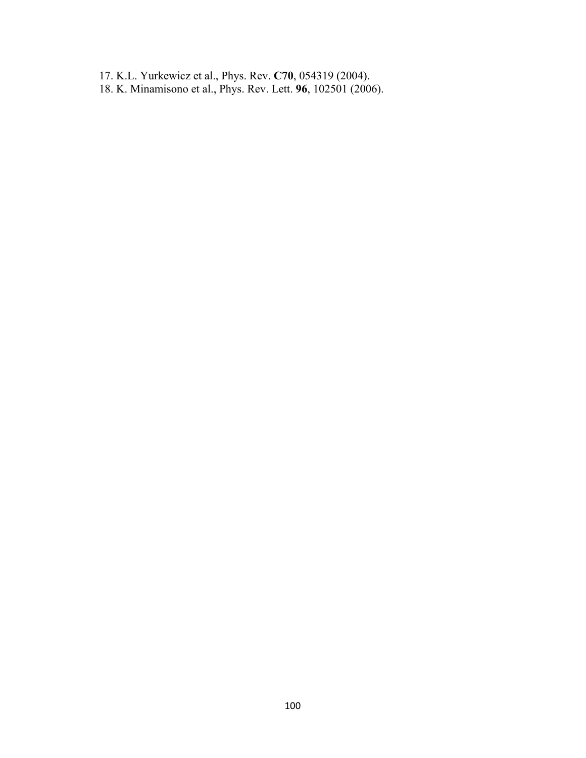17. K.L. Yurkewicz et al., Phys. Rev. **C70**, 054319 (2004).
18. K. Minamisono et al., Phys. Rev. Lett. **96**, 102501 (2006).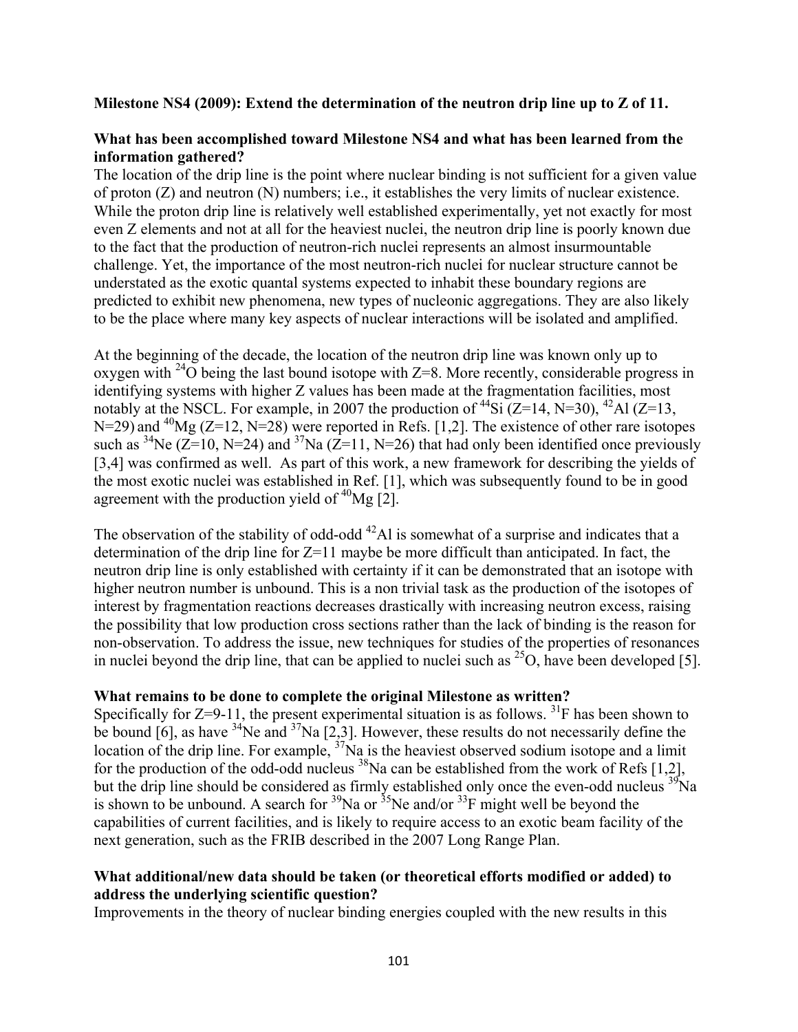**Milestone NS4 (2009): Extend the determination of the neutron drip line up to Z of 11.**

**What has been accomplished toward Milestone NS4 and what has been learned from the information gathered?**

The location of the drip line is the point where nuclear binding is not sufficient for a given value of proton (Z) and neutron (N) numbers; i.e., it establishes the very limits of nuclear existence. While the proton drip line is relatively well established experimentally, yet not exactly for most even Z elements and not at all for the heaviest nuclei, the neutron drip line is poorly known due to the fact that the production of neutron-rich nuclei represents an almost insurmountable challenge. Yet, the importance of the most neutron-rich nuclei for nuclear structure cannot be understated as the exotic quantal systems expected to inhabit these boundary regions are predicted to exhibit new phenomena, new types of nucleonic aggregations. They are also likely to be the place where many key aspects of nuclear interactions will be isolated and amplified.

At the beginning of the decade, the location of the neutron drip line was known only up to oxygen with $^{24}O$ being the last bound isotope with Z=8. More recently, considerable progress in identifying systems with higher Z values has been made at the fragmentation facilities, most notably at the NSCL. For example, in 2007 the production of $^{44}Si$ (Z=14, N=30), $^{42}Al$ (Z=13, N=29) and $^{40}Mg$ (Z=12, N=28) were reported in Refs. [1,2]. The existence of other rare isotopes such as $^{34}Ne$ (Z=10, N=24) and $^{37}Na$ (Z=11, N=26) that had only been identified once previously [3,4] was confirmed as well. As part of this work, a new framework for describing the yields of the most exotic nuclei was established in Ref. [1], which was subsequently found to be in good agreement with the production yield of $^{40}Mg$ [2].

The observation of the stability of odd-odd $^{42}Al$ is somewhat of a surprise and indicates that a determination of the drip line for Z=11 maybe be more difficult than anticipated. In fact, the neutron drip line is only established with certainty if it can be demonstrated that an isotope with higher neutron number is unbound. This is a non trivial task as the production of the isotopes of interest by fragmentation reactions decreases drastically with increasing neutron excess, raising the possibility that low production cross sections rather than the lack of binding is the reason for non-observation. To address the issue, new techniques for studies of the properties of resonances in nuclei beyond the drip line, that can be applied to nuclei such as $^{25}O$, have been developed [5].

**What remains to be done to complete the original Milestone as written?**

Specifically for Z=9-11, the present experimental situation is as follows. $^{31}F$ has been shown to be bound [6], as have $^{34}Ne$ and $^{37}Na$ [2,3]. However, these results do not necessarily define the location of the drip line. For example, $^{37}Na$ is the heaviest observed sodium isotope and a limit for the production of the odd-odd nucleus $^{38}Na$ can be established from the work of Refs [1,2], but the drip line should be considered as firmly established only once the even-odd nucleus $^{39}Na$ is shown to be unbound. A search for $^{39}Na$ or $^{35}Ne$ and/or $^{33}F$ might well be beyond the capabilities of current facilities, and is likely to require access to an exotic beam facility of the next generation, such as the FRIB described in the 2007 Long Range Plan.

**What additional/new data should be taken (or theoretical efforts modified or added) to address the underlying scientific question?**

Improvements in the theory of nuclear binding energies coupled with the new results in this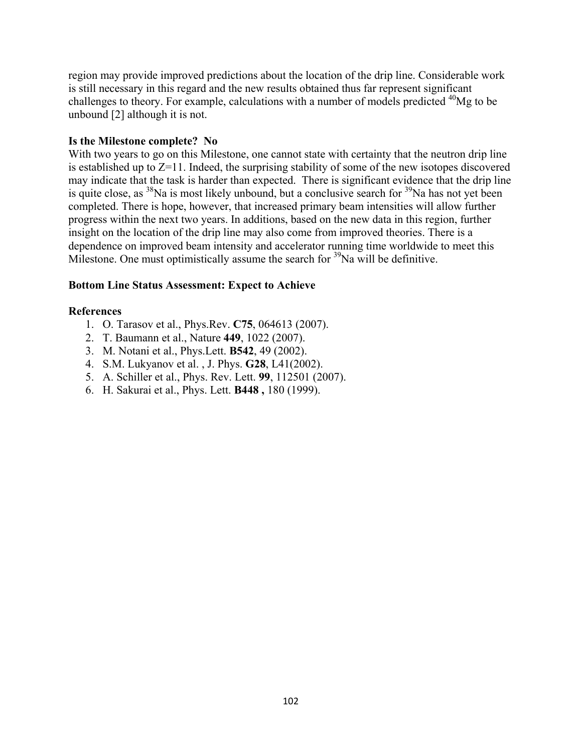region may provide improved predictions about the location of the drip line. Considerable work is still necessary in this regard and the new results obtained thus far represent significant challenges to theory. For example, calculations with a number of models predicted $^{40}$Mg to be unbound [2] although it is not.

**Is the Milestone complete? No**

With two years to go on this Milestone, one cannot state with certainty that the neutron drip line is established up to Z=11. Indeed, the surprising stability of some of the new isotopes discovered may indicate that the task is harder than expected. There is significant evidence that the drip line is quite close, as $^{38}$Na is most likely unbound, but a conclusive search for $^{39}$Na has not yet been completed. There is hope, however, that increased primary beam intensities will allow further progress within the next two years. In additions, based on the new data in this region, further insight on the location of the drip line may also come from improved theories. There is a dependence on improved beam intensity and accelerator running time worldwide to meet this Milestone. One must optimistically assume the search for $^{39}$Na will be definitive.

**Bottom Line Status Assessment: Expect to Achieve**

**References**

1. O. Tarasov et al., Phys.Rev. **C75**, 064613 (2007).
2. T. Baumann et al., Nature **449**, 1022 (2007).
3. M. Notani et al., Phys.Lett. **B542**, 49 (2002).
4. S.M. Lukyanov et al. , J. Phys. **G28**, L41(2002).
5. A. Schiller et al., Phys. Rev. Lett. **99**, 112501 (2007).
6. H. Sakurai et al., Phys. Lett. **B448 ,** 180 (1999).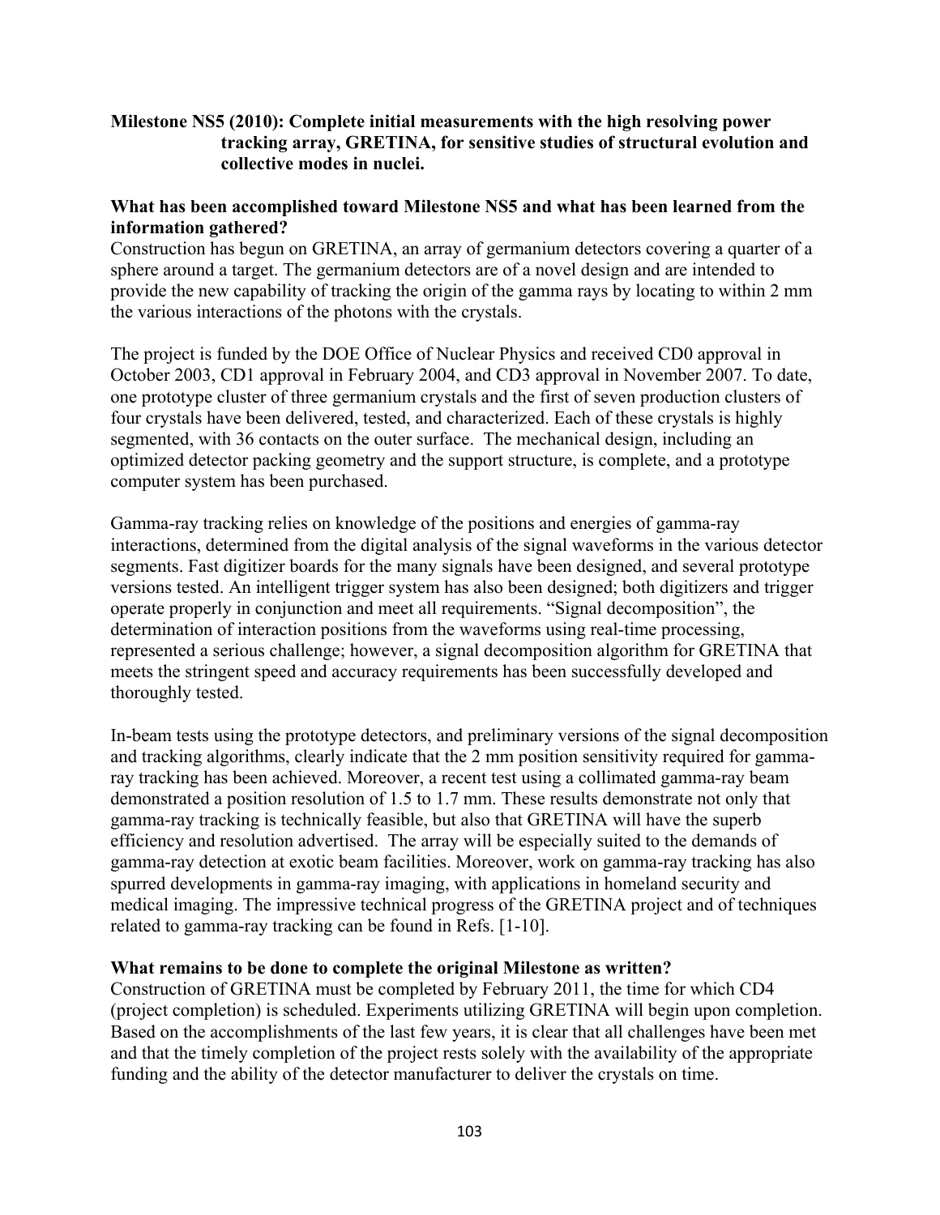**Milestone NS5 (2010): Complete initial measurements with the high resolving power tracking array, GRETINA, for sensitive studies of structural evolution and collective modes in nuclei.**

**What has been accomplished toward Milestone NS5 and what has been learned from the information gathered?**

Construction has begun on GRETINA, an array of germanium detectors covering a quarter of a sphere around a target. The germanium detectors are of a novel design and are intended to provide the new capability of tracking the origin of the gamma rays by locating to within 2 mm the various interactions of the photons with the crystals.

The project is funded by the DOE Office of Nuclear Physics and received CD0 approval in October 2003, CD1 approval in February 2004, and CD3 approval in November 2007. To date, one prototype cluster of three germanium crystals and the first of seven production clusters of four crystals have been delivered, tested, and characterized. Each of these crystals is highly segmented, with 36 contacts on the outer surface. The mechanical design, including an optimized detector packing geometry and the support structure, is complete, and a prototype computer system has been purchased.

Gamma-ray tracking relies on knowledge of the positions and energies of gamma-ray interactions, determined from the digital analysis of the signal waveforms in the various detector segments. Fast digitizer boards for the many signals have been designed, and several prototype versions tested. An intelligent trigger system has also been designed; both digitizers and trigger operate properly in conjunction and meet all requirements. "Signal decomposition", the determination of interaction positions from the waveforms using real-time processing, represented a serious challenge; however, a signal decomposition algorithm for GRETINA that meets the stringent speed and accuracy requirements has been successfully developed and thoroughly tested.

In-beam tests using the prototype detectors, and preliminary versions of the signal decomposition and tracking algorithms, clearly indicate that the 2 mm position sensitivity required for gamma-ray tracking has been achieved. Moreover, a recent test using a collimated gamma-ray beam demonstrated a position resolution of 1.5 to 1.7 mm. These results demonstrate not only that gamma-ray tracking is technically feasible, but also that GRETINA will have the superb efficiency and resolution advertised. The array will be especially suited to the demands of gamma-ray detection at exotic beam facilities. Moreover, work on gamma-ray tracking has also spurred developments in gamma-ray imaging, with applications in homeland security and medical imaging. The impressive technical progress of the GRETINA project and of techniques related to gamma-ray tracking can be found in Refs. [1-10].

**What remains to be done to complete the original Milestone as written?**

Construction of GRETINA must be completed by February 2011, the time for which CD4 (project completion) is scheduled. Experiments utilizing GRETINA will begin upon completion. Based on the accomplishments of the last few years, it is clear that all challenges have been met and that the timely completion of the project rests solely with the availability of the appropriate funding and the ability of the detector manufacturer to deliver the crystals on time.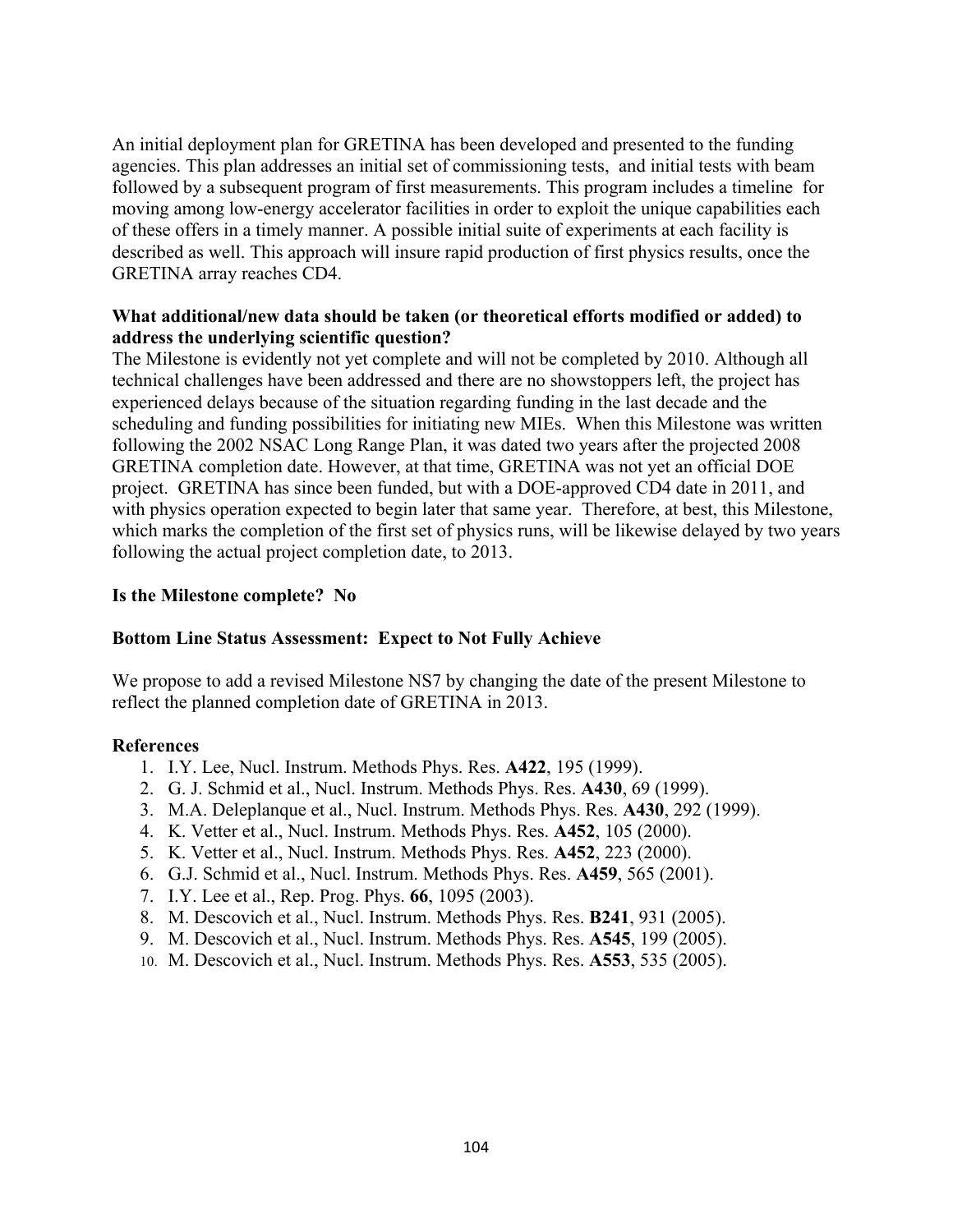An initial deployment plan for GRETINA has been developed and presented to the funding agencies. This plan addresses an initial set of commissioning tests, and initial tests with beam followed by a subsequent program of first measurements. This program includes a timeline for moving among low-energy accelerator facilities in order to exploit the unique capabilities each of these offers in a timely manner. A possible initial suite of experiments at each facility is described as well. This approach will insure rapid production of first physics results, once the GRETINA array reaches CD4.

**What additional/new data should be taken (or theoretical efforts modified or added) to address the underlying scientific question?**

The Milestone is evidently not yet complete and will not be completed by 2010. Although all technical challenges have been addressed and there are no showstoppers left, the project has experienced delays because of the situation regarding funding in the last decade and the scheduling and funding possibilities for initiating new MIEs. When this Milestone was written following the 2002 NSAC Long Range Plan, it was dated two years after the projected 2008 GRETINA completion date. However, at that time, GRETINA was not yet an official DOE project. GRETINA has since been funded, but with a DOE-approved CD4 date in 2011, and with physics operation expected to begin later that same year. Therefore, at best, this Milestone, which marks the completion of the first set of physics runs, will be likewise delayed by two years following the actual project completion date, to 2013.

**Is the Milestone complete? No**

**Bottom Line Status Assessment: Expect to Not Fully Achieve**

We propose to add a revised Milestone NS7 by changing the date of the present Milestone to reflect the planned completion date of GRETINA in 2013.

**References**

1. I.Y. Lee, Nucl. Instrum. Methods Phys. Res. **A422**, 195 (1999).
2. G. J. Schmid et al., Nucl. Instrum. Methods Phys. Res. **A430**, 69 (1999).
3. M.A. Deleplanque et al., Nucl. Instrum. Methods Phys. Res. **A430**, 292 (1999).
4. K. Vetter et al., Nucl. Instrum. Methods Phys. Res. **A452**, 105 (2000).
5. K. Vetter et al., Nucl. Instrum. Methods Phys. Res. **A452**, 223 (2000).
6. G.J. Schmid et al., Nucl. Instrum. Methods Phys. Res. **A459**, 565 (2001).
7. I.Y. Lee et al., Rep. Prog. Phys. **66**, 1095 (2003).
8. M. Descovich et al., Nucl. Instrum. Methods Phys. Res. **B241**, 931 (2005).
9. M. Descovich et al., Nucl. Instrum. Methods Phys. Res. **A545**, 199 (2005).
10. M. Descovich et al., Nucl. Instrum. Methods Phys. Res. **A553**, 535 (2005).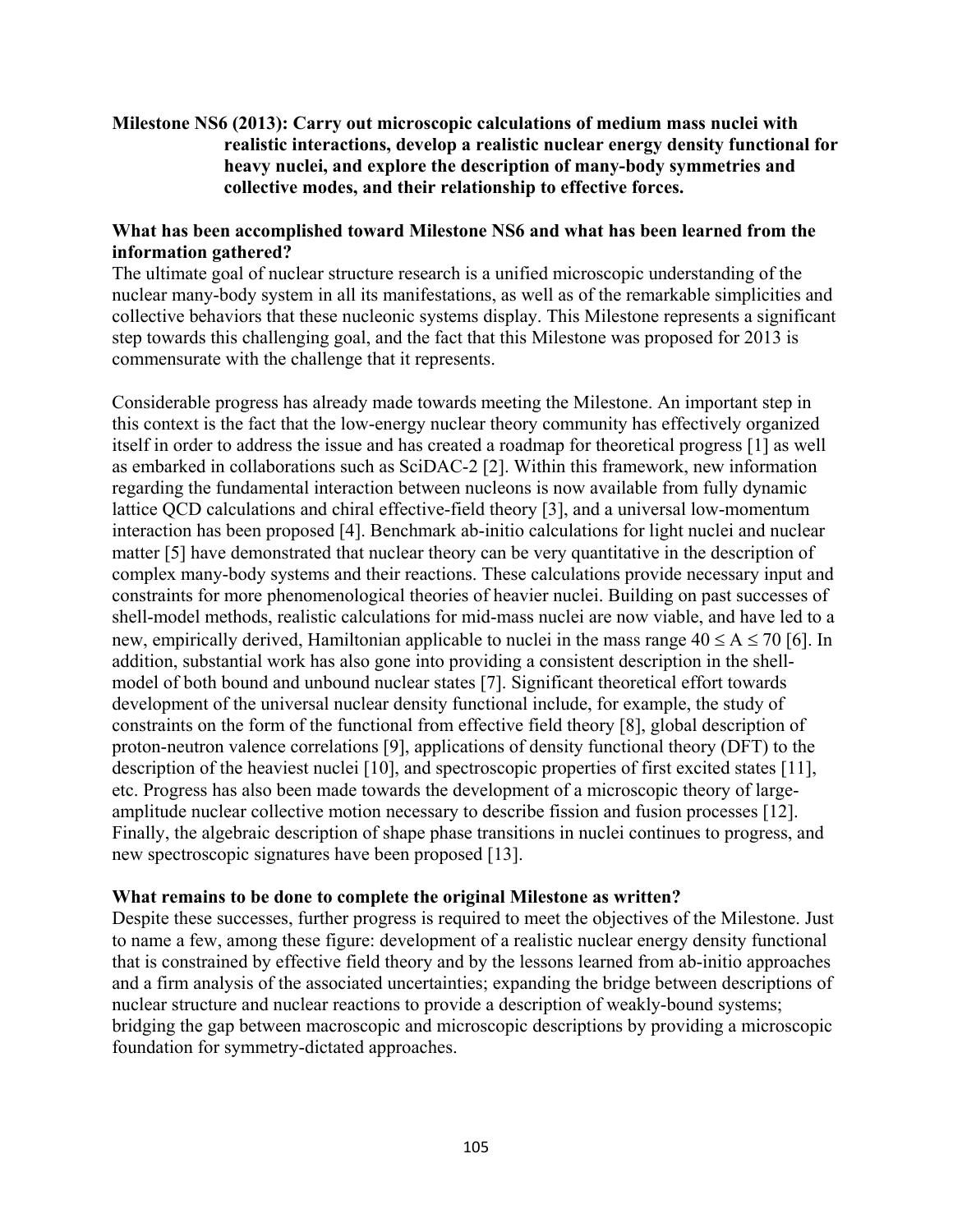**Milestone NS6 (2013): Carry out microscopic calculations of medium mass nuclei with realistic interactions, develop a realistic nuclear energy density functional for heavy nuclei, and explore the description of many-body symmetries and collective modes, and their relationship to effective forces.**

**What has been accomplished toward Milestone NS6 and what has been learned from the information gathered?**

The ultimate goal of nuclear structure research is a unified microscopic understanding of the nuclear many-body system in all its manifestations, as well as of the remarkable simplicities and collective behaviors that these nucleonic systems display. This Milestone represents a significant step towards this challenging goal, and the fact that this Milestone was proposed for 2013 is commensurate with the challenge that it represents.

Considerable progress has already made towards meeting the Milestone. An important step in this context is the fact that the low-energy nuclear theory community has effectively organized itself in order to address the issue and has created a roadmap for theoretical progress [1] as well as embarked in collaborations such as SciDAC-2 [2]. Within this framework, new information regarding the fundamental interaction between nucleons is now available from fully dynamic lattice QCD calculations and chiral effective-field theory [3], and a universal low-momentum interaction has been proposed [4]. Benchmark ab-initio calculations for light nuclei and nuclear matter [5] have demonstrated that nuclear theory can be very quantitative in the description of complex many-body systems and their reactions. These calculations provide necessary input and constraints for more phenomenological theories of heavier nuclei. Building on past successes of shell-model methods, realistic calculations for mid-mass nuclei are now viable, and have led to a new, empirically derived, Hamiltonian applicable to nuclei in the mass range $40 \leq A \leq 70$ [6]. In addition, substantial work has also gone into providing a consistent description in the shell-model of both bound and unbound nuclear states [7]. Significant theoretical effort towards development of the universal nuclear density functional include, for example, the study of constraints on the form of the functional from effective field theory [8], global description of proton-neutron valence correlations [9], applications of density functional theory (DFT) to the description of the heaviest nuclei [10], and spectroscopic properties of first excited states [11], etc. Progress has also been made towards the development of a microscopic theory of large-amplitude nuclear collective motion necessary to describe fission and fusion processes [12]. Finally, the algebraic description of shape phase transitions in nuclei continues to progress, and new spectroscopic signatures have been proposed [13].

**What remains to be done to complete the original Milestone as written?**

Despite these successes, further progress is required to meet the objectives of the Milestone. Just to name a few, among these figure: development of a realistic nuclear energy density functional that is constrained by effective field theory and by the lessons learned from ab-initio approaches and a firm analysis of the associated uncertainties; expanding the bridge between descriptions of nuclear structure and nuclear reactions to provide a description of weakly-bound systems; bridging the gap between macroscopic and microscopic descriptions by providing a microscopic foundation for symmetry-dictated approaches.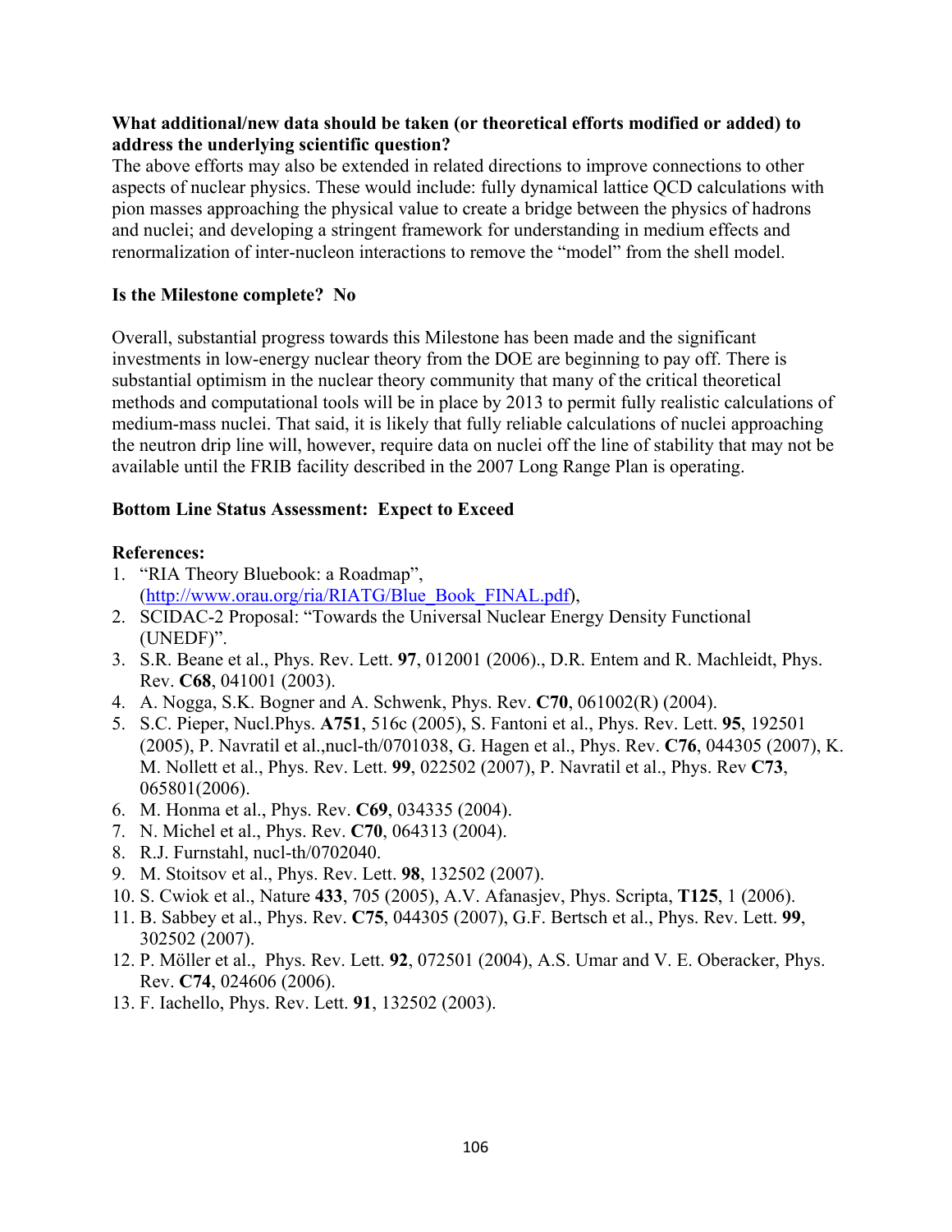**What additional/new data should be taken (or theoretical efforts modified or added) to address the underlying scientific question?**

The above efforts may also be extended in related directions to improve connections to other aspects of nuclear physics. These would include: fully dynamical lattice QCD calculations with pion masses approaching the physical value to create a bridge between the physics of hadrons and nuclei; and developing a stringent framework for understanding in medium effects and renormalization of inter-nucleon interactions to remove the "model" from the shell model.

**Is the Milestone complete? No**

Overall, substantial progress towards this Milestone has been made and the significant investments in low-energy nuclear theory from the DOE are beginning to pay off. There is substantial optimism in the nuclear theory community that many of the critical theoretical methods and computational tools will be in place by 2013 to permit fully realistic calculations of medium-mass nuclei. That said, it is likely that fully reliable calculations of nuclei approaching the neutron drip line will, however, require data on nuclei off the line of stability that may not be available until the FRIB facility described in the 2007 Long Range Plan is operating.

**Bottom Line Status Assessment: Expect to Exceed**

**References:**

1. "RIA Theory Bluebook: a Roadmap", (http://www.orau.org/ria/RIATG/Blue_Book_FINAL.pdf),
2. SCIDAC-2 Proposal: "Towards the Universal Nuclear Energy Density Functional (UNEDF)".
3. S.R. Beane et al., Phys. Rev. Lett. **97**, 012001 (2006)., D.R. Entem and R. Machleidt, Phys. Rev. **C68**, 041001 (2003).
4. A. Nogga, S.K. Bogner and A. Schwenk, Phys. Rev. **C70**, 061002(R) (2004).
5. S.C. Pieper, Nucl.Phys. **A751**, 516c (2005), S. Fantoni et al., Phys. Rev. Lett. **95**, 192501 (2005), P. Navratil et al.,nucl-th/0701038, G. Hagen et al., Phys. Rev. **C76**, 044305 (2007), K. M. Nollett et al., Phys. Rev. Lett. **99**, 022502 (2007), P. Navratil et al., Phys. Rev **C73**, 065801(2006).
6. M. Honma et al., Phys. Rev. **C69**, 034335 (2004).
7. N. Michel et al., Phys. Rev. **C70**, 064313 (2004).
8. R.J. Furnstahl, nucl-th/0702040.
9. M. Stoitsov et al., Phys. Rev. Lett. **98**, 132502 (2007).
10. S. Cwiok et al., Nature **433**, 705 (2005), A.V. Afanasjev, Phys. Scripta, **T125**, 1 (2006).
11. B. Sabbey et al., Phys. Rev. **C75**, 044305 (2007), G.F. Bertsch et al., Phys. Rev. Lett. **99**, 302502 (2007).
12. P. Möller et al., Phys. Rev. Lett. **92**, 072501 (2004), A.S. Umar and V. E. Oberacker, Phys. Rev. **C74**, 024606 (2006).
13. F. Iachello, Phys. Rev. Lett. **91**, 132502 (2003).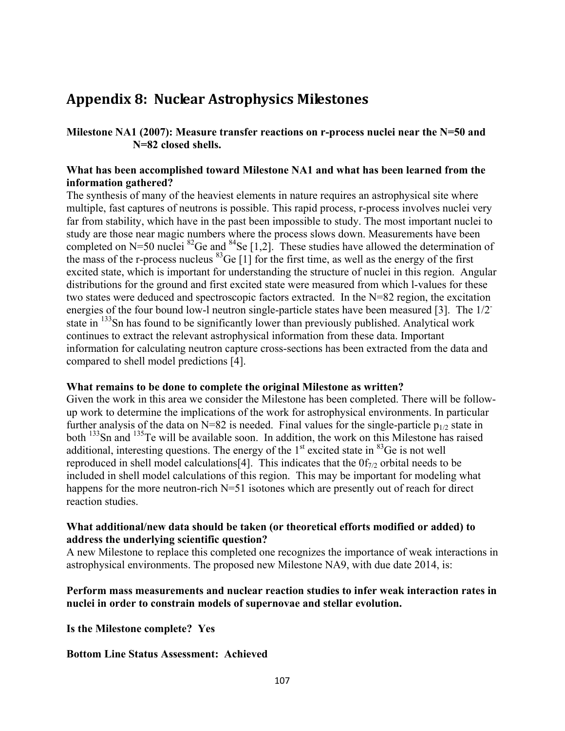# Appendix 8: Nuclear Astrophysics Milestones

**Milestone NA1 (2007): Measure transfer reactions on r-process nuclei near the N=50 and N=82 closed shells.**

**What has been accomplished toward Milestone NA1 and what has been learned from the information gathered?**

The synthesis of many of the heaviest elements in nature requires an astrophysical site where multiple, fast captures of neutrons is possible. This rapid process, r-process involves nuclei very far from stability, which have in the past been impossible to study. The most important nuclei to study are those near magic numbers where the process slows down. Measurements have been completed on N=50 nuclei $^{82}$Ge and $^{84}$Se [1,2]. These studies have allowed the determination of the mass of the r-process nucleus $^{83}$Ge [1] for the first time, as well as the energy of the first excited state, which is important for understanding the structure of nuclei in this region. Angular distributions for the ground and first excited state were measured from which l-values for these two states were deduced and spectroscopic factors extracted. In the N=82 region, the excitation energies of the four bound low-l neutron single-particle states have been measured [3]. The $1/2^-$ state in $^{133}$Sn has found to be significantly lower than previously published. Analytical work continues to extract the relevant astrophysical information from these data. Important information for calculating neutron capture cross-sections has been extracted from the data and compared to shell model predictions [4].

**What remains to be done to complete the original Milestone as written?**

Given the work in this area we consider the Milestone has been completed. There will be follow-up work to determine the implications of the work for astrophysical environments. In particular further analysis of the data on N=82 is needed. Final values for the single-particle $p_{1/2}$ state in both $^{133}$Sn and $^{135}$Te will be available soon. In addition, the work on this Milestone has raised additional, interesting questions. The energy of the 1$^{st}$ excited state in $^{83}$Ge is not well reproduced in shell model calculations[4]. This indicates that the $0f_{7/2}$ orbital needs to be included in shell model calculations of this region. This may be important for modeling what happens for the more neutron-rich N=51 isotones which are presently out of reach for direct reaction studies.

**What additional/new data should be taken (or theoretical efforts modified or added) to address the underlying scientific question?**

A new Milestone to replace this completed one recognizes the importance of weak interactions in astrophysical environments. The proposed new Milestone NA9, with due date 2014, is:

**Perform mass measurements and nuclear reaction studies to infer weak interaction rates in nuclei in order to constrain models of supernovae and stellar evolution.**

**Is the Milestone complete? Yes**

**Bottom Line Status Assessment: Achieved**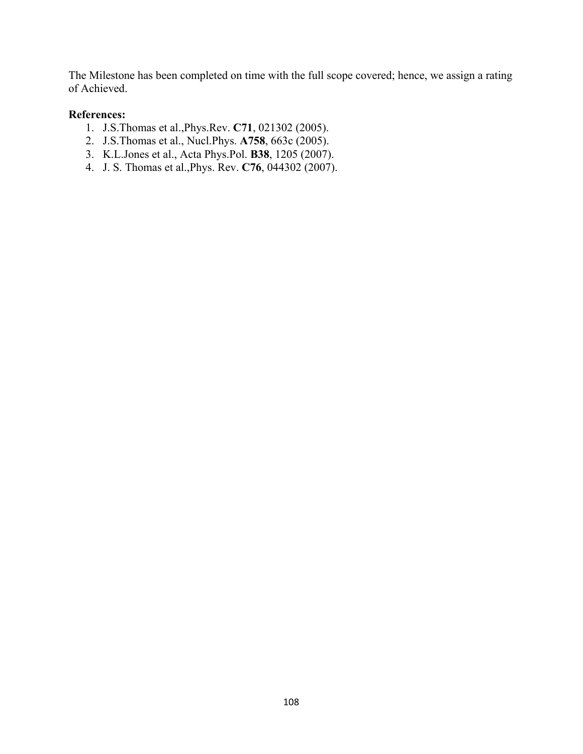The Milestone has been completed on time with the full scope covered; hence, we assign a rating of Achieved.

**References:**

1. J.S.Thomas et al.,Phys.Rev. **C71**, 021302 (2005).
2. J.S.Thomas et al., Nucl.Phys. **A758**, 663c (2005).
3. K.L.Jones et al., Acta Phys.Pol. **B38**, 1205 (2007).
4. J. S. Thomas et al.,Phys. Rev. **C76**, 044302 (2007).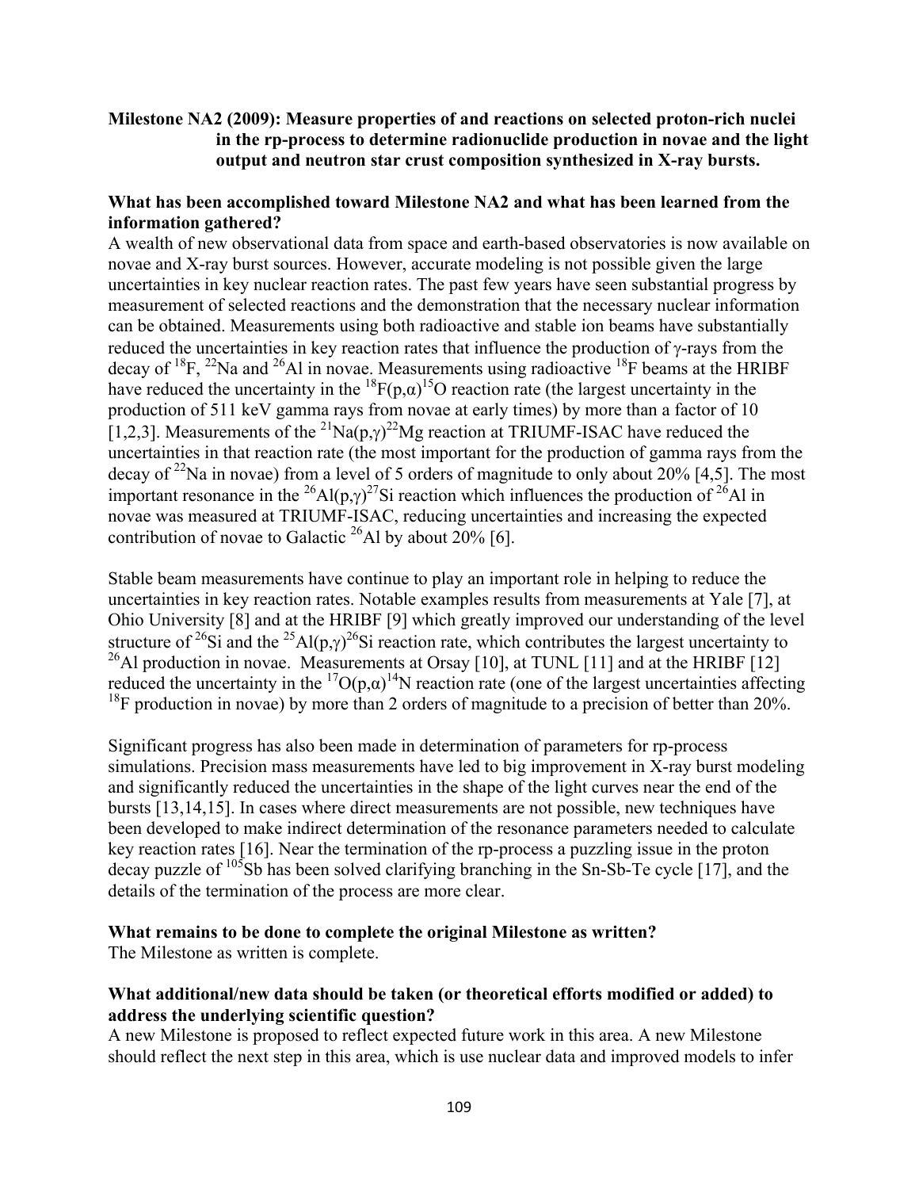**Milestone NA2 (2009): Measure properties of and reactions on selected proton-rich nuclei in the rp-process to determine radionuclide production in novae and the light output and neutron star crust composition synthesized in X-ray bursts.**

**What has been accomplished toward Milestone NA2 and what has been learned from the information gathered?**

A wealth of new observational data from space and earth-based observatories is now available on novae and X-ray burst sources. However, accurate modeling is not possible given the large uncertainties in key nuclear reaction rates. The past few years have seen substantial progress by measurement of selected reactions and the demonstration that the necessary nuclear information can be obtained. Measurements using both radioactive and stable ion beams have substantially reduced the uncertainties in key reaction rates that influence the production of γ-rays from the decay of $^{18}F$, $^{22}Na$ and $^{26}Al$ in novae. Measurements using radioactive $^{18}F$ beams at the HRIBF have reduced the uncertainty in the $^{18}F(p,\alpha)^{15}O$ reaction rate (the largest uncertainty in the production of 511 keV gamma rays from novae at early times) by more than a factor of 10 [1,2,3]. Measurements of the $^{21}Na(p,\gamma)^{22}Mg$ reaction at TRIUMF-ISAC have reduced the uncertainties in that reaction rate (the most important for the production of gamma rays from the decay of $^{22}Na$ in novae) from a level of 5 orders of magnitude to only about 20% [4,5]. The most important resonance in the $^{26}Al(p,\gamma)^{27}Si$ reaction which influences the production of $^{26}Al$ in novae was measured at TRIUMF-ISAC, reducing uncertainties and increasing the expected contribution of novae to Galactic $^{26}Al$ by about 20% [6].

Stable beam measurements have continue to play an important role in helping to reduce the uncertainties in key reaction rates. Notable examples results from measurements at Yale [7], at Ohio University [8] and at the HRIBF [9] which greatly improved our understanding of the level structure of $^{26}Si$ and the $^{25}Al(p,\gamma)^{26}Si$ reaction rate, which contributes the largest uncertainty to $^{26}Al$ production in novae. Measurements at Orsay [10], at TUNL [11] and at the HRIBF [12] reduced the uncertainty in the $^{17}O(p,\alpha)^{14}N$ reaction rate (one of the largest uncertainties affecting $^{18}F$ production in novae) by more than 2 orders of magnitude to a precision of better than 20%.

Significant progress has also been made in determination of parameters for rp-process simulations. Precision mass measurements have led to big improvement in X-ray burst modeling and significantly reduced the uncertainties in the shape of the light curves near the end of the bursts [13,14,15]. In cases where direct measurements are not possible, new techniques have been developed to make indirect determination of the resonance parameters needed to calculate key reaction rates [16]. Near the termination of the rp-process a puzzling issue in the proton decay puzzle of $^{105}Sb$ has been solved clarifying branching in the Sn-Sb-Te cycle [17], and the details of the termination of the process are more clear.

**What remains to be done to complete the original Milestone as written?**

The Milestone as written is complete.

**What additional/new data should be taken (or theoretical efforts modified or added) to address the underlying scientific question?**

A new Milestone is proposed to reflect expected future work in this area. A new Milestone should reflect the next step in this area, which is use nuclear data and improved models to infer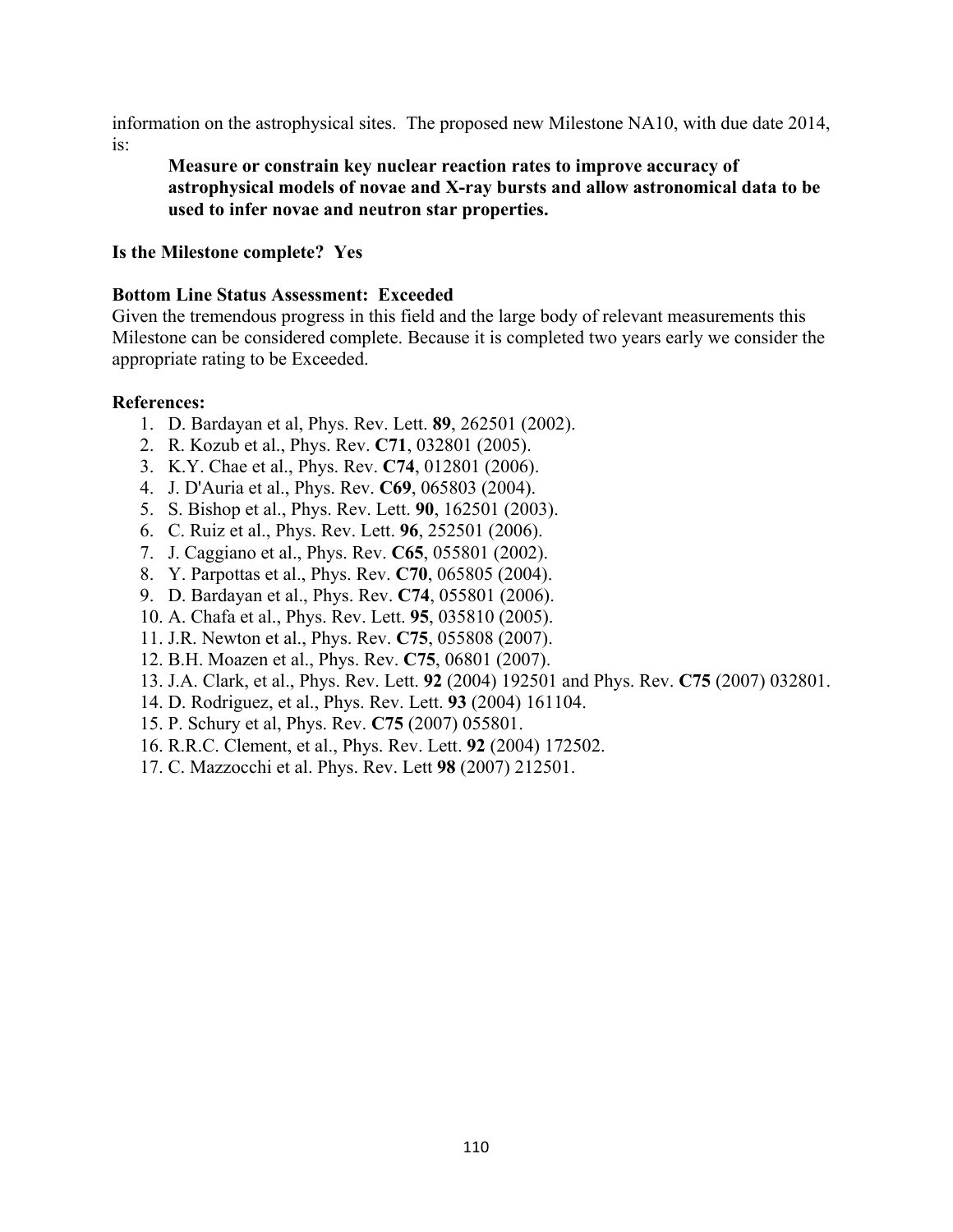information on the astrophysical sites. The proposed new Milestone NA10, with due date 2014, is:

> **Measure or constrain key nuclear reaction rates to improve accuracy of astrophysical models of novae and X-ray bursts and allow astronomical data to be used to infer novae and neutron star properties.**

**Is the Milestone complete? Yes**

**Bottom Line Status Assessment: Exceeded**

Given the tremendous progress in this field and the large body of relevant measurements this Milestone can be considered complete. Because it is completed two years early we consider the appropriate rating to be Exceeded.

**References:**

1. D. Bardayan et al, Phys. Rev. Lett. **89**, 262501 (2002).
2. R. Kozub et al., Phys. Rev. **C71**, 032801 (2005).
3. K.Y. Chae et al., Phys. Rev. **C74**, 012801 (2006).
4. J. D'Auria et al., Phys. Rev. **C69**, 065803 (2004).
5. S. Bishop et al., Phys. Rev. Lett. **90**, 162501 (2003).
6. C. Ruiz et al., Phys. Rev. Lett. **96**, 252501 (2006).
7. J. Caggiano et al., Phys. Rev. **C65**, 055801 (2002).
8. Y. Parpottas et al., Phys. Rev. **C70**, 065805 (2004).
9. D. Bardayan et al., Phys. Rev. **C74**, 055801 (2006).
10. A. Chafa et al., Phys. Rev. Lett. **95**, 035810 (2005).
11. J.R. Newton et al., Phys. Rev. **C75**, 055808 (2007).
12. B.H. Moazen et al., Phys. Rev. **C75**, 06801 (2007).
13. J.A. Clark, et al., Phys. Rev. Lett. **92** (2004) 192501 and Phys. Rev. **C75** (2007) 032801.
14. D. Rodriguez, et al., Phys. Rev. Lett. **93** (2004) 161104.
15. P. Schury et al, Phys. Rev. **C75** (2007) 055801.
16. R.R.C. Clement, et al., Phys. Rev. Lett. **92** (2004) 172502.
17. C. Mazzocchi et al. Phys. Rev. Lett **98** (2007) 212501.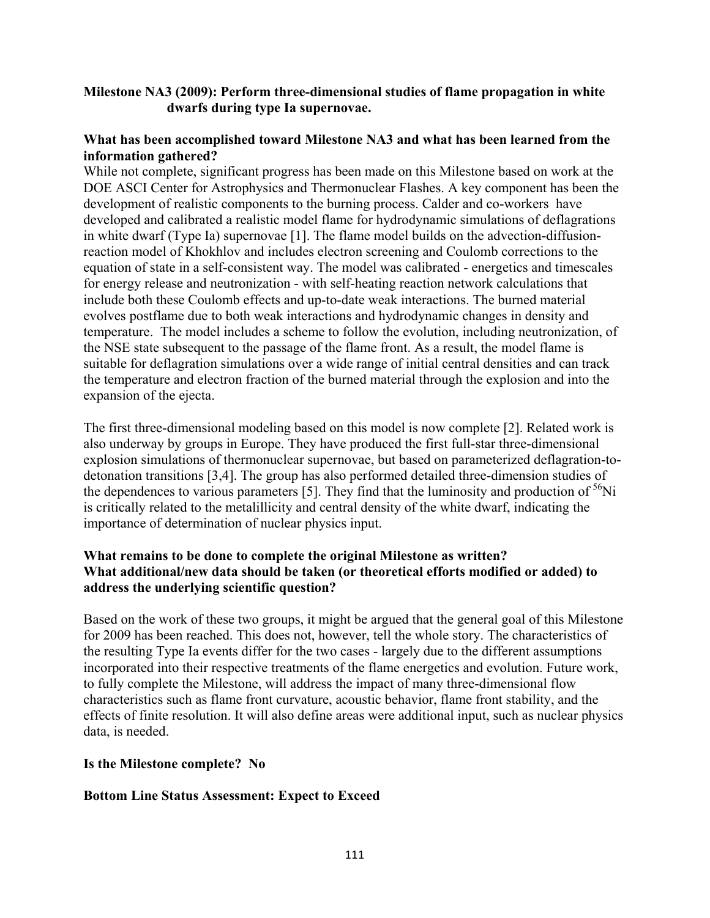**Milestone NA3 (2009): Perform three-dimensional studies of flame propagation in white dwarfs during type Ia supernovae.**

**What has been accomplished toward Milestone NA3 and what has been learned from the information gathered?**

While not complete, significant progress has been made on this Milestone based on work at the DOE ASCI Center for Astrophysics and Thermonuclear Flashes. A key component has been the development of realistic components to the burning process. Calder and co-workers have developed and calibrated a realistic model flame for hydrodynamic simulations of deflagrations in white dwarf (Type Ia) supernovae [1]. The flame model builds on the advection-diffusion-reaction model of Khokhlov and includes electron screening and Coulomb corrections to the equation of state in a self-consistent way. The model was calibrated - energetics and timescales for energy release and neutronization - with self-heating reaction network calculations that include both these Coulomb effects and up-to-date weak interactions. The burned material evolves postflame due to both weak interactions and hydrodynamic changes in density and temperature. The model includes a scheme to follow the evolution, including neutronization, of the NSE state subsequent to the passage of the flame front. As a result, the model flame is suitable for deflagration simulations over a wide range of initial central densities and can track the temperature and electron fraction of the burned material through the explosion and into the expansion of the ejecta.

The first three-dimensional modeling based on this model is now complete [2]. Related work is also underway by groups in Europe. They have produced the first full-star three-dimensional explosion simulations of thermonuclear supernovae, but based on parameterized deflagration-to-detonation transitions [3,4]. The group has also performed detailed three-dimension studies of the dependences to various parameters [5]. They find that the luminosity and production of $^{56}$Ni is critically related to the metalillicity and central density of the white dwarf, indicating the importance of determination of nuclear physics input.

**What remains to be done to complete the original Milestone as written?**
**What additional/new data should be taken (or theoretical efforts modified or added) to address the underlying scientific question?**

Based on the work of these two groups, it might be argued that the general goal of this Milestone for 2009 has been reached. This does not, however, tell the whole story. The characteristics of the resulting Type Ia events differ for the two cases - largely due to the different assumptions incorporated into their respective treatments of the flame energetics and evolution. Future work, to fully complete the Milestone, will address the impact of many three-dimensional flow characteristics such as flame front curvature, acoustic behavior, flame front stability, and the effects of finite resolution. It will also define areas were additional input, such as nuclear physics data, is needed.

**Is the Milestone complete? No**

**Bottom Line Status Assessment: Expect to Exceed**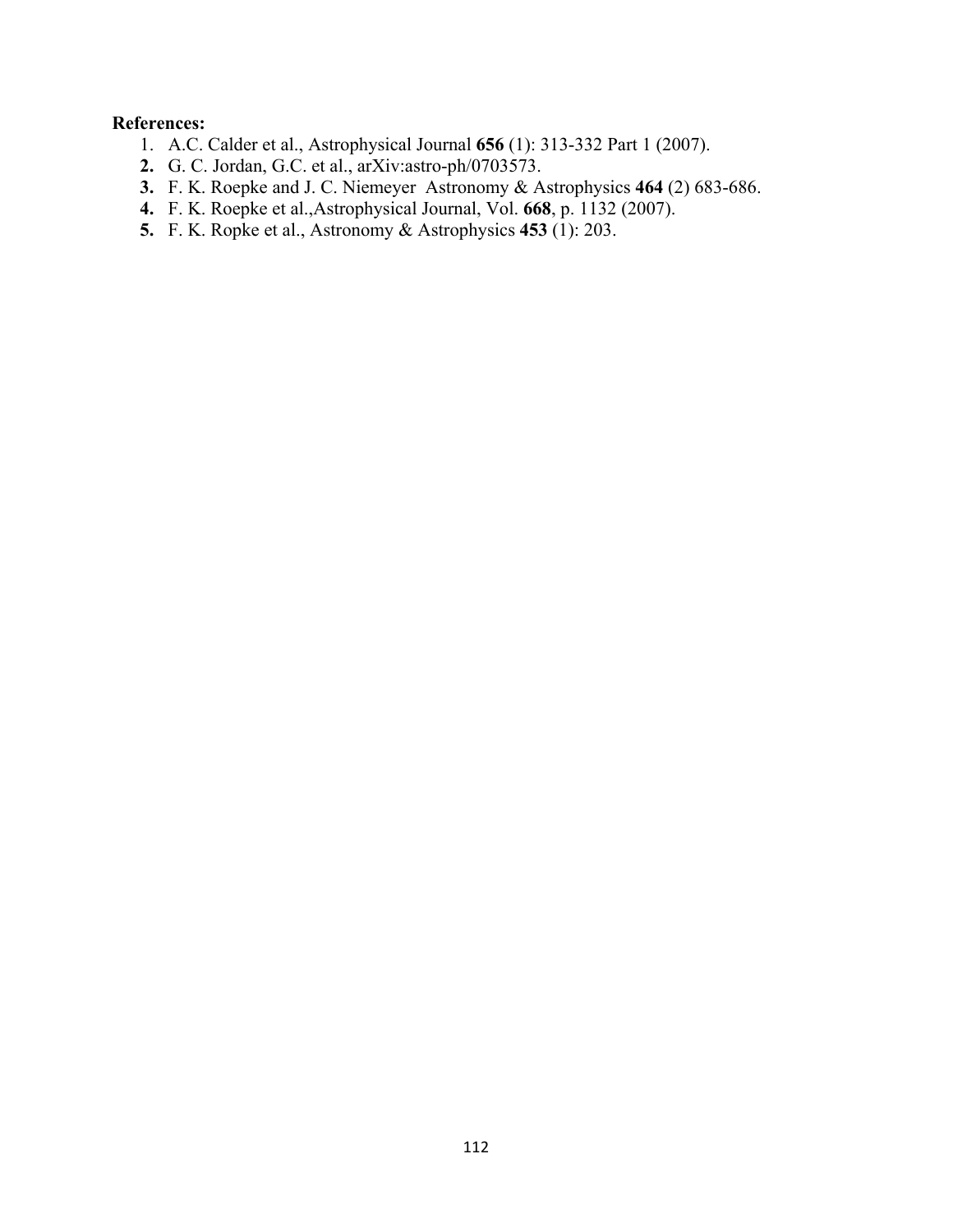**References:**

1. A.C. Calder et al., Astrophysical Journal **656** (1): 313-332 Part 1 (2007).
2. G. C. Jordan, G.C. et al., arXiv:astro-ph/0703573.
3. F. K. Roepke and J. C. Niemeyer Astronomy & Astrophysics **464** (2) 683-686.
4. F. K. Roepke et al.,Astrophysical Journal, Vol. **668**, p. 1132 (2007).
5. F. K. Ropke et al., Astronomy & Astrophysics **453** (1): 203.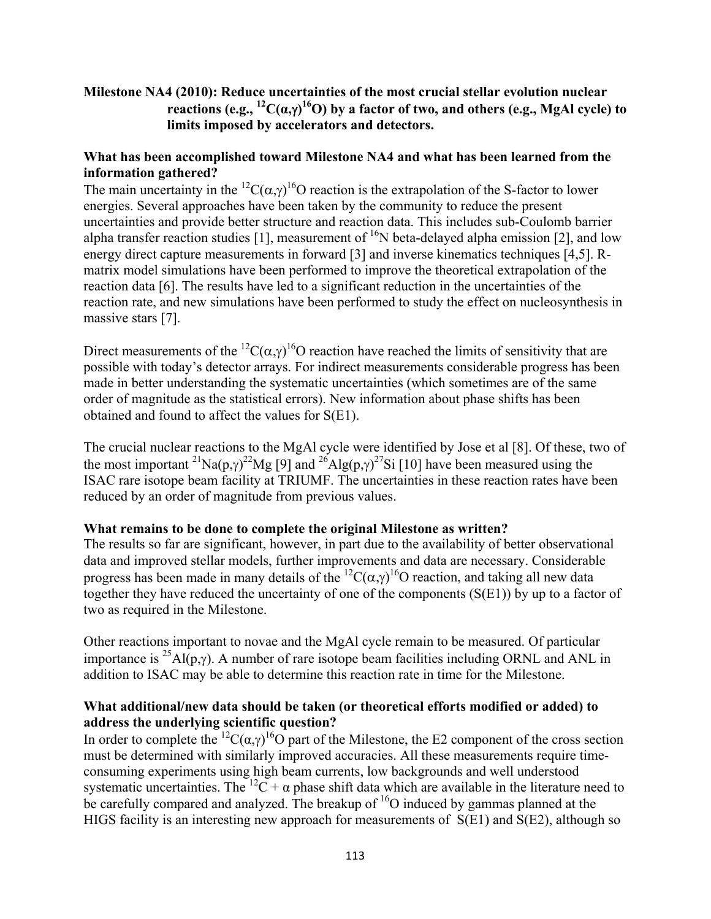**Milestone NA4 (2010): Reduce uncertainties of the most crucial stellar evolution nuclear reactions (e.g., $^{12}C(\alpha,\gamma)^{16}O$) by a factor of two, and others (e.g., MgAl cycle) to limits imposed by accelerators and detectors.**

**What has been accomplished toward Milestone NA4 and what has been learned from the information gathered?**

The main uncertainty in the $^{12}C(\alpha,\gamma)^{16}O$ reaction is the extrapolation of the S-factor to lower energies. Several approaches have been taken by the community to reduce the present uncertainties and provide better structure and reaction data. This includes sub-Coulomb barrier alpha transfer reaction studies [1], measurement of $^{16}N$ beta-delayed alpha emission [2], and low energy direct capture measurements in forward [3] and inverse kinematics techniques [4,5]. R-matrix model simulations have been performed to improve the theoretical extrapolation of the reaction data [6]. The results have led to a significant reduction in the uncertainties of the reaction rate, and new simulations have been performed to study the effect on nucleosynthesis in massive stars [7].

Direct measurements of the $^{12}C(\alpha,\gamma)^{16}O$ reaction have reached the limits of sensitivity that are possible with today's detector arrays. For indirect measurements considerable progress has been made in better understanding the systematic uncertainties (which sometimes are of the same order of magnitude as the statistical errors). New information about phase shifts has been obtained and found to affect the values for S(E1).

The crucial nuclear reactions to the MgAl cycle were identified by Jose et al [8]. Of these, two of the most important $^{21}Na(p,\gamma)^{22}Mg$ [9] and $^{26}Alg(p,\gamma)^{27}Si$ [10] have been measured using the ISAC rare isotope beam facility at TRIUMF. The uncertainties in these reaction rates have been reduced by an order of magnitude from previous values.

**What remains to be done to complete the original Milestone as written?**

The results so far are significant, however, in part due to the availability of better observational data and improved stellar models, further improvements and data are necessary. Considerable progress has been made in many details of the $^{12}C(\alpha,\gamma)^{16}O$ reaction, and taking all new data together they have reduced the uncertainty of one of the components (S(E1)) by up to a factor of two as required in the Milestone.

Other reactions important to novae and the MgAl cycle remain to be measured. Of particular importance is $^{25}Al(p,\gamma)$. A number of rare isotope beam facilities including ORNL and ANL in addition to ISAC may be able to determine this reaction rate in time for the Milestone.

**What additional/new data should be taken (or theoretical efforts modified or added) to address the underlying scientific question?**

In order to complete the $^{12}C(\alpha,\gamma)^{16}O$ part of the Milestone, the E2 component of the cross section must be determined with similarly improved accuracies. All these measurements require time-consuming experiments using high beam currents, low backgrounds and well understood systematic uncertainties. The $^{12}C + \alpha$ phase shift data which are available in the literature need to be carefully compared and analyzed. The breakup of $^{16}O$ induced by gammas planned at the HIGS facility is an interesting new approach for measurements of S(E1) and S(E2), although so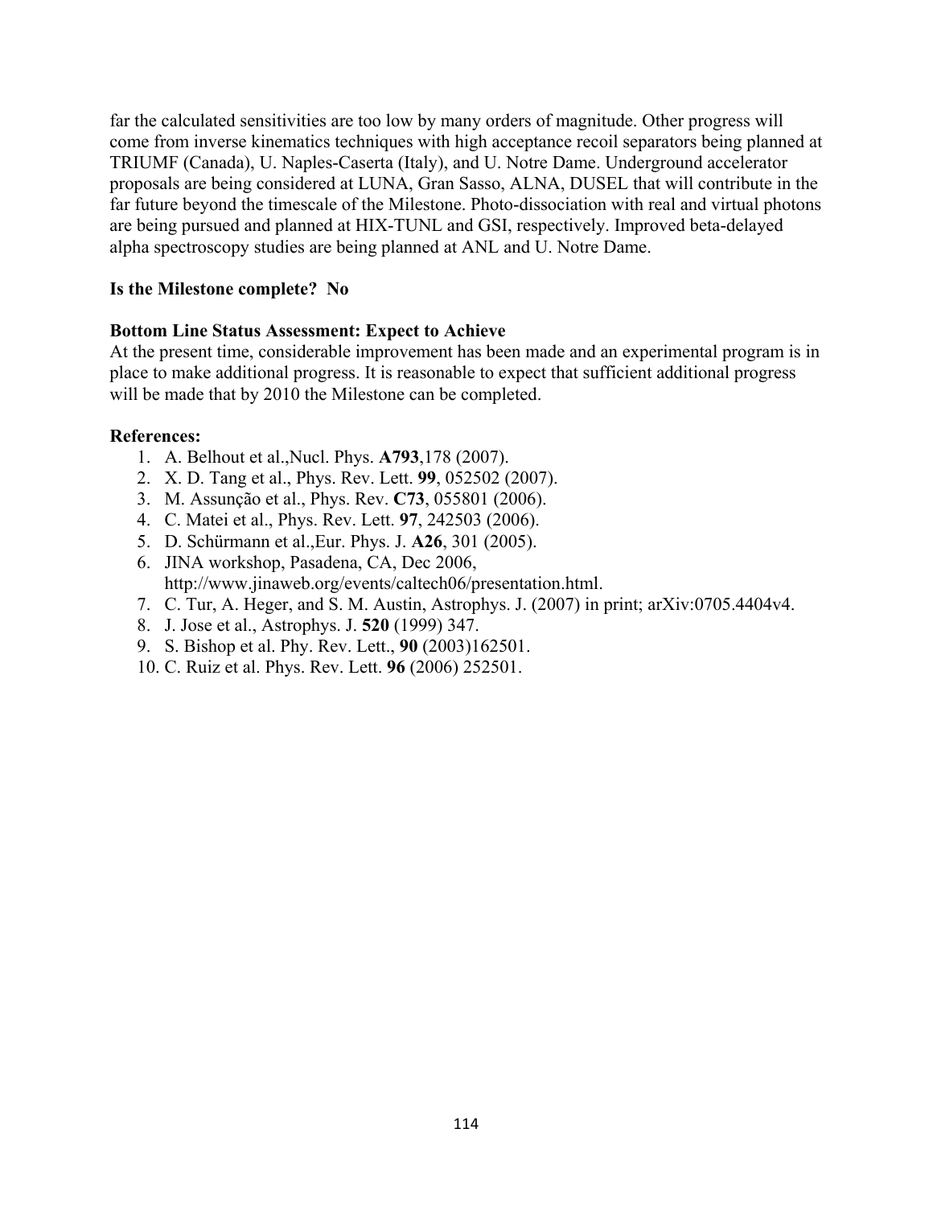far the calculated sensitivities are too low by many orders of magnitude. Other progress will come from inverse kinematics techniques with high acceptance recoil separators being planned at TRIUMF (Canada), U. Naples-Caserta (Italy), and U. Notre Dame. Underground accelerator proposals are being considered at LUNA, Gran Sasso, ALNA, DUSEL that will contribute in the far future beyond the timescale of the Milestone. Photo-dissociation with real and virtual photons are being pursued and planned at HIX-TUNL and GSI, respectively. Improved beta-delayed alpha spectroscopy studies are being planned at ANL and U. Notre Dame.

**Is the Milestone complete? No**

**Bottom Line Status Assessment: Expect to Achieve**

At the present time, considerable improvement has been made and an experimental program is in place to make additional progress. It is reasonable to expect that sufficient additional progress will be made that by 2010 the Milestone can be completed.

**References:**

1. A. Belhout et al.,Nucl. Phys. **A793**,178 (2007).
2. X. D. Tang et al., Phys. Rev. Lett. **99**, 052502 (2007).
3. M. Assunção et al., Phys. Rev. **C73**, 055801 (2006).
4. C. Matei et al., Phys. Rev. Lett. **97**, 242503 (2006).
5. D. Schürmann et al.,Eur. Phys. J. **A26**, 301 (2005).
6. JINA workshop, Pasadena, CA, Dec 2006, http://www.jinaweb.org/events/caltech06/presentation.html.
7. C. Tur, A. Heger, and S. M. Austin, Astrophys. J. (2007) in print; arXiv:0705.4404v4.
8. J. Jose et al., Astrophys. J. **520** (1999) 347.
9. S. Bishop et al. Phy. Rev. Lett., **90** (2003)162501.
10. C. Ruiz et al. Phys. Rev. Lett. **96** (2006) 252501.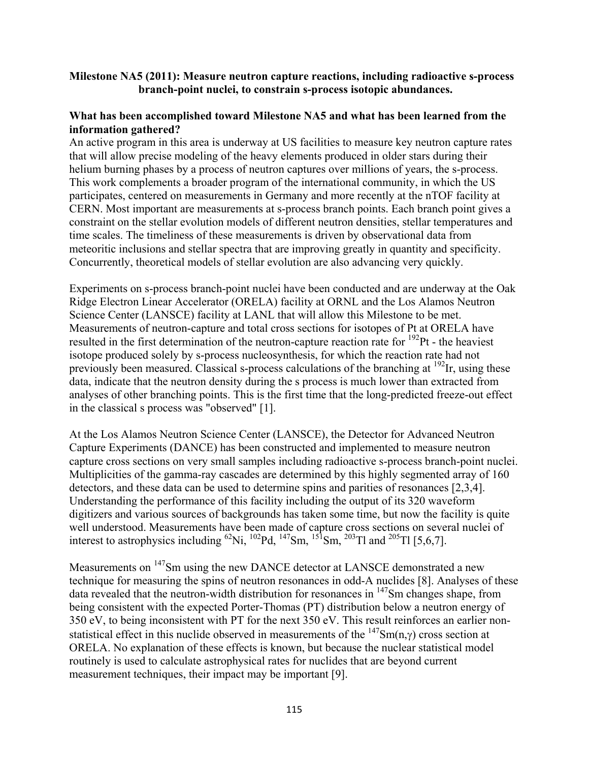**Milestone NA5 (2011): Measure neutron capture reactions, including radioactive s-process branch-point nuclei, to constrain s-process isotopic abundances.**

**What has been accomplished toward Milestone NA5 and what has been learned from the information gathered?**

An active program in this area is underway at US facilities to measure key neutron capture rates that will allow precise modeling of the heavy elements produced in older stars during their helium burning phases by a process of neutron captures over millions of years, the s-process. This work complements a broader program of the international community, in which the US participates, centered on measurements in Germany and more recently at the nTOF facility at CERN. Most important are measurements at s-process branch points. Each branch point gives a constraint on the stellar evolution models of different neutron densities, stellar temperatures and time scales. The timeliness of these measurements is driven by observational data from meteoritic inclusions and stellar spectra that are improving greatly in quantity and specificity. Concurrently, theoretical models of stellar evolution are also advancing very quickly.

Experiments on s-process branch-point nuclei have been conducted and are underway at the Oak Ridge Electron Linear Accelerator (ORELA) facility at ORNL and the Los Alamos Neutron Science Center (LANSCE) facility at LANL that will allow this Milestone to be met. Measurements of neutron-capture and total cross sections for isotopes of Pt at ORELA have resulted in the first determination of the neutron-capture reaction rate for $^{192}$Pt - the heaviest isotope produced solely by s-process nucleosynthesis, for which the reaction rate had not previously been measured. Classical s-process calculations of the branching at $^{192}$Ir, using these data, indicate that the neutron density during the s process is much lower than extracted from analyses of other branching points. This is the first time that the long-predicted freeze-out effect in the classical s process was "observed" [1].

At the Los Alamos Neutron Science Center (LANSCE), the Detector for Advanced Neutron Capture Experiments (DANCE) has been constructed and implemented to measure neutron capture cross sections on very small samples including radioactive s-process branch-point nuclei. Multiplicities of the gamma-ray cascades are determined by this highly segmented array of 160 detectors, and these data can be used to determine spins and parities of resonances [2,3,4]. Understanding the performance of this facility including the output of its 320 waveform digitizers and various sources of backgrounds has taken some time, but now the facility is quite well understood. Measurements have been made of capture cross sections on several nuclei of interest to astrophysics including $^{62}$Ni, $^{102}$Pd, $^{147}$Sm, $^{151}$Sm, $^{203}$Tl and $^{205}$Tl [5,6,7].

Measurements on $^{147}$Sm using the new DANCE detector at LANSCE demonstrated a new technique for measuring the spins of neutron resonances in odd-A nuclides [8]. Analyses of these data revealed that the neutron-width distribution for resonances in $^{147}$Sm changes shape, from being consistent with the expected Porter-Thomas (PT) distribution below a neutron energy of 350 eV, to being inconsistent with PT for the next 350 eV. This result reinforces an earlier non-statistical effect in this nuclide observed in measurements of the $^{147}$Sm(n,$\gamma$) cross section at ORELA. No explanation of these effects is known, but because the nuclear statistical model routinely is used to calculate astrophysical rates for nuclides that are beyond current measurement techniques, their impact may be important [9].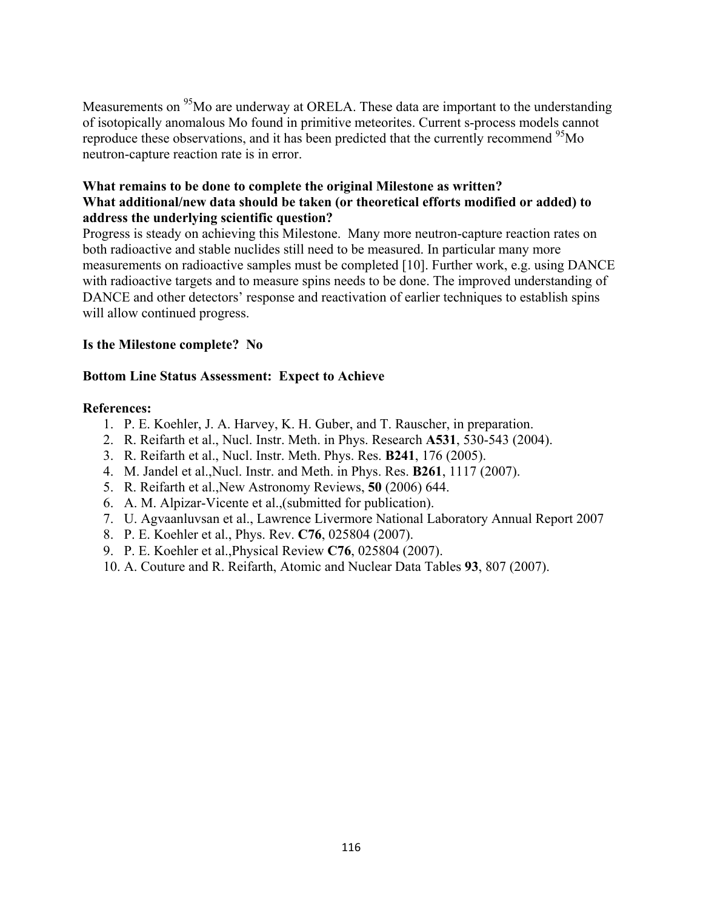Measurements on $^{95}$Mo are underway at ORELA. These data are important to the understanding of isotopically anomalous Mo found in primitive meteorites. Current s-process models cannot reproduce these observations, and it has been predicted that the currently recommend $^{95}$Mo neutron-capture reaction rate is in error.

**What remains to be done to complete the original Milestone as written?**
**What additional/new data should be taken (or theoretical efforts modified or added) to address the underlying scientific question?**

Progress is steady on achieving this Milestone. Many more neutron-capture reaction rates on both radioactive and stable nuclides still need to be measured. In particular many more measurements on radioactive samples must be completed [10]. Further work, e.g. using DANCE with radioactive targets and to measure spins needs to be done. The improved understanding of DANCE and other detectors' response and reactivation of earlier techniques to establish spins will allow continued progress.

**Is the Milestone complete? No**

**Bottom Line Status Assessment: Expect to Achieve**

**References:**

1. P. E. Koehler, J. A. Harvey, K. H. Guber, and T. Rauscher, in preparation.
2. R. Reifarth et al., Nucl. Instr. Meth. in Phys. Research **A531**, 530-543 (2004).
3. R. Reifarth et al., Nucl. Instr. Meth. Phys. Res. **B241**, 176 (2005).
4. M. Jandel et al.,Nucl. Instr. and Meth. in Phys. Res. **B261**, 1117 (2007).
5. R. Reifarth et al.,New Astronomy Reviews, **50** (2006) 644.
6. A. M. Alpizar-Vicente et al.,(submitted for publication).
7. U. Agvaanluvsan et al., Lawrence Livermore National Laboratory Annual Report 2007
8. P. E. Koehler et al., Phys. Rev. **C76**, 025804 (2007).
9. P. E. Koehler et al.,Physical Review **C76**, 025804 (2007).
10. A. Couture and R. Reifarth, Atomic and Nuclear Data Tables **93**, 807 (2007).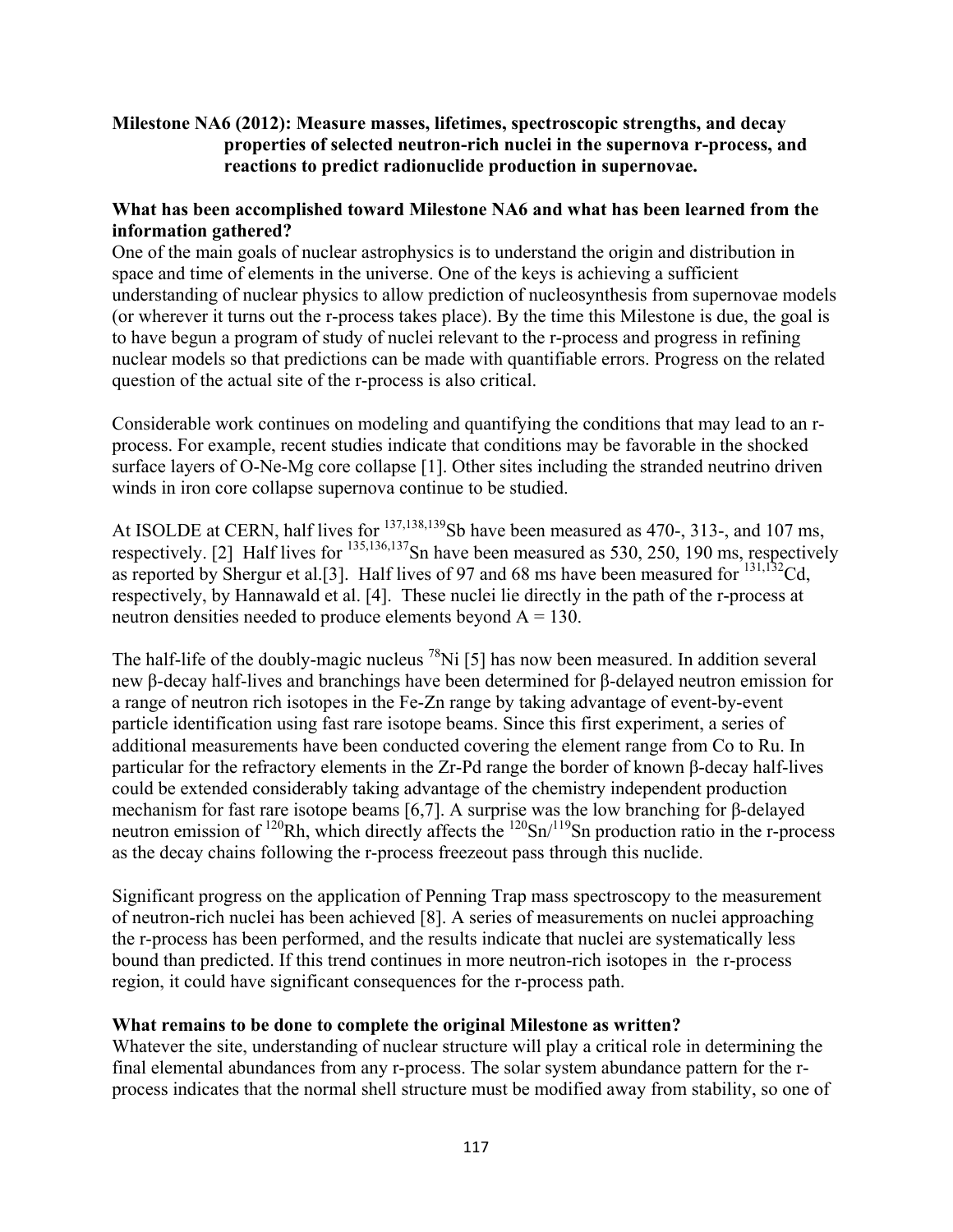**Milestone NA6 (2012): Measure masses, lifetimes, spectroscopic strengths, and decay properties of selected neutron-rich nuclei in the supernova r-process, and reactions to predict radionuclide production in supernovae.**

**What has been accomplished toward Milestone NA6 and what has been learned from the information gathered?**

One of the main goals of nuclear astrophysics is to understand the origin and distribution in space and time of elements in the universe. One of the keys is achieving a sufficient understanding of nuclear physics to allow prediction of nucleosynthesis from supernovae models (or wherever it turns out the r-process takes place). By the time this Milestone is due, the goal is to have begun a program of study of nuclei relevant to the r-process and progress in refining nuclear models so that predictions can be made with quantifiable errors. Progress on the related question of the actual site of the r-process is also critical.

Considerable work continues on modeling and quantifying the conditions that may lead to an r-process. For example, recent studies indicate that conditions may be favorable in the shocked surface layers of O-Ne-Mg core collapse [1]. Other sites including the stranded neutrino driven winds in iron core collapse supernova continue to be studied.

At ISOLDE at CERN, half lives for $^{137,138,139}$Sb have been measured as 470-, 313-, and 107 ms, respectively. [2] Half lives for $^{135,136,137}$Sn have been measured as 530, 250, 190 ms, respectively as reported by Shergur et al.[3]. Half lives of 97 and 68 ms have been measured for $^{131,132}$Cd, respectively, by Hannawald et al. [4]. These nuclei lie directly in the path of the r-process at neutron densities needed to produce elements beyond A = 130.

The half-life of the doubly-magic nucleus $^{78}$Ni [5] has now been measured. In addition several new β-decay half-lives and branchings have been determined for β-delayed neutron emission for a range of neutron rich isotopes in the Fe-Zn range by taking advantage of event-by-event particle identification using fast rare isotope beams. Since this first experiment, a series of additional measurements have been conducted covering the element range from Co to Ru. In particular for the refractory elements in the Zr-Pd range the border of known β-decay half-lives could be extended considerably taking advantage of the chemistry independent production mechanism for fast rare isotope beams [6,7]. A surprise was the low branching for β-delayed neutron emission of $^{120}$Rh, which directly affects the $^{120}$Sn/$^{119}$Sn production ratio in the r-process as the decay chains following the r-process freezeout pass through this nuclide.

Significant progress on the application of Penning Trap mass spectroscopy to the measurement of neutron-rich nuclei has been achieved [8]. A series of measurements on nuclei approaching the r-process has been performed, and the results indicate that nuclei are systematically less bound than predicted. If this trend continues in more neutron-rich isotopes in the r-process region, it could have significant consequences for the r-process path.

**What remains to be done to complete the original Milestone as written?**

Whatever the site, understanding of nuclear structure will play a critical role in determining the final elemental abundances from any r-process. The solar system abundance pattern for the r-process indicates that the normal shell structure must be modified away from stability, so one of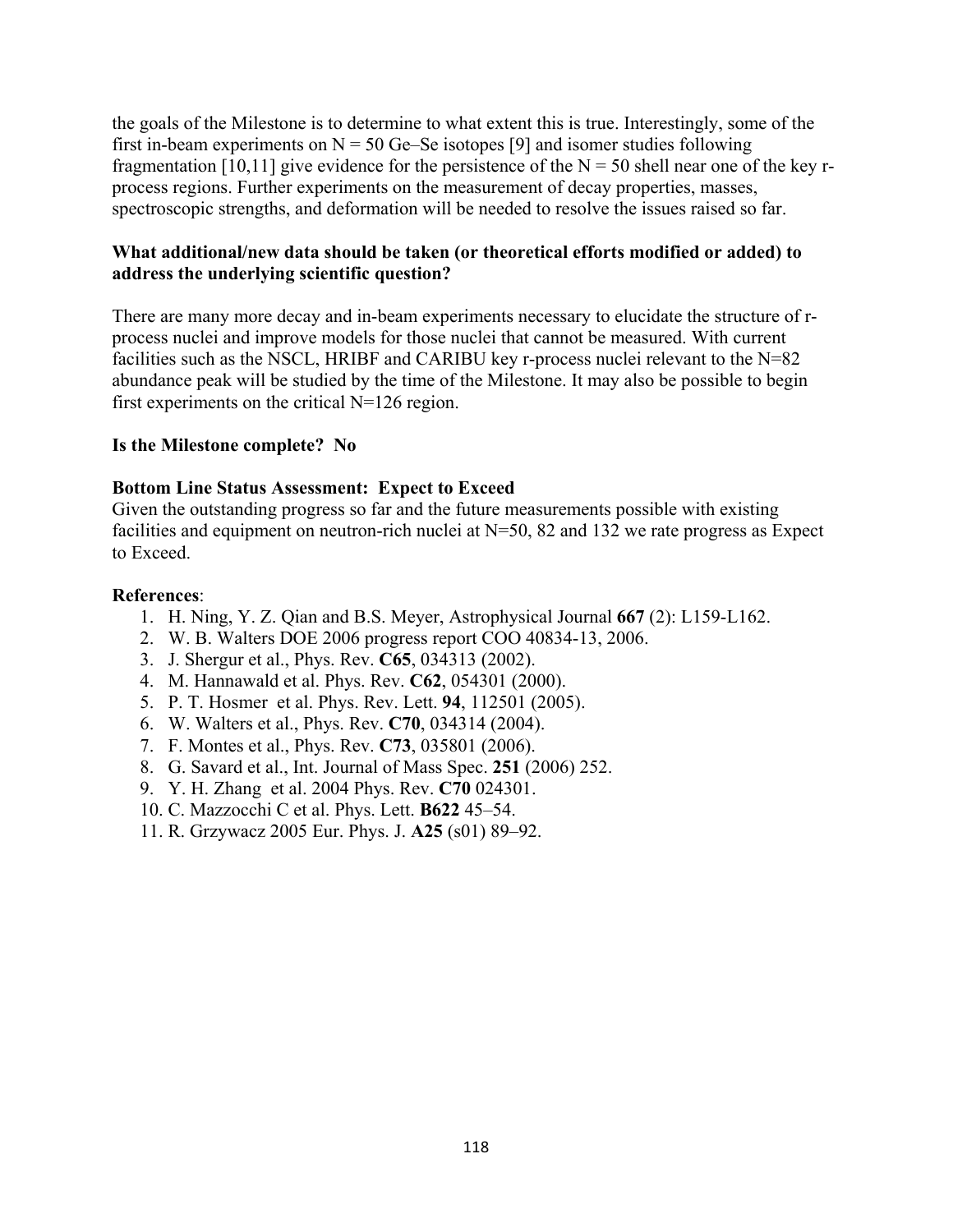the goals of the Milestone is to determine to what extent this is true. Interestingly, some of the first in-beam experiments on $N = 50$ Ge–Se isotopes [9] and isomer studies following fragmentation [10,11] give evidence for the persistence of the $N = 50$ shell near one of the key r-process regions. Further experiments on the measurement of decay properties, masses, spectroscopic strengths, and deformation will be needed to resolve the issues raised so far.

**What additional/new data should be taken (or theoretical efforts modified or added) to address the underlying scientific question?**

There are many more decay and in-beam experiments necessary to elucidate the structure of r-process nuclei and improve models for those nuclei that cannot be measured. With current facilities such as the NSCL, HRIBF and CARIBU key r-process nuclei relevant to the N=82 abundance peak will be studied by the time of the Milestone. It may also be possible to begin first experiments on the critical N=126 region.

**Is the Milestone complete? No**

**Bottom Line Status Assessment: Expect to Exceed**

Given the outstanding progress so far and the future measurements possible with existing facilities and equipment on neutron-rich nuclei at N=50, 82 and 132 we rate progress as Expect to Exceed.

**References**:

1. H. Ning, Y. Z. Qian and B.S. Meyer, Astrophysical Journal **667** (2): L159-L162.
2. W. B. Walters DOE 2006 progress report COO 40834-13, 2006.
3. J. Shergur et al., Phys. Rev. **C65**, 034313 (2002).
4. M. Hannawald et al. Phys. Rev. **C62**, 054301 (2000).
5. P. T. Hosmer et al. Phys. Rev. Lett. **94**, 112501 (2005).
6. W. Walters et al., Phys. Rev. **C70**, 034314 (2004).
7. F. Montes et al., Phys. Rev. **C73**, 035801 (2006).
8. G. Savard et al., Int. Journal of Mass Spec. **251** (2006) 252.
9. Y. H. Zhang et al. 2004 Phys. Rev. **C70** 024301.
10. C. Mazzocchi C et al. Phys. Lett. **B622** 45–54.
11. R. Grzywacz 2005 Eur. Phys. J. **A25** (s01) 89–92.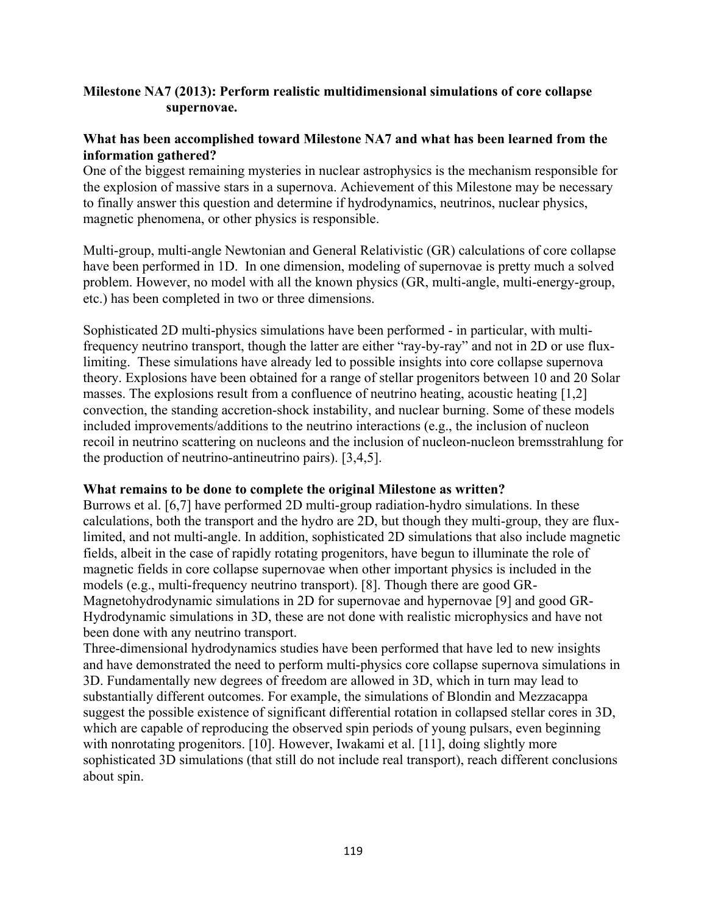**Milestone NA7 (2013): Perform realistic multidimensional simulations of core collapse supernovae.**

**What has been accomplished toward Milestone NA7 and what has been learned from the information gathered?**

One of the biggest remaining mysteries in nuclear astrophysics is the mechanism responsible for the explosion of massive stars in a supernova. Achievement of this Milestone may be necessary to finally answer this question and determine if hydrodynamics, neutrinos, nuclear physics, magnetic phenomena, or other physics is responsible.

Multi-group, multi-angle Newtonian and General Relativistic (GR) calculations of core collapse have been performed in 1D. In one dimension, modeling of supernovae is pretty much a solved problem. However, no model with all the known physics (GR, multi-angle, multi-energy-group, etc.) has been completed in two or three dimensions.

Sophisticated 2D multi-physics simulations have been performed - in particular, with multi-frequency neutrino transport, though the latter are either "ray-by-ray" and not in 2D or use flux-limiting. These simulations have already led to possible insights into core collapse supernova theory. Explosions have been obtained for a range of stellar progenitors between 10 and 20 Solar masses. The explosions result from a confluence of neutrino heating, acoustic heating [1,2] convection, the standing accretion-shock instability, and nuclear burning. Some of these models included improvements/additions to the neutrino interactions (e.g., the inclusion of nucleon recoil in neutrino scattering on nucleons and the inclusion of nucleon-nucleon bremsstrahlung for the production of neutrino-antineutrino pairs). [3,4,5].

**What remains to be done to complete the original Milestone as written?**

Burrows et al. [6,7] have performed 2D multi-group radiation-hydro simulations. In these calculations, both the transport and the hydro are 2D, but though they multi-group, they are flux-limited, and not multi-angle. In addition, sophisticated 2D simulations that also include magnetic fields, albeit in the case of rapidly rotating progenitors, have begun to illuminate the role of magnetic fields in core collapse supernovae when other important physics is included in the models (e.g., multi-frequency neutrino transport). [8]. Though there are good GR-Magnetohydrodynamic simulations in 2D for supernovae and hypernovae [9] and good GR-Hydrodynamic simulations in 3D, these are not done with realistic microphysics and have not been done with any neutrino transport.

Three-dimensional hydrodynamics studies have been performed that have led to new insights and have demonstrated the need to perform multi-physics core collapse supernova simulations in 3D. Fundamentally new degrees of freedom are allowed in 3D, which in turn may lead to substantially different outcomes. For example, the simulations of Blondin and Mezzacappa suggest the possible existence of significant differential rotation in collapsed stellar cores in 3D, which are capable of reproducing the observed spin periods of young pulsars, even beginning with nonrotating progenitors. [10]. However, Iwakami et al. [11], doing slightly more sophisticated 3D simulations (that still do not include real transport), reach different conclusions about spin.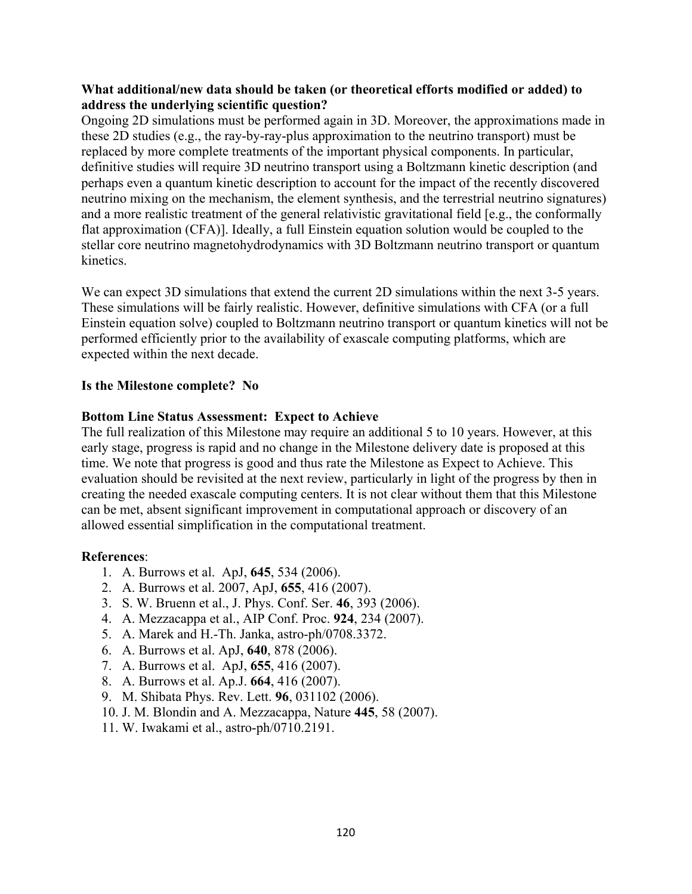**What additional/new data should be taken (or theoretical efforts modified or added) to address the underlying scientific question?**

Ongoing 2D simulations must be performed again in 3D. Moreover, the approximations made in these 2D studies (e.g., the ray-by-ray-plus approximation to the neutrino transport) must be replaced by more complete treatments of the important physical components. In particular, definitive studies will require 3D neutrino transport using a Boltzmann kinetic description (and perhaps even a quantum kinetic description to account for the impact of the recently discovered neutrino mixing on the mechanism, the element synthesis, and the terrestrial neutrino signatures) and a more realistic treatment of the general relativistic gravitational field [e.g., the conformally flat approximation (CFA)]. Ideally, a full Einstein equation solution would be coupled to the stellar core neutrino magnetohydrodynamics with 3D Boltzmann neutrino transport or quantum kinetics.

We can expect 3D simulations that extend the current 2D simulations within the next 3-5 years. These simulations will be fairly realistic. However, definitive simulations with CFA (or a full Einstein equation solve) coupled to Boltzmann neutrino transport or quantum kinetics will not be performed efficiently prior to the availability of exascale computing platforms, which are expected within the next decade.

**Is the Milestone complete? No**

**Bottom Line Status Assessment: Expect to Achieve**

The full realization of this Milestone may require an additional 5 to 10 years. However, at this early stage, progress is rapid and no change in the Milestone delivery date is proposed at this time. We note that progress is good and thus rate the Milestone as Expect to Achieve. This evaluation should be revisited at the next review, particularly in light of the progress by then in creating the needed exascale computing centers. It is not clear without them that this Milestone can be met, absent significant improvement in computational approach or discovery of an allowed essential simplification in the computational treatment.

**References**:

1. A. Burrows et al. ApJ, **645**, 534 (2006).
2. A. Burrows et al. 2007, ApJ, **655**, 416 (2007).
3. S. W. Bruenn et al., J. Phys. Conf. Ser. **46**, 393 (2006).
4. A. Mezzacappa et al., AIP Conf. Proc. **924**, 234 (2007).
5. A. Marek and H.-Th. Janka, astro-ph/0708.3372.
6. A. Burrows et al. ApJ, **640**, 878 (2006).
7. A. Burrows et al. ApJ, **655**, 416 (2007).
8. A. Burrows et al. Ap.J. **664**, 416 (2007).
9. M. Shibata Phys. Rev. Lett. **96**, 031102 (2006).
10. J. M. Blondin and A. Mezzacappa, Nature **445**, 58 (2007).
11. W. Iwakami et al., astro-ph/0710.2191.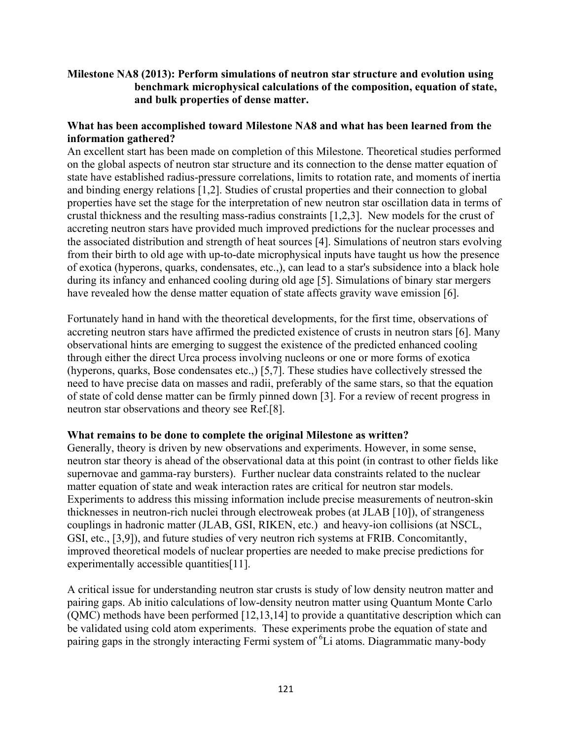**Milestone NA8 (2013): Perform simulations of neutron star structure and evolution using benchmark microphysical calculations of the composition, equation of state, and bulk properties of dense matter.**

**What has been accomplished toward Milestone NA8 and what has been learned from the information gathered?**

An excellent start has been made on completion of this Milestone. Theoretical studies performed on the global aspects of neutron star structure and its connection to the dense matter equation of state have established radius-pressure correlations, limits to rotation rate, and moments of inertia and binding energy relations [1,2]. Studies of crustal properties and their connection to global properties have set the stage for the interpretation of new neutron star oscillation data in terms of crustal thickness and the resulting mass-radius constraints [1,2,3]. New models for the crust of accreting neutron stars have provided much improved predictions for the nuclear processes and the associated distribution and strength of heat sources [4]. Simulations of neutron stars evolving from their birth to old age with up-to-date microphysical inputs have taught us how the presence of exotica (hyperons, quarks, condensates, etc.,), can lead to a star's subsidence into a black hole during its infancy and enhanced cooling during old age [5]. Simulations of binary star mergers have revealed how the dense matter equation of state affects gravity wave emission [6].

Fortunately hand in hand with the theoretical developments, for the first time, observations of accreting neutron stars have affirmed the predicted existence of crusts in neutron stars [6]. Many observational hints are emerging to suggest the existence of the predicted enhanced cooling through either the direct Urca process involving nucleons or one or more forms of exotica (hyperons, quarks, Bose condensates etc.,) [5,7]. These studies have collectively stressed the need to have precise data on masses and radii, preferably of the same stars, so that the equation of state of cold dense matter can be firmly pinned down [3]. For a review of recent progress in neutron star observations and theory see Ref.[8].

**What remains to be done to complete the original Milestone as written?**

Generally, theory is driven by new observations and experiments. However, in some sense, neutron star theory is ahead of the observational data at this point (in contrast to other fields like supernovae and gamma-ray bursters). Further nuclear data constraints related to the nuclear matter equation of state and weak interaction rates are critical for neutron star models. Experiments to address this missing information include precise measurements of neutron-skin thicknesses in neutron-rich nuclei through electroweak probes (at JLAB [10]), of strangeness couplings in hadronic matter (JLAB, GSI, RIKEN, etc.) and heavy-ion collisions (at NSCL, GSI, etc., [3,9]), and future studies of very neutron rich systems at FRIB. Concomitantly, improved theoretical models of nuclear properties are needed to make precise predictions for experimentally accessible quantities[11].

A critical issue for understanding neutron star crusts is study of low density neutron matter and pairing gaps. Ab initio calculations of low-density neutron matter using Quantum Monte Carlo (QMC) methods have been performed [12,13,14] to provide a quantitative description which can be validated using cold atom experiments. These experiments probe the equation of state and pairing gaps in the strongly interacting Fermi system of $^{6}$Li atoms. Diagrammatic many-body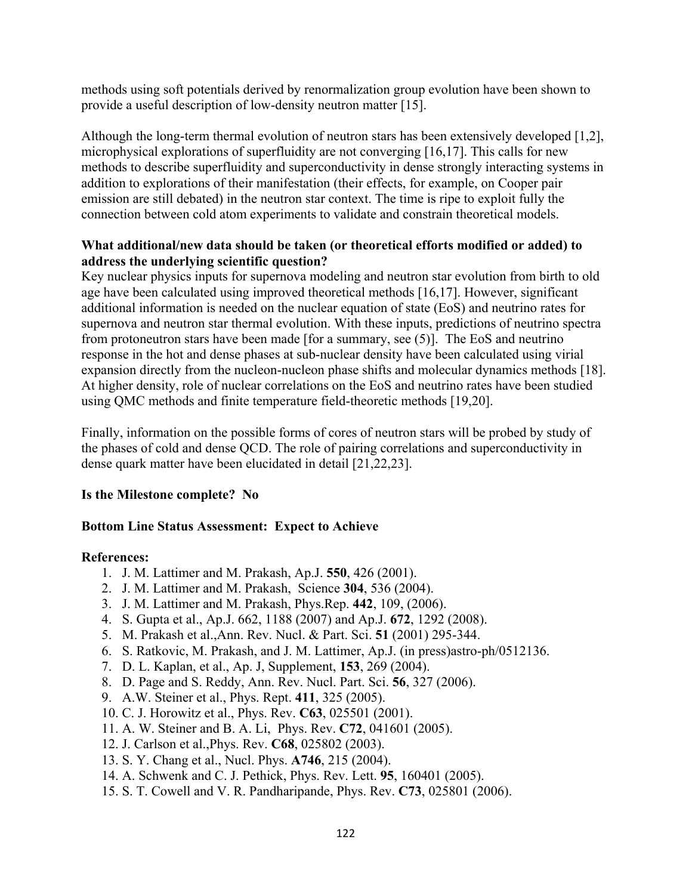methods using soft potentials derived by renormalization group evolution have been shown to provide a useful description of low-density neutron matter [15].

Although the long-term thermal evolution of neutron stars has been extensively developed [1,2], microphysical explorations of superfluidity are not converging [16,17]. This calls for new methods to describe superfluidity and superconductivity in dense strongly interacting systems in addition to explorations of their manifestation (their effects, for example, on Cooper pair emission are still debated) in the neutron star context. The time is ripe to exploit fully the connection between cold atom experiments to validate and constrain theoretical models.

**What additional/new data should be taken (or theoretical efforts modified or added) to address the underlying scientific question?**

Key nuclear physics inputs for supernova modeling and neutron star evolution from birth to old age have been calculated using improved theoretical methods [16,17]. However, significant additional information is needed on the nuclear equation of state (EoS) and neutrino rates for supernova and neutron star thermal evolution. With these inputs, predictions of neutrino spectra from protoneutron stars have been made [for a summary, see (5)]. The EoS and neutrino response in the hot and dense phases at sub-nuclear density have been calculated using virial expansion directly from the nucleon-nucleon phase shifts and molecular dynamics methods [18]. At higher density, role of nuclear correlations on the EoS and neutrino rates have been studied using QMC methods and finite temperature field-theoretic methods [19,20].

Finally, information on the possible forms of cores of neutron stars will be probed by study of the phases of cold and dense QCD. The role of pairing correlations and superconductivity in dense quark matter have been elucidated in detail [21,22,23].

**Is the Milestone complete? No**

**Bottom Line Status Assessment: Expect to Achieve**

**References:**

1. J. M. Lattimer and M. Prakash, Ap.J. **550**, 426 (2001).
2. J. M. Lattimer and M. Prakash, Science **304**, 536 (2004).
3. J. M. Lattimer and M. Prakash, Phys.Rep. **442**, 109, (2006).
4. S. Gupta et al., Ap.J. 662, 1188 (2007) and Ap.J. **672**, 1292 (2008).
5. M. Prakash et al.,Ann. Rev. Nucl. & Part. Sci. **51** (2001) 295-344.
6. S. Ratkovic, M. Prakash, and J. M. Lattimer, Ap.J. (in press)astro-ph/0512136.
7. D. L. Kaplan, et al., Ap. J, Supplement, **153**, 269 (2004).
8. D. Page and S. Reddy, Ann. Rev. Nucl. Part. Sci. **56**, 327 (2006).
9. A.W. Steiner et al., Phys. Rept. **411**, 325 (2005).
10. C. J. Horowitz et al., Phys. Rev. **C63**, 025501 (2001).
11. A. W. Steiner and B. A. Li, Phys. Rev. **C72**, 041601 (2005).
12. J. Carlson et al.,Phys. Rev. **C68**, 025802 (2003).
13. S. Y. Chang et al., Nucl. Phys. **A746**, 215 (2004).
14. A. Schwenk and C. J. Pethick, Phys. Rev. Lett. **95**, 160401 (2005).
15. S. T. Cowell and V. R. Pandharipande, Phys. Rev. **C73**, 025801 (2006).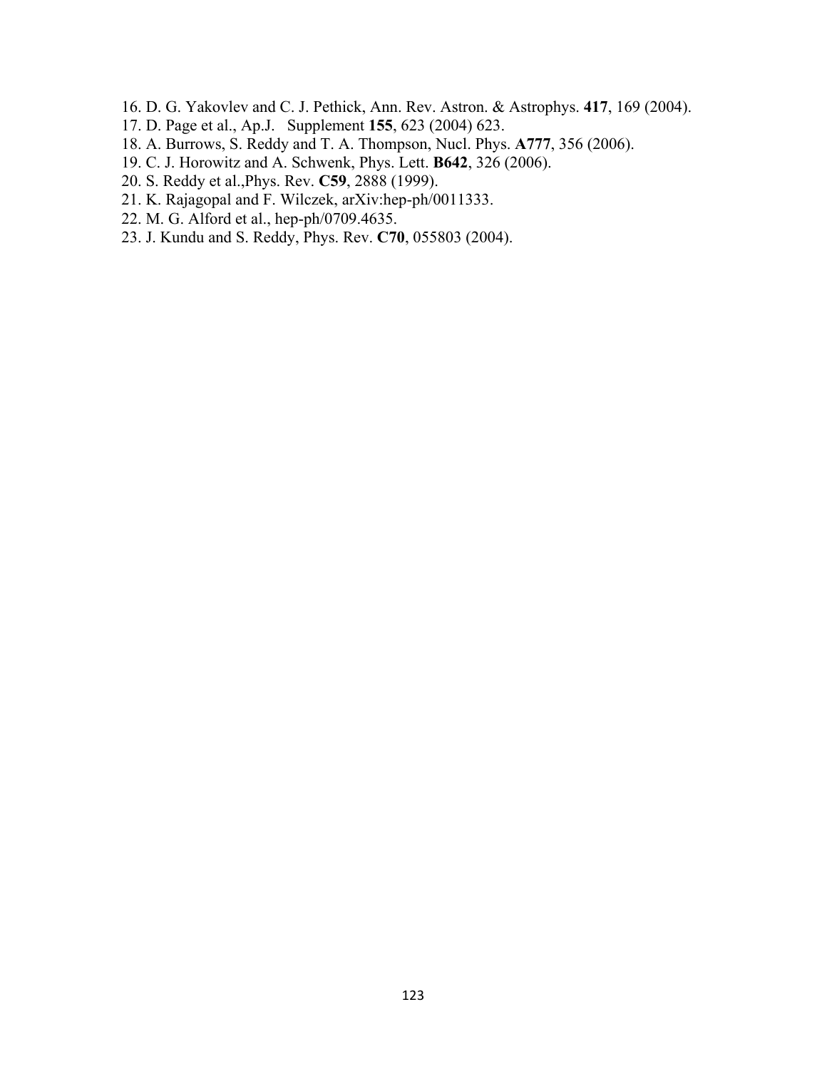16. D. G. Yakovlev and C. J. Pethick, Ann. Rev. Astron. & Astrophys. **417**, 169 (2004).
17. D. Page et al., Ap.J. Supplement **155**, 623 (2004) 623.
18. A. Burrows, S. Reddy and T. A. Thompson, Nucl. Phys. **A777**, 356 (2006).
19. C. J. Horowitz and A. Schwenk, Phys. Lett. **B642**, 326 (2006).
20. S. Reddy et al.,Phys. Rev. **C59**, 2888 (1999).
21. K. Rajagopal and F. Wilczek, arXiv:hep-ph/0011333.
22. M. G. Alford et al., hep-ph/0709.4635.
23. J. Kundu and S. Reddy, Phys. Rev. **C70**, 055803 (2004).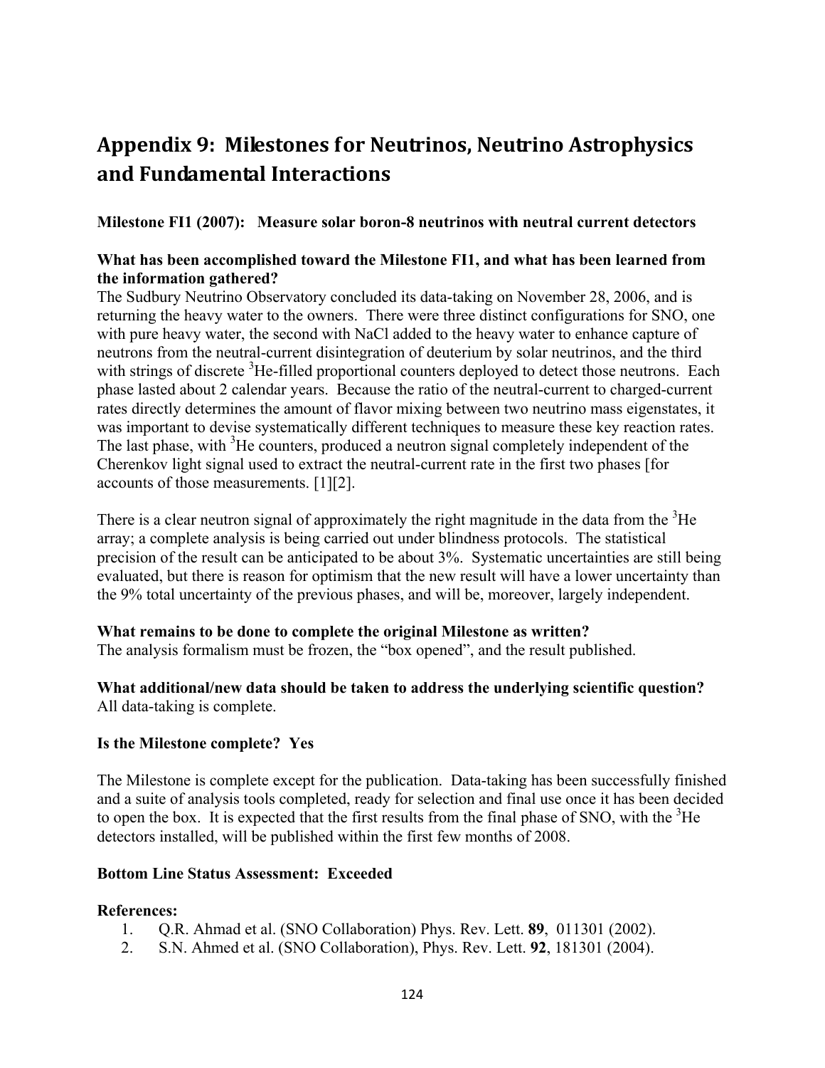# Appendix 9: Milestones for Neutrinos, Neutrino Astrophysics and Fundamental Interactions

**Milestone FI1 (2007): Measure solar boron-8 neutrinos with neutral current detectors**

**What has been accomplished toward the Milestone FI1, and what has been learned from the information gathered?**

The Sudbury Neutrino Observatory concluded its data-taking on November 28, 2006, and is returning the heavy water to the owners. There were three distinct configurations for SNO, one with pure heavy water, the second with NaCl added to the heavy water to enhance capture of neutrons from the neutral-current disintegration of deuterium by solar neutrinos, and the third with strings of discrete $^{3}$He-filled proportional counters deployed to detect those neutrons. Each phase lasted about 2 calendar years. Because the ratio of the neutral-current to charged-current rates directly determines the amount of flavor mixing between two neutrino mass eigenstates, it was important to devise systematically different techniques to measure these key reaction rates. The last phase, with $^{3}$He counters, produced a neutron signal completely independent of the Cherenkov light signal used to extract the neutral-current rate in the first two phases [for accounts of those measurements. [1][2].

There is a clear neutron signal of approximately the right magnitude in the data from the $^{3}$He array; a complete analysis is being carried out under blindness protocols. The statistical precision of the result can be anticipated to be about 3%. Systematic uncertainties are still being evaluated, but there is reason for optimism that the new result will have a lower uncertainty than the 9% total uncertainty of the previous phases, and will be, moreover, largely independent.

**What remains to be done to complete the original Milestone as written?**

The analysis formalism must be frozen, the "box opened", and the result published.

**What additional/new data should be taken to address the underlying scientific question?**

All data-taking is complete.

**Is the Milestone complete? Yes**

The Milestone is complete except for the publication. Data-taking has been successfully finished and a suite of analysis tools completed, ready for selection and final use once it has been decided to open the box. It is expected that the first results from the final phase of SNO, with the $^{3}$He detectors installed, will be published within the first few months of 2008.

**Bottom Line Status Assessment: Exceeded**

**References:**

1. Q.R. Ahmad et al. (SNO Collaboration) Phys. Rev. Lett. **89**, 011301 (2002).
2. S.N. Ahmed et al. (SNO Collaboration), Phys. Rev. Lett. **92**, 181301 (2004).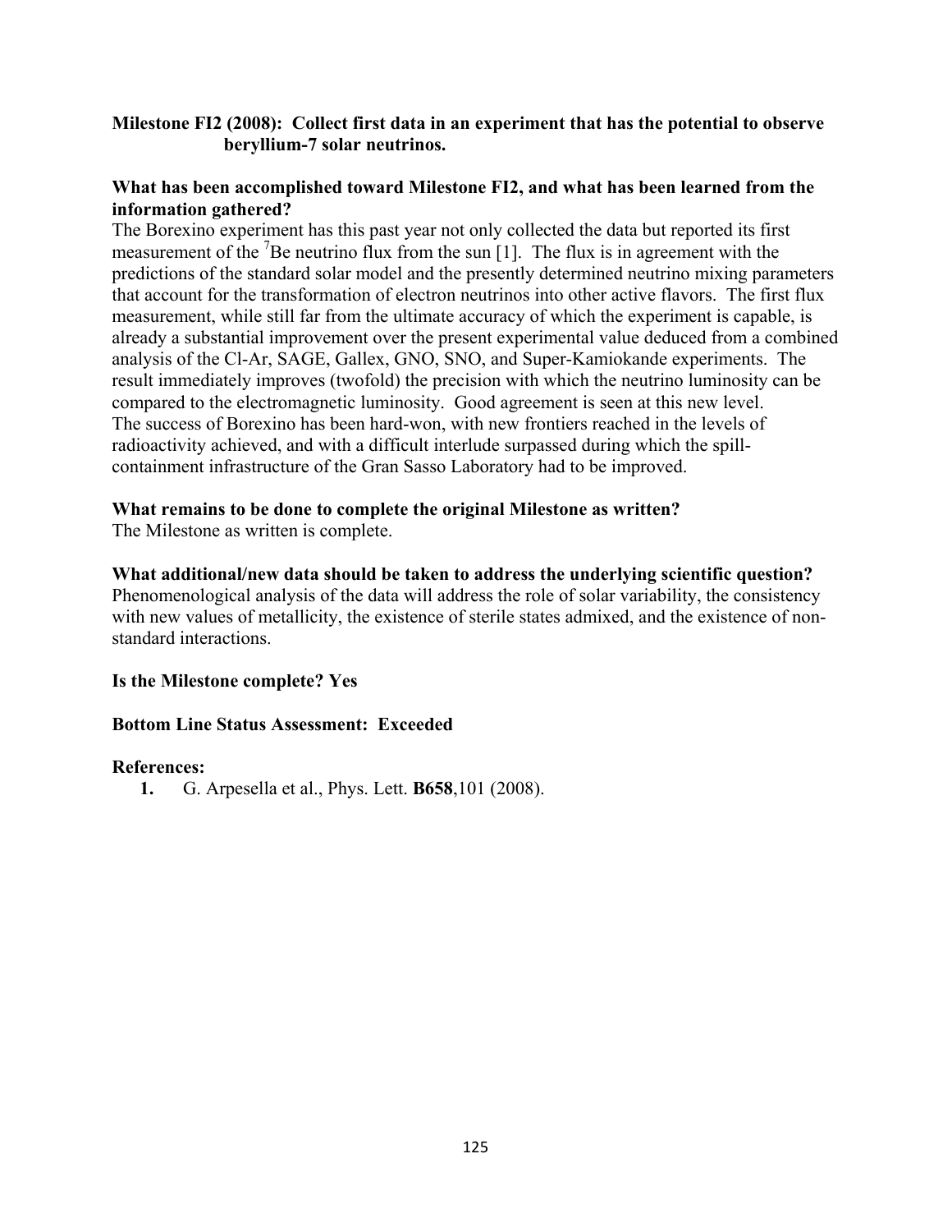**Milestone FI2 (2008): Collect first data in an experiment that has the potential to observe beryllium-7 solar neutrinos.**

**What has been accomplished toward Milestone FI2, and what has been learned from the information gathered?**

The Borexino experiment has this past year not only collected the data but reported its first measurement of the $^{7}$Be neutrino flux from the sun [1]. The flux is in agreement with the predictions of the standard solar model and the presently determined neutrino mixing parameters that account for the transformation of electron neutrinos into other active flavors. The first flux measurement, while still far from the ultimate accuracy of which the experiment is capable, is already a substantial improvement over the present experimental value deduced from a combined analysis of the Cl-Ar, SAGE, Gallex, GNO, SNO, and Super-Kamiokande experiments. The result immediately improves (twofold) the precision with which the neutrino luminosity can be compared to the electromagnetic luminosity. Good agreement is seen at this new level. The success of Borexino has been hard-won, with new frontiers reached in the levels of radioactivity achieved, and with a difficult interlude surpassed during which the spill-containment infrastructure of the Gran Sasso Laboratory had to be improved.

**What remains to be done to complete the original Milestone as written?**

The Milestone as written is complete.

**What additional/new data should be taken to address the underlying scientific question?**

Phenomenological analysis of the data will address the role of solar variability, the consistency with new values of metallicity, the existence of sterile states admixed, and the existence of non-standard interactions.

**Is the Milestone complete? Yes**

**Bottom Line Status Assessment: Exceeded**

**References:**

1. G. Arpesella et al., Phys. Lett. **B658**,101 (2008).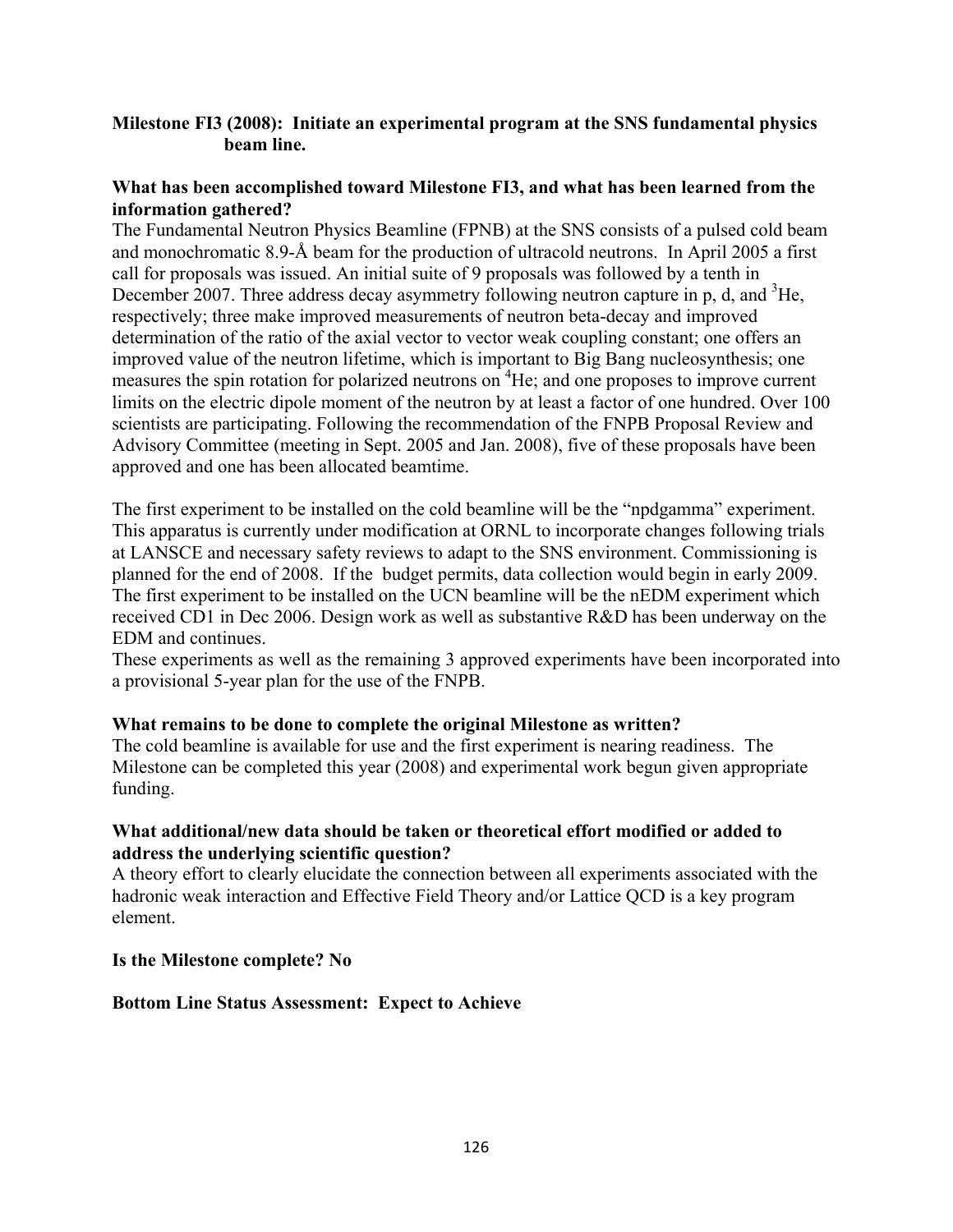**Milestone FI3 (2008): Initiate an experimental program at the SNS fundamental physics beam line.**

**What has been accomplished toward Milestone FI3, and what has been learned from the information gathered?**

The Fundamental Neutron Physics Beamline (FPNB) at the SNS consists of a pulsed cold beam and monochromatic 8.9-Å beam for the production of ultracold neutrons. In April 2005 a first call for proposals was issued. An initial suite of 9 proposals was followed by a tenth in December 2007. Three address decay asymmetry following neutron capture in p, d, and $^3$He, respectively; three make improved measurements of neutron beta-decay and improved determination of the ratio of the axial vector to vector weak coupling constant; one offers an improved value of the neutron lifetime, which is important to Big Bang nucleosynthesis; one measures the spin rotation for polarized neutrons on $^4$He; and one proposes to improve current limits on the electric dipole moment of the neutron by at least a factor of one hundred. Over 100 scientists are participating. Following the recommendation of the FNPB Proposal Review and Advisory Committee (meeting in Sept. 2005 and Jan. 2008), five of these proposals have been approved and one has been allocated beamtime.

The first experiment to be installed on the cold beamline will be the "npdgamma" experiment. This apparatus is currently under modification at ORNL to incorporate changes following trials at LANSCE and necessary safety reviews to adapt to the SNS environment. Commissioning is planned for the end of 2008. If the budget permits, data collection would begin in early 2009. The first experiment to be installed on the UCN beamline will be the nEDM experiment which received CD1 in Dec 2006. Design work as well as substantive R&D has been underway on the EDM and continues.

These experiments as well as the remaining 3 approved experiments have been incorporated into a provisional 5-year plan for the use of the FPNB.

**What remains to be done to complete the original Milestone as written?**

The cold beamline is available for use and the first experiment is nearing readiness. The Milestone can be completed this year (2008) and experimental work begun given appropriate funding.

**What additional/new data should be taken or theoretical effort modified or added to address the underlying scientific question?**

A theory effort to clearly elucidate the connection between all experiments associated with the hadronic weak interaction and Effective Field Theory and/or Lattice QCD is a key program element.

**Is the Milestone complete? No**

**Bottom Line Status Assessment: Expect to Achieve**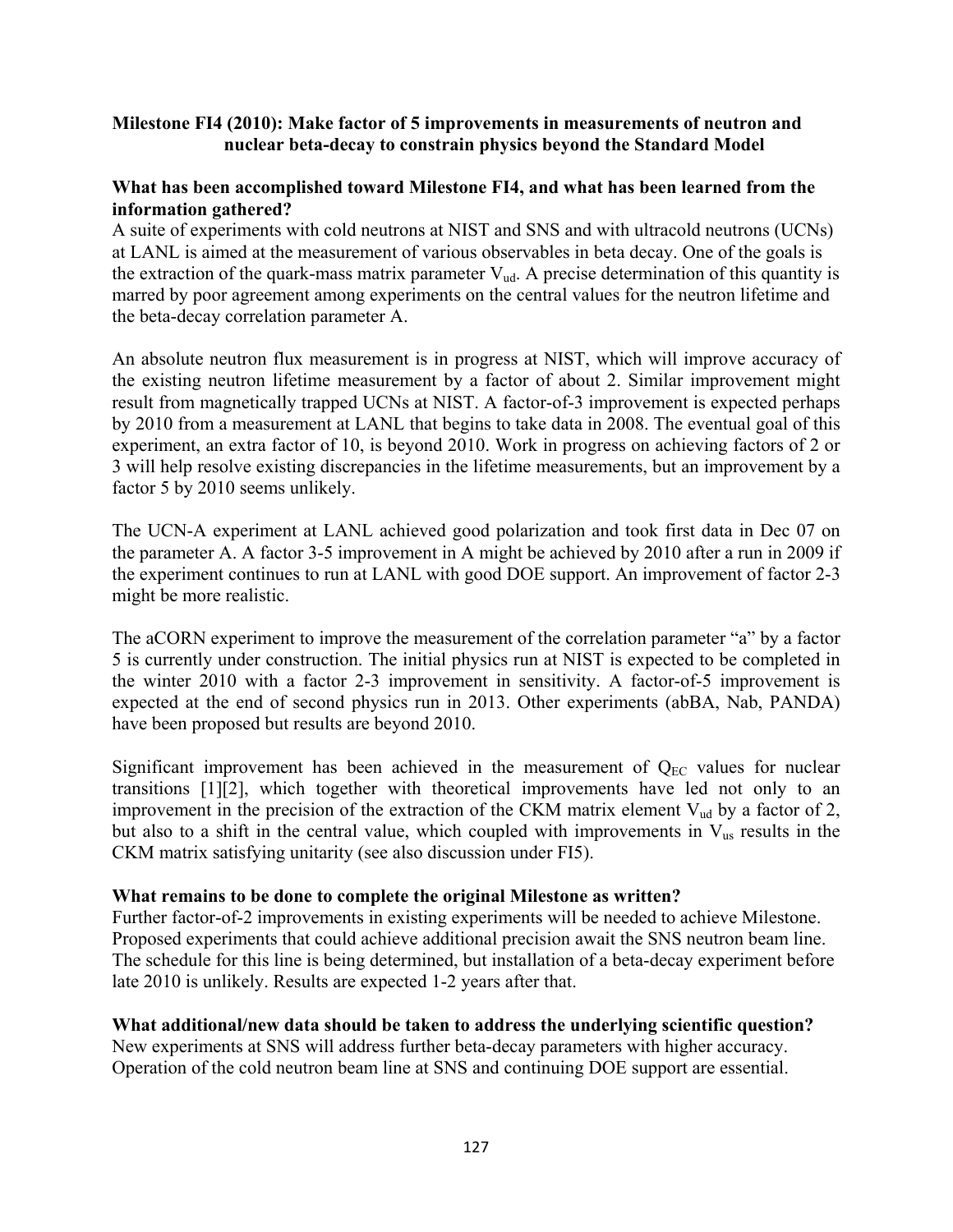**Milestone FI4 (2010): Make factor of 5 improvements in measurements of neutron and nuclear beta-decay to constrain physics beyond the Standard Model**

**What has been accomplished toward Milestone FI4, and what has been learned from the information gathered?**

A suite of experiments with cold neutrons at NIST and SNS and with ultracold neutrons (UCNs) at LANL is aimed at the measurement of various observables in beta decay. One of the goals is the extraction of the quark-mass matrix parameter $V_{ud}$. A precise determination of this quantity is marred by poor agreement among experiments on the central values for the neutron lifetime and the beta-decay correlation parameter A.

An absolute neutron flux measurement is in progress at NIST, which will improve accuracy of the existing neutron lifetime measurement by a factor of about 2. Similar improvement might result from magnetically trapped UCNs at NIST. A factor-of-3 improvement is expected perhaps by 2010 from a measurement at LANL that begins to take data in 2008. The eventual goal of this experiment, an extra factor of 10, is beyond 2010. Work in progress on achieving factors of 2 or 3 will help resolve existing discrepancies in the lifetime measurements, but an improvement by a factor 5 by 2010 seems unlikely.

The UCN-A experiment at LANL achieved good polarization and took first data in Dec 07 on the parameter A. A factor 3-5 improvement in A might be achieved by 2010 after a run in 2009 if the experiment continues to run at LANL with good DOE support. An improvement of factor 2-3 might be more realistic.

The aCORN experiment to improve the measurement of the correlation parameter "a" by a factor 5 is currently under construction. The initial physics run at NIST is expected to be completed in the winter 2010 with a factor 2-3 improvement in sensitivity. A factor-of-5 improvement is expected at the end of second physics run in 2013. Other experiments (abBA, Nab, PANDA) have been proposed but results are beyond 2010.

Significant improvement has been achieved in the measurement of $Q_{EC}$ values for nuclear transitions [1][2], which together with theoretical improvements have led not only to an improvement in the precision of the extraction of the CKM matrix element $V_{ud}$ by a factor of 2, but also to a shift in the central value, which coupled with improvements in $V_{us}$ results in the CKM matrix satisfying unitarity (see also discussion under FI5).

**What remains to be done to complete the original Milestone as written?**

Further factor-of-2 improvements in existing experiments will be needed to achieve Milestone. Proposed experiments that could achieve additional precision await the SNS neutron beam line. The schedule for this line is being determined, but installation of a beta-decay experiment before late 2010 is unlikely. Results are expected 1-2 years after that.

**What additional/new data should be taken to address the underlying scientific question?**

New experiments at SNS will address further beta-decay parameters with higher accuracy. Operation of the cold neutron beam line at SNS and continuing DOE support are essential.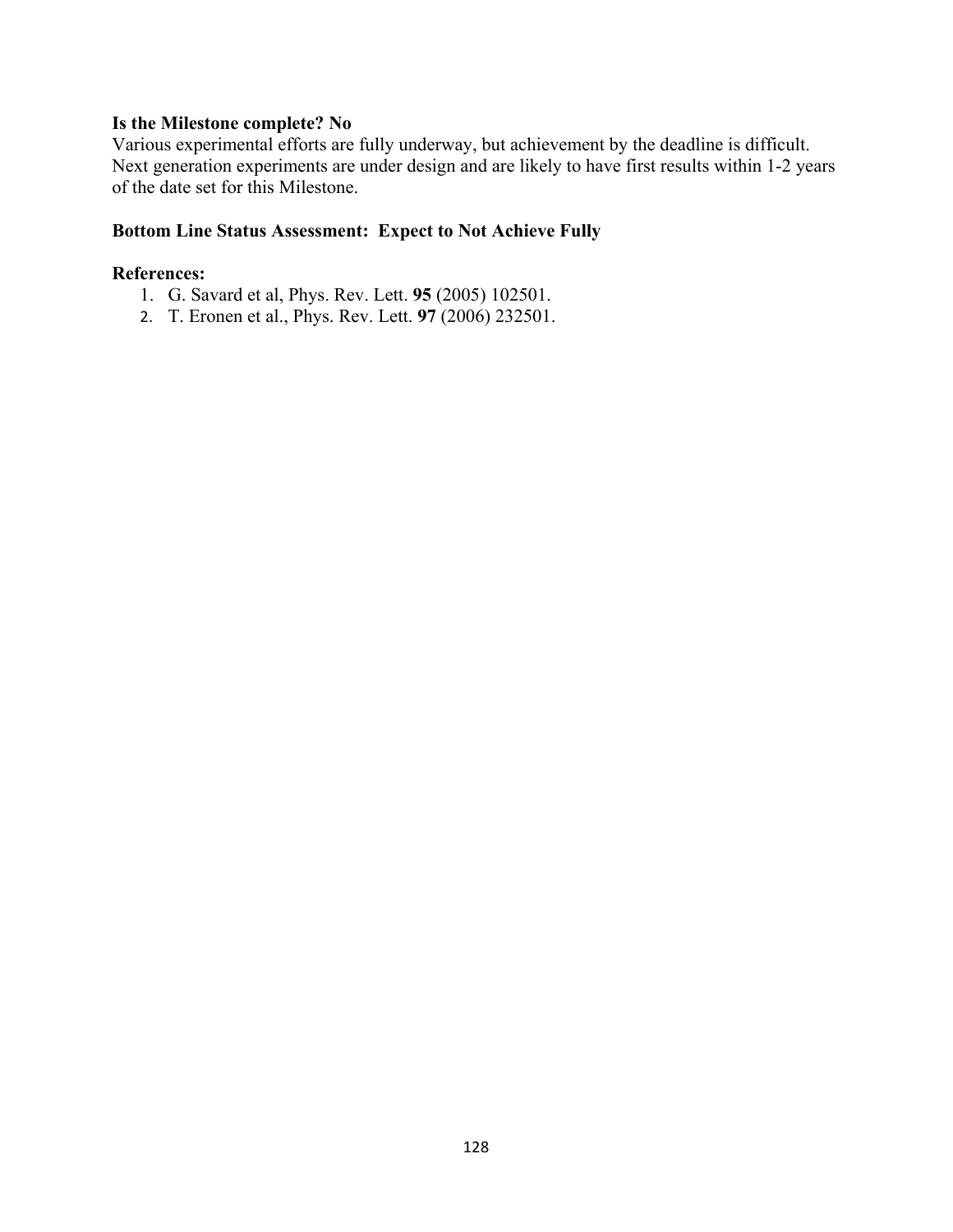**Is the Milestone complete? No**

Various experimental efforts are fully underway, but achievement by the deadline is difficult. Next generation experiments are under design and are likely to have first results within 1-2 years of the date set for this Milestone.

**Bottom Line Status Assessment: Expect to Not Achieve Fully**

**References:**

1. G. Savard et al, Phys. Rev. Lett. **95** (2005) 102501.
2. T. Eronen et al., Phys. Rev. Lett. **97** (2006) 232501.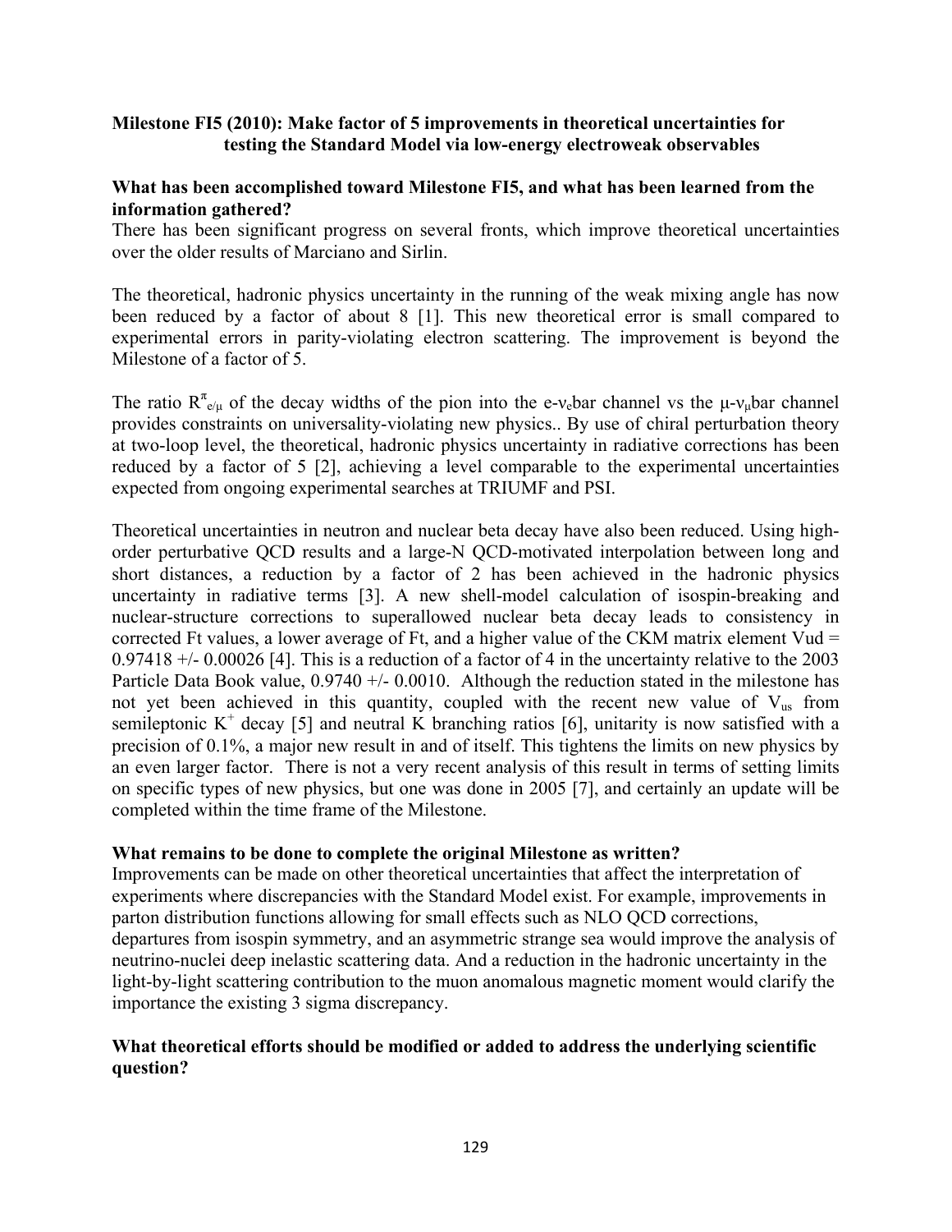**Milestone FI5 (2010): Make factor of 5 improvements in theoretical uncertainties for testing the Standard Model via low-energy electroweak observables**

**What has been accomplished toward Milestone FI5, and what has been learned from the information gathered?**

There has been significant progress on several fronts, which improve theoretical uncertainties over the older results of Marciano and Sirlin.

The theoretical, hadronic physics uncertainty in the running of the weak mixing angle has now been reduced by a factor of about 8 [1]. This new theoretical error is small compared to experimental errors in parity-violating electron scattering. The improvement is beyond the Milestone of a factor of 5.

The ratio $R^{\pi}_{e/\mu}$ of the decay widths of the pion into the e-$\nu_e$bar channel vs the $\mu$-$\nu_\mu$bar channel provides constraints on universality-violating new physics.. By use of chiral perturbation theory at two-loop level, the theoretical, hadronic physics uncertainty in radiative corrections has been reduced by a factor of 5 [2], achieving a level comparable to the experimental uncertainties expected from ongoing experimental searches at TRIUMF and PSI.

Theoretical uncertainties in neutron and nuclear beta decay have also been reduced. Using high-order perturbative QCD results and a large-N QCD-motivated interpolation between long and short distances, a reduction by a factor of 2 has been achieved in the hadronic physics uncertainty in radiative terms [3]. A new shell-model calculation of isospin-breaking and nuclear-structure corrections to superallowed nuclear beta decay leads to consistency in corrected Ft values, a lower average of Ft, and a higher value of the CKM matrix element Vud = 0.97418 +/- 0.00026 [4]. This is a reduction of a factor of 4 in the uncertainty relative to the 2003 Particle Data Book value, 0.9740 +/- 0.0010. Although the reduction stated in the milestone has not yet been achieved in this quantity, coupled with the recent new value of $V_{us}$ from semileptonic $K^+$ decay [5] and neutral K branching ratios [6], unitarity is now satisfied with a precision of 0.1%, a major new result in and of itself. This tightens the limits on new physics by an even larger factor. There is not a very recent analysis of this result in terms of setting limits on specific types of new physics, but one was done in 2005 [7], and certainly an update will be completed within the time frame of the Milestone.

**What remains to be done to complete the original Milestone as written?**

Improvements can be made on other theoretical uncertainties that affect the interpretation of experiments where discrepancies with the Standard Model exist. For example, improvements in parton distribution functions allowing for small effects such as NLO QCD corrections, departures from isospin symmetry, and an asymmetric strange sea would improve the analysis of neutrino-nuclei deep inelastic scattering data. And a reduction in the hadronic uncertainty in the light-by-light scattering contribution to the muon anomalous magnetic moment would clarify the importance the existing 3 sigma discrepancy.

**What theoretical efforts should be modified or added to address the underlying scientific question?**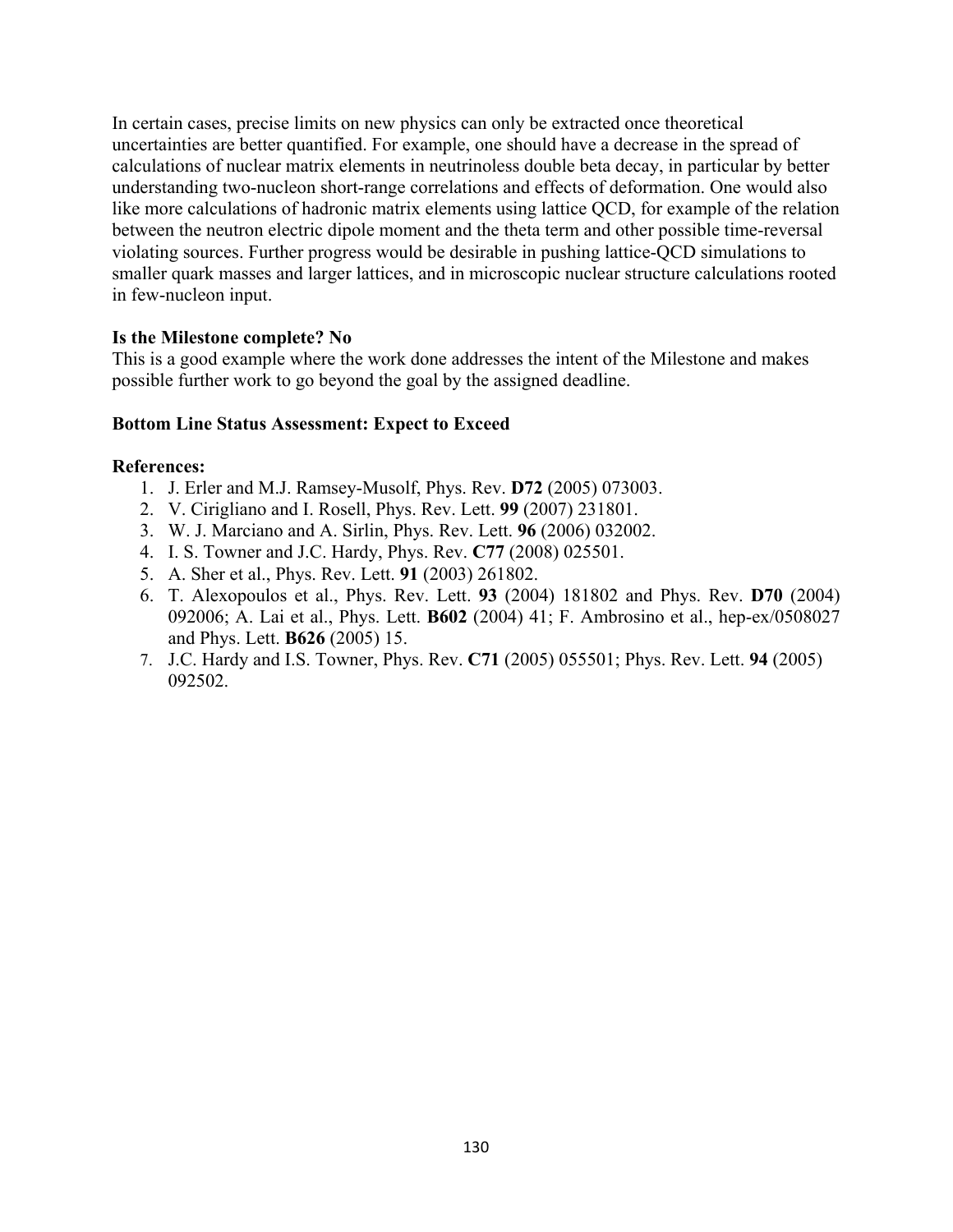In certain cases, precise limits on new physics can only be extracted once theoretical uncertainties are better quantified. For example, one should have a decrease in the spread of calculations of nuclear matrix elements in neutrinoless double beta decay, in particular by better understanding two-nucleon short-range correlations and effects of deformation. One would also like more calculations of hadronic matrix elements using lattice QCD, for example of the relation between the neutron electric dipole moment and the theta term and other possible time-reversal violating sources. Further progress would be desirable in pushing lattice-QCD simulations to smaller quark masses and larger lattices, and in microscopic nuclear structure calculations rooted in few-nucleon input.

**Is the Milestone complete? No**

This is a good example where the work done addresses the intent of the Milestone and makes possible further work to go beyond the goal by the assigned deadline.

**Bottom Line Status Assessment: Expect to Exceed**

**References:**

1. J. Erler and M.J. Ramsey-Musolf, Phys. Rev. **D72** (2005) 073003.
2. V. Cirigliano and I. Rosell, Phys. Rev. Lett. **99** (2007) 231801.
3. W. J. Marciano and A. Sirlin, Phys. Rev. Lett. **96** (2006) 032002.
4. I. S. Towner and J.C. Hardy, Phys. Rev. **C77** (2008) 025501.
5. A. Sher et al., Phys. Rev. Lett. **91** (2003) 261802.
6. T. Alexopoulos et al., Phys. Rev. Lett. **93** (2004) 181802 and Phys. Rev. **D70** (2004) 092006; A. Lai et al., Phys. Lett. **B602** (2004) 41; F. Ambrosino et al., hep-ex/0508027 and Phys. Lett. **B626** (2005) 15.
7. J.C. Hardy and I.S. Towner, Phys. Rev. **C71** (2005) 055501; Phys. Rev. Lett. **94** (2005) 092502.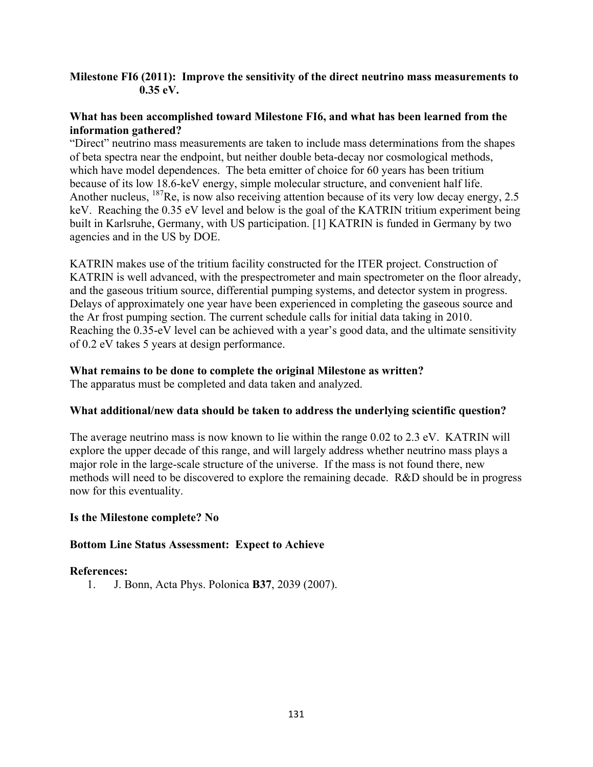**Milestone FI6 (2011): Improve the sensitivity of the direct neutrino mass measurements to 0.35 eV.**

**What has been accomplished toward Milestone FI6, and what has been learned from the information gathered?**

"Direct" neutrino mass measurements are taken to include mass determinations from the shapes of beta spectra near the endpoint, but neither double beta-decay nor cosmological methods, which have model dependences. The beta emitter of choice for 60 years has been tritium because of its low 18.6-keV energy, simple molecular structure, and convenient half life. Another nucleus, $^{187}$Re, is now also receiving attention because of its very low decay energy, 2.5 keV. Reaching the 0.35 eV level and below is the goal of the KATRIN tritium experiment being built in Karlsruhe, Germany, with US participation. [1] KATRIN is funded in Germany by two agencies and in the US by DOE.

KATRIN makes use of the tritium facility constructed for the ITER project. Construction of KATRIN is well advanced, with the prespectrometer and main spectrometer on the floor already, and the gaseous tritium source, differential pumping systems, and detector system in progress. Delays of approximately one year have been experienced in completing the gaseous source and the Ar frost pumping section. The current schedule calls for initial data taking in 2010. Reaching the 0.35-eV level can be achieved with a year's good data, and the ultimate sensitivity of 0.2 eV takes 5 years at design performance.

**What remains to be done to complete the original Milestone as written?**

The apparatus must be completed and data taken and analyzed.

**What additional/new data should be taken to address the underlying scientific question?**

The average neutrino mass is now known to lie within the range 0.02 to 2.3 eV. KATRIN will explore the upper decade of this range, and will largely address whether neutrino mass plays a major role in the large-scale structure of the universe. If the mass is not found there, new methods will need to be discovered to explore the remaining decade. R&D should be in progress now for this eventuality.

**Is the Milestone complete? No**

**Bottom Line Status Assessment: Expect to Achieve**

**References:**

1. J. Bonn, Acta Phys. Polonica **B37**, 2039 (2007).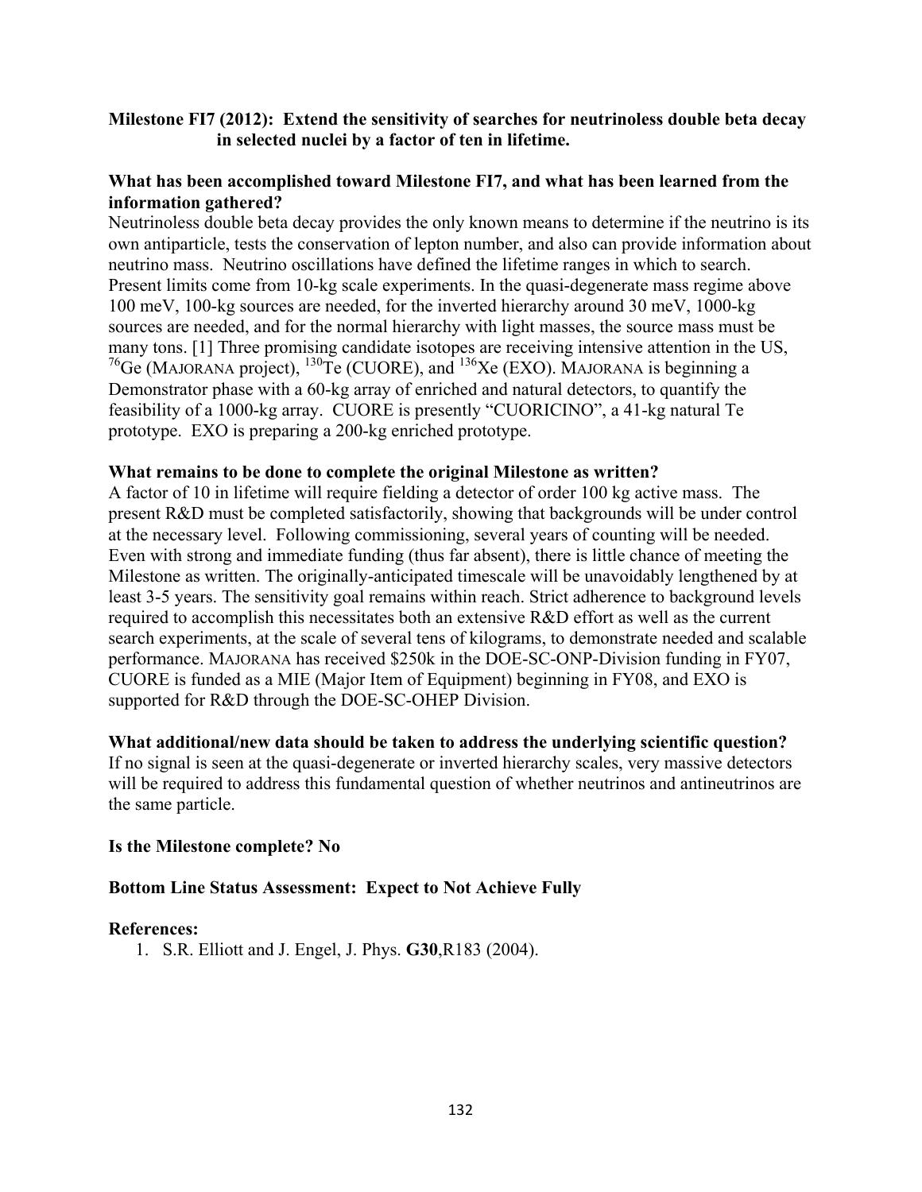**Milestone FI7 (2012): Extend the sensitivity of searches for neutrinoless double beta decay in selected nuclei by a factor of ten in lifetime.**

**What has been accomplished toward Milestone FI7, and what has been learned from the information gathered?**

Neutrinoless double beta decay provides the only known means to determine if the neutrino is its own antiparticle, tests the conservation of lepton number, and also can provide information about neutrino mass. Neutrino oscillations have defined the lifetime ranges in which to search. Present limits come from 10-kg scale experiments. In the quasi-degenerate mass regime above 100 meV, 100-kg sources are needed, for the inverted hierarchy around 30 meV, 1000-kg sources are needed, and for the normal hierarchy with light masses, the source mass must be many tons. [1] Three promising candidate isotopes are receiving intensive attention in the US, $^{76}$Ge (MAJORANA project), $^{130}$Te (CUORE), and $^{136}$Xe (EXO). MAJORANA is beginning a Demonstrator phase with a 60-kg array of enriched and natural detectors, to quantify the feasibility of a 1000-kg array. CUORE is presently "CUORICINO", a 41-kg natural Te prototype. EXO is preparing a 200-kg enriched prototype.

**What remains to be done to complete the original Milestone as written?**

A factor of 10 in lifetime will require fielding a detector of order 100 kg active mass. The present R&D must be completed satisfactorily, showing that backgrounds will be under control at the necessary level. Following commissioning, several years of counting will be needed. Even with strong and immediate funding (thus far absent), there is little chance of meeting the Milestone as written. The originally-anticipated timescale will be unavoidably lengthened by at least 3-5 years. The sensitivity goal remains within reach. Strict adherence to background levels required to accomplish this necessitates both an extensive R&D effort as well as the current search experiments, at the scale of several tens of kilograms, to demonstrate needed and scalable performance. MAJORANA has received \$250k in the DOE-SC-ONP-Division funding in FY07, CUORE is funded as a MIE (Major Item of Equipment) beginning in FY08, and EXO is supported for R&D through the DOE-SC-OHEP Division.

**What additional/new data should be taken to address the underlying scientific question?**

If no signal is seen at the quasi-degenerate or inverted hierarchy scales, very massive detectors will be required to address this fundamental question of whether neutrinos and antineutrinos are the same particle.

**Is the Milestone complete? No**

**Bottom Line Status Assessment: Expect to Not Achieve Fully**

**References:**

1. S.R. Elliott and J. Engel, J. Phys. **G30**,R183 (2004).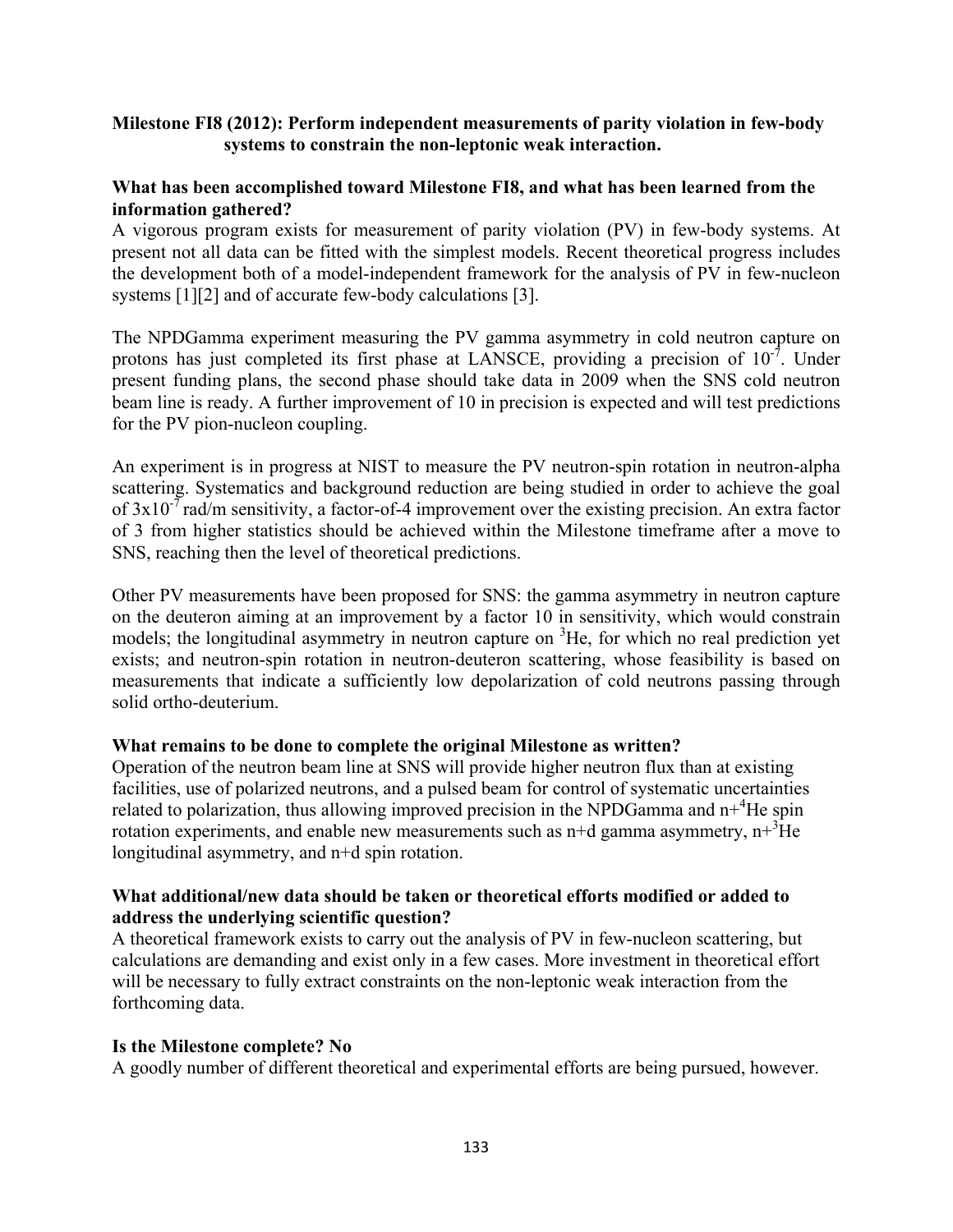**Milestone FI8 (2012): Perform independent measurements of parity violation in few-body systems to constrain the non-leptonic weak interaction.**

**What has been accomplished toward Milestone FI8, and what has been learned from the information gathered?**

A vigorous program exists for measurement of parity violation (PV) in few-body systems. At present not all data can be fitted with the simplest models. Recent theoretical progress includes the development both of a model-independent framework for the analysis of PV in few-nucleon systems [1][2] and of accurate few-body calculations [3].

The NPDGamma experiment measuring the PV gamma asymmetry in cold neutron capture on protons has just completed its first phase at LANSCE, providing a precision of $10^{-7}$. Under present funding plans, the second phase should take data in 2009 when the SNS cold neutron beam line is ready. A further improvement of 10 in precision is expected and will test predictions for the PV pion-nucleon coupling.

An experiment is in progress at NIST to measure the PV neutron-spin rotation in neutron-alpha scattering. Systematics and background reduction are being studied in order to achieve the goal of $3\text{x}10^{-7}$ rad/m sensitivity, a factor-of-4 improvement over the existing precision. An extra factor of 3 from higher statistics should be achieved within the Milestone timeframe after a move to SNS, reaching then the level of theoretical predictions.

Other PV measurements have been proposed for SNS: the gamma asymmetry in neutron capture on the deuteron aiming at an improvement by a factor 10 in sensitivity, which would constrain models; the longitudinal asymmetry in neutron capture on $^3$He, for which no real prediction yet exists; and neutron-spin rotation in neutron-deuteron scattering, whose feasibility is based on measurements that indicate a sufficiently low depolarization of cold neutrons passing through solid ortho-deuterium.

**What remains to be done to complete the original Milestone as written?**

Operation of the neutron beam line at SNS will provide higher neutron flux than at existing facilities, use of polarized neutrons, and a pulsed beam for control of systematic uncertainties related to polarization, thus allowing improved precision in the NPDGamma and n+$^4$He spin rotation experiments, and enable new measurements such as n+d gamma asymmetry, n+$^3$He longitudinal asymmetry, and n+d spin rotation.

**What additional/new data should be taken or theoretical efforts modified or added to address the underlying scientific question?**

A theoretical framework exists to carry out the analysis of PV in few-nucleon scattering, but calculations are demanding and exist only in a few cases. More investment in theoretical effort will be necessary to fully extract constraints on the non-leptonic weak interaction from the forthcoming data.

**Is the Milestone complete? No**

A goodly number of different theoretical and experimental efforts are being pursued, however.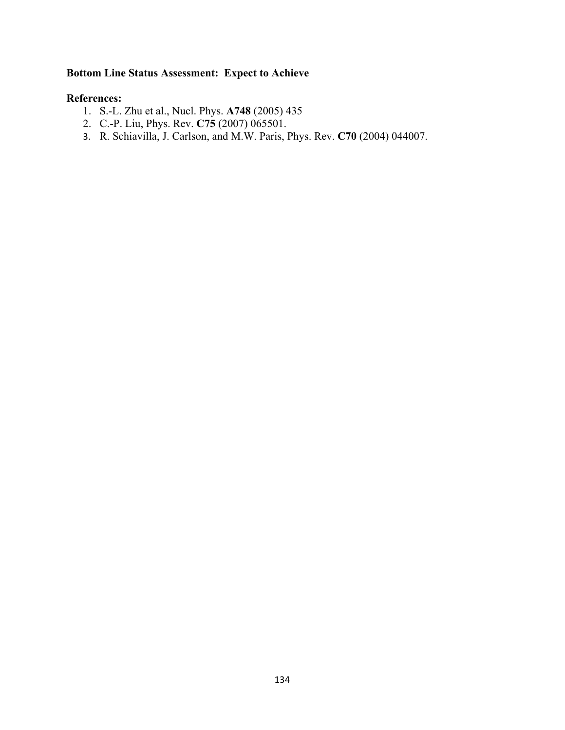**Bottom Line Status Assessment: Expect to Achieve**

**References:**

1. S.-L. Zhu et al., Nucl. Phys. **A748** (2005) 435
2. C.-P. Liu, Phys. Rev. **C75** (2007) 065501.
3. R. Schiavilla, J. Carlson, and M.W. Paris, Phys. Rev. **C70** (2004) 044007.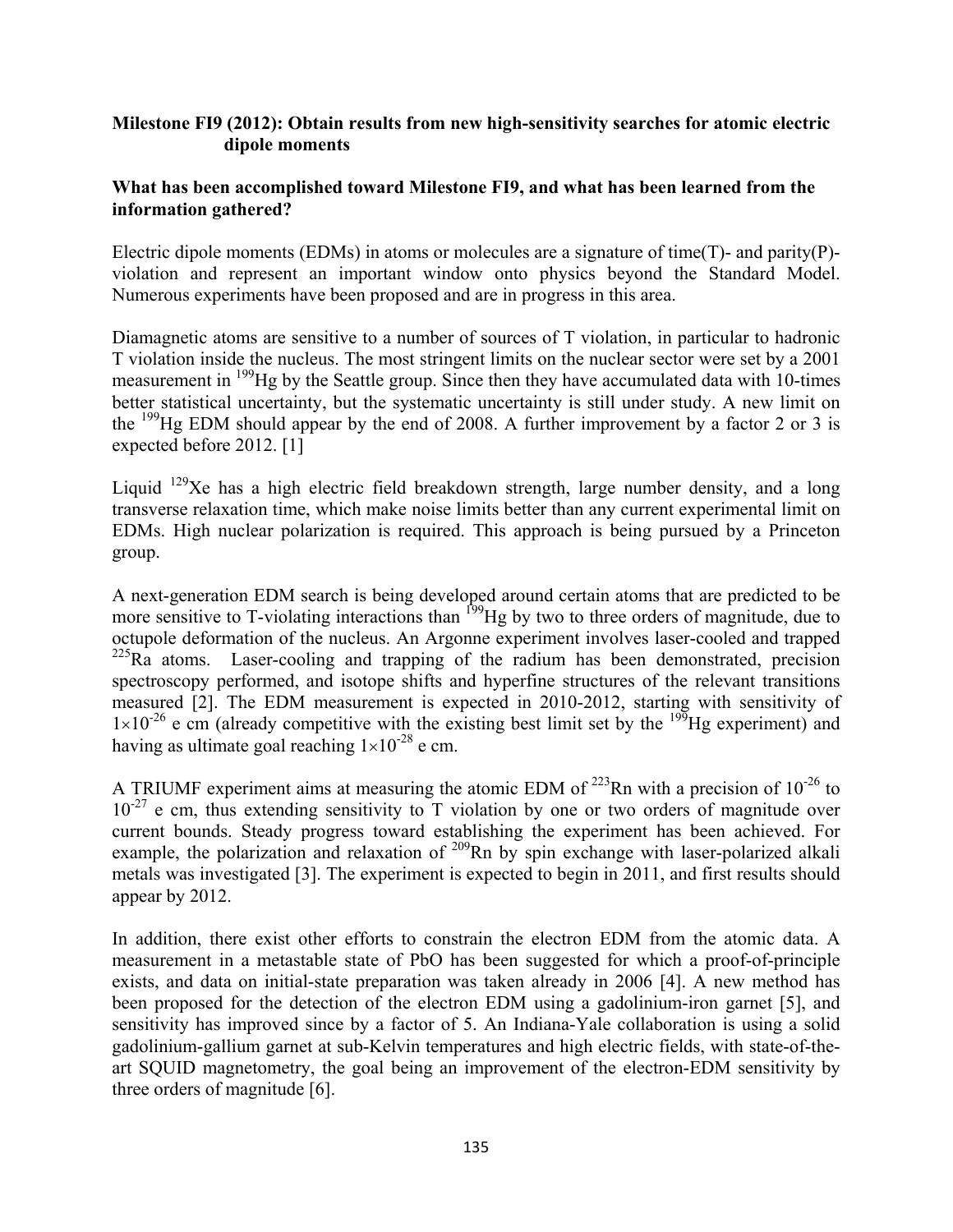**Milestone FI9 (2012): Obtain results from new high-sensitivity searches for atomic electric dipole moments**

**What has been accomplished toward Milestone FI9, and what has been learned from the information gathered?**

Electric dipole moments (EDMs) in atoms or molecules are a signature of time(T)- and parity(P)-violation and represent an important window onto physics beyond the Standard Model. Numerous experiments have been proposed and are in progress in this area.

Diamagnetic atoms are sensitive to a number of sources of T violation, in particular to hadronic T violation inside the nucleus. The most stringent limits on the nuclear sector were set by a 2001 measurement in $^{199}$Hg by the Seattle group. Since then they have accumulated data with 10-times better statistical uncertainty, but the systematic uncertainty is still under study. A new limit on the $^{199}$Hg EDM should appear by the end of 2008. A further improvement by a factor 2 or 3 is expected before 2012. [1]

Liquid $^{129}$Xe has a high electric field breakdown strength, large number density, and a long transverse relaxation time, which make noise limits better than any current experimental limit on EDMs. High nuclear polarization is required. This approach is being pursued by a Princeton group.

A next-generation EDM search is being developed around certain atoms that are predicted to be more sensitive to T-violating interactions than $^{199}$Hg by two to three orders of magnitude, due to octupole deformation of the nucleus. An Argonne experiment involves laser-cooled and trapped $^{225}$Ra atoms. Laser-cooling and trapping of the radium has been demonstrated, precision spectroscopy performed, and isotope shifts and hyperfine structures of the relevant transitions measured [2]. The EDM measurement is expected in 2010-2012, starting with sensitivity of $1\times10^{-26}$ e cm (already competitive with the existing best limit set by the $^{199}$Hg experiment) and having as ultimate goal reaching $1\times10^{-28}$ e cm.

A TRIUMF experiment aims at measuring the atomic EDM of $^{223}$Rn with a precision of $10^{-26}$ to $10^{-27}$ e cm, thus extending sensitivity to T violation by one or two orders of magnitude over current bounds. Steady progress toward establishing the experiment has been achieved. For example, the polarization and relaxation of $^{209}$Rn by spin exchange with laser-polarized alkali metals was investigated [3]. The experiment is expected to begin in 2011, and first results should appear by 2012.

In addition, there exist other efforts to constrain the electron EDM from the atomic data. A measurement in a metastable state of PbO has been suggested for which a proof-of-principle exists, and data on initial-state preparation was taken already in 2006 [4]. A new method has been proposed for the detection of the electron EDM using a gadolinium-iron garnet [5], and sensitivity has improved since by a factor of 5. An Indiana-Yale collaboration is using a solid gadolinium-gallium garnet at sub-Kelvin temperatures and high electric fields, with state-of-the-art SQUID magnetometry, the goal being an improvement of the electron-EDM sensitivity by three orders of magnitude [6].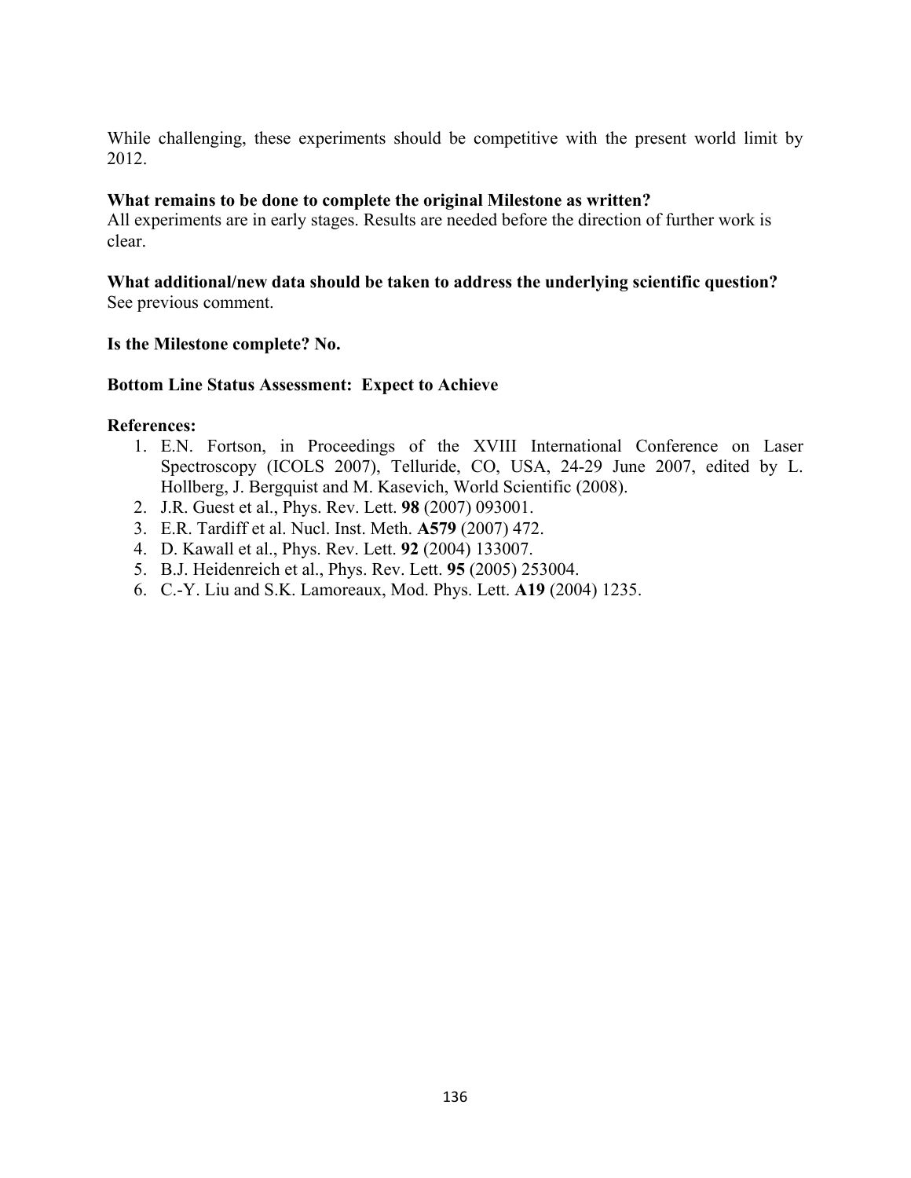While challenging, these experiments should be competitive with the present world limit by 2012.

**What remains to be done to complete the original Milestone as written?**
All experiments are in early stages. Results are needed before the direction of further work is clear.

**What additional/new data should be taken to address the underlying scientific question?**
See previous comment.

**Is the Milestone complete? No.**

**Bottom Line Status Assessment: Expect to Achieve**

**References:**

1. E.N. Fortson, in Proceedings of the XVIII International Conference on Laser Spectroscopy (ICOLS 2007), Telluride, CO, USA, 24-29 June 2007, edited by L. Hollberg, J. Bergquist and M. Kasevich, World Scientific (2008).
2. J.R. Guest et al., Phys. Rev. Lett. **98** (2007) 093001.
3. E.R. Tardiff et al. Nucl. Inst. Meth. **A579** (2007) 472.
4. D. Kawall et al., Phys. Rev. Lett. **92** (2004) 133007.
5. B.J. Heidenreich et al., Phys. Rev. Lett. **95** (2005) 253004.
6. C.-Y. Liu and S.K. Lamoreaux, Mod. Phys. Lett. **A19** (2004) 1235.